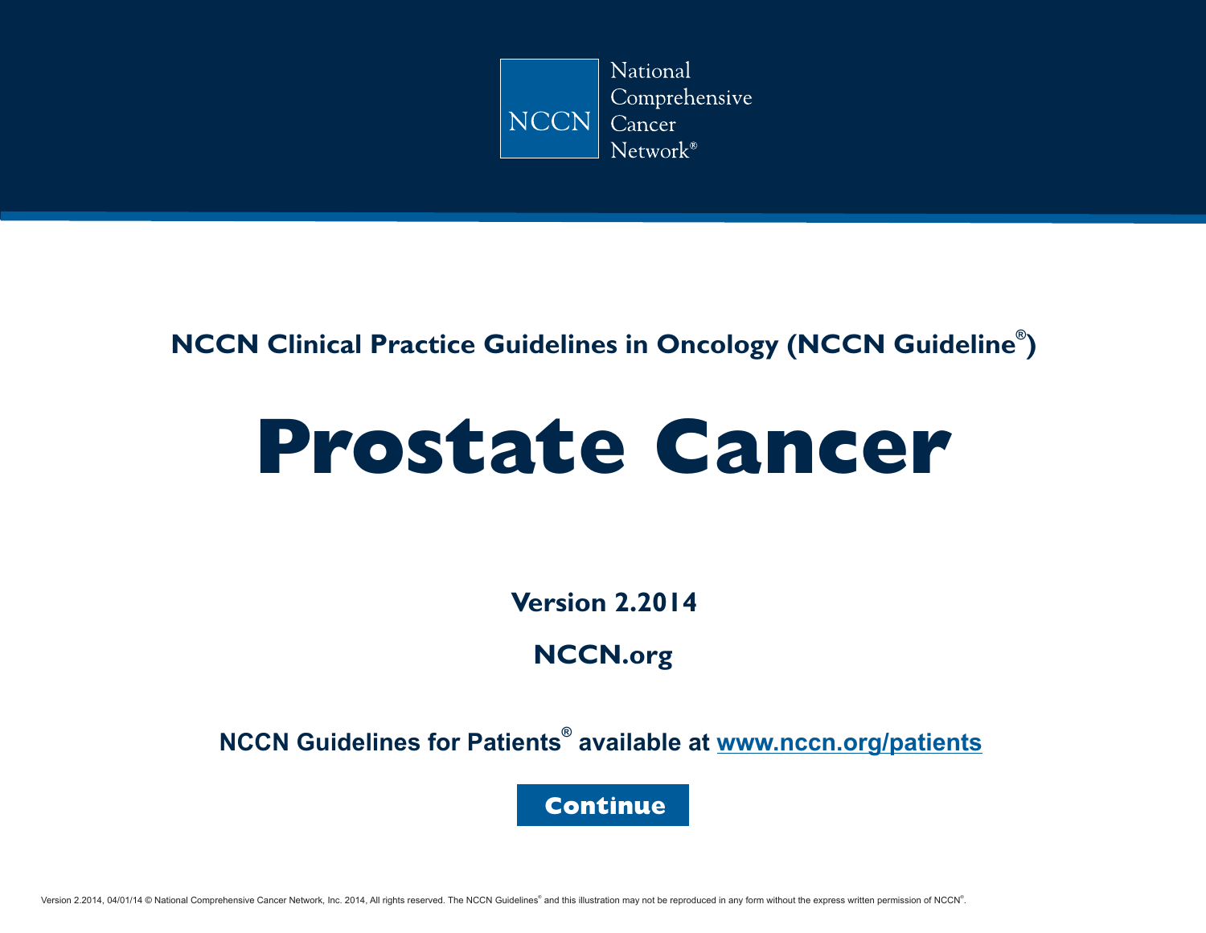National Comprehensive Cancer Network®

NCCN

**NCCN Clinical Practice Guidelines in Oncology (NCCN Guideline®)**

# Prostate Cancer

**Version 2.2014**

**NCCN.org**

**NCCN Guidelines for Patients® available at [www.nccn.org/patients](www.nccn.org/patients)**

**Continue**

Version 2.2014, 04/01/14 © National Comprehensive Cancer Network, Inc. 2014, All rights reserved. The NCCN Guidelines® and this illustration may not be reproduced in any form without the express written permission of NCCN®.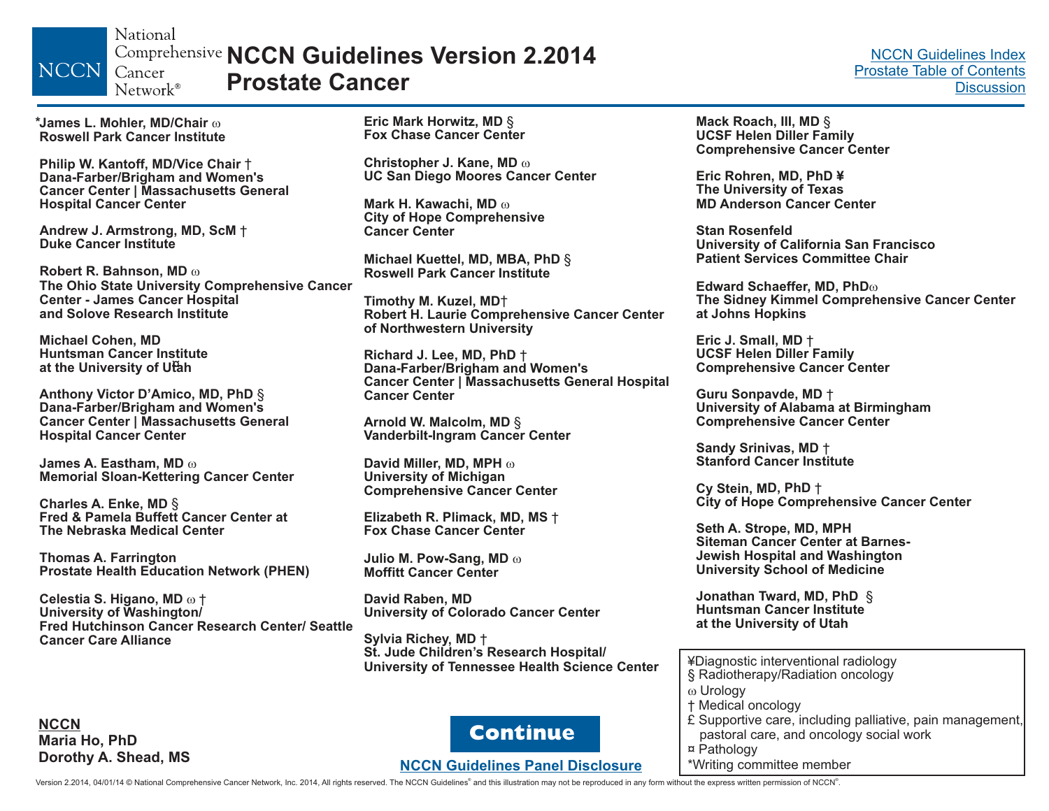# NCCN Guidelines Version 2.2014 Prostate Cancer

NCCN Guidelines Index
Prostate Table of Contents
Discussion

**\*James L. Mohler, MD/Chair ω**
**Roswell Park Cancer Institute**

**Philip W. Kantoff, MD/Vice Chair †**
**Dana-Farber/Brigham and Women's Cancer Center | Massachusetts General Hospital Cancer Center**

**Andrew J. Armstrong, MD, ScM †**
**Duke Cancer Institute**

**Robert R. Bahnson, MD ω**
**The Ohio State University Comprehensive Cancer Center - James Cancer Hospital and Solove Research Institute**

**Michael Cohen, MD ¤**
**Huntsman Cancer Institute at the University of Utah**

**Anthony Victor D'Amico, MD, PhD §**
**Dana-Farber/Brigham and Women's Cancer Center | Massachusetts General Hospital Cancer Center**

**James A. Eastham, MD ω**
**Memorial Sloan-Kettering Cancer Center**

**Charles A. Enke, MD §**
**Fred & Pamela Buffett Cancer Center at The Nebraska Medical Center**

**Thomas A. Farrington**
**Prostate Health Education Network (PHEN)**

**Celestia S. Higano, MD ω †**
**University of Washington/ Fred Hutchinson Cancer Research Center/ Seattle Cancer Care Alliance**

**Eric Mark Horwitz, MD §**
**Fox Chase Cancer Center**

**Christopher J. Kane, MD ω**
**UC San Diego Moores Cancer Center**

**Mark H. Kawachi, MD ω**
**City of Hope Comprehensive Cancer Center**

**Michael Kuettel, MD, MBA, PhD §**
**Roswell Park Cancer Institute**

**Timothy M. Kuzel, MD†**
**Robert H. Laurie Comprehensive Cancer Center of Northwestern University**

**Richard J. Lee, MD, PhD †**
**Dana-Farber/Brigham and Women's Cancer Center | Massachusetts General Hospital Cancer Center**

**Arnold W. Malcolm, MD §**
**Vanderbilt-Ingram Cancer Center**

**David Miller, MD, MPH ω**
**University of Michigan Comprehensive Cancer Center**

**Elizabeth R. Plimack, MD, MS †**
**Fox Chase Cancer Center**

**Julio M. Pow-Sang, MD ω**
**Moffitt Cancer Center**

**David Raben, MD**
**University of Colorado Cancer Center**

**Sylvia Richey, MD †**
**St. Jude Children's Research Hospital/ University of Tennessee Health Science Center**

**Mack Roach, III, MD §**
**UCSF Helen Diller Family Comprehensive Cancer Center**

**Eric Rohren, MD, PhD ¥**
**The University of Texas MD Anderson Cancer Center**

**Stan Rosenfeld**
**University of California San Francisco Patient Services Committee Chair**

**Edward Schaeffer, MD, PhD ω**
**The Sidney Kimmel Comprehensive Cancer Center at Johns Hopkins**

**Eric J. Small, MD †**
**UCSF Helen Diller Family Comprehensive Cancer Center**

**Guru Sonpavde, MD †**
**University of Alabama at Birmingham Comprehensive Cancer Center**

**Sandy Srinivas, MD †**
**Stanford Cancer Institute**

**Cy Stein, MD, PhD †**
**City of Hope Comprehensive Cancer Center**

**Seth A. Strope, MD, MPH**
**Siteman Cancer Center at Barnes-Jewish Hospital and Washington University School of Medicine**

**Jonathan Tward, MD, PhD §**
**Huntsman Cancer Institute at the University of Utah**

¥ Diagnostic interventional radiology
§ Radiotherapy/Radiation oncology
ω Urology
† Medical oncology
£ Supportive care, including palliative, pain management, pastoral care, and oncology social work
¤ Pathology
\*Writing committee member

**NCCN**
**Maria Ho, PhD**
**Dorothy A. Shead, MS**

Continue

NCCN Guidelines Panel Disclosure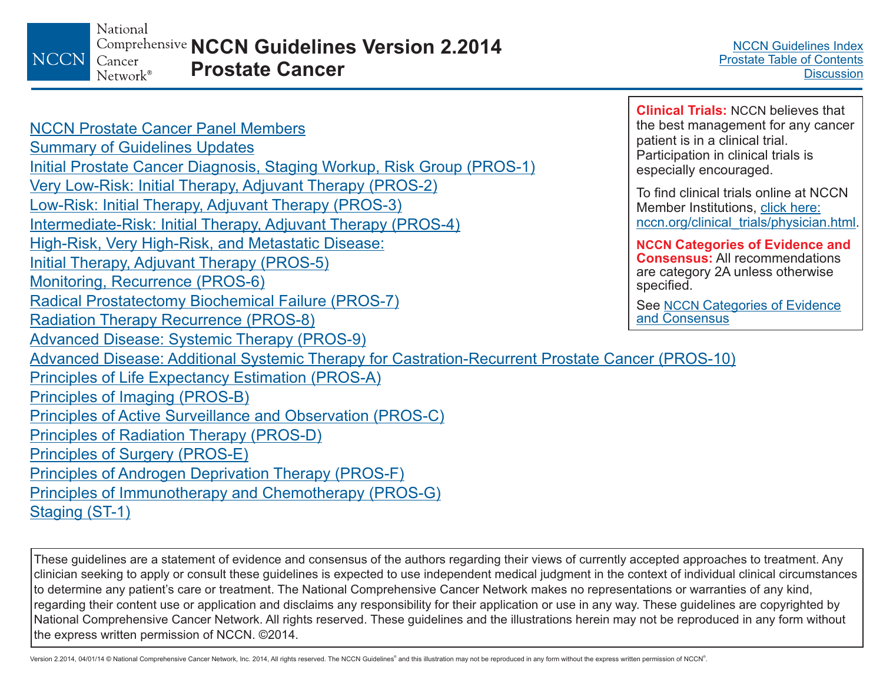# NCCN Guidelines Version 2.2014 Prostate Cancer

NCCN Guidelines Index
Prostate Table of Contents
Discussion

- NCCN Prostate Cancer Panel Members
- Summary of Guidelines Updates
- Initial Prostate Cancer Diagnosis, Staging Workup, Risk Group (PROS-1)
- Very Low-Risk: Initial Therapy, Adjuvant Therapy (PROS-2)
- Low-Risk: Initial Therapy, Adjuvant Therapy (PROS-3)
- Intermediate-Risk: Initial Therapy, Adjuvant Therapy (PROS-4)
- High-Risk, Very High-Risk, and Metastatic Disease: Initial Therapy, Adjuvant Therapy (PROS-5)
- Monitoring, Recurrence (PROS-6)
- Radical Prostatectomy Biochemical Failure (PROS-7)
- Radiation Therapy Recurrence (PROS-8)
- Advanced Disease: Systemic Therapy (PROS-9)
- Advanced Disease: Additional Systemic Therapy for Castration-Recurrent Prostate Cancer (PROS-10)
- Principles of Life Expectancy Estimation (PROS-A)
- Principles of Imaging (PROS-B)
- Principles of Active Surveillance and Observation (PROS-C)
- Principles of Radiation Therapy (PROS-D)
- Principles of Surgery (PROS-E)
- Principles of Androgen Deprivation Therapy (PROS-F)
- Principles of Immunotherapy and Chemotherapy (PROS-G)
- Staging (ST-1)

**Clinical Trials:** NCCN believes that the best management for any cancer patient is in a clinical trial. Participation in clinical trials is especially encouraged.

To find clinical trials online at NCCN Member Institutions, click here: nccn.org/clinical_trials/physician.html.

**NCCN Categories of Evidence and Consensus:** All recommendations are category 2A unless otherwise specified.

See NCCN Categories of Evidence and Consensus

These guidelines are a statement of evidence and consensus of the authors regarding their views of currently accepted approaches to treatment. Any clinician seeking to apply or consult these guidelines is expected to use independent medical judgment in the context of individual clinical circumstances to determine any patient's care or treatment. The National Comprehensive Cancer Network makes no representations or warranties of any kind, regarding their content use or application and disclaims any responsibility for their application or use in any way. These guidelines are copyrighted by National Comprehensive Cancer Network. All rights reserved. These guidelines and the illustrations herein may not be reproduced in any form without the express written permission of NCCN. ©2014.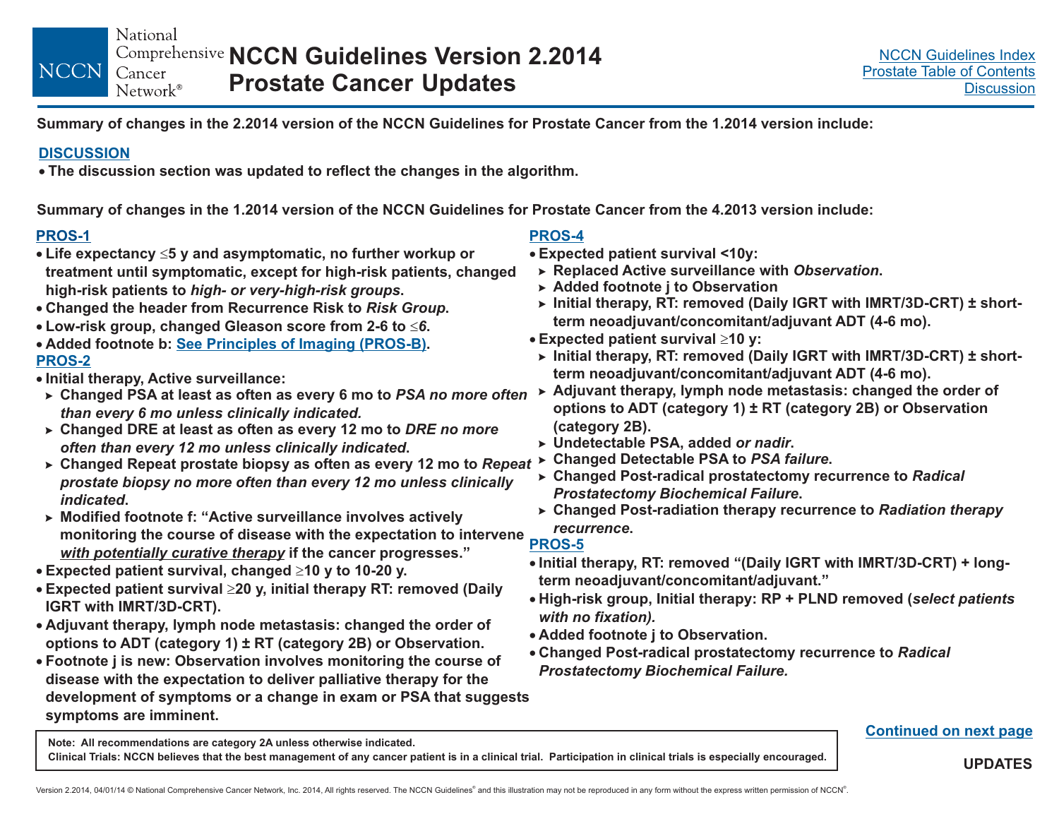# NCCN Guidelines Version 2.2014 Prostate Cancer Updates

**Summary of changes in the 2.2014 version of the NCCN Guidelines for Prostate Cancer from the 1.2014 version include:**

**DISCUSSION**

- The discussion section was updated to reflect the changes in the algorithm.

**Summary of changes in the 1.2014 version of the NCCN Guidelines for Prostate Cancer from the 4.2013 version include:**

**PROS-1**

- Life expectancy ≤5 y and asymptomatic, no further workup or treatment until symptomatic, except for high-risk patients, changed high-risk patients to *high- or very-high-risk groups*.
- Changed the header from Recurrence Risk to *Risk Group*.
- Low-risk group, changed Gleason score from 2-6 to *≤6*.
- Added footnote b: See Principles of Imaging (PROS-B).

**PROS-2**

- Initial therapy, Active surveillance:
  - Changed PSA at least as often as every 6 mo to *PSA no more often than every 6 mo unless clinically indicated.*
  - Changed DRE at least as often as every 12 mo to *DRE no more often than every 12 mo unless clinically indicated*.
  - Changed Repeat prostate biopsy as often as every 12 mo to *Repeat prostate biopsy no more often than every 12 mo unless clinically indicated*.
  - Modified footnote f: "Active surveillance involves actively monitoring the course of disease with the expectation to intervene *with potentially curative therapy* if the cancer progresses."
- Expected patient survival, changed ≥10 y to 10-20 y.
- Expected patient survival ≥20 y, initial therapy RT: removed (Daily IGRT with IMRT/3D-CRT).
- Adjuvant therapy, lymph node metastasis: changed the order of options to ADT (category 1) ± RT (category 2B) or Observation.
- Footnote j is new: Observation involves monitoring the course of disease with the expectation to deliver palliative therapy for the development of symptoms or a change in exam or PSA that suggests symptoms are imminent.

**PROS-4**

- Expected patient survival <10y:
  - Replaced Active surveillance with *Observation*.
  - Added footnote j to Observation
  - Initial therapy, RT: removed (Daily IGRT with IMRT/3D-CRT) ± short-term neoadjuvant/concomitant/adjuvant ADT (4-6 mo).
- Expected patient survival ≥10 y:
  - Initial therapy, RT: removed (Daily IGRT with IMRT/3D-CRT) ± short-term neoadjuvant/concomitant/adjuvant ADT (4-6 mo).
  - Adjuvant therapy, lymph node metastasis: changed the order of options to ADT (category 1) ± RT (category 2B) or Observation (category 2B).
  - Undetectable PSA, added *or nadir*.
  - Changed Detectable PSA to *PSA failure*.
  - Changed Post-radical prostatectomy recurrence to *Radical Prostatectomy Biochemical Failure*.
  - Changed Post-radiation therapy recurrence to *Radiation therapy recurrence*.

**PROS-5**

- Initial therapy, RT: removed "(Daily IGRT with IMRT/3D-CRT) + long-term neoadjuvant/concomitant/adjuvant."
- High-risk group, Initial therapy: RP + PLND removed (*select patients with no fixation).*
- Added footnote j to Observation.
- Changed Post-radical prostatectomy recurrence to *Radical Prostatectomy Biochemical Failure.*

Continued on next page

Note: All recommendations are category 2A unless otherwise indicated.
Clinical Trials: NCCN believes that the best management of any cancer patient is in a clinical trial. Participation in clinical trials is especially encouraged.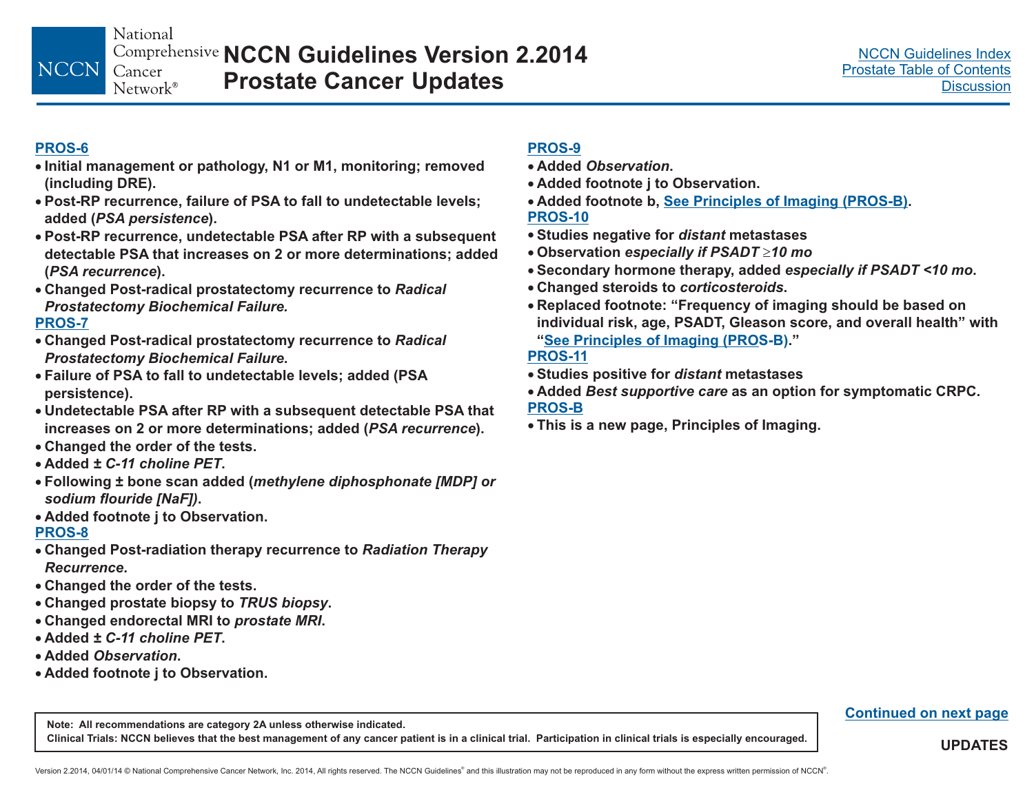# NCCN Guidelines Version 2.2014 Prostate Cancer Updates

NCCN Guidelines Index
Prostate Table of Contents
Discussion

**PROS-6**
- Initial management or pathology, N1 or M1, monitoring; removed (including DRE).
- Post-RP recurrence, failure of PSA to fall to undetectable levels; added (*PSA persistence*).
- Post-RP recurrence, undetectable PSA after RP with a subsequent detectable PSA that increases on 2 or more determinations; added (*PSA recurrence*).
- Changed Post-radical prostatectomy recurrence to *Radical Prostatectomy Biochemical Failure.*

**PROS-7**
- Changed Post-radical prostatectomy recurrence to *Radical Prostatectomy Biochemical Failure*.
- Failure of PSA to fall to undetectable levels; added (PSA persistence).
- Undetectable PSA after RP with a subsequent detectable PSA that increases on 2 or more determinations; added (*PSA recurrence*).
- Changed the order of the tests.
- Added ± *C-11 choline PET*.
- Following ± bone scan added (*methylene diphosphonate [MDP] or sodium flouride [NaF]*).
- Added footnote j to Observation.

**PROS-8**
- Changed Post-radiation therapy recurrence to *Radiation Therapy Recurrence*.
- Changed the order of the tests.
- Changed prostate biopsy to *TRUS biopsy*.
- Changed endorectal MRI to *prostate MRI*.
- Added ± *C-11 choline PET*.
- Added *Observation*.
- Added footnote j to Observation.

**PROS-9**
- Added *Observation*.
- Added footnote j to Observation.
- Added footnote b, See Principles of Imaging (PROS-B).

**PROS-10**
- Studies negative for *distant* metastases
- Observation *especially if PSADT ≥10 mo*
- Secondary hormone therapy, added *especially if PSADT <10 mo*.
- Changed steroids to *corticosteroids*.
- Replaced footnote: "Frequency of imaging should be based on individual risk, age, PSADT, Gleason score, and overall health" with "See Principles of Imaging (PROS-B)."

**PROS-11**
- Studies positive for *distant* metastases
- Added *Best supportive care* as an option for symptomatic CRPC.

**PROS-B**
- This is a new page, Principles of Imaging.

Note: All recommendations are category 2A unless otherwise indicated.
Clinical Trials: NCCN believes that the best management of any cancer patient is in a clinical trial. Participation in clinical trials is especially encouraged.

Continued on next page

UPDATES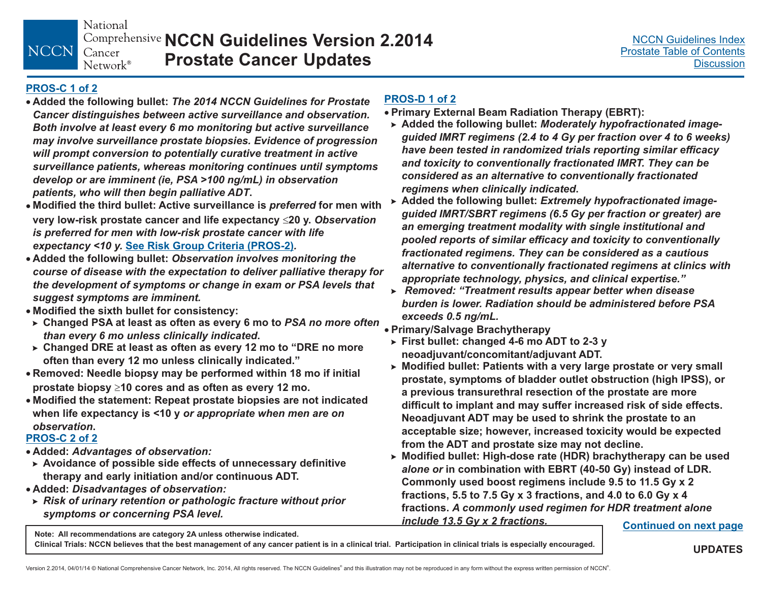# NCCN Guidelines Version 2.2014 Prostate Cancer Updates

## PROS-C 1 of 2

- **Added the following bullet:** ***The 2014 NCCN Guidelines for Prostate Cancer distinguishes between active surveillance and observation. Both involve at least every 6 mo monitoring but active surveillance may involve surveillance prostate biopsies. Evidence of progression will prompt conversion to potentially curative treatment in active surveillance patients, whereas monitoring continues until symptoms develop or are imminent (ie, PSA >100 ng/mL) in observation patients, who will then begin palliative ADT*.**
- **Modified the third bullet: Active surveillance is *preferred* for men with very low-risk prostate cancer and life expectancy ≤20 y. *Observation is preferred for men with low-risk prostate cancer with life expectancy <10 y.* See Risk Group Criteria (PROS-2).**
- **Added the following bullet:** ***Observation involves monitoring the course of disease with the expectation to deliver palliative therapy for the development of symptoms or change in exam or PSA levels that suggest symptoms are imminent.***
- **Modified the sixth bullet for consistency:**
  - **Changed PSA at least as often as every 6 mo to *PSA no more often than every 6 mo unless clinically indicated*.**
  - **Changed DRE at least as often as every 12 mo to "DRE no more often than every 12 mo unless clinically indicated."**
- **Removed: Needle biopsy may be performed within 18 mo if initial prostate biopsy ≥10 cores and as often as every 12 mo.**
- **Modified the statement: Repeat prostate biopsies are not indicated when life expectancy is <10 y *or appropriate when men are on observation*.**

## PROS-C 2 of 2

- **Added: *Advantages of observation:***
  - **Avoidance of possible side effects of unnecessary definitive therapy and early initiation and/or continuous ADT.**
- **Added: *Disadvantages of observation:***
  - ***Risk of urinary retention or pathologic fracture without prior symptoms or concerning PSA level.***

## PROS-D 1 of 2

- **Primary External Beam Radiation Therapy (EBRT):**
  - **Added the following bullet:** ***Moderately hypofractionated image-guided IMRT regimens (2.4 to 4 Gy per fraction over 4 to 6 weeks) have been tested in randomized trials reporting similar efficacy and toxicity to conventionally fractionated IMRT. They can be considered as an alternative to conventionally fractionated regimens when clinically indicated*.**
  - **Added the following bullet:** ***Extremely hypofractionated image-guided IMRT/SBRT regimens (6.5 Gy per fraction or greater) are an emerging treatment modality with single institutional and pooled reports of similar efficacy and toxicity to conventionally fractionated regimens. They can be considered as a cautious alternative to conventionally fractionated regimens at clinics with appropriate technology, physics, and clinical expertise."***
  - ***Removed: "Treatment results appear better when disease burden is lower. Radiation should be administered before PSA exceeds 0.5 ng/mL.***
- **Primary/Salvage Brachytherapy**
  - **First bullet: changed 4-6 mo ADT to 2-3 y neoadjuvant/concomitant/adjuvant ADT.**
  - **Modified bullet: Patients with a very large prostate or very small prostate, symptoms of bladder outlet obstruction (high IPSS), or a previous transurethral resection of the prostate are more difficult to implant and may suffer increased risk of side effects. Neoadjuvant ADT may be used to shrink the prostate to an acceptable size; however, increased toxicity would be expected from the ADT and prostate size may not decline.**
  - **Modified bullet: High-dose rate (HDR) brachytherapy can be used *alone or* in combination with EBRT (40-50 Gy) instead of LDR. Commonly used boost regimens include 9.5 to 11.5 Gy x 2 fractions, 5.5 to 7.5 Gy x 3 fractions, and 4.0 to 6.0 Gy x 4 fractions. *A commonly used regimen for HDR treatment alone include 13.5 Gy x 2 fractions.***

**Continued on next page**

**Note: All recommendations are category 2A unless otherwise indicated.**

**Clinical Trials: NCCN believes that the best management of any cancer patient is in a clinical trial. Participation in clinical trials is especially encouraged.**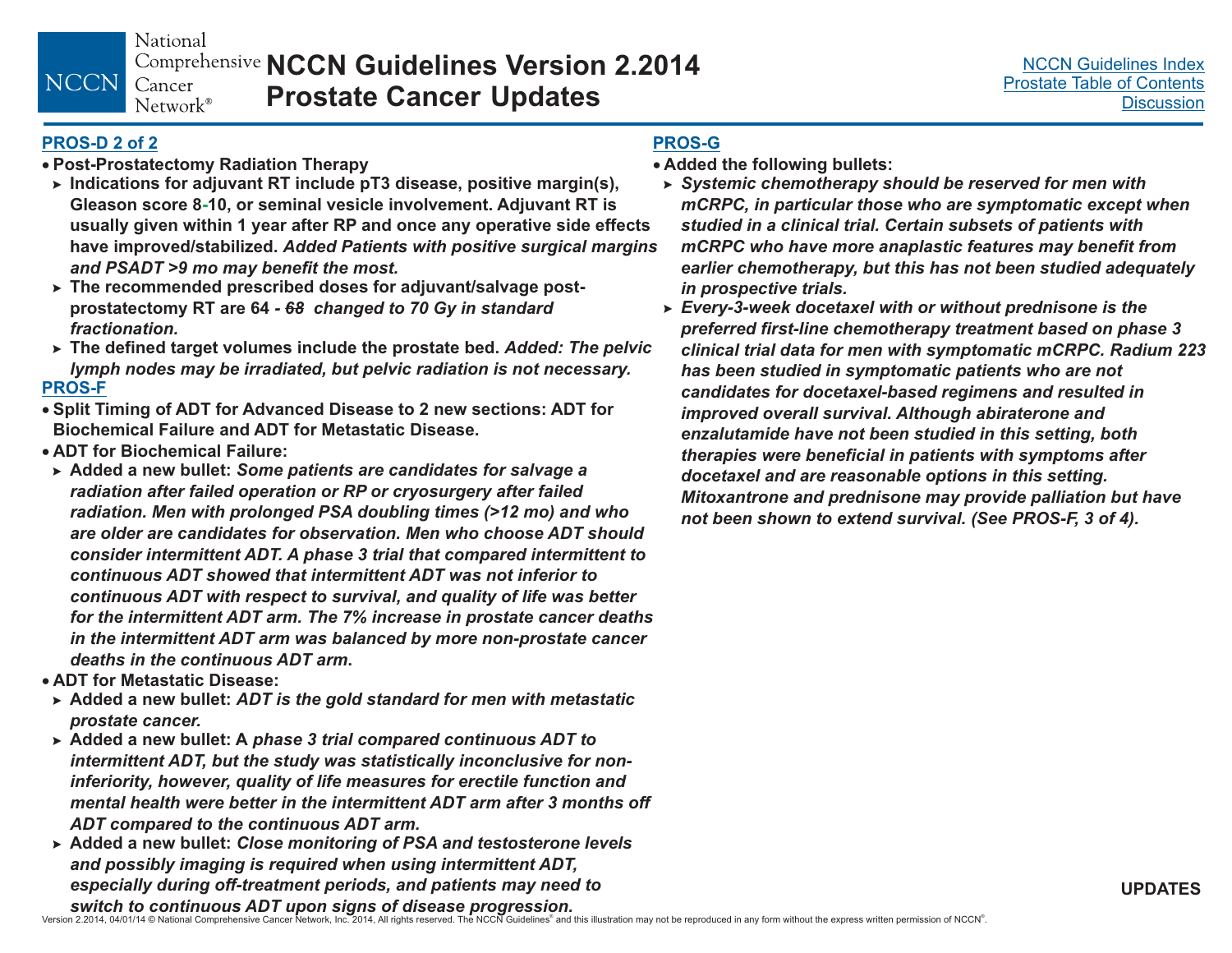## PROS-D 2 of 2

- **Post-Prostatectomy Radiation Therapy**
  - **Indications for adjuvant RT include pT3 disease, positive margin(s), Gleason score 8-10, or seminal vesicle involvement. Adjuvant RT is usually given within 1 year after RP and once any operative side effects have improved/stabilized.** ***Added Patients with positive surgical margins and PSADT >9 mo may benefit the most.***
  - **The recommended prescribed doses for adjuvant/salvage post-prostatectomy RT are 64 -** ~~***68***~~ ***changed to 70 Gy in standard fractionation.***
  - **The defined target volumes include the prostate bed.** ***Added: The pelvic lymph nodes may be irradiated, but pelvic radiation is not necessary.***

## PROS-F

- **Split Timing of ADT for Advanced Disease to 2 new sections: ADT for Biochemical Failure and ADT for Metastatic Disease.**
- **ADT for Biochemical Failure:**
  - **Added a new bullet:** ***Some patients are candidates for salvage a radiation after failed operation or RP or cryosurgery after failed radiation. Men with prolonged PSA doubling times (>12 mo) and who are older are candidates for observation. Men who choose ADT should consider intermittent ADT. A phase 3 trial that compared intermittent to continuous ADT showed that intermittent ADT was not inferior to continuous ADT with respect to survival, and quality of life was better for the intermittent ADT arm. The 7% increase in prostate cancer deaths in the intermittent ADT arm was balanced by more non-prostate cancer deaths in the continuous ADT arm*****.**
- **ADT for Metastatic Disease:**
  - **Added a new bullet:** ***ADT is the gold standard for men with metastatic prostate cancer.***
  - **Added a new bullet: A** ***phase 3 trial compared continuous ADT to intermittent ADT, but the study was statistically inconclusive for non-inferiority, however, quality of life measures for erectile function and mental health were better in the intermittent ADT arm after 3 months off ADT compared to the continuous ADT arm.***
  - **Added a new bullet:** ***Close monitoring of PSA and testosterone levels and possibly imaging is required when using intermittent ADT, especially during off-treatment periods, and patients may need to switch to continuous ADT upon signs of disease progression.***

## PROS-G

- **Added the following bullets:**
  - ***Systemic chemotherapy should be reserved for men with mCRPC, in particular those who are symptomatic except when studied in a clinical trial. Certain subsets of patients with mCRPC who have more anaplastic features may benefit from earlier chemotherapy, but this has not been studied adequately in prospective trials.***
  - ***Every-3-week docetaxel with or without prednisone is the preferred first-line chemotherapy treatment based on phase 3 clinical trial data for men with symptomatic mCRPC. Radium 223 has been studied in symptomatic patients who are not candidates for docetaxel-based regimens and resulted in improved overall survival. Although abiraterone and enzalutamide have not been studied in this setting, both therapies were beneficial in patients with symptoms after docetaxel and are reasonable options in this setting. Mitoxantrone and prednisone may provide palliation but have not been shown to extend survival. (See PROS-F, 3 of 4).***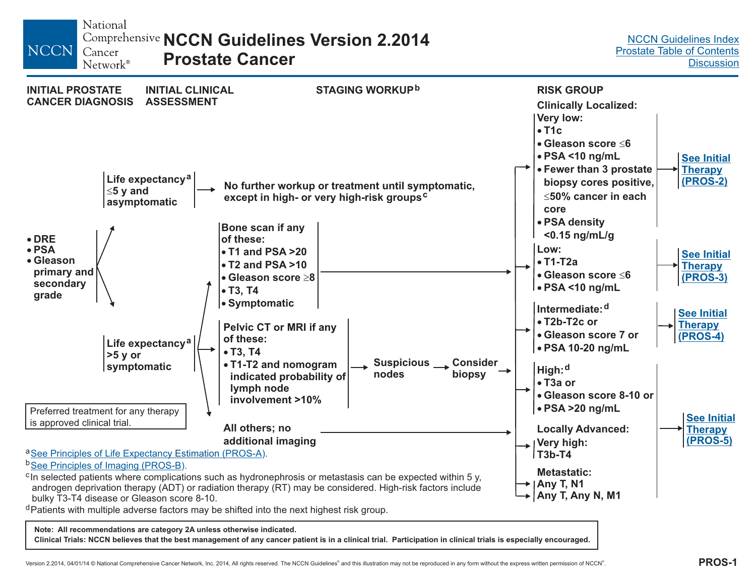# NCCN Guidelines Version 2.2014 Prostate Cancer

NCCN Guidelines Index
Prostate Table of Contents
Discussion

**INITIAL PROSTATE CANCER DIAGNOSIS**

- DRE
- PSA
- Gleason primary and secondary grade

**INITIAL CLINICAL ASSESSMENT**

**Life expectancy[a] ≤5 y and asymptomatic** → No further workup or treatment until symptomatic, except in high- or very high-risk groups[c]

**Life expectancy[a] >5 y or symptomatic** →

**STAGING WORKUP[b]**

- **Bone scan if any of these:**
  - T1 and PSA >20
  - T2 and PSA >10
  - Gleason score ≥8
  - T3, T4
  - Symptomatic
  
  → Risk group

- **Pelvic CT or MRI if any of these:**
  - T3, T4
  - T1-T2 and nomogram indicated probability of lymph node involvement >10%
  
  → Suspicious nodes → Consider biopsy → Risk group

- **All others; no additional imaging** → Risk group

**RISK GROUP**

**Clinically Localized:**

- **Very low:**
  - T1c
  - Gleason score ≤6
  - PSA <10 ng/mL
  - Fewer than 3 prostate biopsy cores positive, ≤50% cancer in each core
  - PSA density <0.15 ng/mL/g
  
  → See Initial Therapy (PROS-2)

- **Low:**
  - T1-T2a
  - Gleason score ≤6
  - PSA <10 ng/mL
  
  → See Initial Therapy (PROS-3)

- **Intermediate:[d]**
  - T2b-T2c or
  - Gleason score 7 or
  - PSA 10-20 ng/mL
  
  → See Initial Therapy (PROS-4)

- **High:[d]**
  - T3a or
  - Gleason score 8-10 or
  - PSA >20 ng/mL

**Locally Advanced:**

- **Very high:**
  T3b-T4

**Metastatic:**

- Any T, N1
- Any T, Any N, M1

(High, Very high, and Metastatic) → See Initial Therapy (PROS-5)

Preferred treatment for any therapy is approved clinical trial.

[a] See Principles of Life Expectancy Estimation (PROS-A).

[b] See Principles of Imaging (PROS-B).

[c] In selected patients where complications such as hydronephrosis or metastasis can be expected within 5 y, androgen deprivation therapy (ADT) or radiation therapy (RT) may be considered. High-risk factors include bulky T3-T4 disease or Gleason score 8-10.

[d] Patients with multiple adverse factors may be shifted into the next highest risk group.

**Note: All recommendations are category 2A unless otherwise indicated.**
**Clinical Trials: NCCN believes that the best management of any cancer patient is in a clinical trial. Participation in clinical trials is especially encouraged.**

Version 2.2014, 04/01/14 © National Comprehensive Cancer Network, Inc. 2014, All rights reserved. The NCCN Guidelines® and this illustration may not be reproduced in any form without the express written permission of NCCN®.

PROS-1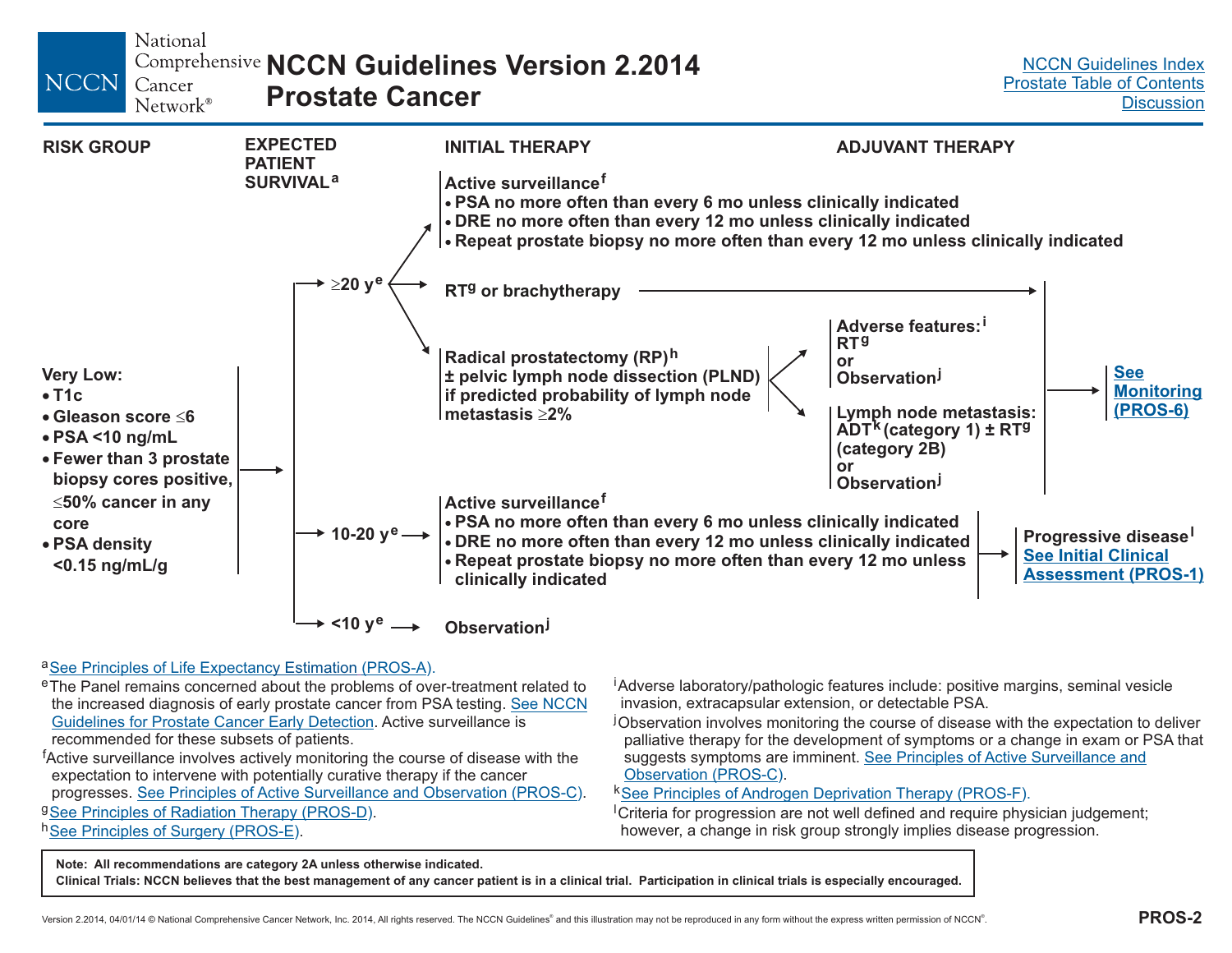# NCCN Guidelines Version 2.2014
# Prostate Cancer

[NCCN Guidelines Index](#)
[Prostate Table of Contents](#)
[Discussion](#)

**RISK GROUP** | **EXPECTED PATIENT SURVIVAL**[a] | **INITIAL THERAPY** | **ADJUVANT THERAPY**

**Very Low:**
- T1c
- Gleason score ≤6
- PSA <10 ng/mL
- Fewer than 3 prostate biopsy cores positive, ≤50% cancer in any core
- PSA density <0.15 ng/mL/g

→ **≥20 y**[e]
- **Active surveillance**[f]
  - PSA no more often than every 6 mo unless clinically indicated
  - DRE no more often than every 12 mo unless clinically indicated
  - Repeat prostate biopsy no more often than every 12 mo unless clinically indicated
- **RT**[g] **or brachytherapy** → See Monitoring (PROS-6)
- **Radical prostatectomy (RP)**[h] **± pelvic lymph node dissection (PLND) if predicted probability of lymph node metastasis ≥2%**
  - **Adverse features:**[i] **RT**[g] **or Observation**[j] → See Monitoring (PROS-6)
  - **Lymph node metastasis: ADT**[k] **(category 1) ± RT**[g] **(category 2B) or Observation**[j] → See Monitoring (PROS-6)

→ **10-20 y**[e] → **Active surveillance**[f]
- PSA no more often than every 6 mo unless clinically indicated
- DRE no more often than every 12 mo unless clinically indicated
- Repeat prostate biopsy no more often than every 12 mo unless clinically indicated

→ **Progressive disease**[l] → See Initial Clinical Assessment (PROS-1)

→ **<10 y**[e] → **Observation**[j]

[a] See Principles of Life Expectancy Estimation (PROS-A).

[e] The Panel remains concerned about the problems of over-treatment related to the increased diagnosis of early prostate cancer from PSA testing. See NCCN Guidelines for Prostate Cancer Early Detection. Active surveillance is recommended for these subsets of patients.

[f] Active surveillance involves actively monitoring the course of disease with the expectation to intervene with potentially curative therapy if the cancer progresses. See Principles of Active Surveillance and Observation (PROS-C).

[g] See Principles of Radiation Therapy (PROS-D).

[h] See Principles of Surgery (PROS-E).

[i] Adverse laboratory/pathologic features include: positive margins, seminal vesicle invasion, extracapsular extension, or detectable PSA.

[j] Observation involves monitoring the course of disease with the expectation to deliver palliative therapy for the development of symptoms or a change in exam or PSA that suggests symptoms are imminent. See Principles of Active Surveillance and Observation (PROS-C).

[k] See Principles of Androgen Deprivation Therapy (PROS-F).

[l] Criteria for progression are not well defined and require physician judgement; however, a change in risk group strongly implies disease progression.

**Note: All recommendations are category 2A unless otherwise indicated.**
**Clinical Trials: NCCN believes that the best management of any cancer patient is in a clinical trial. Participation in clinical trials is especially encouraged.**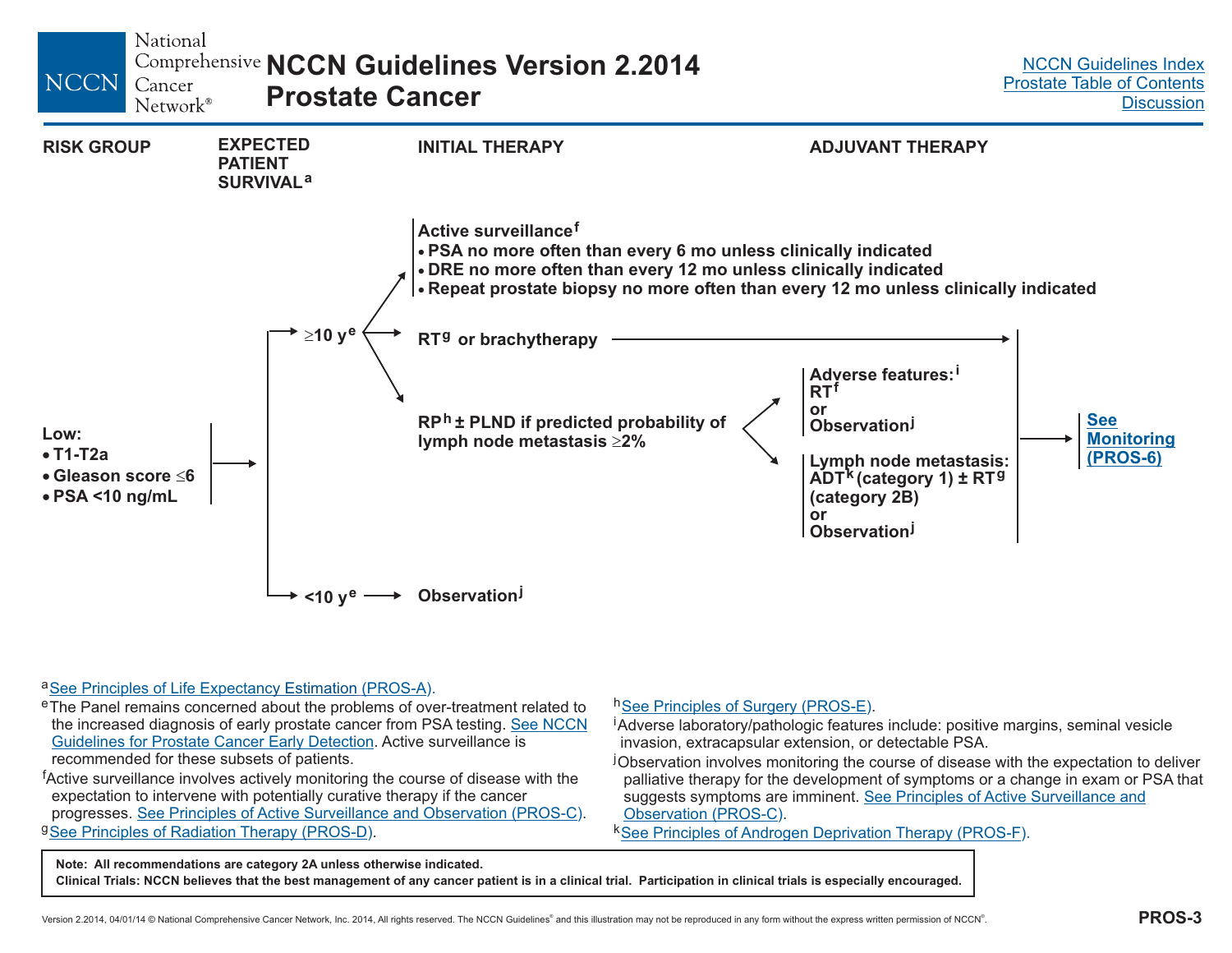# NCCN Guidelines Version 2.2014 Prostate Cancer

| RISK GROUP | EXPECTED PATIENT SURVIVAL[a] | INITIAL THERAPY | ADJUVANT THERAPY | |
|---|---|---|---|---|
| **Low:** • T1-T2a • Gleason score ≤6 • PSA <10 ng/mL | ≥10 y[e] | **Active surveillance[f]** • PSA no more often than every 6 mo unless clinically indicated • DRE no more often than every 12 mo unless clinically indicated • Repeat prostate biopsy no more often than every 12 mo unless clinically indicated | | |
| | | **RT[g] or brachytherapy** | | See Monitoring (PROS-6) |
| | | **RP[h] ± PLND if predicted probability of lymph node metastasis ≥2%** | **Adverse features:[i]** RT[f] or Observation[j] | See Monitoring (PROS-6) |
| | | | **Lymph node metastasis:** ADT[k] (category 1) ± RT[g] (category 2B) or Observation[j] | See Monitoring (PROS-6) |
| | <10 y[e] | **Observation[j]** | | |

[a] See Principles of Life Expectancy Estimation (PROS-A).

[e] The Panel remains concerned about the problems of over-treatment related to the increased diagnosis of early prostate cancer from PSA testing. See NCCN Guidelines for Prostate Cancer Early Detection. Active surveillance is recommended for these subsets of patients.

[f] Active surveillance involves actively monitoring the course of disease with the expectation to intervene with potentially curative therapy if the cancer progresses. See Principles of Active Surveillance and Observation (PROS-C).

[g] See Principles of Radiation Therapy (PROS-D).

[h] See Principles of Surgery (PROS-E).

[i] Adverse laboratory/pathologic features include: positive margins, seminal vesicle invasion, extracapsular extension, or detectable PSA.

[j] Observation involves monitoring the course of disease with the expectation to deliver palliative therapy for the development of symptoms or a change in exam or PSA that suggests symptoms are imminent. See Principles of Active Surveillance and Observation (PROS-C).

[k] See Principles of Androgen Deprivation Therapy (PROS-F).

**Note: All recommendations are category 2A unless otherwise indicated.**
**Clinical Trials: NCCN believes that the best management of any cancer patient is in a clinical trial. Participation in clinical trials is especially encouraged.**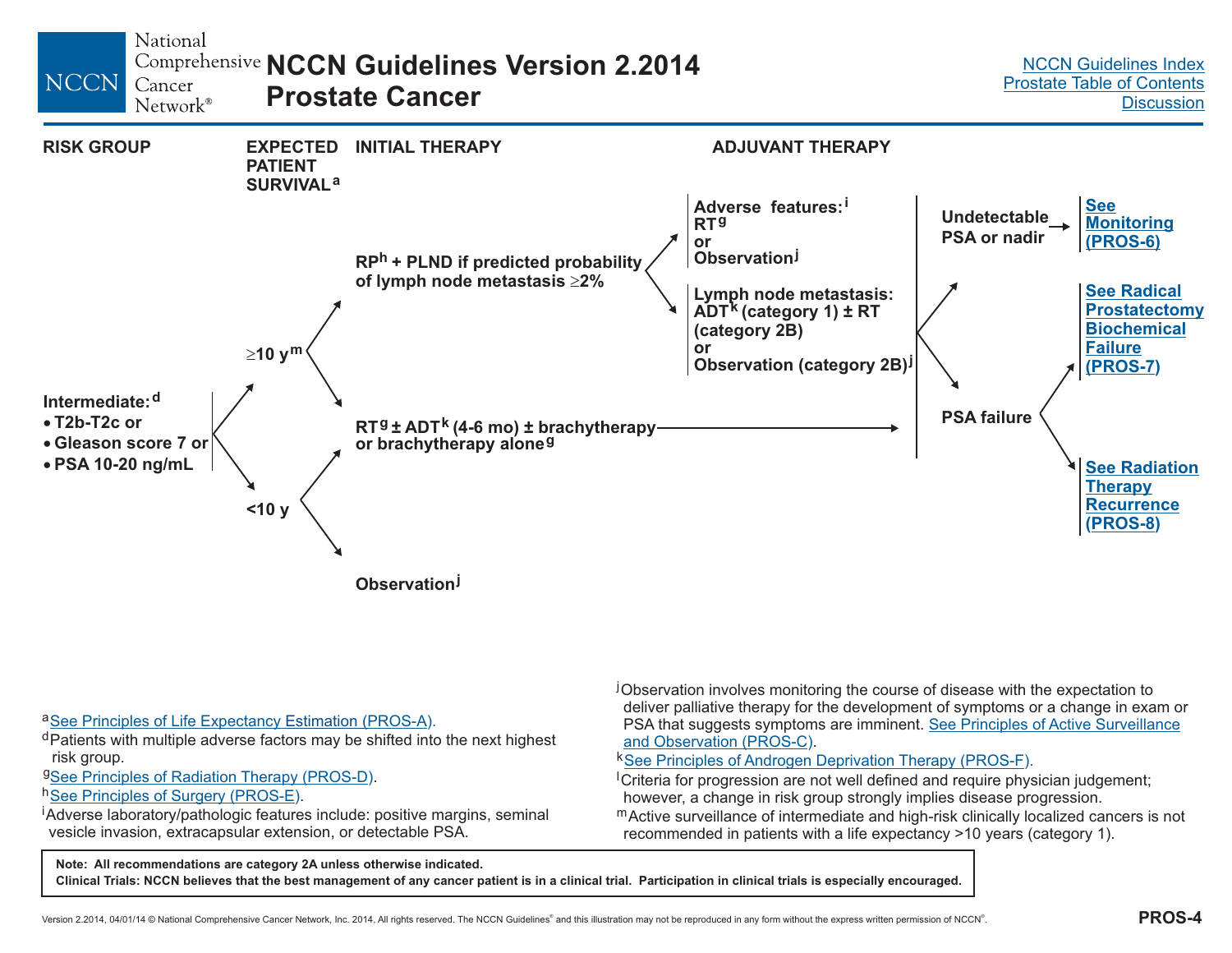# NCCN Guidelines Version 2.2014
# Prostate Cancer

[NCCN Guidelines Index](#)
[Prostate Table of Contents](#)
[Discussion](#)

| RISK GROUP | EXPECTED PATIENT SURVIVAL[a] | INITIAL THERAPY | ADJUVANT THERAPY | | |
|---|---|---|---|---|---|
| **Intermediate:[d]** • T2b-T2c or • Gleason score 7 or • PSA 10-20 ng/mL | **≥10 y[m]** | **RP[h] + PLND if predicted probability of lymph node metastasis ≥2%** | **Adverse features:[i]** RT[g] or Observation[j] | **Undetectable PSA or nadir** | **[See Monitoring (PROS-6)](#)** |
| | | | **Lymph node metastasis:** ADT[k] (category 1) ± RT (category 2B) or Observation (category 2B)[j] | **PSA failure** | **[See Radical Prostatectomy Biochemical Failure (PROS-7)](#)** |
| | | **RT[g] ± ADT[k] (4-6 mo) ± brachytherapy or brachytherapy alone[g]** | → | **PSA failure** | **[See Radiation Therapy Recurrence (PROS-8)](#)** |
| | **<10 y** | **RT[g] ± ADT[k] (4-6 mo) ± brachytherapy or brachytherapy alone[g]** | | | |
| | | **Observation[j]** | | | |

[a][See Principles of Life Expectancy Estimation (PROS-A)](#).

[d]Patients with multiple adverse factors may be shifted into the next highest risk group.

[g][See Principles of Radiation Therapy (PROS-D)](#).

[h][See Principles of Surgery (PROS-E)](#).

[i]Adverse laboratory/pathologic features include: positive margins, seminal vesicle invasion, extracapsular extension, or detectable PSA.

[j]Observation involves monitoring the course of disease with the expectation to deliver palliative therapy for the development of symptoms or a change in exam or PSA that suggests symptoms are imminent. [See Principles of Active Surveillance and Observation (PROS-C)](#).

[k][See Principles of Androgen Deprivation Therapy (PROS-F)](#).

[l]Criteria for progression are not well defined and require physician judgement; however, a change in risk group strongly implies disease progression.

[m]Active surveillance of intermediate and high-risk clinically localized cancers is not recommended in patients with a life expectancy >10 years (category 1).

**Note: All recommendations are category 2A unless otherwise indicated.**
**Clinical Trials: NCCN believes that the best management of any cancer patient is in a clinical trial. Participation in clinical trials is especially encouraged.**

Version 2.2014, 04/01/14 © National Comprehensive Cancer Network, Inc. 2014, All rights reserved. The NCCN Guidelines® and this illustration may not be reproduced in any form without the express written permission of NCCN®.

PROS-4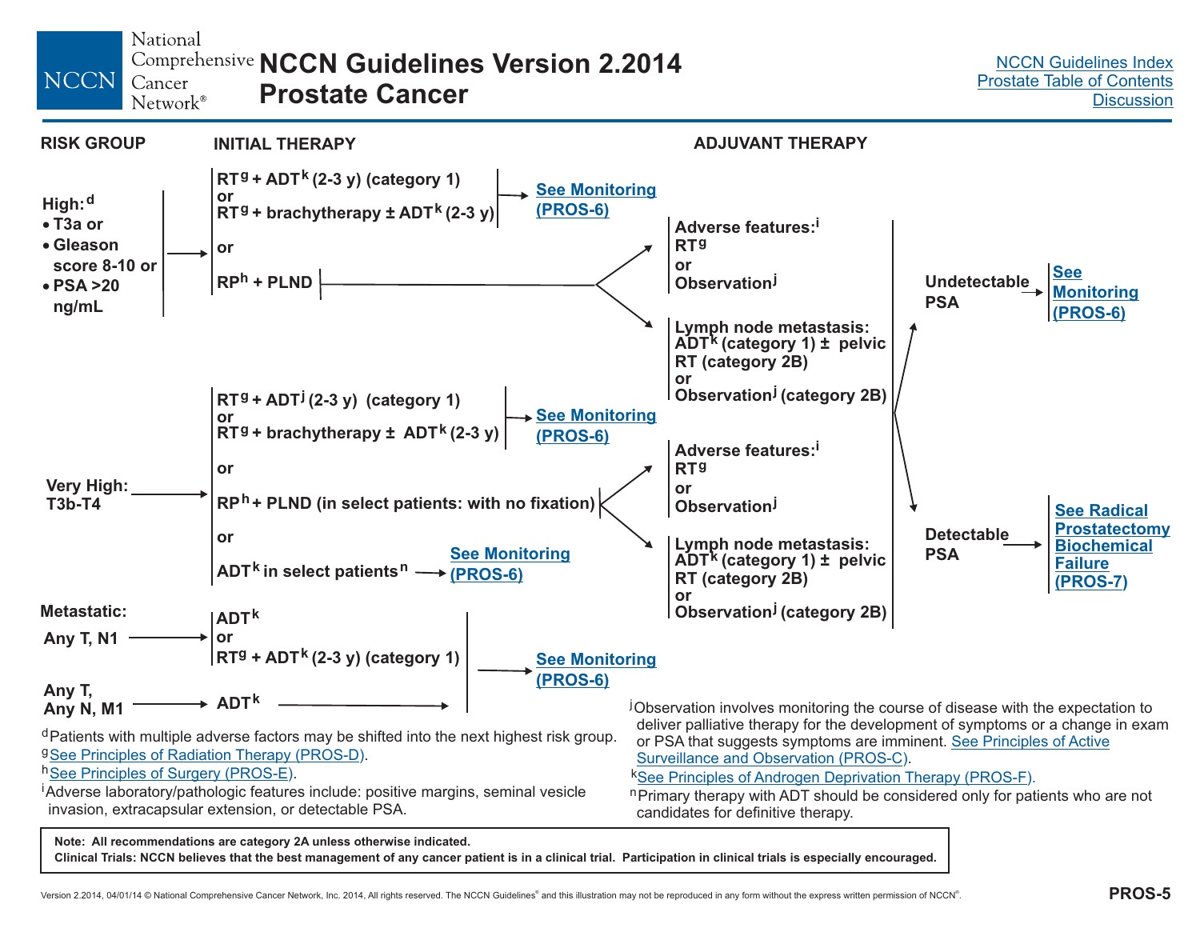# NCCN Guidelines Version 2.2014 Prostate Cancer

| RISK GROUP | INITIAL THERAPY | ADJUVANT THERAPY |
| --- | --- | --- |

## High:[d]
- T3a or
- Gleason score 8-10 or
- PSA >20 ng/mL

**Initial therapy:**
- RT[g] + ADT[k] (2-3 y) (category 1) or RT[g] + brachytherapy ± ADT[k] (2-3 y) → See Monitoring (PROS-6)
- or
- RP[h] + PLND →
  - Adverse features:[i] RT[g] or Observation[j]
  - Lymph node metastasis: ADT[k] (category 1) ± pelvic RT (category 2B) or Observation[j] (category 2B)

## Very High: T3b-T4

**Initial therapy:**
- RT[g] + ADT[j] (2-3 y) (category 1) or RT[g] + brachytherapy ± ADT[k] (2-3 y) → See Monitoring (PROS-6)
- or
- RP[h] + PLND (in select patients: with no fixation) →
  - Adverse features:[i] RT[g] or Observation[j]
  - Lymph node metastasis: ADT[k] (category 1) ± pelvic RT (category 2B) or Observation[j] (category 2B)
- or
- ADT[k] in select patients[n] → See Monitoring (PROS-6)

**After adjuvant therapy:**
- Undetectable PSA → See Monitoring (PROS-6)
- Detectable PSA → See Radical Prostatectomy Biochemical Failure (PROS-7)

## Metastatic:
- Any T, N1 → ADT[k] or RT[g] + ADT[k] (2-3 y) (category 1) → See Monitoring (PROS-6)
- Any T, Any N, M1 → ADT[k] → See Monitoring (PROS-6)

---

[d]Patients with multiple adverse factors may be shifted into the next highest risk group.

[g]See Principles of Radiation Therapy (PROS-D).

[h]See Principles of Surgery (PROS-E).

[i]Adverse laboratory/pathologic features include: positive margins, seminal vesicle invasion, extracapsular extension, or detectable PSA.

[j]Observation involves monitoring the course of disease with the expectation to deliver palliative therapy for the development of symptoms or a change in exam or PSA that suggests symptoms are imminent. See Principles of Active Surveillance and Observation (PROS-C).

[k]See Principles of Androgen Deprivation Therapy (PROS-F).

[n]Primary therapy with ADT should be considered only for patients who are not candidates for definitive therapy.

**Note: All recommendations are category 2A unless otherwise indicated.**

**Clinical Trials: NCCN believes that the best management of any cancer patient is in a clinical trial. Participation in clinical trials is especially encouraged.**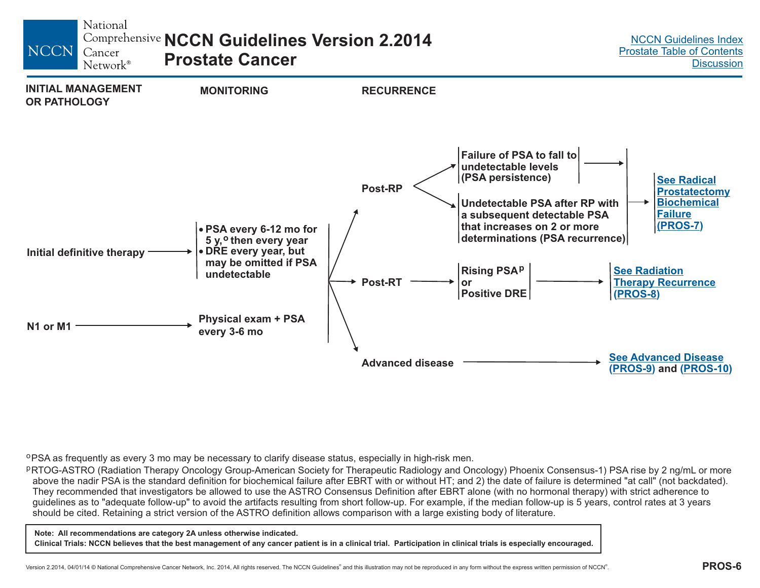# NCCN Guidelines Version 2.2014 Prostate Cancer

**INITIAL MANAGEMENT OR PATHOLOGY** | **MONITORING** | **RECURRENCE**

**Initial definitive therapy** → 
- PSA every 6-12 mo for 5 y,[o] then every year
- DRE every year, but may be omitted if PSA undetectable

**N1 or M1** → Physical exam + PSA every 3-6 mo

→ **Post-RP**
- Failure of PSA to fall to undetectable levels (PSA persistence) → See Radical Prostatectomy Biochemical Failure (PROS-7)
- Undetectable PSA after RP with a subsequent detectable PSA that increases on 2 or more determinations (PSA recurrence) → See Radical Prostatectomy Biochemical Failure (PROS-7)

→ **Post-RT**
- Rising PSA[p] or Positive DRE → See Radiation Therapy Recurrence (PROS-8)

→ **Advanced disease** → See Advanced Disease (PROS-9) and (PROS-10)

---

[o] PSA as frequently as every 3 mo may be necessary to clarify disease status, especially in high-risk men.

[p] RTOG-ASTRO (Radiation Therapy Oncology Group-American Society for Therapeutic Radiology and Oncology) Phoenix Consensus-1) PSA rise by 2 ng/mL or more above the nadir PSA is the standard definition for biochemical failure after EBRT with or without HT; and 2) the date of failure is determined "at call" (not backdated). They recommended that investigators be allowed to use the ASTRO Consensus Definition after EBRT alone (with no hormonal therapy) with strict adherence to guidelines as to "adequate follow-up" to avoid the artifacts resulting from short follow-up. For example, if the median follow-up is 5 years, control rates at 3 years should be cited. Retaining a strict version of the ASTRO definition allows comparison with a large existing body of literature.

**Note: All recommendations are category 2A unless otherwise indicated.**
**Clinical Trials: NCCN believes that the best management of any cancer patient is in a clinical trial. Participation in clinical trials is especially encouraged.**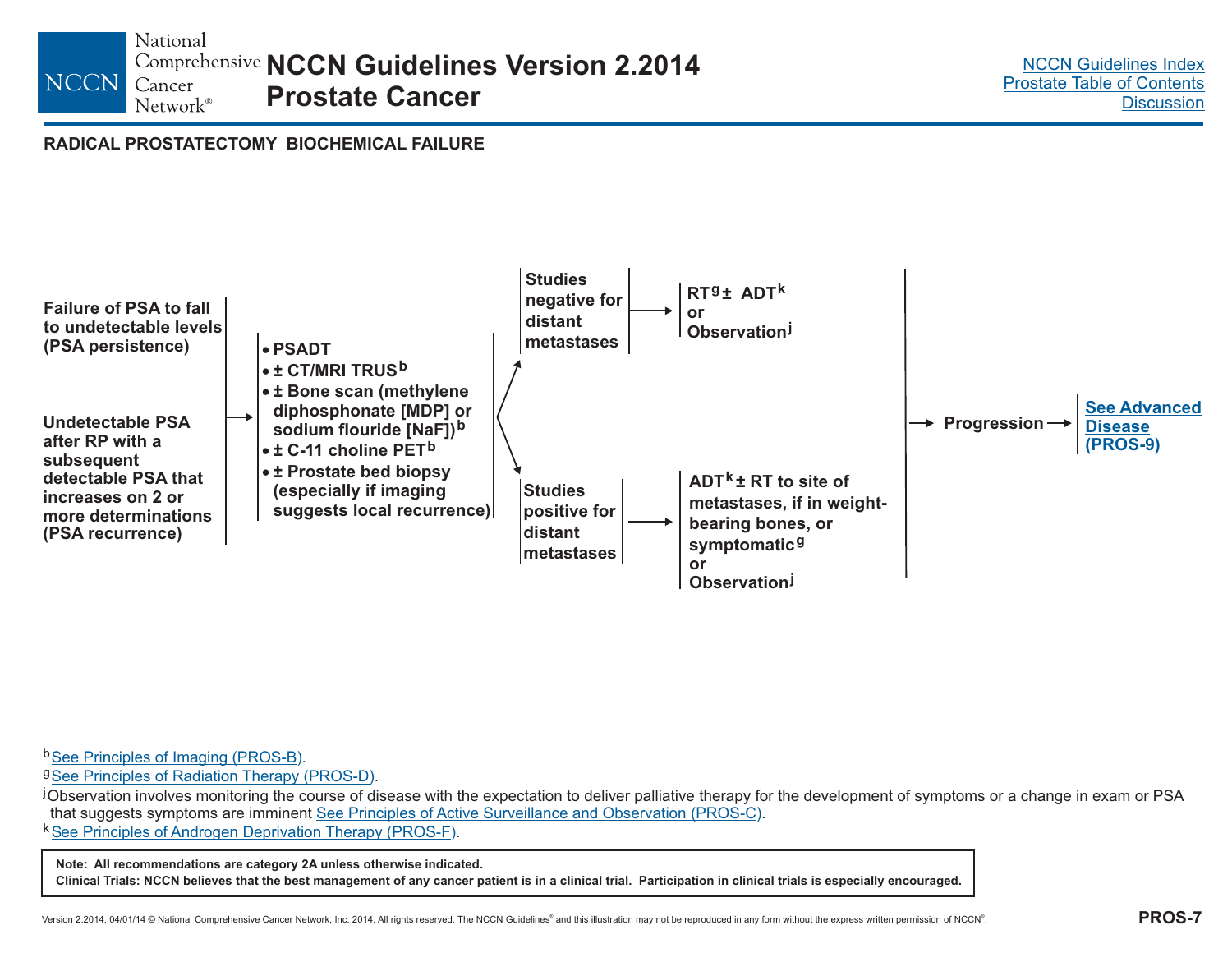## RADICAL PROSTATECTOMY BIOCHEMICAL FAILURE

**Failure of PSA to fall to undetectable levels (PSA persistence)**

**Undetectable PSA after RP with a subsequent detectable PSA that increases on 2 or more determinations (PSA recurrence)**

→

- **PSADT**
- **± CT/MRI TRUS[b]**
- **± Bone scan (methylene diphosphonate [MDP] or sodium flouride [NaF])[b]**
- **± C-11 choline PET[b]**
- **± Prostate bed biopsy (especially if imaging suggests local recurrence)**

→ **Studies negative for distant metastases** → **RT[g] ± ADT[k]** or **Observation[j]**

→ **Studies positive for distant metastases** → **ADT[k] ± RT to site of metastases, if in weight-bearing bones, or symptomatic[g]** or **Observation[j]**

→ **Progression** → **See Advanced Disease (PROS-9)**

[b] See Principles of Imaging (PROS-B).

[g] See Principles of Radiation Therapy (PROS-D).

[j] Observation involves monitoring the course of disease with the expectation to deliver palliative therapy for the development of symptoms or a change in exam or PSA that suggests symptoms are imminent See Principles of Active Surveillance and Observation (PROS-C).

[k] See Principles of Androgen Deprivation Therapy (PROS-F).

**Note: All recommendations are category 2A unless otherwise indicated.**
**Clinical Trials: NCCN believes that the best management of any cancer patient is in a clinical trial. Participation in clinical trials is especially encouraged.**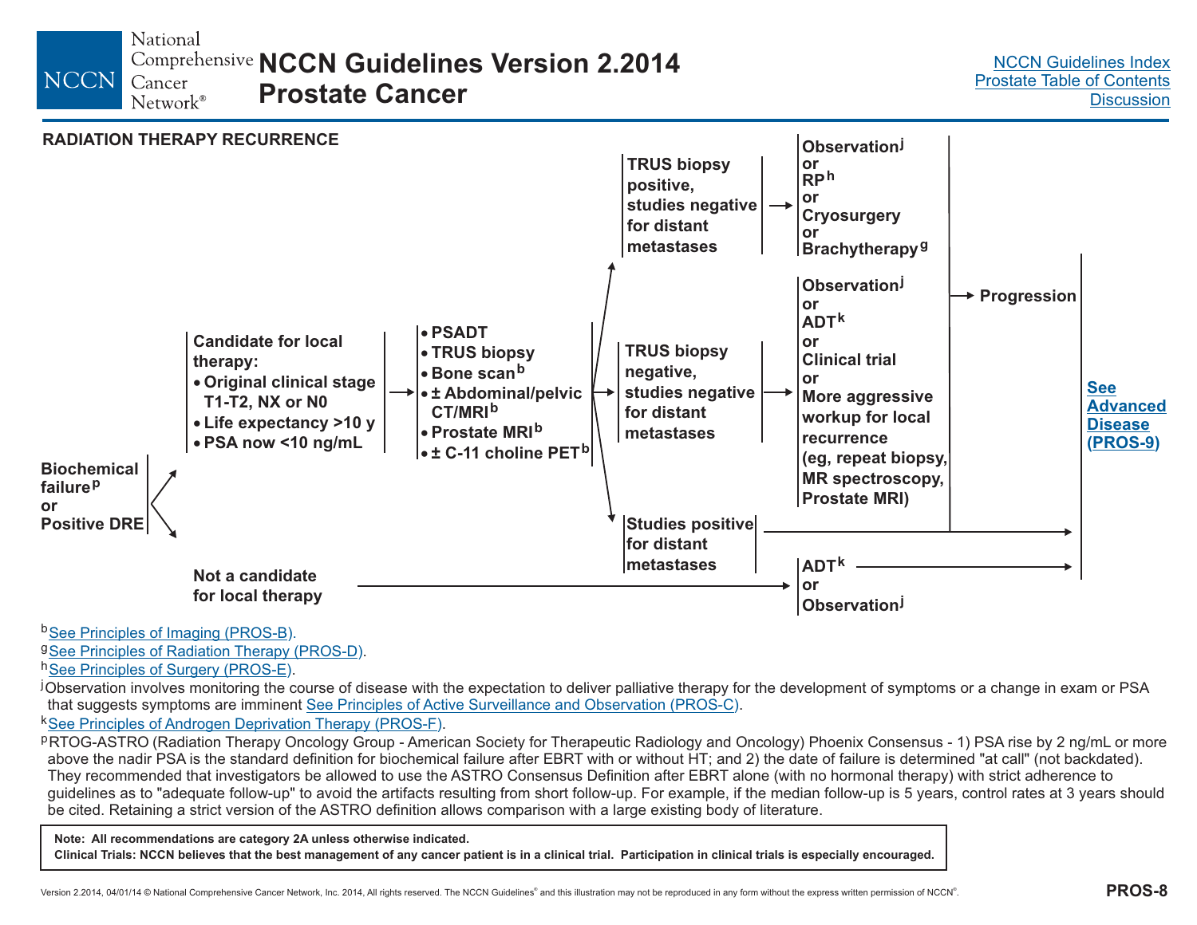## RADIATION THERAPY RECURRENCE

**Biochemical failure[p] or Positive DRE**

- **Candidate for local therapy:**
  - Original clinical stage T1-T2, NX or N0
  - Life expectancy >10 y
  - PSA now <10 ng/mL

  → **Workup:**
  - PSADT
  - TRUS biopsy
  - Bone scan[b]
  - ± Abdominal/pelvic CT/MRI[b]
  - Prostate MRI[b]
  - ± C-11 choline PET[b]

  → **TRUS biopsy positive, studies negative for distant metastases** → Observation[j] or RP[h] or Cryosurgery or Brachytherapy[g] → Progression → See Advanced Disease (PROS-9)

  → **TRUS biopsy negative, studies negative for distant metastases** → Observation[j] or ADT[k] or Clinical trial or More aggressive workup for local recurrence (eg, repeat biopsy, MR spectroscopy, Prostate MRI) → Progression → See Advanced Disease (PROS-9)

  → **Studies positive for distant metastases** → See Advanced Disease (PROS-9)

- **Not a candidate for local therapy** → ADT[k] or Observation[j] → See Advanced Disease (PROS-9)

---

[b]See Principles of Imaging (PROS-B).

[g]See Principles of Radiation Therapy (PROS-D).

[h]See Principles of Surgery (PROS-E).

[j]Observation involves monitoring the course of disease with the expectation to deliver palliative therapy for the development of symptoms or a change in exam or PSA that suggests symptoms are imminent See Principles of Active Surveillance and Observation (PROS-C).

[k]See Principles of Androgen Deprivation Therapy (PROS-F).

[p]RTOG-ASTRO (Radiation Therapy Oncology Group - American Society for Therapeutic Radiology and Oncology) Phoenix Consensus - 1) PSA rise by 2 ng/mL or more above the nadir PSA is the standard definition for biochemical failure after EBRT with or without HT; and 2) the date of failure is determined "at call" (not backdated). They recommended that investigators be allowed to use the ASTRO Consensus Definition after EBRT alone (with no hormonal therapy) with strict adherence to guidelines as to "adequate follow-up" to avoid the artifacts resulting from short follow-up. For example, if the median follow-up is 5 years, control rates at 3 years should be cited. Retaining a strict version of the ASTRO definition allows comparison with a large existing body of literature.

**Note: All recommendations are category 2A unless otherwise indicated.**

**Clinical Trials: NCCN believes that the best management of any cancer patient is in a clinical trial. Participation in clinical trials is especially encouraged.**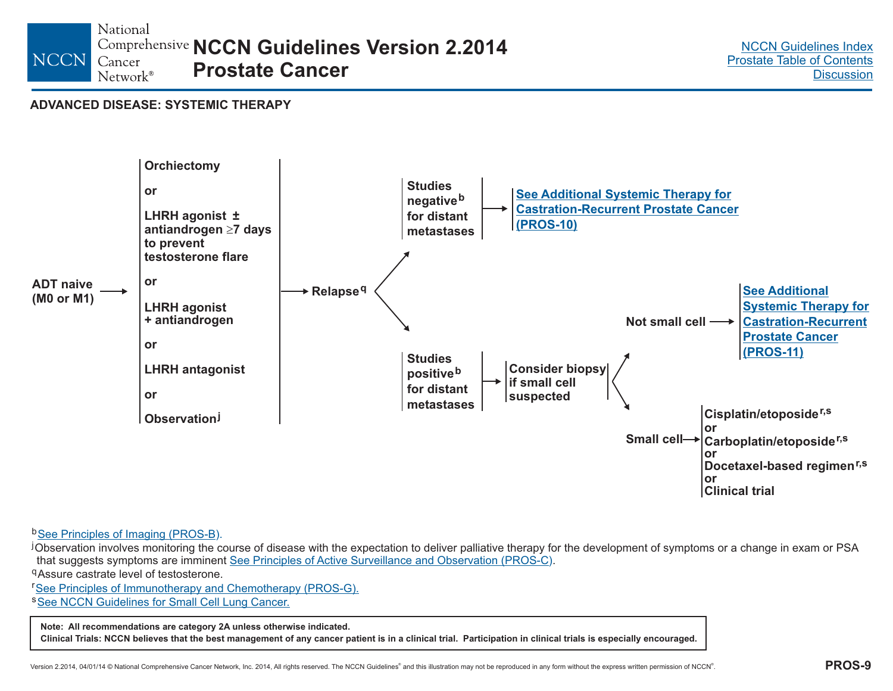## ADVANCED DISEASE: SYSTEMIC THERAPY

**ADT naive (M0 or M1)** →

- **Orchiectomy**
- **or**
- **LHRH agonist ± antiandrogen ≥7 days to prevent testosterone flare**
- **or**
- **LHRH agonist + antiandrogen**
- **or**
- **LHRH antagonist**
- **or**
- **Observation**[j]

→ **Relapse**[q]

- **Studies negative**[b] **for distant metastases** → **See Additional Systemic Therapy for Castration-Recurrent Prostate Cancer (PROS-10)**
- **Studies positive**[b] **for distant metastases** → **Consider biopsy if small cell suspected**
  - **Not small cell** → **See Additional Systemic Therapy for Castration-Recurrent Prostate Cancer (PROS-11)**
  - **Small cell** →
    - **Cisplatin/etoposide**[r,s]
    - **or**
    - **Carboplatin/etoposide**[r,s]
    - **or**
    - **Docetaxel-based regimen**[r,s]
    - **or**
    - **Clinical trial**

[b] See Principles of Imaging (PROS-B).

[j] Observation involves monitoring the course of disease with the expectation to deliver palliative therapy for the development of symptoms or a change in exam or PSA that suggests symptoms are imminent See Principles of Active Surveillance and Observation (PROS-C).

[q] Assure castrate level of testosterone.

[r] See Principles of Immunotherapy and Chemotherapy (PROS-G).

[s] See NCCN Guidelines for Small Cell Lung Cancer.

**Note: All recommendations are category 2A unless otherwise indicated.**
**Clinical Trials: NCCN believes that the best management of any cancer patient is in a clinical trial. Participation in clinical trials is especially encouraged.**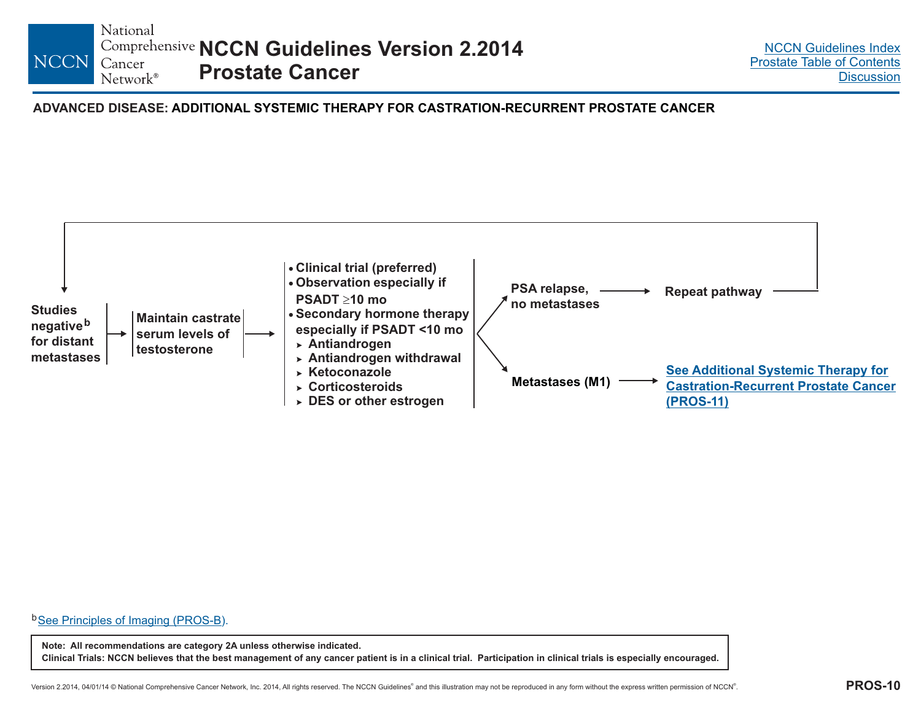## ADVANCED DISEASE: ADDITIONAL SYSTEMIC THERAPY FOR CASTRATION-RECURRENT PROSTATE CANCER

**Studies negative[b] for distant metastases** → **Maintain castrate serum levels of testosterone** →

- **Clinical trial (preferred)**
- **Observation especially if PSADT ≥10 mo**
- **Secondary hormone therapy especially if PSADT <10 mo**
  - **Antiandrogen**
  - **Antiandrogen withdrawal**
  - **Ketoconazole**
  - **Corticosteroids**
  - **DES or other estrogen**

→ **PSA relapse, no metastases** → **Repeat pathway** (return to Studies negative for distant metastases)

→ **Metastases (M1)** → See Additional Systemic Therapy for Castration-Recurrent Prostate Cancer (PROS-11)

[b] See Principles of Imaging (PROS-B).

**Note: All recommendations are category 2A unless otherwise indicated.**
**Clinical Trials: NCCN believes that the best management of any cancer patient is in a clinical trial. Participation in clinical trials is especially encouraged.**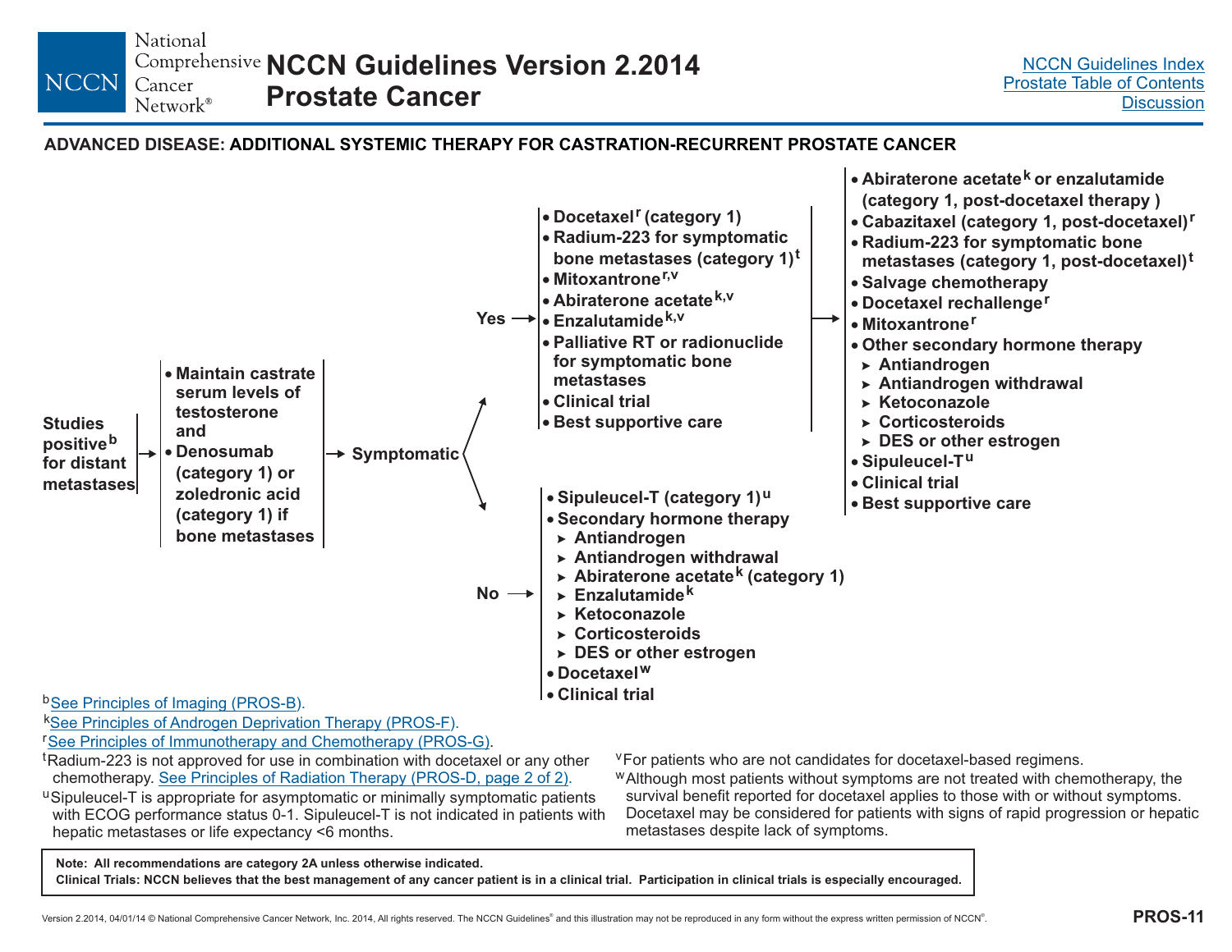## ADVANCED DISEASE: ADDITIONAL SYSTEMIC THERAPY FOR CASTRATION-RECURRENT PROSTATE CANCER

**Studies positive[b] for distant metastases** →

- **Maintain castrate serum levels of testosterone and**
- **Denosumab (category 1) or zoledronic acid (category 1) if bone metastases**

→ **Symptomatic**

**Yes** →

- **Docetaxel[r] (category 1)**
- **Radium-223 for symptomatic bone metastases (category 1)[t]**
- **Mitoxantrone[r,v]**
- **Abiraterone acetate[k,v]**
- **Enzalutamide[k,v]**
- **Palliative RT or radionuclide for symptomatic bone metastases**
- **Clinical trial**
- **Best supportive care**

→

- **Abiraterone acetate[k] or enzalutamide (category 1, post-docetaxel therapy )**
- **Cabazitaxel (category 1, post-docetaxel)[r]**
- **Radium-223 for symptomatic bone metastases (category 1, post-docetaxel)[t]**
- **Salvage chemotherapy**
- **Docetaxel rechallenge[r]**
- **Mitoxantrone[r]**
- **Other secondary hormone therapy**
  - **Antiandrogen**
  - **Antiandrogen withdrawal**
  - **Ketoconazole**
  - **Corticosteroids**
  - **DES or other estrogen**
- **Sipuleucel-T[u]**
- **Clinical trial**
- **Best supportive care**

**No** →

- **Sipuleucel-T (category 1)[u]**
- **Secondary hormone therapy**
  - **Antiandrogen**
  - **Antiandrogen withdrawal**
  - **Abiraterone acetate[k] (category 1)**
  - **Enzalutamide[k]**
  - **Ketoconazole**
  - **Corticosteroids**
  - **DES or other estrogen**
- **Docetaxel[w]**
- **Clinical trial**

[b] See Principles of Imaging (PROS-B).

[k] See Principles of Androgen Deprivation Therapy (PROS-F).

[r] See Principles of Immunotherapy and Chemotherapy (PROS-G).

[t] Radium-223 is not approved for use in combination with docetaxel or any other chemotherapy. See Principles of Radiation Therapy (PROS-D, page 2 of 2).

[u] Sipuleucel-T is appropriate for asymptomatic or minimally symptomatic patients with ECOG performance status 0-1. Sipuleucel-T is not indicated in patients with hepatic metastases or life expectancy <6 months.

[v] For patients who are not candidates for docetaxel-based regimens.

[w] Although most patients without symptoms are not treated with chemotherapy, the survival benefit reported for docetaxel applies to those with or without symptoms. Docetaxel may be considered for patients with signs of rapid progression or hepatic metastases despite lack of symptoms.

**Note: All recommendations are category 2A unless otherwise indicated.**
**Clinical Trials: NCCN believes that the best management of any cancer patient is in a clinical trial. Participation in clinical trials is especially encouraged.**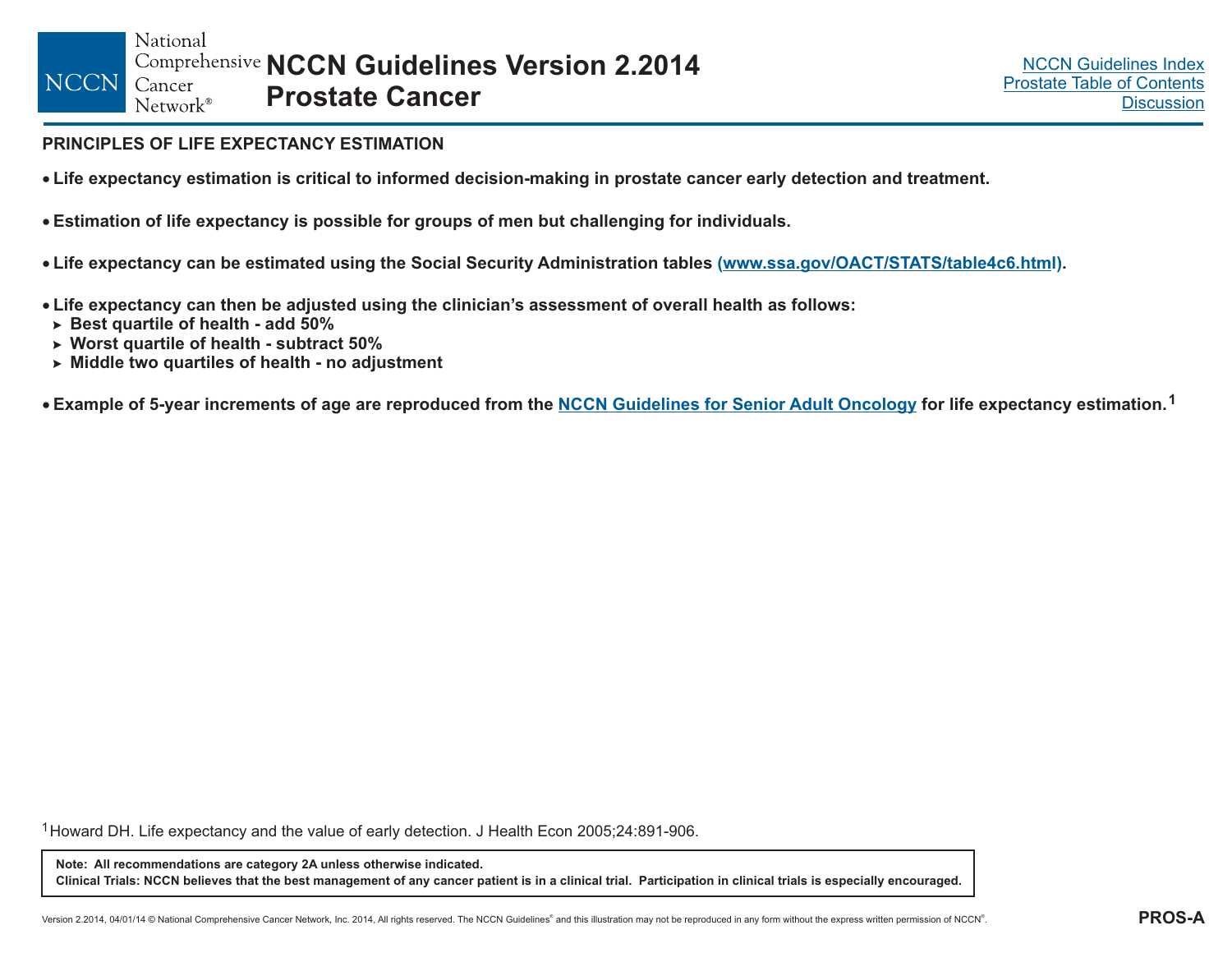## PRINCIPLES OF LIFE EXPECTANCY ESTIMATION

- **Life expectancy estimation is critical to informed decision-making in prostate cancer early detection and treatment.**

- **Estimation of life expectancy is possible for groups of men but challenging for individuals.**

- **Life expectancy can be estimated using the Social Security Administration tables (www.ssa.gov/OACT/STATS/table4c6.html).**

- **Life expectancy can then be adjusted using the clinician's assessment of overall health as follows:**
  - **Best quartile of health - add 50%**
  - **Worst quartile of health - subtract 50%**
  - **Middle two quartiles of health - no adjustment**

- **Example of 5-year increments of age are reproduced from the NCCN Guidelines for Senior Adult Oncology for life expectancy estimation.[1]**

[1] Howard DH. Life expectancy and the value of early detection. J Health Econ 2005;24:891-906.

**Note: All recommendations are category 2A unless otherwise indicated.**
**Clinical Trials: NCCN believes that the best management of any cancer patient is in a clinical trial. Participation in clinical trials is especially encouraged.**

PROS-A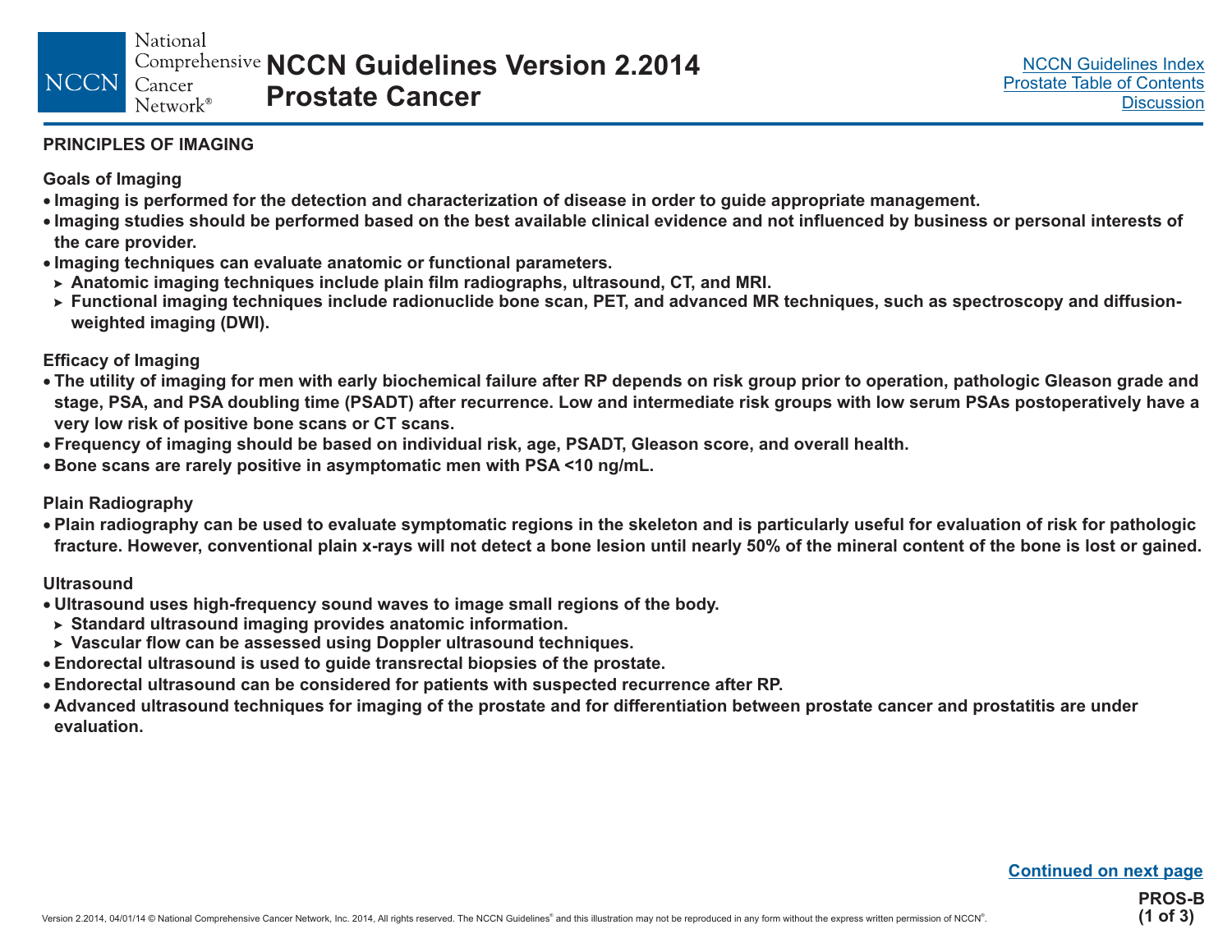## PRINCIPLES OF IMAGING

### Goals of Imaging

- Imaging is performed for the detection and characterization of disease in order to guide appropriate management.
- Imaging studies should be performed based on the best available clinical evidence and not influenced by business or personal interests of the care provider.
- Imaging techniques can evaluate anatomic or functional parameters.
  - Anatomic imaging techniques include plain film radiographs, ultrasound, CT, and MRI.
  - Functional imaging techniques include radionuclide bone scan, PET, and advanced MR techniques, such as spectroscopy and diffusion-weighted imaging (DWI).

### Efficacy of Imaging

- The utility of imaging for men with early biochemical failure after RP depends on risk group prior to operation, pathologic Gleason grade and stage, PSA, and PSA doubling time (PSADT) after recurrence. Low and intermediate risk groups with low serum PSAs postoperatively have a very low risk of positive bone scans or CT scans.
- Frequency of imaging should be based on individual risk, age, PSADT, Gleason score, and overall health.
- Bone scans are rarely positive in asymptomatic men with PSA <10 ng/mL.

### Plain Radiography

- Plain radiography can be used to evaluate symptomatic regions in the skeleton and is particularly useful for evaluation of risk for pathologic fracture. However, conventional plain x-rays will not detect a bone lesion until nearly 50% of the mineral content of the bone is lost or gained.

### Ultrasound

- Ultrasound uses high-frequency sound waves to image small regions of the body.
  - Standard ultrasound imaging provides anatomic information.
  - Vascular flow can be assessed using Doppler ultrasound techniques.
- Endorectal ultrasound is used to guide transrectal biopsies of the prostate.
- Endorectal ultrasound can be considered for patients with suspected recurrence after RP.
- Advanced ultrasound techniques for imaging of the prostate and for differentiation between prostate cancer and prostatitis are under evaluation.

Continued on next page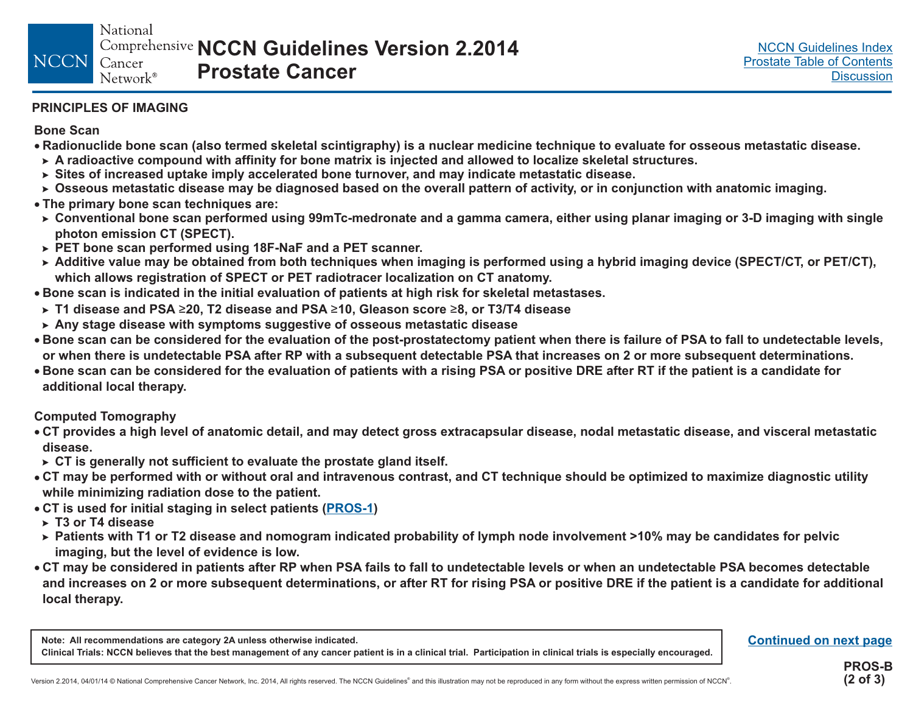## PRINCIPLES OF IMAGING

### Bone Scan

- Radionuclide bone scan (also termed skeletal scintigraphy) is a nuclear medicine technique to evaluate for osseous metastatic disease.
  - A radioactive compound with affinity for bone matrix is injected and allowed to localize skeletal structures.
  - Sites of increased uptake imply accelerated bone turnover, and may indicate metastatic disease.
  - Osseous metastatic disease may be diagnosed based on the overall pattern of activity, or in conjunction with anatomic imaging.
- The primary bone scan techniques are:
  - Conventional bone scan performed using 99mTc-medronate and a gamma camera, either using planar imaging or 3-D imaging with single photon emission CT (SPECT).
  - PET bone scan performed using 18F-NaF and a PET scanner.
  - Additive value may be obtained from both techniques when imaging is performed using a hybrid imaging device (SPECT/CT, or PET/CT), which allows registration of SPECT or PET radiotracer localization on CT anatomy.
- Bone scan is indicated in the initial evaluation of patients at high risk for skeletal metastases.
  - T1 disease and PSA ≥20, T2 disease and PSA ≥10, Gleason score ≥8, or T3/T4 disease
  - Any stage disease with symptoms suggestive of osseous metastatic disease
- Bone scan can be considered for the evaluation of the post-prostatectomy patient when there is failure of PSA to fall to undetectable levels, or when there is undetectable PSA after RP with a subsequent detectable PSA that increases on 2 or more subsequent determinations.
- Bone scan can be considered for the evaluation of patients with a rising PSA or positive DRE after RT if the patient is a candidate for additional local therapy.

### Computed Tomography

- CT provides a high level of anatomic detail, and may detect gross extracapsular disease, nodal metastatic disease, and visceral metastatic disease.
  - CT is generally not sufficient to evaluate the prostate gland itself.
- CT may be performed with or without oral and intravenous contrast, and CT technique should be optimized to maximize diagnostic utility while minimizing radiation dose to the patient.
- CT is used for initial staging in select patients (PROS-1)
  - T3 or T4 disease
  - Patients with T1 or T2 disease and nomogram indicated probability of lymph node involvement >10% may be candidates for pelvic imaging, but the level of evidence is low.
- CT may be considered in patients after RP when PSA fails to fall to undetectable levels or when an undetectable PSA becomes detectable and increases on 2 or more subsequent determinations, or after RT for rising PSA or positive DRE if the patient is a candidate for additional local therapy.

Note: All recommendations are category 2A unless otherwise indicated.
Clinical Trials: NCCN believes that the best management of any cancer patient is in a clinical trial. Participation in clinical trials is especially encouraged.

Continued on next page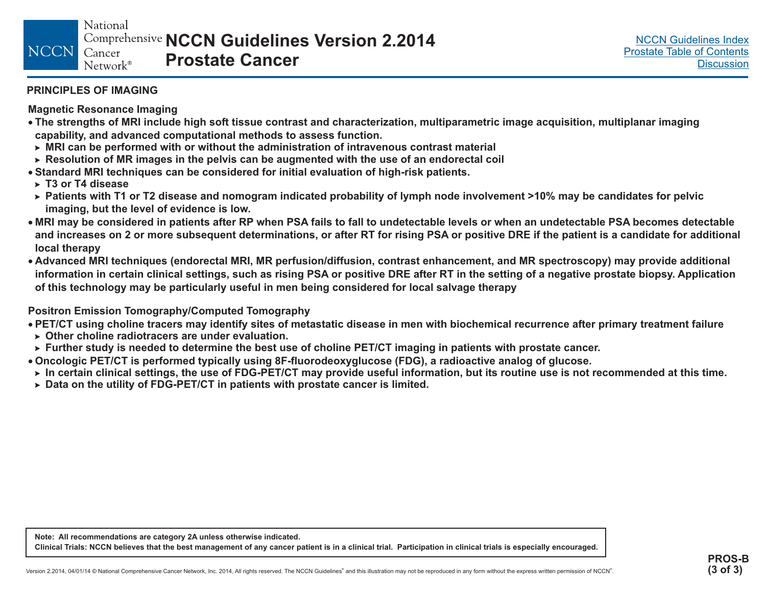## PRINCIPLES OF IMAGING

### Magnetic Resonance Imaging

- The strengths of MRI include high soft tissue contrast and characterization, multiparametric image acquisition, multiplanar imaging capability, and advanced computational methods to assess function.
  - MRI can be performed with or without the administration of intravenous contrast material
  - Resolution of MR images in the pelvis can be augmented with the use of an endorectal coil
- Standard MRI techniques can be considered for initial evaluation of high-risk patients.
  - T3 or T4 disease
  - Patients with T1 or T2 disease and nomogram indicated probability of lymph node involvement >10% may be candidates for pelvic imaging, but the level of evidence is low.
- MRI may be considered in patients after RP when PSA fails to fall to undetectable levels or when an undetectable PSA becomes detectable and increases on 2 or more subsequent determinations, or after RT for rising PSA or positive DRE if the patient is a candidate for additional local therapy
- Advanced MRI techniques (endorectal MRI, MR perfusion/diffusion, contrast enhancement, and MR spectroscopy) may provide additional information in certain clinical settings, such as rising PSA or positive DRE after RT in the setting of a negative prostate biopsy. Application of this technology may be particularly useful in men being considered for local salvage therapy

### Positron Emission Tomography/Computed Tomography

- PET/CT using choline tracers may identify sites of metastatic disease in men with biochemical recurrence after primary treatment failure
  - Other choline radiotracers are under evaluation.
  - Further study is needed to determine the best use of choline PET/CT imaging in patients with prostate cancer.
- Oncologic PET/CT is performed typically using 8F-fluorodeoxyglucose (FDG), a radioactive analog of glucose.
  - In certain clinical settings, the use of FDG-PET/CT may provide useful information, but its routine use is not recommended at this time.
  - Data on the utility of FDG-PET/CT in patients with prostate cancer is limited.

**Note: All recommendations are category 2A unless otherwise indicated.**

**Clinical Trials: NCCN believes that the best management of any cancer patient is in a clinical trial. Participation in clinical trials is especially encouraged.**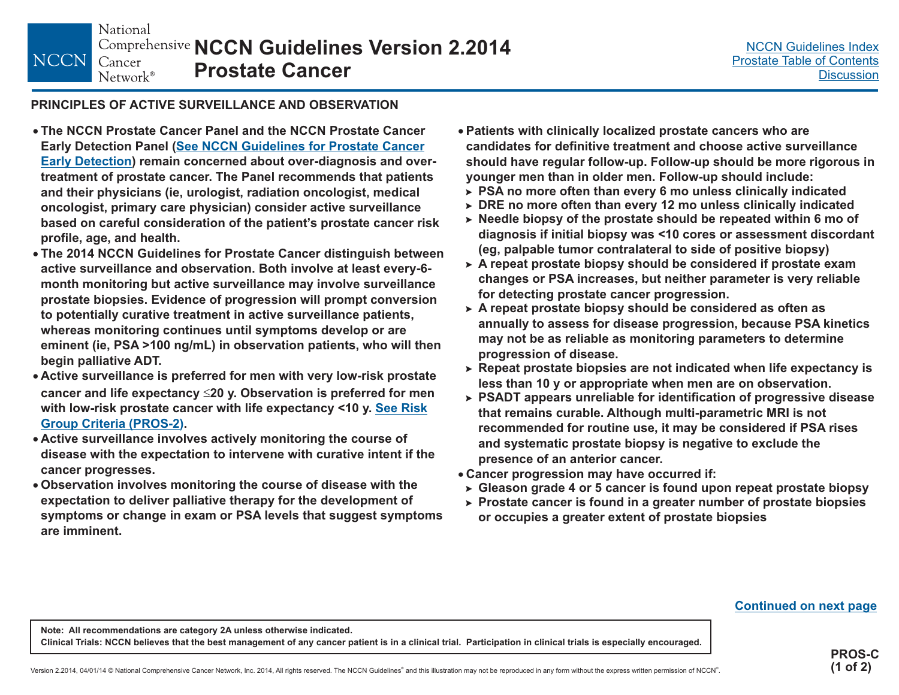## PRINCIPLES OF ACTIVE SURVEILLANCE AND OBSERVATION

- The NCCN Prostate Cancer Panel and the NCCN Prostate Cancer Early Detection Panel (See NCCN Guidelines for Prostate Cancer Early Detection) remain concerned about over-diagnosis and over-treatment of prostate cancer. The Panel recommends that patients and their physicians (ie, urologist, radiation oncologist, medical oncologist, primary care physician) consider active surveillance based on careful consideration of the patient's prostate cancer risk profile, age, and health.
- The 2014 NCCN Guidelines for Prostate Cancer distinguish between active surveillance and observation. Both involve at least every-6-month monitoring but active surveillance may involve surveillance prostate biopsies. Evidence of progression will prompt conversion to potentially curative treatment in active surveillance patients, whereas monitoring continues until symptoms develop or are eminent (ie, PSA >100 ng/mL) in observation patients, who will then begin palliative ADT.
- Active surveillance is preferred for men with very low-risk prostate cancer and life expectancy ≤20 y. Observation is preferred for men with low-risk prostate cancer with life expectancy <10 y. See Risk Group Criteria (PROS-2).
- Active surveillance involves actively monitoring the course of disease with the expectation to intervene with curative intent if the cancer progresses.
- Observation involves monitoring the course of disease with the expectation to deliver palliative therapy for the development of symptoms or change in exam or PSA levels that suggest symptoms are imminent.
- Patients with clinically localized prostate cancers who are candidates for definitive treatment and choose active surveillance should have regular follow-up. Follow-up should be more rigorous in younger men than in older men. Follow-up should include:
  - PSA no more often than every 6 mo unless clinically indicated
  - DRE no more often than every 12 mo unless clinically indicated
  - Needle biopsy of the prostate should be repeated within 6 mo of diagnosis if initial biopsy was <10 cores or assessment discordant (eg, palpable tumor contralateral to side of positive biopsy)
  - A repeat prostate biopsy should be considered if prostate exam changes or PSA increases, but neither parameter is very reliable for detecting prostate cancer progression.
  - A repeat prostate biopsy should be considered as often as annually to assess for disease progression, because PSA kinetics may not be as reliable as monitoring parameters to determine progression of disease.
  - Repeat prostate biopsies are not indicated when life expectancy is less than 10 y or appropriate when men are on observation.
  - PSADT appears unreliable for identification of progressive disease that remains curable. Although multi-parametric MRI is not recommended for routine use, it may be considered if PSA rises and systematic prostate biopsy is negative to exclude the presence of an anterior cancer.
- Cancer progression may have occurred if:
  - Gleason grade 4 or 5 cancer is found upon repeat prostate biopsy
  - Prostate cancer is found in a greater number of prostate biopsies or occupies a greater extent of prostate biopsies

Continued on next page

Note: All recommendations are category 2A unless otherwise indicated.
Clinical Trials: NCCN believes that the best management of any cancer patient is in a clinical trial. Participation in clinical trials is especially encouraged.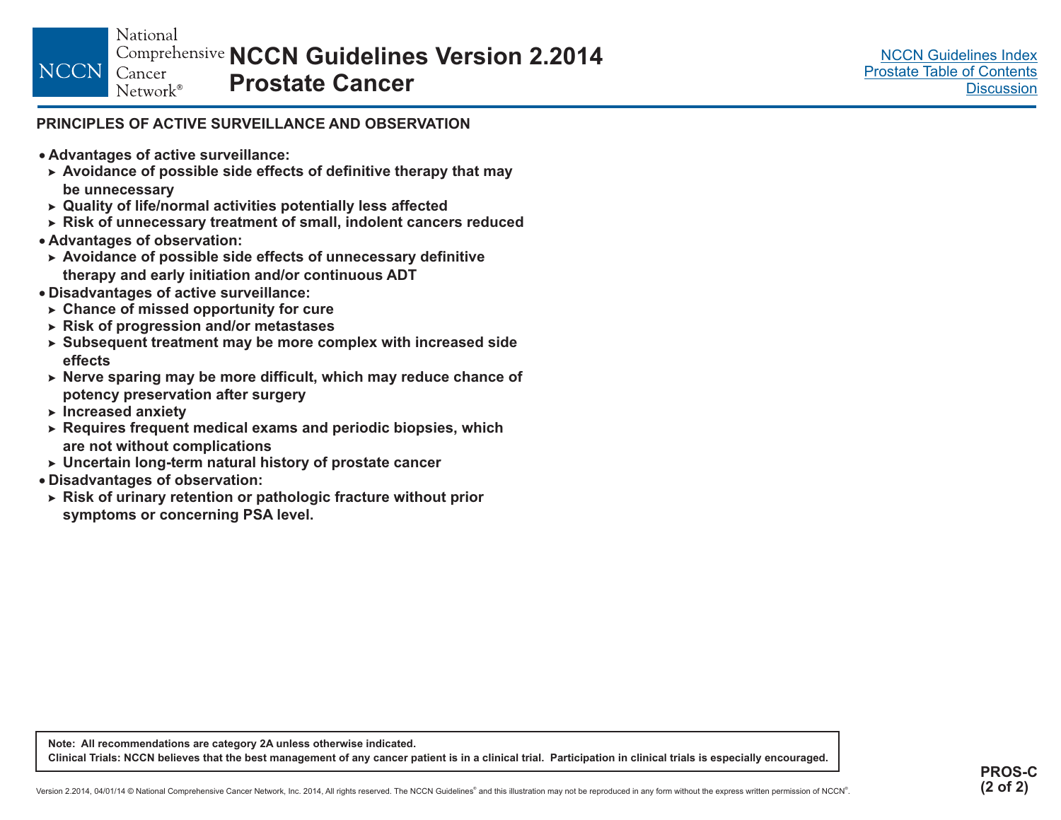## PRINCIPLES OF ACTIVE SURVEILLANCE AND OBSERVATION

- **Advantages of active surveillance:**
  - **Avoidance of possible side effects of definitive therapy that may be unnecessary**
  - **Quality of life/normal activities potentially less affected**
  - **Risk of unnecessary treatment of small, indolent cancers reduced**
- **Advantages of observation:**
  - **Avoidance of possible side effects of unnecessary definitive therapy and early initiation and/or continuous ADT**
- **Disadvantages of active surveillance:**
  - **Chance of missed opportunity for cure**
  - **Risk of progression and/or metastases**
  - **Subsequent treatment may be more complex with increased side effects**
  - **Nerve sparing may be more difficult, which may reduce chance of potency preservation after surgery**
  - **Increased anxiety**
  - **Requires frequent medical exams and periodic biopsies, which are not without complications**
  - **Uncertain long-term natural history of prostate cancer**
- **Disadvantages of observation:**
  - **Risk of urinary retention or pathologic fracture without prior symptoms or concerning PSA level.**

**Note: All recommendations are category 2A unless otherwise indicated.**
**Clinical Trials: NCCN believes that the best management of any cancer patient is in a clinical trial. Participation in clinical trials is especially encouraged.**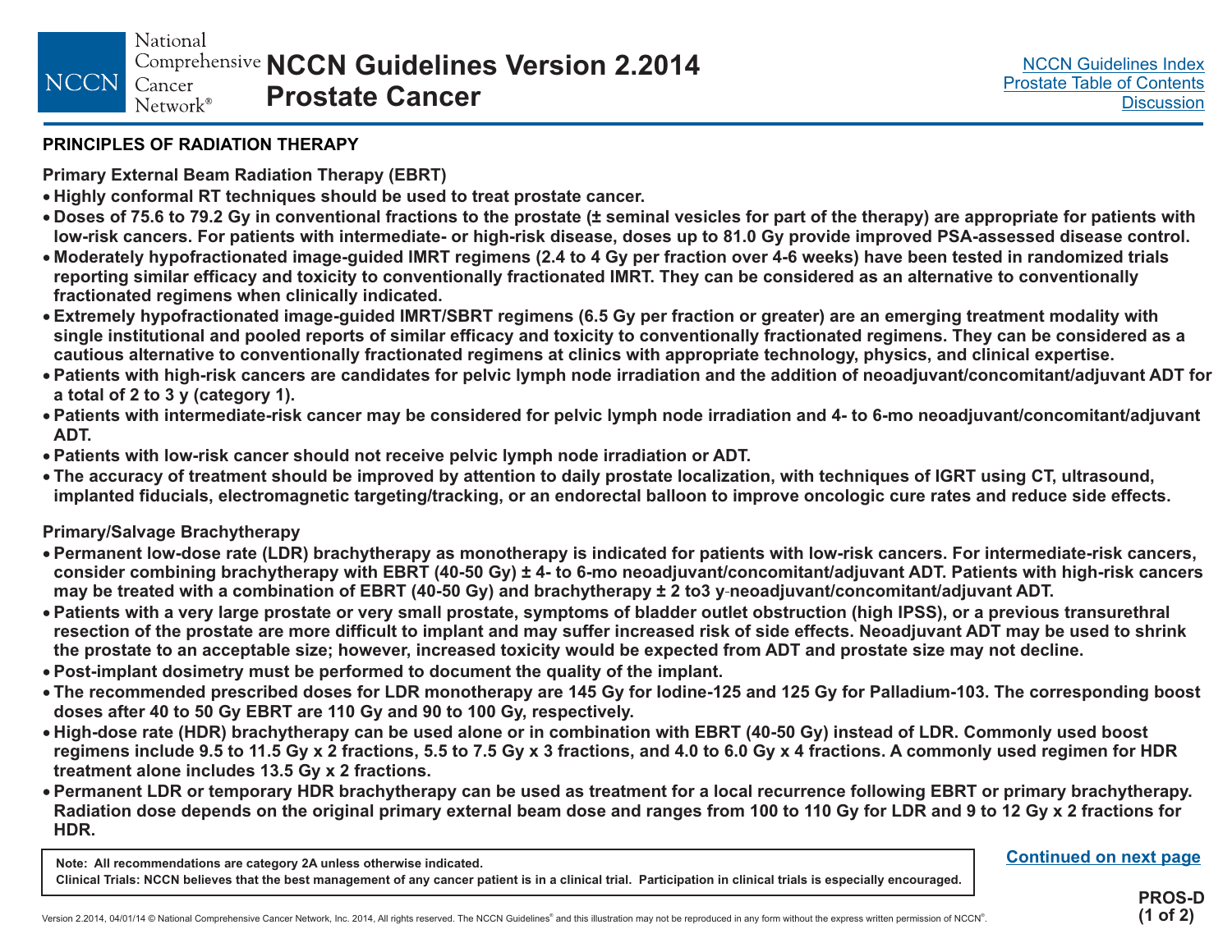## PRINCIPLES OF RADIATION THERAPY

### Primary External Beam Radiation Therapy (EBRT)

- **Highly conformal RT techniques should be used to treat prostate cancer.**
- **Doses of 75.6 to 79.2 Gy in conventional fractions to the prostate (± seminal vesicles for part of the therapy) are appropriate for patients with low-risk cancers. For patients with intermediate- or high-risk disease, doses up to 81.0 Gy provide improved PSA-assessed disease control.**
- **Moderately hypofractionated image-guided IMRT regimens (2.4 to 4 Gy per fraction over 4-6 weeks) have been tested in randomized trials reporting similar efficacy and toxicity to conventionally fractionated IMRT. They can be considered as an alternative to conventionally fractionated regimens when clinically indicated.**
- **Extremely hypofractionated image-guided IMRT/SBRT regimens (6.5 Gy per fraction or greater) are an emerging treatment modality with single institutional and pooled reports of similar efficacy and toxicity to conventionally fractionated regimens. They can be considered as a cautious alternative to conventionally fractionated regimens at clinics with appropriate technology, physics, and clinical expertise.**
- **Patients with high-risk cancers are candidates for pelvic lymph node irradiation and the addition of neoadjuvant/concomitant/adjuvant ADT for a total of 2 to 3 y (category 1).**
- **Patients with intermediate-risk cancer may be considered for pelvic lymph node irradiation and 4- to 6-mo neoadjuvant/concomitant/adjuvant ADT.**
- **Patients with low-risk cancer should not receive pelvic lymph node irradiation or ADT.**
- **The accuracy of treatment should be improved by attention to daily prostate localization, with techniques of IGRT using CT, ultrasound, implanted fiducials, electromagnetic targeting/tracking, or an endorectal balloon to improve oncologic cure rates and reduce side effects.**

### Primary/Salvage Brachytherapy

- **Permanent low-dose rate (LDR) brachytherapy as monotherapy is indicated for patients with low-risk cancers. For intermediate-risk cancers, consider combining brachytherapy with EBRT (40-50 Gy) ± 4- to 6-mo neoadjuvant/concomitant/adjuvant ADT. Patients with high-risk cancers may be treated with a combination of EBRT (40-50 Gy) and brachytherapy ± 2 to3 y-neoadjuvant/concomitant/adjuvant ADT.**
- **Patients with a very large prostate or very small prostate, symptoms of bladder outlet obstruction (high IPSS), or a previous transurethral resection of the prostate are more difficult to implant and may suffer increased risk of side effects. Neoadjuvant ADT may be used to shrink the prostate to an acceptable size; however, increased toxicity would be expected from ADT and prostate size may not decline.**
- **Post-implant dosimetry must be performed to document the quality of the implant.**
- **The recommended prescribed doses for LDR monotherapy are 145 Gy for Iodine-125 and 125 Gy for Palladium-103. The corresponding boost doses after 40 to 50 Gy EBRT are 110 Gy and 90 to 100 Gy, respectively.**
- **High-dose rate (HDR) brachytherapy can be used alone or in combination with EBRT (40-50 Gy) instead of LDR. Commonly used boost regimens include 9.5 to 11.5 Gy x 2 fractions, 5.5 to 7.5 Gy x 3 fractions, and 4.0 to 6.0 Gy x 4 fractions. A commonly used regimen for HDR treatment alone includes 13.5 Gy x 2 fractions.**
- **Permanent LDR or temporary HDR brachytherapy can be used as treatment for a local recurrence following EBRT or primary brachytherapy. Radiation dose depends on the original primary external beam dose and ranges from 100 to 110 Gy for LDR and 9 to 12 Gy x 2 fractions for HDR.**

**Note: All recommendations are category 2A unless otherwise indicated.**
**Clinical Trials: NCCN believes that the best management of any cancer patient is in a clinical trial. Participation in clinical trials is especially encouraged.**

**Continued on next page**

**PROS-D (1 of 2)**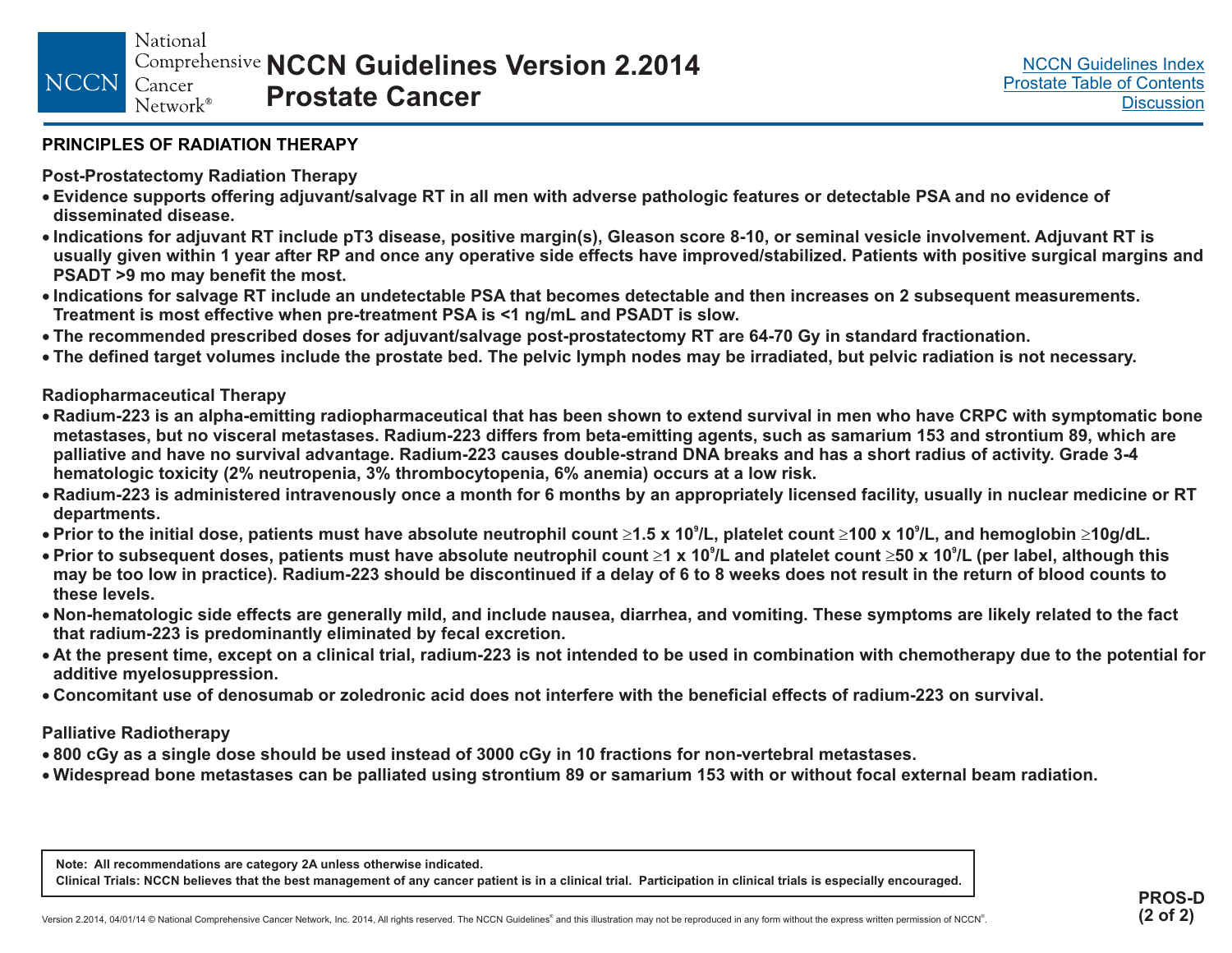## PRINCIPLES OF RADIATION THERAPY

### Post-Prostatectomy Radiation Therapy

- Evidence supports offering adjuvant/salvage RT in all men with adverse pathologic features or detectable PSA and no evidence of disseminated disease.
- Indications for adjuvant RT include pT3 disease, positive margin(s), Gleason score 8-10, or seminal vesicle involvement. Adjuvant RT is usually given within 1 year after RP and once any operative side effects have improved/stabilized. Patients with positive surgical margins and PSADT >9 mo may benefit the most.
- Indications for salvage RT include an undetectable PSA that becomes detectable and then increases on 2 subsequent measurements. Treatment is most effective when pre-treatment PSA is <1 ng/mL and PSADT is slow.
- The recommended prescribed doses for adjuvant/salvage post-prostatectomy RT are 64-70 Gy in standard fractionation.
- The defined target volumes include the prostate bed. The pelvic lymph nodes may be irradiated, but pelvic radiation is not necessary.

### Radiopharmaceutical Therapy

- Radium-223 is an alpha-emitting radiopharmaceutical that has been shown to extend survival in men who have CRPC with symptomatic bone metastases, but no visceral metastases. Radium-223 differs from beta-emitting agents, such as samarium 153 and strontium 89, which are palliative and have no survival advantage. Radium-223 causes double-strand DNA breaks and has a short radius of activity. Grade 3-4 hematologic toxicity (2% neutropenia, 3% thrombocytopenia, 6% anemia) occurs at a low risk.
- Radium-223 is administered intravenously once a month for 6 months by an appropriately licensed facility, usually in nuclear medicine or RT departments.
- Prior to the initial dose, patients must have absolute neutrophil count $\geq 1.5 \times 10^9$/L, platelet count $\geq 100 \times 10^9$/L, and hemoglobin $\geq$10g/dL.
- Prior to subsequent doses, patients must have absolute neutrophil count $\geq 1 \times 10^9$/L and platelet count $\geq 50 \times 10^9$/L (per label, although this may be too low in practice). Radium-223 should be discontinued if a delay of 6 to 8 weeks does not result in the return of blood counts to these levels.
- Non-hematologic side effects are generally mild, and include nausea, diarrhea, and vomiting. These symptoms are likely related to the fact that radium-223 is predominantly eliminated by fecal excretion.
- At the present time, except on a clinical trial, radium-223 is not intended to be used in combination with chemotherapy due to the potential for additive myelosuppression.
- Concomitant use of denosumab or zoledronic acid does not interfere with the beneficial effects of radium-223 on survival.

### Palliative Radiotherapy

- 800 cGy as a single dose should be used instead of 3000 cGy in 10 fractions for non-vertebral metastases.
- Widespread bone metastases can be palliated using strontium 89 or samarium 153 with or without focal external beam radiation.

Note: All recommendations are category 2A unless otherwise indicated.
Clinical Trials: NCCN believes that the best management of any cancer patient is in a clinical trial. Participation in clinical trials is especially encouraged.

PROS-D (2 of 2)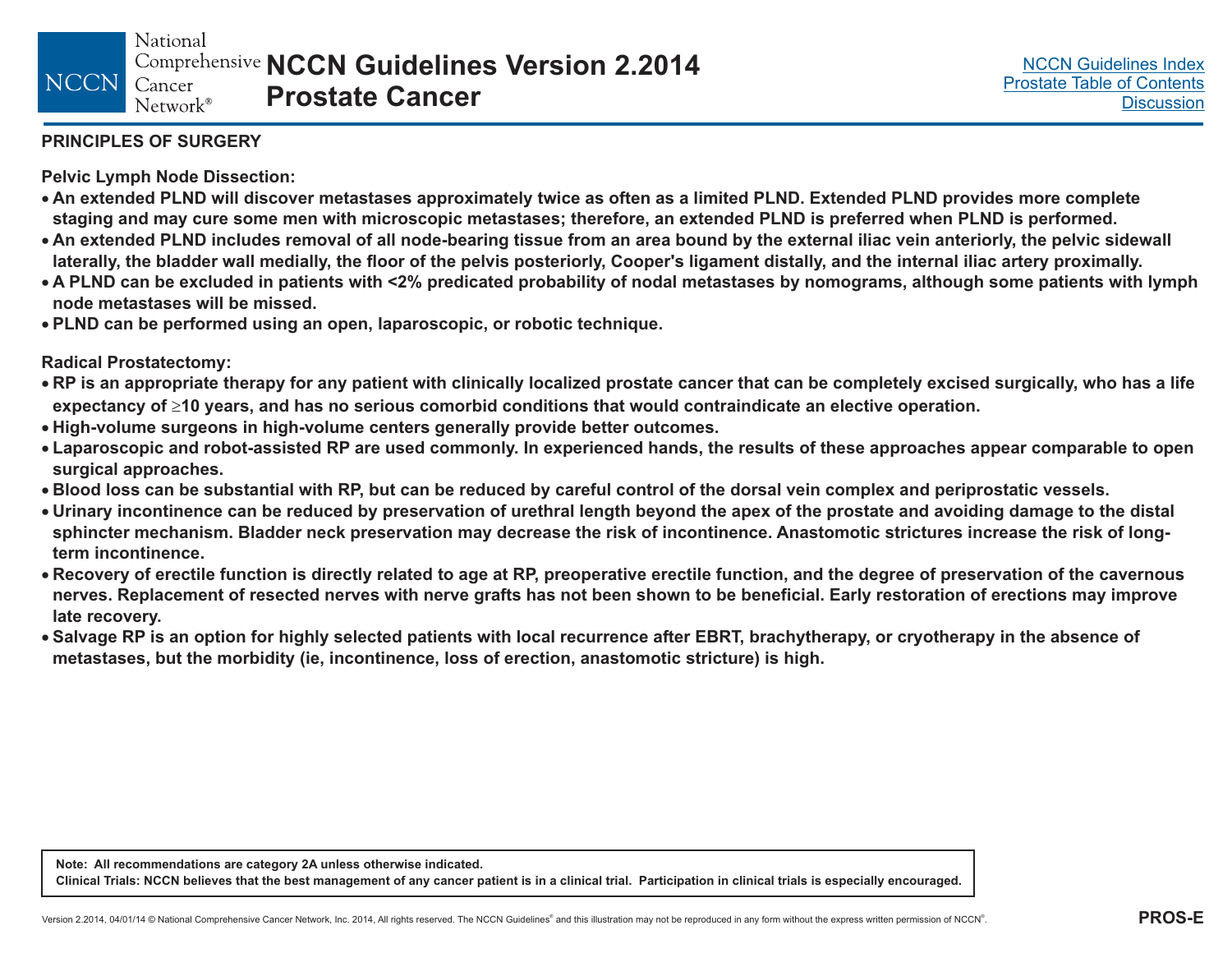## PRINCIPLES OF SURGERY

**Pelvic Lymph Node Dissection:**

- **An extended PLND will discover metastases approximately twice as often as a limited PLND. Extended PLND provides more complete staging and may cure some men with microscopic metastases; therefore, an extended PLND is preferred when PLND is performed.**
- **An extended PLND includes removal of all node-bearing tissue from an area bound by the external iliac vein anteriorly, the pelvic sidewall laterally, the bladder wall medially, the floor of the pelvis posteriorly, Cooper's ligament distally, and the internal iliac artery proximally.**
- **A PLND can be excluded in patients with <2% predicated probability of nodal metastases by nomograms, although some patients with lymph node metastases will be missed.**
- **PLND can be performed using an open, laparoscopic, or robotic technique.**

**Radical Prostatectomy:**

- **RP is an appropriate therapy for any patient with clinically localized prostate cancer that can be completely excised surgically, who has a life expectancy of ≥10 years, and has no serious comorbid conditions that would contraindicate an elective operation.**
- **High-volume surgeons in high-volume centers generally provide better outcomes.**
- **Laparoscopic and robot-assisted RP are used commonly. In experienced hands, the results of these approaches appear comparable to open surgical approaches.**
- **Blood loss can be substantial with RP, but can be reduced by careful control of the dorsal vein complex and periprostatic vessels.**
- **Urinary incontinence can be reduced by preservation of urethral length beyond the apex of the prostate and avoiding damage to the distal sphincter mechanism. Bladder neck preservation may decrease the risk of incontinence. Anastomotic strictures increase the risk of long-term incontinence.**
- **Recovery of erectile function is directly related to age at RP, preoperative erectile function, and the degree of preservation of the cavernous nerves. Replacement of resected nerves with nerve grafts has not been shown to be beneficial. Early restoration of erections may improve late recovery.**
- **Salvage RP is an option for highly selected patients with local recurrence after EBRT, brachytherapy, or cryotherapy in the absence of metastases, but the morbidity (ie, incontinence, loss of erection, anastomotic stricture) is high.**

**Note: All recommendations are category 2A unless otherwise indicated.**
**Clinical Trials: NCCN believes that the best management of any cancer patient is in a clinical trial. Participation in clinical trials is especially encouraged.**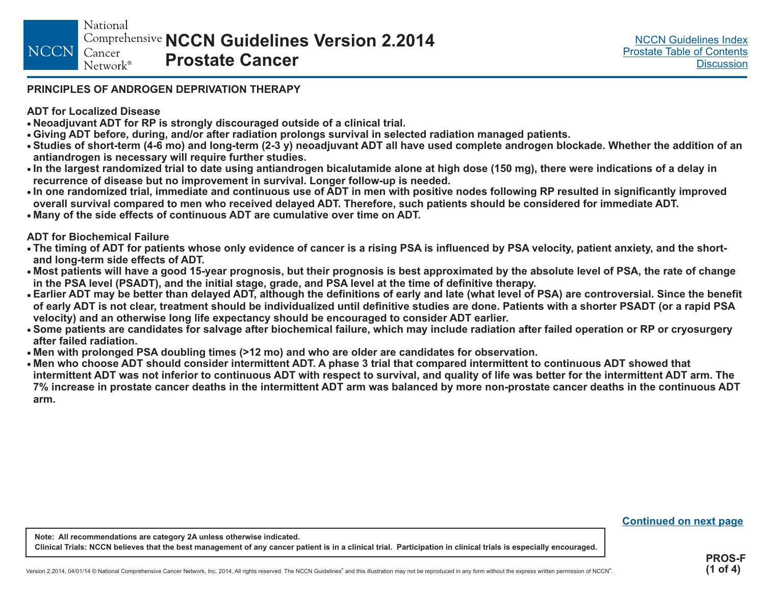## PRINCIPLES OF ANDROGEN DEPRIVATION THERAPY

### ADT for Localized Disease

- Neoadjuvant ADT for RP is strongly discouraged outside of a clinical trial.
- Giving ADT before, during, and/or after radiation prolongs survival in selected radiation managed patients.
- Studies of short-term (4-6 mo) and long-term (2-3 y) neoadjuvant ADT all have used complete androgen blockade. Whether the addition of an antiandrogen is necessary will require further studies.
- In the largest randomized trial to date using antiandrogen bicalutamide alone at high dose (150 mg), there were indications of a delay in recurrence of disease but no improvement in survival. Longer follow-up is needed.
- In one randomized trial, immediate and continuous use of ADT in men with positive nodes following RP resulted in significantly improved overall survival compared to men who received delayed ADT. Therefore, such patients should be considered for immediate ADT.
- Many of the side effects of continuous ADT are cumulative over time on ADT.

### ADT for Biochemical Failure

- The timing of ADT for patients whose only evidence of cancer is a rising PSA is influenced by PSA velocity, patient anxiety, and the short- and long-term side effects of ADT.
- Most patients will have a good 15-year prognosis, but their prognosis is best approximated by the absolute level of PSA, the rate of change in the PSA level (PSADT), and the initial stage, grade, and PSA level at the time of definitive therapy.
- Earlier ADT may be better than delayed ADT, although the definitions of early and late (what level of PSA) are controversial. Since the benefit of early ADT is not clear, treatment should be individualized until definitive studies are done. Patients with a shorter PSADT (or a rapid PSA velocity) and an otherwise long life expectancy should be encouraged to consider ADT earlier.
- Some patients are candidates for salvage after biochemical failure, which may include radiation after failed operation or RP or cryosurgery after failed radiation.
- Men with prolonged PSA doubling times (>12 mo) and who are older are candidates for observation.
- Men who choose ADT should consider intermittent ADT. A phase 3 trial that compared intermittent to continuous ADT showed that intermittent ADT was not inferior to continuous ADT with respect to survival, and quality of life was better for the intermittent ADT arm. The 7% increase in prostate cancer deaths in the intermittent ADT arm was balanced by more non-prostate cancer deaths in the continuous ADT arm.

Continued on next page

Note: All recommendations are category 2A unless otherwise indicated.
Clinical Trials: NCCN believes that the best management of any cancer patient is in a clinical trial. Participation in clinical trials is especially encouraged.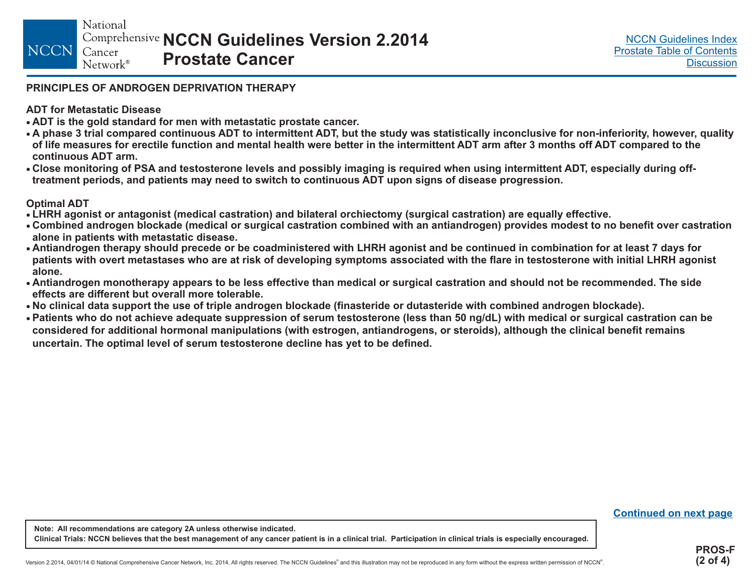# PRINCIPLES OF ANDROGEN DEPRIVATION THERAPY

## ADT for Metastatic Disease

- **ADT is the gold standard for men with metastatic prostate cancer.**
- **A phase 3 trial compared continuous ADT to intermittent ADT, but the study was statistically inconclusive for non-inferiority, however, quality of life measures for erectile function and mental health were better in the intermittent ADT arm after 3 months off ADT compared to the continuous ADT arm.**
- **Close monitoring of PSA and testosterone levels and possibly imaging is required when using intermittent ADT, especially during off-treatment periods, and patients may need to switch to continuous ADT upon signs of disease progression.**

## Optimal ADT

- **LHRH agonist or antagonist (medical castration) and bilateral orchiectomy (surgical castration) are equally effective.**
- **Combined androgen blockade (medical or surgical castration combined with an antiandrogen) provides modest to no benefit over castration alone in patients with metastatic disease.**
- **Antiandrogen therapy should precede or be coadministered with LHRH agonist and be continued in combination for at least 7 days for patients with overt metastases who are at risk of developing symptoms associated with the flare in testosterone with initial LHRH agonist alone.**
- **Antiandrogen monotherapy appears to be less effective than medical or surgical castration and should not be recommended. The side effects are different but overall more tolerable.**
- **No clinical data support the use of triple androgen blockade (finasteride or dutasteride with combined androgen blockade).**
- **Patients who do not achieve adequate suppression of serum testosterone (less than 50 ng/dL) with medical or surgical castration can be considered for additional hormonal manipulations (with estrogen, antiandrogens, or steroids), although the clinical benefit remains uncertain. The optimal level of serum testosterone decline has yet to be defined.**

**Continued on next page**

**Note: All recommendations are category 2A unless otherwise indicated.**
**Clinical Trials: NCCN believes that the best management of any cancer patient is in a clinical trial. Participation in clinical trials is especially encouraged.**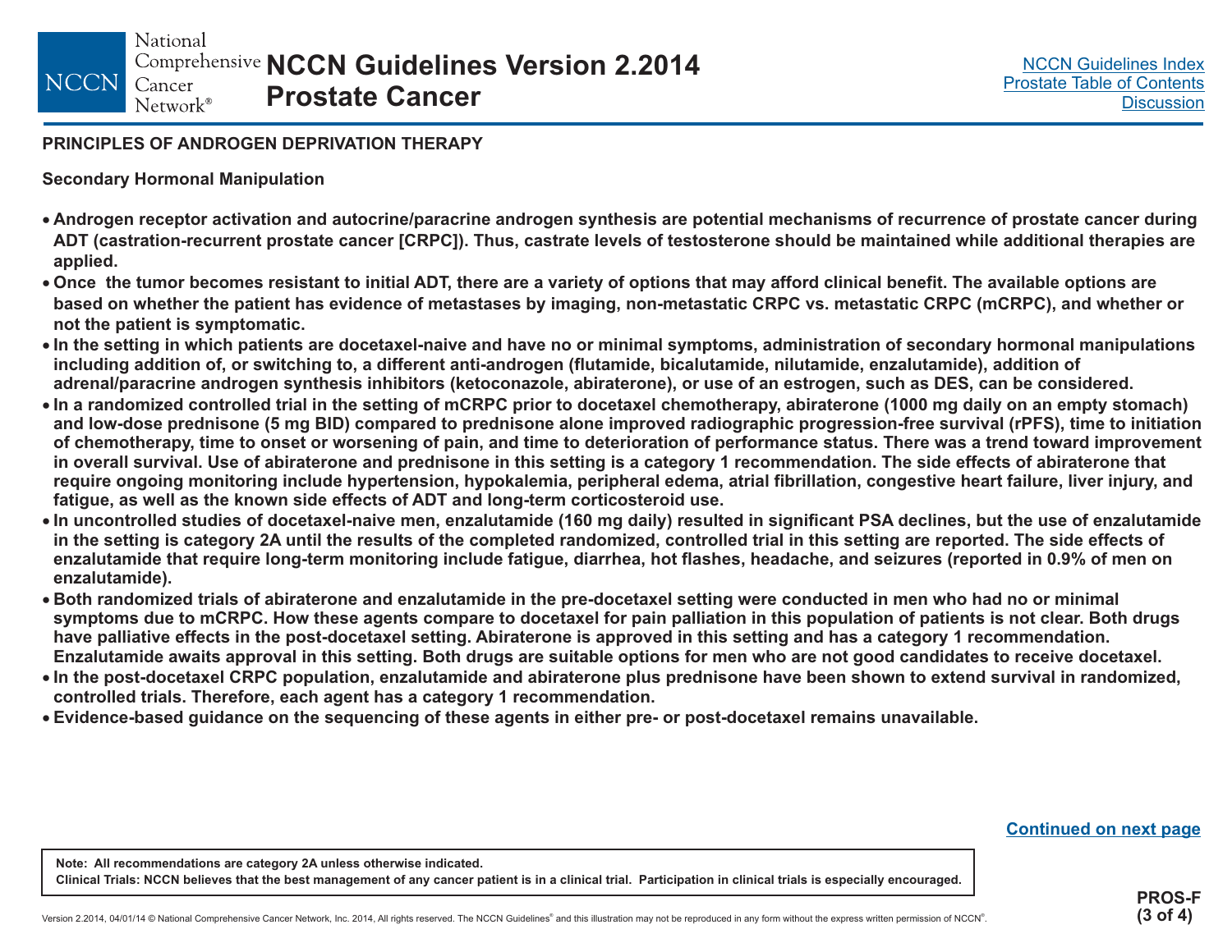## PRINCIPLES OF ANDROGEN DEPRIVATION THERAPY

### Secondary Hormonal Manipulation

- **Androgen receptor activation and autocrine/paracrine androgen synthesis are potential mechanisms of recurrence of prostate cancer during ADT (castration-recurrent prostate cancer [CRPC]). Thus, castrate levels of testosterone should be maintained while additional therapies are applied.**
- **Once the tumor becomes resistant to initial ADT, there are a variety of options that may afford clinical benefit. The available options are based on whether the patient has evidence of metastases by imaging, non-metastatic CRPC vs. metastatic CRPC (mCRPC), and whether or not the patient is symptomatic.**
- **In the setting in which patients are docetaxel-naive and have no or minimal symptoms, administration of secondary hormonal manipulations including addition of, or switching to, a different anti-androgen (flutamide, bicalutamide, nilutamide, enzalutamide), addition of adrenal/paracrine androgen synthesis inhibitors (ketoconazole, abiraterone), or use of an estrogen, such as DES, can be considered.**
- **In a randomized controlled trial in the setting of mCRPC prior to docetaxel chemotherapy, abiraterone (1000 mg daily on an empty stomach) and low-dose prednisone (5 mg BID) compared to prednisone alone improved radiographic progression-free survival (rPFS), time to initiation of chemotherapy, time to onset or worsening of pain, and time to deterioration of performance status. There was a trend toward improvement in overall survival. Use of abiraterone and prednisone in this setting is a category 1 recommendation. The side effects of abiraterone that require ongoing monitoring include hypertension, hypokalemia, peripheral edema, atrial fibrillation, congestive heart failure, liver injury, and fatigue, as well as the known side effects of ADT and long-term corticosteroid use.**
- **In uncontrolled studies of docetaxel-naive men, enzalutamide (160 mg daily) resulted in significant PSA declines, but the use of enzalutamide in the setting is category 2A until the results of the completed randomized, controlled trial in this setting are reported. The side effects of enzalutamide that require long-term monitoring include fatigue, diarrhea, hot flashes, headache, and seizures (reported in 0.9% of men on enzalutamide).**
- **Both randomized trials of abiraterone and enzalutamide in the pre-docetaxel setting were conducted in men who had no or minimal symptoms due to mCRPC. How these agents compare to docetaxel for pain palliation in this population of patients is not clear. Both drugs have palliative effects in the post-docetaxel setting. Abiraterone is approved in this setting and has a category 1 recommendation. Enzalutamide awaits approval in this setting. Both drugs are suitable options for men who are not good candidates to receive docetaxel.**
- **In the post-docetaxel CRPC population, enzalutamide and abiraterone plus prednisone have been shown to extend survival in randomized, controlled trials. Therefore, each agent has a category 1 recommendation.**
- **Evidence-based guidance on the sequencing of these agents in either pre- or post-docetaxel remains unavailable.**

Continued on next page

**Note: All recommendations are category 2A unless otherwise indicated.**
**Clinical Trials: NCCN believes that the best management of any cancer patient is in a clinical trial. Participation in clinical trials is especially encouraged.**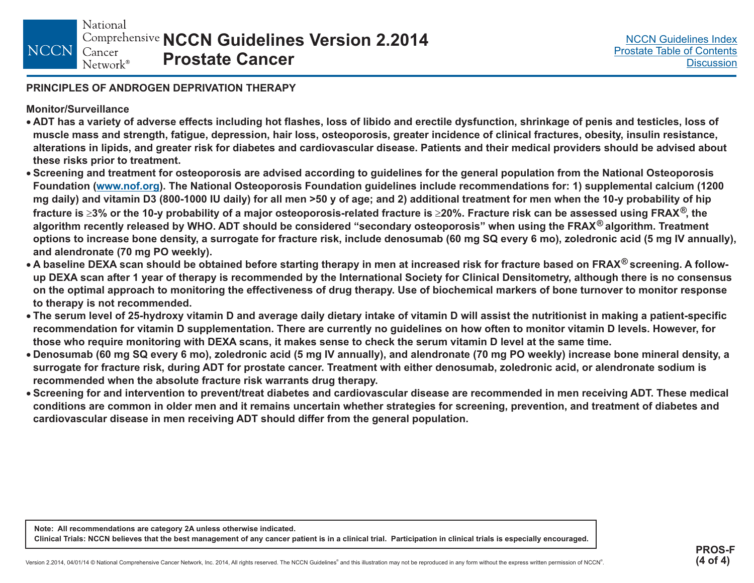## PRINCIPLES OF ANDROGEN DEPRIVATION THERAPY

### Monitor/Surveillance

- ADT has a variety of adverse effects including hot flashes, loss of libido and erectile dysfunction, shrinkage of penis and testicles, loss of muscle mass and strength, fatigue, depression, hair loss, osteoporosis, greater incidence of clinical fractures, obesity, insulin resistance, alterations in lipids, and greater risk for diabetes and cardiovascular disease. Patients and their medical providers should be advised about these risks prior to treatment.
- Screening and treatment for osteoporosis are advised according to guidelines for the general population from the National Osteoporosis Foundation (www.nof.org). The National Osteoporosis Foundation guidelines include recommendations for: 1) supplemental calcium (1200 mg daily) and vitamin D3 (800-1000 IU daily) for all men >50 y of age; and 2) additional treatment for men when the 10-y probability of hip fracture is ≥3% or the 10-y probability of a major osteoporosis-related fracture is ≥20%. Fracture risk can be assessed using FRAX®, the algorithm recently released by WHO. ADT should be considered "secondary osteoporosis" when using the FRAX® algorithm. Treatment options to increase bone density, a surrogate for fracture risk, include denosumab (60 mg SQ every 6 mo), zoledronic acid (5 mg IV annually), and alendronate (70 mg PO weekly).
- A baseline DEXA scan should be obtained before starting therapy in men at increased risk for fracture based on FRAX® screening. A follow-up DEXA scan after 1 year of therapy is recommended by the International Society for Clinical Densitometry, although there is no consensus on the optimal approach to monitoring the effectiveness of drug therapy. Use of biochemical markers of bone turnover to monitor response to therapy is not recommended.
- The serum level of 25-hydroxy vitamin D and average daily dietary intake of vitamin D will assist the nutritionist in making a patient-specific recommendation for vitamin D supplementation. There are currently no guidelines on how often to monitor vitamin D levels. However, for those who require monitoring with DEXA scans, it makes sense to check the serum vitamin D level at the same time.
- Denosumab (60 mg SQ every 6 mo), zoledronic acid (5 mg IV annually), and alendronate (70 mg PO weekly) increase bone mineral density, a surrogate for fracture risk, during ADT for prostate cancer. Treatment with either denosumab, zoledronic acid, or alendronate sodium is recommended when the absolute fracture risk warrants drug therapy.
- Screening for and intervention to prevent/treat diabetes and cardiovascular disease are recommended in men receiving ADT. These medical conditions are common in older men and it remains uncertain whether strategies for screening, prevention, and treatment of diabetes and cardiovascular disease in men receiving ADT should differ from the general population.

**Note: All recommendations are category 2A unless otherwise indicated.**
**Clinical Trials: NCCN believes that the best management of any cancer patient is in a clinical trial. Participation in clinical trials is especially encouraged.**

PROS-F (4 of 4)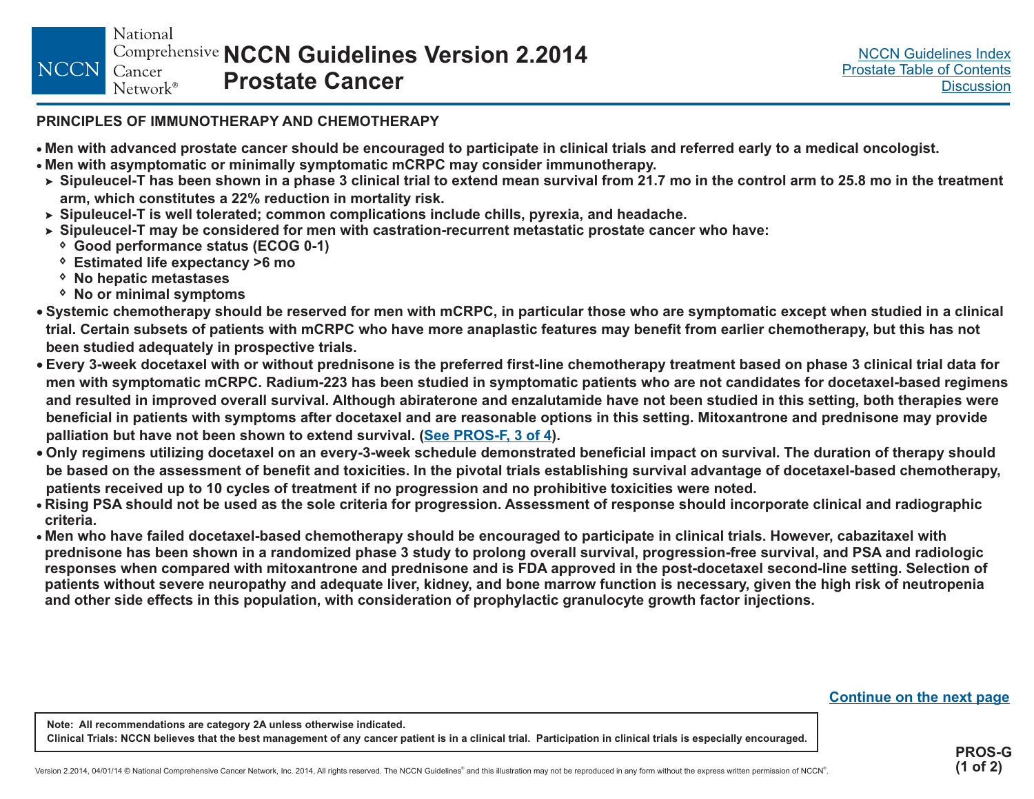## PRINCIPLES OF IMMUNOTHERAPY AND CHEMOTHERAPY

- Men with advanced prostate cancer should be encouraged to participate in clinical trials and referred early to a medical oncologist.
- Men with asymptomatic or minimally symptomatic mCRPC may consider immunotherapy.
  - Sipuleucel-T has been shown in a phase 3 clinical trial to extend mean survival from 21.7 mo in the control arm to 25.8 mo in the treatment arm, which constitutes a 22% reduction in mortality risk.
  - Sipuleucel-T is well tolerated; common complications include chills, pyrexia, and headache.
  - Sipuleucel-T may be considered for men with castration-recurrent metastatic prostate cancer who have:
    - Good performance status (ECOG 0-1)
    - Estimated life expectancy >6 mo
    - No hepatic metastases
    - No or minimal symptoms
- Systemic chemotherapy should be reserved for men with mCRPC, in particular those who are symptomatic except when studied in a clinical trial. Certain subsets of patients with mCRPC who have more anaplastic features may benefit from earlier chemotherapy, but this has not been studied adequately in prospective trials.
- Every 3-week docetaxel with or without prednisone is the preferred first-line chemotherapy treatment based on phase 3 clinical trial data for men with symptomatic mCRPC. Radium-223 has been studied in symptomatic patients who are not candidates for docetaxel-based regimens and resulted in improved overall survival. Although abiraterone and enzalutamide have not been studied in this setting, both therapies were beneficial in patients with symptoms after docetaxel and are reasonable options in this setting. Mitoxantrone and prednisone may provide palliation but have not been shown to extend survival. (See PROS-F, 3 of 4).
- Only regimens utilizing docetaxel on an every-3-week schedule demonstrated beneficial impact on survival. The duration of therapy should be based on the assessment of benefit and toxicities. In the pivotal trials establishing survival advantage of docetaxel-based chemotherapy, patients received up to 10 cycles of treatment if no progression and no prohibitive toxicities were noted.
- Rising PSA should not be used as the sole criteria for progression. Assessment of response should incorporate clinical and radiographic criteria.
- Men who have failed docetaxel-based chemotherapy should be encouraged to participate in clinical trials. However, cabazitaxel with prednisone has been shown in a randomized phase 3 study to prolong overall survival, progression-free survival, and PSA and radiologic responses when compared with mitoxantrone and prednisone and is FDA approved in the post-docetaxel second-line setting. Selection of patients without severe neuropathy and adequate liver, kidney, and bone marrow function is necessary, given the high risk of neutropenia and other side effects in this population, with consideration of prophylactic granulocyte growth factor injections.

Continue on the next page

Note: All recommendations are category 2A unless otherwise indicated.
Clinical Trials: NCCN believes that the best management of any cancer patient is in a clinical trial. Participation in clinical trials is especially encouraged.

PROS-G (1 of 2)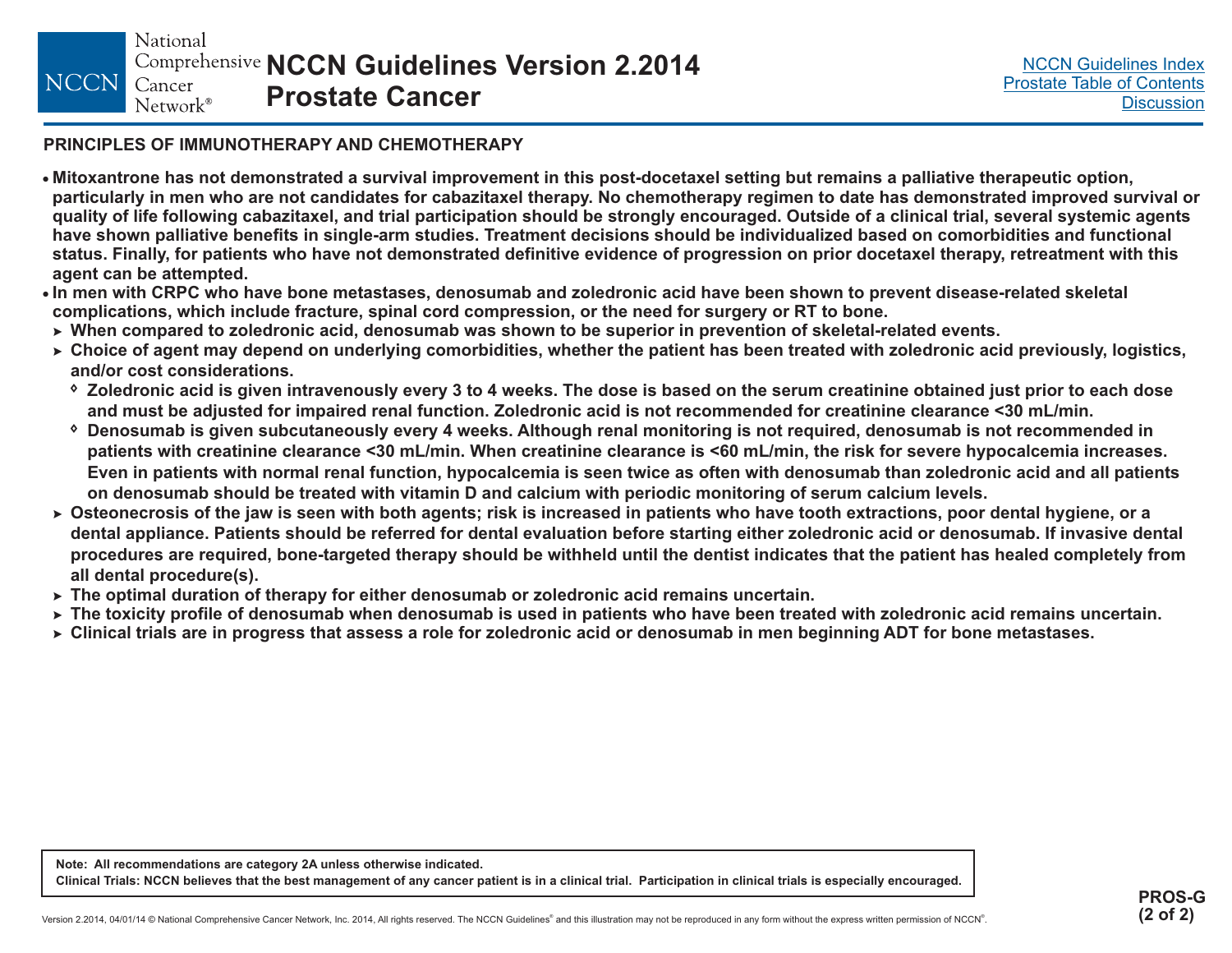## PRINCIPLES OF IMMUNOTHERAPY AND CHEMOTHERAPY

- **Mitoxantrone has not demonstrated a survival improvement in this post-docetaxel setting but remains a palliative therapeutic option, particularly in men who are not candidates for cabazitaxel therapy. No chemotherapy regimen to date has demonstrated improved survival or quality of life following cabazitaxel, and trial participation should be strongly encouraged. Outside of a clinical trial, several systemic agents have shown palliative benefits in single-arm studies. Treatment decisions should be individualized based on comorbidities and functional status. Finally, for patients who have not demonstrated definitive evidence of progression on prior docetaxel therapy, retreatment with this agent can be attempted.**
- **In men with CRPC who have bone metastases, denosumab and zoledronic acid have been shown to prevent disease-related skeletal complications, which include fracture, spinal cord compression, or the need for surgery or RT to bone.**
  - **When compared to zoledronic acid, denosumab was shown to be superior in prevention of skeletal-related events.**
  - **Choice of agent may depend on underlying comorbidities, whether the patient has been treated with zoledronic acid previously, logistics, and/or cost considerations.**
    - **Zoledronic acid is given intravenously every 3 to 4 weeks. The dose is based on the serum creatinine obtained just prior to each dose and must be adjusted for impaired renal function. Zoledronic acid is not recommended for creatinine clearance <30 mL/min.**
    - **Denosumab is given subcutaneously every 4 weeks. Although renal monitoring is not required, denosumab is not recommended in patients with creatinine clearance <30 mL/min. When creatinine clearance is <60 mL/min, the risk for severe hypocalcemia increases. Even in patients with normal renal function, hypocalcemia is seen twice as often with denosumab than zoledronic acid and all patients on denosumab should be treated with vitamin D and calcium with periodic monitoring of serum calcium levels.**
  - **Osteonecrosis of the jaw is seen with both agents; risk is increased in patients who have tooth extractions, poor dental hygiene, or a dental appliance. Patients should be referred for dental evaluation before starting either zoledronic acid or denosumab. If invasive dental procedures are required, bone-targeted therapy should be withheld until the dentist indicates that the patient has healed completely from all dental procedure(s).**
  - **The optimal duration of therapy for either denosumab or zoledronic acid remains uncertain.**
  - **The toxicity profile of denosumab when denosumab is used in patients who have been treated with zoledronic acid remains uncertain.**
  - **Clinical trials are in progress that assess a role for zoledronic acid or denosumab in men beginning ADT for bone metastases.**

**Note: All recommendations are category 2A unless otherwise indicated.**
**Clinical Trials: NCCN believes that the best management of any cancer patient is in a clinical trial. Participation in clinical trials is especially encouraged.**

PROS-G (2 of 2)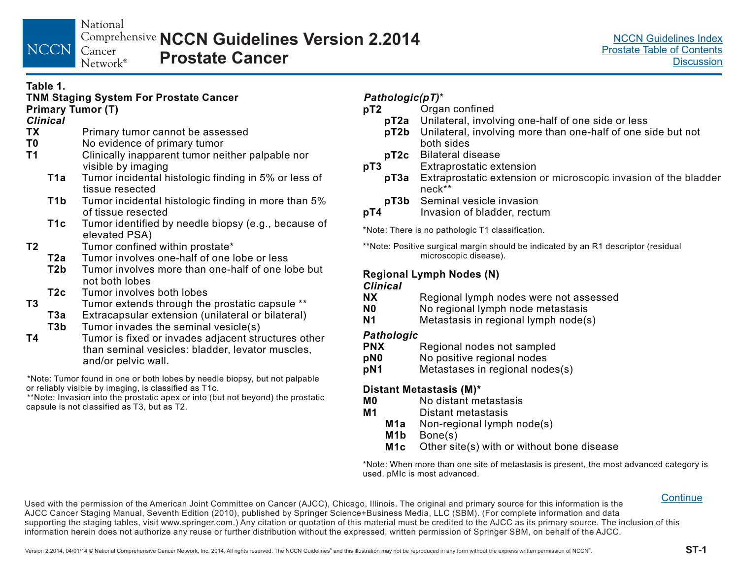**Table 1.**
**TNM Staging System For Prostate Cancer**

### Primary Tumor (T)

*Clinical*

| | |
|---|---|
| **TX** | Primary tumor cannot be assessed |
| **T0** | No evidence of primary tumor |
| **T1** | Clinically inapparent tumor neither palpable nor visible by imaging |
| **T1a** | Tumor incidental histologic finding in 5% or less of tissue resected |
| **T1b** | Tumor incidental histologic finding in more than 5% of tissue resected |
| **T1c** | Tumor identified by needle biopsy (e.g., because of elevated PSA) |
| **T2** | Tumor confined within prostate* |
| **T2a** | Tumor involves one-half of one lobe or less |
| **T2b** | Tumor involves more than one-half of one lobe but not both lobes |
| **T2c** | Tumor involves both lobes |
| **T3** | Tumor extends through the prostatic capsule ** |
| **T3a** | Extracapsular extension (unilateral or bilateral) |
| **T3b** | Tumor invades the seminal vesicle(s) |
| **T4** | Tumor is fixed or invades adjacent structures other than seminal vesicles: bladder, levator muscles, and/or pelvic wall. |

*Note: Tumor found in one or both lobes by needle biopsy, but not palpable or reliably visible by imaging, is classified as T1c.
**Note: Invasion into the prostatic apex or into (but not beyond) the prostatic capsule is not classified as T3, but as T2.

*Pathologic(pT)**

| | |
|---|---|
| **pT2** | Organ confined |
| **pT2a** | Unilateral, involving one-half of one side or less |
| **pT2b** | Unilateral, involving more than one-half of one side but not both sides |
| **pT2c** | Bilateral disease |
| **pT3** | Extraprostatic extension |
| **pT3a** | Extraprostatic extension or microscopic invasion of the bladder neck** |
| **pT3b** | Seminal vesicle invasion |
| **pT4** | Invasion of bladder, rectum |

*Note: There is no pathologic T1 classification.

**Note: Positive surgical margin should be indicated by an R1 descriptor (residual microscopic disease).

### Regional Lymph Nodes (N)

*Clinical*

| | |
|---|---|
| **NX** | Regional lymph nodes were not assessed |
| **N0** | No regional lymph node metastasis |
| **N1** | Metastasis in regional lymph node(s) |

*Pathologic*

| | |
|---|---|
| **PNX** | Regional nodes not sampled |
| **pN0** | No positive regional nodes |
| **pN1** | Metastases in regional nodes(s) |

### Distant Metastasis (M)*

| | |
|---|---|
| **M0** | No distant metastasis |
| **M1** | Distant metastasis |
| **M1a** | Non-regional lymph node(s) |
| **M1b** | Bone(s) |
| **M1c** | Other site(s) with or without bone disease |

*Note: When more than one site of metastasis is present, the most advanced category is used. pMlc is most advanced.

Continue

Used with the permission of the American Joint Committee on Cancer (AJCC), Chicago, Illinois. The original and primary source for this information is the AJCC Cancer Staging Manual, Seventh Edition (2010), published by Springer Science+Business Media, LLC (SBM). (For complete information and data supporting the staging tables, visit www.springer.com.) Any citation or quotation of this material must be credited to the AJCC as its primary source. The inclusion of this information herein does not authorize any reuse or further distribution without the expressed, written permission of Springer SBM, on behalf of the AJCC.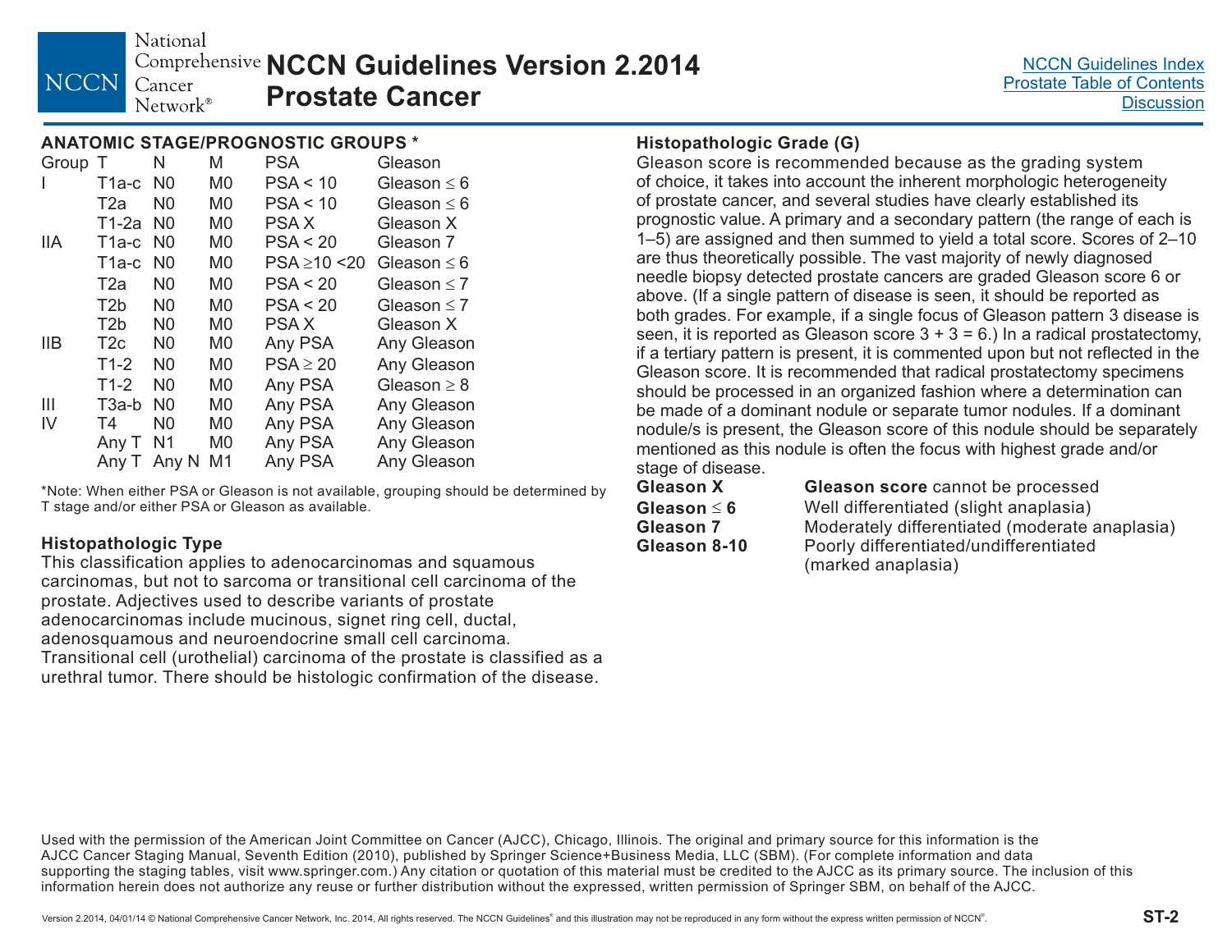## ANATOMIC STAGE/PROGNOSTIC GROUPS *

| Group | T | N | M | PSA | Gleason |
|---|---|---|---|---|---|
| I | T1a-c | N0 | M0 | PSA < 10 | Gleason ≤ 6 |
| | T2a | N0 | M0 | PSA < 10 | Gleason ≤ 6 |
| | T1-2a | N0 | M0 | PSA X | Gleason X |
| IIA | T1a-c | N0 | M0 | PSA < 20 | Gleason 7 |
| | T1a-c | N0 | M0 | PSA ≥10 <20 | Gleason ≤ 6 |
| | T2a | N0 | M0 | PSA < 20 | Gleason ≤ 7 |
| | T2b | N0 | M0 | PSA < 20 | Gleason ≤ 7 |
| | T2b | N0 | M0 | PSA X | Gleason X |
| IIB | T2c | N0 | M0 | Any PSA | Any Gleason |
| | T1-2 | N0 | M0 | PSA ≥ 20 | Any Gleason |
| | T1-2 | N0 | M0 | Any PSA | Gleason ≥ 8 |
| III | T3a-b | N0 | M0 | Any PSA | Any Gleason |
| IV | T4 | N0 | M0 | Any PSA | Any Gleason |
| | Any T | N1 | M0 | Any PSA | Any Gleason |
| | Any T | Any N | M1 | Any PSA | Any Gleason |

*Note: When either PSA or Gleason is not available, grouping should be determined by T stage and/or either PSA or Gleason as available.

### Histopathologic Type

This classification applies to adenocarcinomas and squamous carcinomas, but not to sarcoma or transitional cell carcinoma of the prostate. Adjectives used to describe variants of prostate adenocarcinomas include mucinous, signet ring cell, ductal, adenosquamous and neuroendocrine small cell carcinoma. Transitional cell (urothelial) carcinoma of the prostate is classified as a urethral tumor. There should be histologic confirmation of the disease.

### Histopathologic Grade (G)

Gleason score is recommended because as the grading system of choice, it takes into account the inherent morphologic heterogeneity of prostate cancer, and several studies have clearly established its prognostic value. A primary and a secondary pattern (the range of each is 1–5) are assigned and then summed to yield a total score. Scores of 2–10 are thus theoretically possible. The vast majority of newly diagnosed needle biopsy detected prostate cancers are graded Gleason score 6 or above. (If a single pattern of disease is seen, it should be reported as both grades. For example, if a single focus of Gleason pattern 3 disease is seen, it is reported as Gleason score 3 + 3 = 6.) In a radical prostatectomy, if a tertiary pattern is present, it is commented upon but not reflected in the Gleason score. It is recommended that radical prostatectomy specimens should be processed in an organized fashion where a determination can be made of a dominant nodule or separate tumor nodules. If a dominant nodule/s is present, the Gleason score of this nodule should be separately mentioned as this nodule is often the focus with highest grade and/or stage of disease.

| | |
|---|---|
| **Gleason X** | **Gleason score** cannot be processed |
| **Gleason ≤ 6** | Well differentiated (slight anaplasia) |
| **Gleason 7** | Moderately differentiated (moderate anaplasia) |
| **Gleason 8-10** | Poorly differentiated/undifferentiated (marked anaplasia) |

Used with the permission of the American Joint Committee on Cancer (AJCC), Chicago, Illinois. The original and primary source for this information is the AJCC Cancer Staging Manual, Seventh Edition (2010), published by Springer Science+Business Media, LLC (SBM). (For complete information and data supporting the staging tables, visit www.springer.com.) Any citation or quotation of this material must be credited to the AJCC as its primary source. The inclusion of this information herein does not authorize any reuse or further distribution without the expressed, written permission of Springer SBM, on behalf of the AJCC.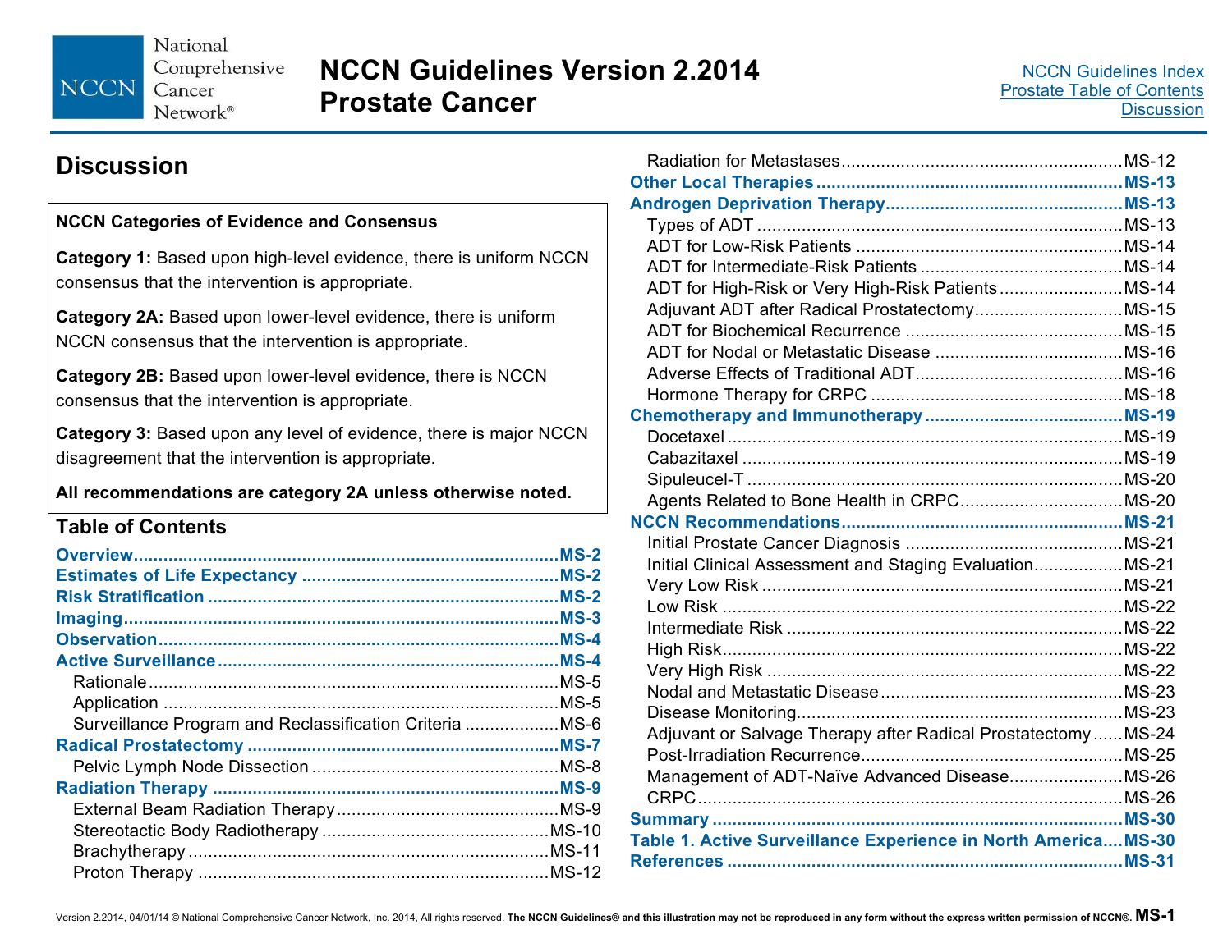# Discussion

**NCCN Categories of Evidence and Consensus**

**Category 1:** Based upon high-level evidence, there is uniform NCCN consensus that the intervention is appropriate.

**Category 2A:** Based upon lower-level evidence, there is uniform NCCN consensus that the intervention is appropriate.

**Category 2B:** Based upon lower-level evidence, there is NCCN consensus that the intervention is appropriate.

**Category 3:** Based upon any level of evidence, there is major NCCN disagreement that the intervention is appropriate.

**All recommendations are category 2A unless otherwise noted.**

## Table of Contents

**Overview** ..... **MS-2**
**Estimates of Life Expectancy** ..... **MS-2**
**Risk Stratification** ..... **MS-2**
**Imaging** ..... **MS-3**
**Observation** ..... **MS-4**
**Active Surveillance** ..... **MS-4**
- Rationale ..... MS-5
- Application ..... MS-5
- Surveillance Program and Reclassification Criteria ..... MS-6

**Radical Prostatectomy** ..... **MS-7**
- Pelvic Lymph Node Dissection ..... MS-8

**Radiation Therapy** ..... **MS-9**
- External Beam Radiation Therapy ..... MS-9
- Stereotactic Body Radiotherapy ..... MS-10
- Brachytherapy ..... MS-11
- Proton Therapy ..... MS-12
- Radiation for Metastases ..... MS-12

**Other Local Therapies** ..... **MS-13**
**Androgen Deprivation Therapy** ..... **MS-13**
- Types of ADT ..... MS-13
- ADT for Low-Risk Patients ..... MS-14
- ADT for Intermediate-Risk Patients ..... MS-14
- ADT for High-Risk or Very High-Risk Patients ..... MS-14
- Adjuvant ADT after Radical Prostatectomy ..... MS-15
- ADT for Biochemical Recurrence ..... MS-15
- ADT for Nodal or Metastatic Disease ..... MS-16
- Adverse Effects of Traditional ADT ..... MS-16
- Hormone Therapy for CRPC ..... MS-18

**Chemotherapy and Immunotherapy** ..... **MS-19**
- Docetaxel ..... MS-19
- Cabazitaxel ..... MS-19
- Sipuleucel-T ..... MS-20
- Agents Related to Bone Health in CRPC ..... MS-20

**NCCN Recommendations** ..... **MS-21**
- Initial Prostate Cancer Diagnosis ..... MS-21
- Initial Clinical Assessment and Staging Evaluation ..... MS-21
- Very Low Risk ..... MS-21
- Low Risk ..... MS-22
- Intermediate Risk ..... MS-22
- High Risk ..... MS-22
- Very High Risk ..... MS-22
- Nodal and Metastatic Disease ..... MS-23
- Disease Monitoring ..... MS-23
- Adjuvant or Salvage Therapy after Radical Prostatectomy ..... MS-24
- Post-Irradiation Recurrence ..... MS-25
- Management of ADT-Naïve Advanced Disease ..... MS-26
- CRPC ..... MS-26

**Summary** ..... **MS-30**
**Table 1. Active Surveillance Experience in North America** ..... **MS-30**
**References** ..... **MS-31**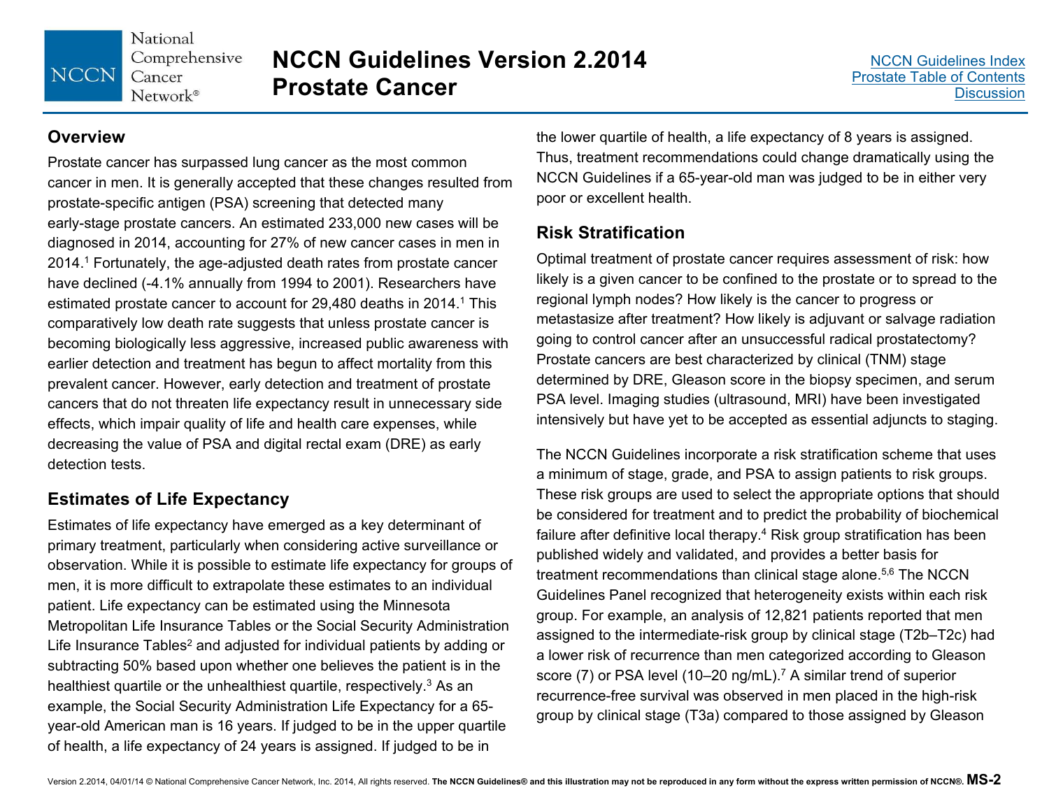## Overview

Prostate cancer has surpassed lung cancer as the most common cancer in men. It is generally accepted that these changes resulted from prostate-specific antigen (PSA) screening that detected many early-stage prostate cancers. An estimated 233,000 new cases will be diagnosed in 2014, accounting for 27% of new cancer cases in men in 2014.[1] Fortunately, the age-adjusted death rates from prostate cancer have declined (-4.1% annually from 1994 to 2001). Researchers have estimated prostate cancer to account for 29,480 deaths in 2014.[1] This comparatively low death rate suggests that unless prostate cancer is becoming biologically less aggressive, increased public awareness with earlier detection and treatment has begun to affect mortality from this prevalent cancer. However, early detection and treatment of prostate cancers that do not threaten life expectancy result in unnecessary side effects, which impair quality of life and health care expenses, while decreasing the value of PSA and digital rectal exam (DRE) as early detection tests.

## Estimates of Life Expectancy

Estimates of life expectancy have emerged as a key determinant of primary treatment, particularly when considering active surveillance or observation. While it is possible to estimate life expectancy for groups of men, it is more difficult to extrapolate these estimates to an individual patient. Life expectancy can be estimated using the Minnesota Metropolitan Life Insurance Tables or the Social Security Administration Life Insurance Tables[2] and adjusted for individual patients by adding or subtracting 50% based upon whether one believes the patient is in the healthiest quartile or the unhealthiest quartile, respectively.[3] As an example, the Social Security Administration Life Expectancy for a 65-year-old American man is 16 years. If judged to be in the upper quartile of health, a life expectancy of 24 years is assigned. If judged to be in the lower quartile of health, a life expectancy of 8 years is assigned. Thus, treatment recommendations could change dramatically using the NCCN Guidelines if a 65-year-old man was judged to be in either very poor or excellent health.

## Risk Stratification

Optimal treatment of prostate cancer requires assessment of risk: how likely is a given cancer to be confined to the prostate or to spread to the regional lymph nodes? How likely is the cancer to progress or metastasize after treatment? How likely is adjuvant or salvage radiation going to control cancer after an unsuccessful radical prostatectomy? Prostate cancers are best characterized by clinical (TNM) stage determined by DRE, Gleason score in the biopsy specimen, and serum PSA level. Imaging studies (ultrasound, MRI) have been investigated intensively but have yet to be accepted as essential adjuncts to staging.

The NCCN Guidelines incorporate a risk stratification scheme that uses a minimum of stage, grade, and PSA to assign patients to risk groups. These risk groups are used to select the appropriate options that should be considered for treatment and to predict the probability of biochemical failure after definitive local therapy.[4] Risk group stratification has been published widely and validated, and provides a better basis for treatment recommendations than clinical stage alone.[5,6] The NCCN Guidelines Panel recognized that heterogeneity exists within each risk group. For example, an analysis of 12,821 patients reported that men assigned to the intermediate-risk group by clinical stage (T2b–T2c) had a lower risk of recurrence than men categorized according to Gleason score (7) or PSA level (10–20 ng/mL).[7] A similar trend of superior recurrence-free survival was observed in men placed in the high-risk group by clinical stage (T3a) compared to those assigned by Gleason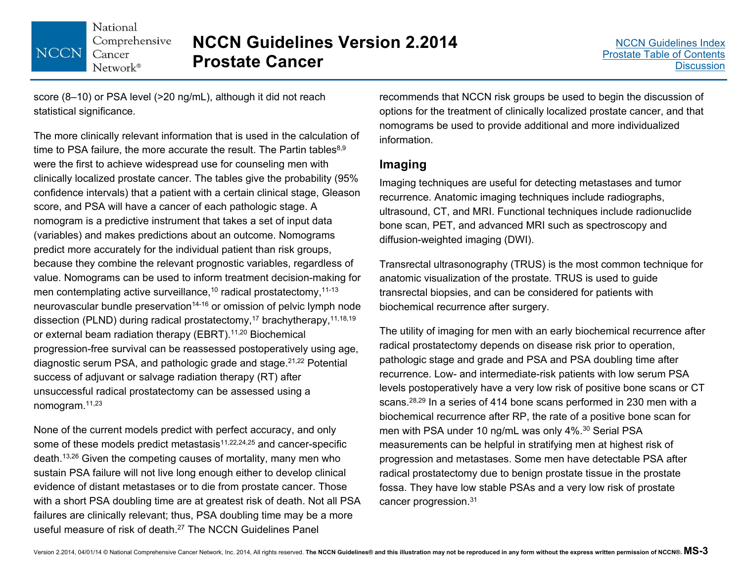score (8–10) or PSA level (>20 ng/mL), although it did not reach statistical significance.

The more clinically relevant information that is used in the calculation of time to PSA failure, the more accurate the result. The Partin tables[8,9] were the first to achieve widespread use for counseling men with clinically localized prostate cancer. The tables give the probability (95% confidence intervals) that a patient with a certain clinical stage, Gleason score, and PSA will have a cancer of each pathologic stage. A nomogram is a predictive instrument that takes a set of input data (variables) and makes predictions about an outcome. Nomograms predict more accurately for the individual patient than risk groups, because they combine the relevant prognostic variables, regardless of value. Nomograms can be used to inform treatment decision-making for men contemplating active surveillance,[10] radical prostatectomy,[11-13] neurovascular bundle preservation[14-16] or omission of pelvic lymph node dissection (PLND) during radical prostatectomy,[17] brachytherapy,[11,18,19] or external beam radiation therapy (EBRT).[11,20] Biochemical progression-free survival can be reassessed postoperatively using age, diagnostic serum PSA, and pathologic grade and stage.[21,22] Potential success of adjuvant or salvage radiation therapy (RT) after unsuccessful radical prostatectomy can be assessed using a nomogram.[11,23]

None of the current models predict with perfect accuracy, and only some of these models predict metastasis[11,22,24,25] and cancer-specific death.[13,26] Given the competing causes of mortality, many men who sustain PSA failure will not live long enough either to develop clinical evidence of distant metastases or to die from prostate cancer. Those with a short PSA doubling time are at greatest risk of death. Not all PSA failures are clinically relevant; thus, PSA doubling time may be a more useful measure of risk of death.[27] The NCCN Guidelines Panel recommends that NCCN risk groups be used to begin the discussion of options for the treatment of clinically localized prostate cancer, and that nomograms be used to provide additional and more individualized information.

## Imaging

Imaging techniques are useful for detecting metastases and tumor recurrence. Anatomic imaging techniques include radiographs, ultrasound, CT, and MRI. Functional techniques include radionuclide bone scan, PET, and advanced MRI such as spectroscopy and diffusion-weighted imaging (DWI).

Transrectal ultrasonography (TRUS) is the most common technique for anatomic visualization of the prostate. TRUS is used to guide transrectal biopsies, and can be considered for patients with biochemical recurrence after surgery.

The utility of imaging for men with an early biochemical recurrence after radical prostatectomy depends on disease risk prior to operation, pathologic stage and grade and PSA and PSA doubling time after recurrence. Low- and intermediate-risk patients with low serum PSA levels postoperatively have a very low risk of positive bone scans or CT scans.[28,29] In a series of 414 bone scans performed in 230 men with a biochemical recurrence after RP, the rate of a positive bone scan for men with PSA under 10 ng/mL was only 4%.[30] Serial PSA measurements can be helpful in stratifying men at highest risk of progression and metastases. Some men have detectable PSA after radical prostatectomy due to benign prostate tissue in the prostate fossa. They have low stable PSAs and a very low risk of prostate cancer progression.[31]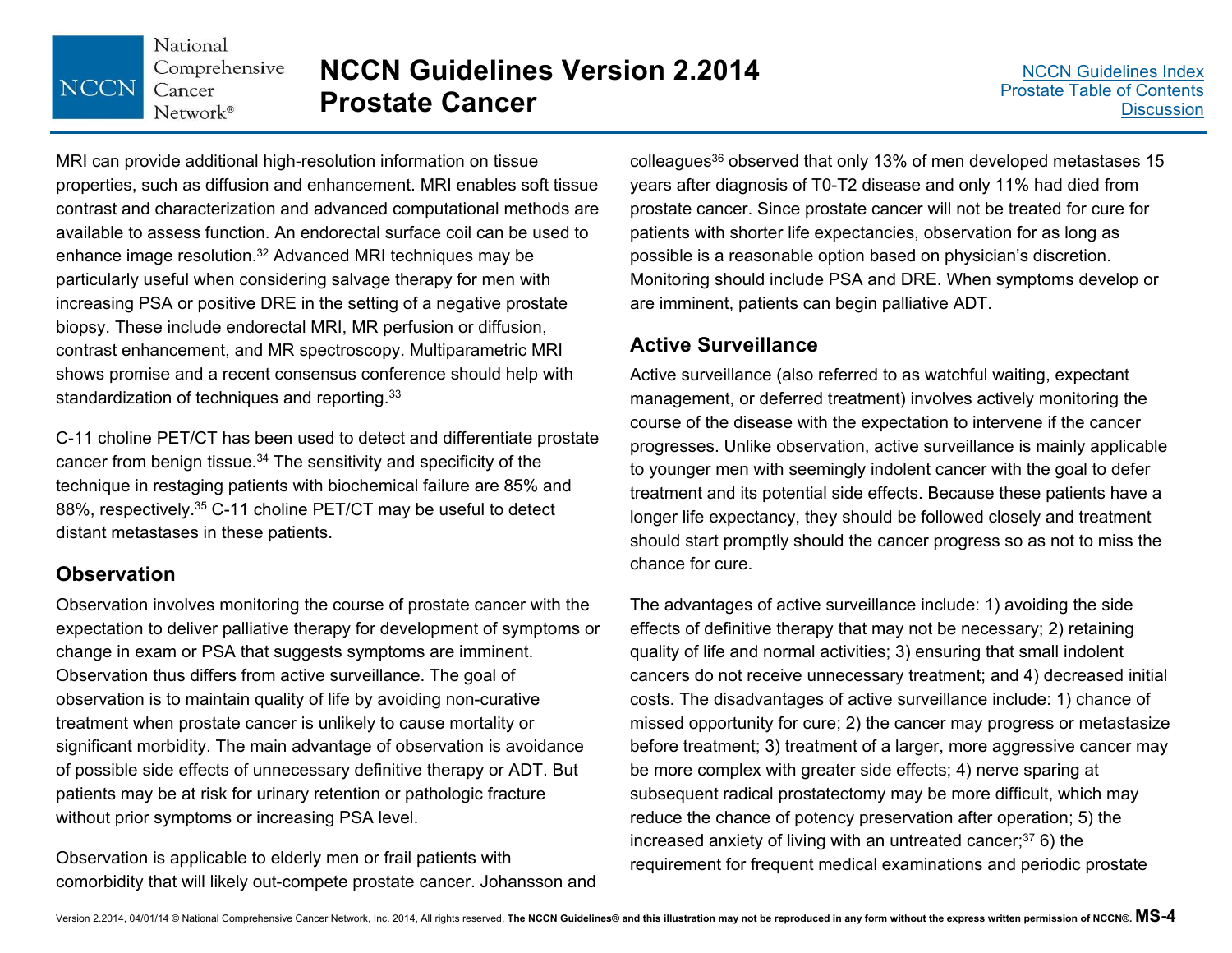MRI can provide additional high-resolution information on tissue properties, such as diffusion and enhancement. MRI enables soft tissue contrast and characterization and advanced computational methods are available to assess function. An endorectal surface coil can be used to enhance image resolution.[32] Advanced MRI techniques may be particularly useful when considering salvage therapy for men with increasing PSA or positive DRE in the setting of a negative prostate biopsy. These include endorectal MRI, MR perfusion or diffusion, contrast enhancement, and MR spectroscopy. Multiparametric MRI shows promise and a recent consensus conference should help with standardization of techniques and reporting.[33]

C-11 choline PET/CT has been used to detect and differentiate prostate cancer from benign tissue.[34] The sensitivity and specificity of the technique in restaging patients with biochemical failure are 85% and 88%, respectively.[35] C-11 choline PET/CT may be useful to detect distant metastases in these patients.

## Observation

Observation involves monitoring the course of prostate cancer with the expectation to deliver palliative therapy for development of symptoms or change in exam or PSA that suggests symptoms are imminent. Observation thus differs from active surveillance. The goal of observation is to maintain quality of life by avoiding non-curative treatment when prostate cancer is unlikely to cause mortality or significant morbidity. The main advantage of observation is avoidance of possible side effects of unnecessary definitive therapy or ADT. But patients may be at risk for urinary retention or pathologic fracture without prior symptoms or increasing PSA level.

Observation is applicable to elderly men or frail patients with comorbidity that will likely out-compete prostate cancer. Johansson and colleagues[36] observed that only 13% of men developed metastases 15 years after diagnosis of T0-T2 disease and only 11% had died from prostate cancer. Since prostate cancer will not be treated for cure for patients with shorter life expectancies, observation for as long as possible is a reasonable option based on physician's discretion. Monitoring should include PSA and DRE. When symptoms develop or are imminent, patients can begin palliative ADT.

## Active Surveillance

Active surveillance (also referred to as watchful waiting, expectant management, or deferred treatment) involves actively monitoring the course of the disease with the expectation to intervene if the cancer progresses. Unlike observation, active surveillance is mainly applicable to younger men with seemingly indolent cancer with the goal to defer treatment and its potential side effects. Because these patients have a longer life expectancy, they should be followed closely and treatment should start promptly should the cancer progress so as not to miss the chance for cure.

The advantages of active surveillance include: 1) avoiding the side effects of definitive therapy that may not be necessary; 2) retaining quality of life and normal activities; 3) ensuring that small indolent cancers do not receive unnecessary treatment; and 4) decreased initial costs. The disadvantages of active surveillance include: 1) chance of missed opportunity for cure; 2) the cancer may progress or metastasize before treatment; 3) treatment of a larger, more aggressive cancer may be more complex with greater side effects; 4) nerve sparing at subsequent radical prostatectomy may be more difficult, which may reduce the chance of potency preservation after operation; 5) the increased anxiety of living with an untreated cancer;[37] 6) the requirement for frequent medical examinations and periodic prostate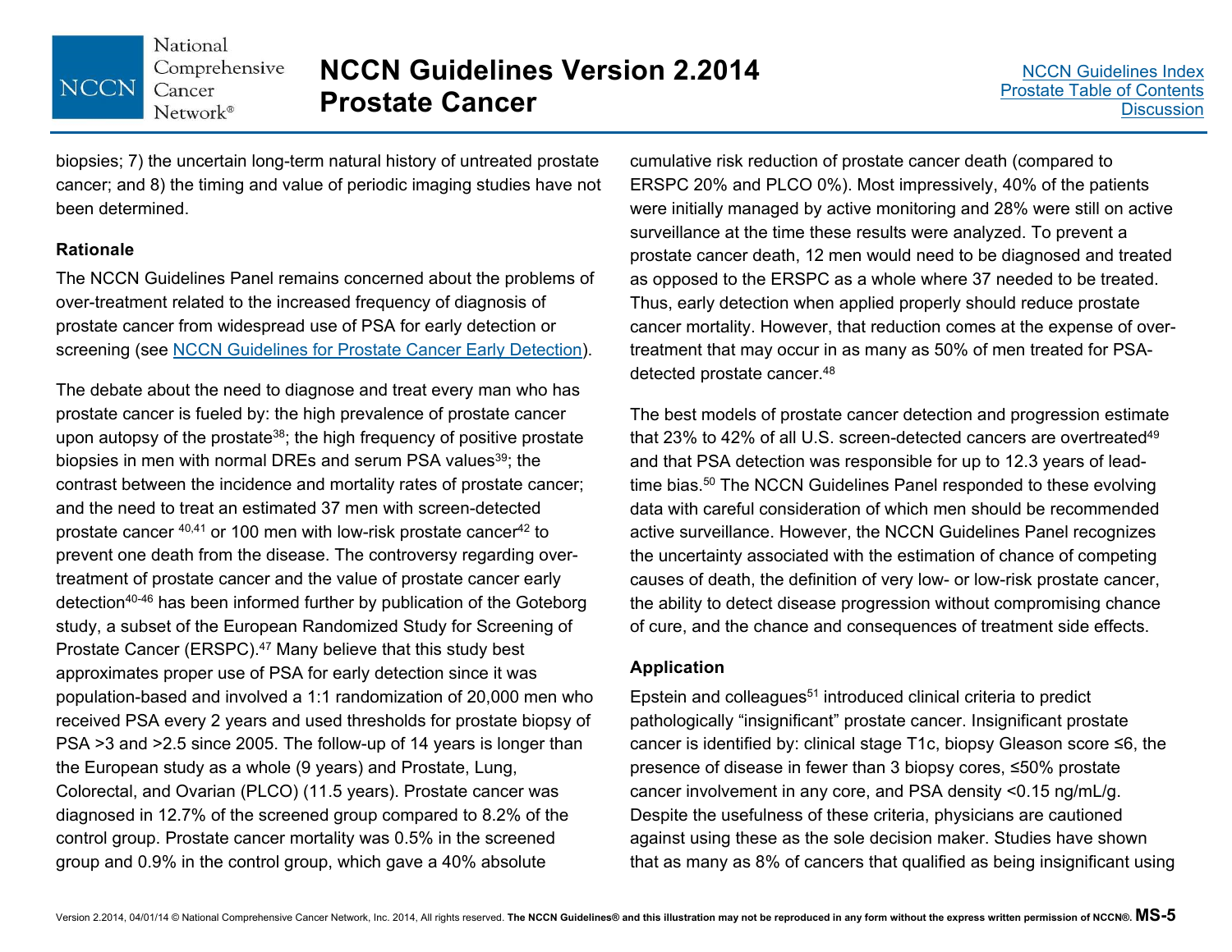biopsies; 7) the uncertain long-term natural history of untreated prostate cancer; and 8) the timing and value of periodic imaging studies have not been determined.

### Rationale

The NCCN Guidelines Panel remains concerned about the problems of over-treatment related to the increased frequency of diagnosis of prostate cancer from widespread use of PSA for early detection or screening (see NCCN Guidelines for Prostate Cancer Early Detection).

The debate about the need to diagnose and treat every man who has prostate cancer is fueled by: the high prevalence of prostate cancer upon autopsy of the prostate[38]; the high frequency of positive prostate biopsies in men with normal DREs and serum PSA values[39]; the contrast between the incidence and mortality rates of prostate cancer; and the need to treat an estimated 37 men with screen-detected prostate cancer [40,41] or 100 men with low-risk prostate cancer[42] to prevent one death from the disease. The controversy regarding over-treatment of prostate cancer and the value of prostate cancer early detection[40-46] has been informed further by publication of the Goteborg study, a subset of the European Randomized Study for Screening of Prostate Cancer (ERSPC).[47] Many believe that this study best approximates proper use of PSA for early detection since it was population-based and involved a 1:1 randomization of 20,000 men who received PSA every 2 years and used thresholds for prostate biopsy of PSA >3 and >2.5 since 2005. The follow-up of 14 years is longer than the European study as a whole (9 years) and Prostate, Lung, Colorectal, and Ovarian (PLCO) (11.5 years). Prostate cancer was diagnosed in 12.7% of the screened group compared to 8.2% of the control group. Prostate cancer mortality was 0.5% in the screened group and 0.9% in the control group, which gave a 40% absolute cumulative risk reduction of prostate cancer death (compared to ERSPC 20% and PLCO 0%). Most impressively, 40% of the patients were initially managed by active monitoring and 28% were still on active surveillance at the time these results were analyzed. To prevent a prostate cancer death, 12 men would need to be diagnosed and treated as opposed to the ERSPC as a whole where 37 needed to be treated. Thus, early detection when applied properly should reduce prostate cancer mortality. However, that reduction comes at the expense of over-treatment that may occur in as many as 50% of men treated for PSA-detected prostate cancer.[48]

The best models of prostate cancer detection and progression estimate that 23% to 42% of all U.S. screen-detected cancers are overtreated[49] and that PSA detection was responsible for up to 12.3 years of lead-time bias.[50] The NCCN Guidelines Panel responded to these evolving data with careful consideration of which men should be recommended active surveillance. However, the NCCN Guidelines Panel recognizes the uncertainty associated with the estimation of chance of competing causes of death, the definition of very low- or low-risk prostate cancer, the ability to detect disease progression without compromising chance of cure, and the chance and consequences of treatment side effects.

### Application

Epstein and colleagues[51] introduced clinical criteria to predict pathologically "insignificant" prostate cancer. Insignificant prostate cancer is identified by: clinical stage T1c, biopsy Gleason score ≤6, the presence of disease in fewer than 3 biopsy cores, ≤50% prostate cancer involvement in any core, and PSA density <0.15 ng/mL/g. Despite the usefulness of these criteria, physicians are cautioned against using these as the sole decision maker. Studies have shown that as many as 8% of cancers that qualified as being insignificant using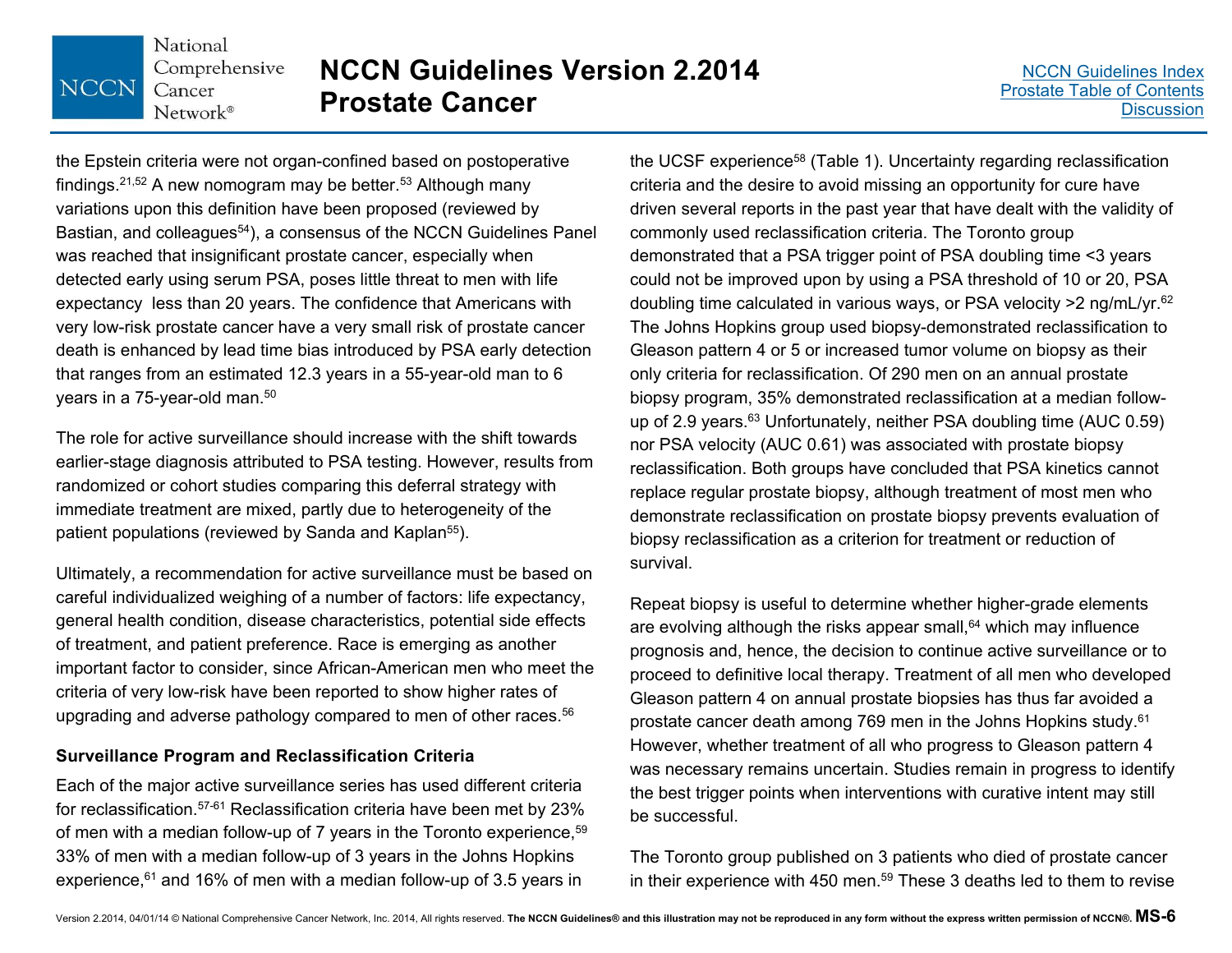the Epstein criteria were not organ-confined based on postoperative findings.[21,52] A new nomogram may be better.[53] Although many variations upon this definition have been proposed (reviewed by Bastian, and colleagues[54]), a consensus of the NCCN Guidelines Panel was reached that insignificant prostate cancer, especially when detected early using serum PSA, poses little threat to men with life expectancy less than 20 years. The confidence that Americans with very low-risk prostate cancer have a very small risk of prostate cancer death is enhanced by lead time bias introduced by PSA early detection that ranges from an estimated 12.3 years in a 55-year-old man to 6 years in a 75-year-old man.[50]

The role for active surveillance should increase with the shift towards earlier-stage diagnosis attributed to PSA testing. However, results from randomized or cohort studies comparing this deferral strategy with immediate treatment are mixed, partly due to heterogeneity of the patient populations (reviewed by Sanda and Kaplan[55]).

Ultimately, a recommendation for active surveillance must be based on careful individualized weighing of a number of factors: life expectancy, general health condition, disease characteristics, potential side effects of treatment, and patient preference. Race is emerging as another important factor to consider, since African-American men who meet the criteria of very low-risk have been reported to show higher rates of upgrading and adverse pathology compared to men of other races.[56]

### Surveillance Program and Reclassification Criteria

Each of the major active surveillance series has used different criteria for reclassification.[57-61] Reclassification criteria have been met by 23% of men with a median follow-up of 7 years in the Toronto experience,[59] 33% of men with a median follow-up of 3 years in the Johns Hopkins experience,[61] and 16% of men with a median follow-up of 3.5 years in the UCSF experience[58] (Table 1). Uncertainty regarding reclassification criteria and the desire to avoid missing an opportunity for cure have driven several reports in the past year that have dealt with the validity of commonly used reclassification criteria. The Toronto group demonstrated that a PSA trigger point of PSA doubling time <3 years could not be improved upon by using a PSA threshold of 10 or 20, PSA doubling time calculated in various ways, or PSA velocity >2 ng/mL/yr.[62] The Johns Hopkins group used biopsy-demonstrated reclassification to Gleason pattern 4 or 5 or increased tumor volume on biopsy as their only criteria for reclassification. Of 290 men on an annual prostate biopsy program, 35% demonstrated reclassification at a median follow-up of 2.9 years.[63] Unfortunately, neither PSA doubling time (AUC 0.59) nor PSA velocity (AUC 0.61) was associated with prostate biopsy reclassification. Both groups have concluded that PSA kinetics cannot replace regular prostate biopsy, although treatment of most men who demonstrate reclassification on prostate biopsy prevents evaluation of biopsy reclassification as a criterion for treatment or reduction of survival.

Repeat biopsy is useful to determine whether higher-grade elements are evolving although the risks appear small,[64] which may influence prognosis and, hence, the decision to continue active surveillance or to proceed to definitive local therapy. Treatment of all men who developed Gleason pattern 4 on annual prostate biopsies has thus far avoided a prostate cancer death among 769 men in the Johns Hopkins study.[61] However, whether treatment of all who progress to Gleason pattern 4 was necessary remains uncertain. Studies remain in progress to identify the best trigger points when interventions with curative intent may still be successful.

The Toronto group published on 3 patients who died of prostate cancer in their experience with 450 men.[59] These 3 deaths led to them to revise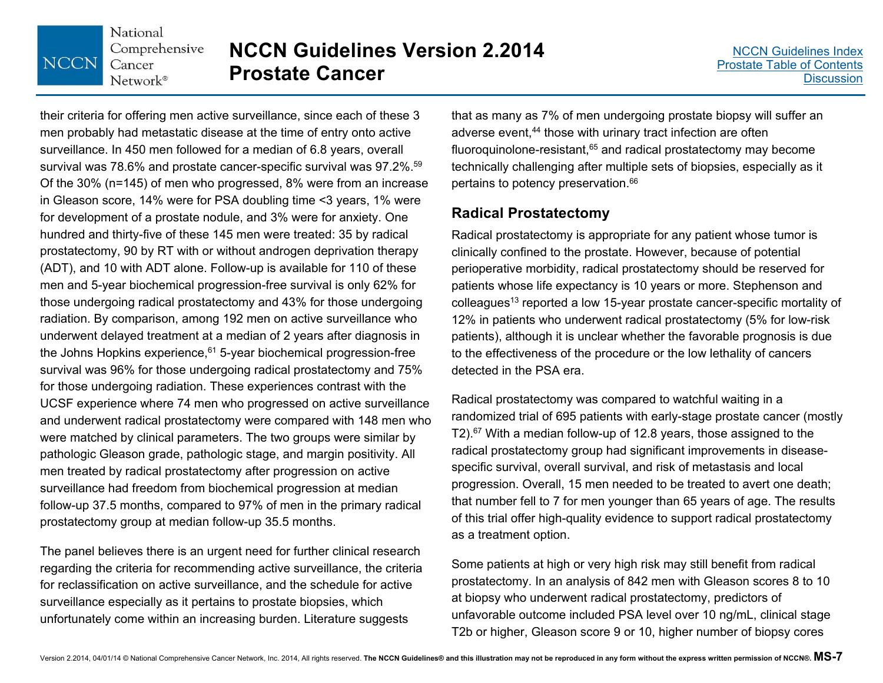their criteria for offering men active surveillance, since each of these 3 men probably had metastatic disease at the time of entry onto active surveillance. In 450 men followed for a median of 6.8 years, overall survival was 78.6% and prostate cancer-specific survival was 97.2%.[59] Of the 30% (n=145) of men who progressed, 8% were from an increase in Gleason score, 14% were for PSA doubling time <3 years, 1% were for development of a prostate nodule, and 3% were for anxiety. One hundred and thirty-five of these 145 men were treated: 35 by radical prostatectomy, 90 by RT with or without androgen deprivation therapy (ADT), and 10 with ADT alone. Follow-up is available for 110 of these men and 5-year biochemical progression-free survival is only 62% for those undergoing radical prostatectomy and 43% for those undergoing radiation. By comparison, among 192 men on active surveillance who underwent delayed treatment at a median of 2 years after diagnosis in the Johns Hopkins experience,[61] 5-year biochemical progression-free survival was 96% for those undergoing radical prostatectomy and 75% for those undergoing radiation. These experiences contrast with the UCSF experience where 74 men who progressed on active surveillance and underwent radical prostatectomy were compared with 148 men who were matched by clinical parameters. The two groups were similar by pathologic Gleason grade, pathologic stage, and margin positivity. All men treated by radical prostatectomy after progression on active surveillance had freedom from biochemical progression at median follow-up 37.5 months, compared to 97% of men in the primary radical prostatectomy group at median follow-up 35.5 months.

The panel believes there is an urgent need for further clinical research regarding the criteria for recommending active surveillance, the criteria for reclassification on active surveillance, and the schedule for active surveillance especially as it pertains to prostate biopsies, which unfortunately come within an increasing burden. Literature suggests that as many as 7% of men undergoing prostate biopsy will suffer an adverse event,[44] those with urinary tract infection are often fluoroquinolone-resistant,[65] and radical prostatectomy may become technically challenging after multiple sets of biopsies, especially as it pertains to potency preservation.[66]

## Radical Prostatectomy

Radical prostatectomy is appropriate for any patient whose tumor is clinically confined to the prostate. However, because of potential perioperative morbidity, radical prostatectomy should be reserved for patients whose life expectancy is 10 years or more. Stephenson and colleagues[13] reported a low 15-year prostate cancer-specific mortality of 12% in patients who underwent radical prostatectomy (5% for low-risk patients), although it is unclear whether the favorable prognosis is due to the effectiveness of the procedure or the low lethality of cancers detected in the PSA era.

Radical prostatectomy was compared to watchful waiting in a randomized trial of 695 patients with early-stage prostate cancer (mostly T2).[67] With a median follow-up of 12.8 years, those assigned to the radical prostatectomy group had significant improvements in disease-specific survival, overall survival, and risk of metastasis and local progression. Overall, 15 men needed to be treated to avert one death; that number fell to 7 for men younger than 65 years of age. The results of this trial offer high-quality evidence to support radical prostatectomy as a treatment option.

Some patients at high or very high risk may still benefit from radical prostatectomy. In an analysis of 842 men with Gleason scores 8 to 10 at biopsy who underwent radical prostatectomy, predictors of unfavorable outcome included PSA level over 10 ng/mL, clinical stage T2b or higher, Gleason score 9 or 10, higher number of biopsy cores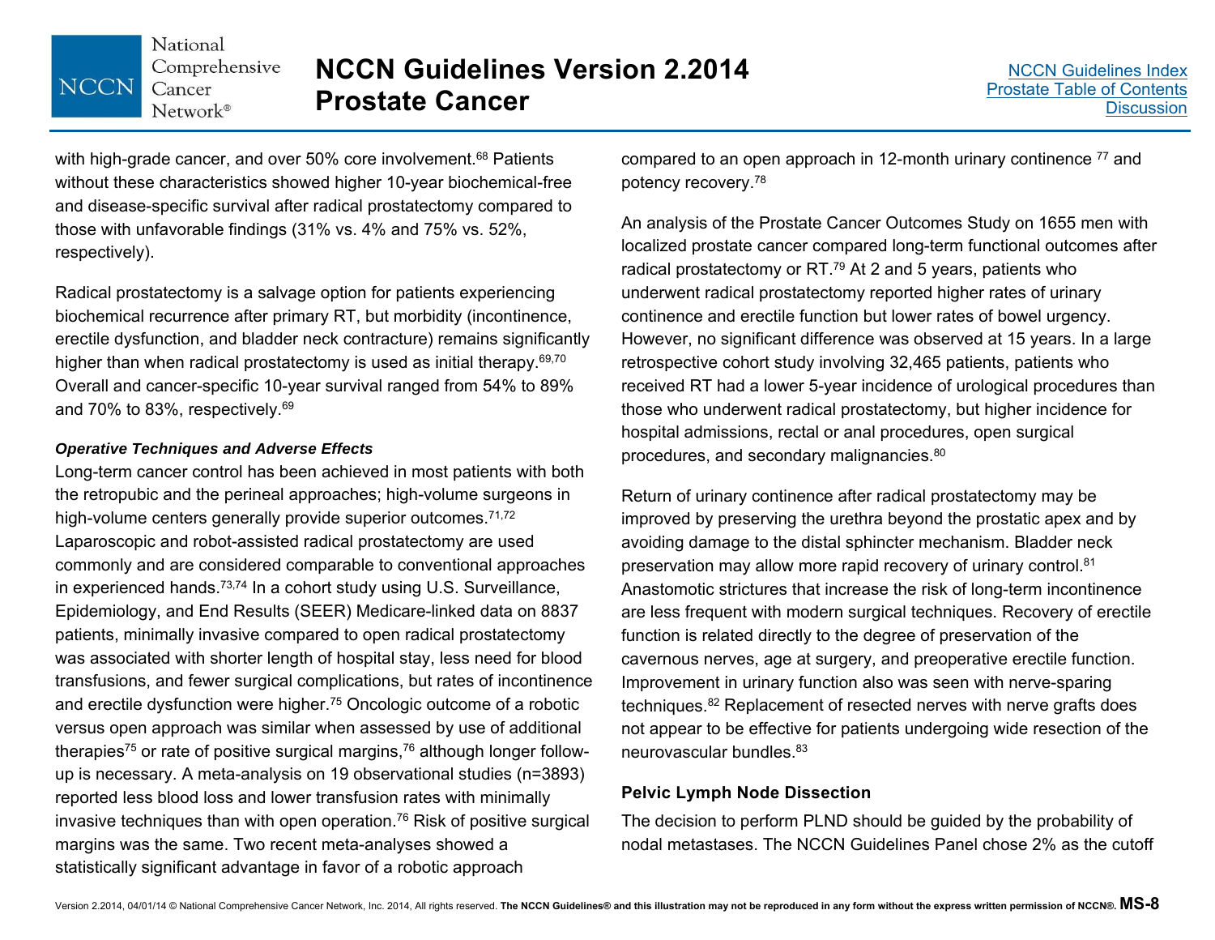with high-grade cancer, and over 50% core involvement.[68] Patients without these characteristics showed higher 10-year biochemical-free and disease-specific survival after radical prostatectomy compared to those with unfavorable findings (31% vs. 4% and 75% vs. 52%, respectively).

Radical prostatectomy is a salvage option for patients experiencing biochemical recurrence after primary RT, but morbidity (incontinence, erectile dysfunction, and bladder neck contracture) remains significantly higher than when radical prostatectomy is used as initial therapy.[69,70] Overall and cancer-specific 10-year survival ranged from 54% to 89% and 70% to 83%, respectively.[69]

***Operative Techniques and Adverse Effects***

Long-term cancer control has been achieved in most patients with both the retropubic and the perineal approaches; high-volume surgeons in high-volume centers generally provide superior outcomes.[71,72] Laparoscopic and robot-assisted radical prostatectomy are used commonly and are considered comparable to conventional approaches in experienced hands.[73,74] In a cohort study using U.S. Surveillance, Epidemiology, and End Results (SEER) Medicare-linked data on 8837 patients, minimally invasive compared to open radical prostatectomy was associated with shorter length of hospital stay, less need for blood transfusions, and fewer surgical complications, but rates of incontinence and erectile dysfunction were higher.[75] Oncologic outcome of a robotic versus open approach was similar when assessed by use of additional therapies[75] or rate of positive surgical margins,[76] although longer follow-up is necessary. A meta-analysis on 19 observational studies (n=3893) reported less blood loss and lower transfusion rates with minimally invasive techniques than with open operation.[76] Risk of positive surgical margins was the same. Two recent meta-analyses showed a statistically significant advantage in favor of a robotic approach compared to an open approach in 12-month urinary continence [77] and potency recovery.[78]

An analysis of the Prostate Cancer Outcomes Study on 1655 men with localized prostate cancer compared long-term functional outcomes after radical prostatectomy or RT.[79] At 2 and 5 years, patients who underwent radical prostatectomy reported higher rates of urinary continence and erectile function but lower rates of bowel urgency. However, no significant difference was observed at 15 years. In a large retrospective cohort study involving 32,465 patients, patients who received RT had a lower 5-year incidence of urological procedures than those who underwent radical prostatectomy, but higher incidence for hospital admissions, rectal or anal procedures, open surgical procedures, and secondary malignancies.[80]

Return of urinary continence after radical prostatectomy may be improved by preserving the urethra beyond the prostatic apex and by avoiding damage to the distal sphincter mechanism. Bladder neck preservation may allow more rapid recovery of urinary control.[81] Anastomotic strictures that increase the risk of long-term incontinence are less frequent with modern surgical techniques. Recovery of erectile function is related directly to the degree of preservation of the cavernous nerves, age at surgery, and preoperative erectile function. Improvement in urinary function also was seen with nerve-sparing techniques.[82] Replacement of resected nerves with nerve grafts does not appear to be effective for patients undergoing wide resection of the neurovascular bundles.[83]

**Pelvic Lymph Node Dissection**

The decision to perform PLND should be guided by the probability of nodal metastases. The NCCN Guidelines Panel chose 2% as the cutoff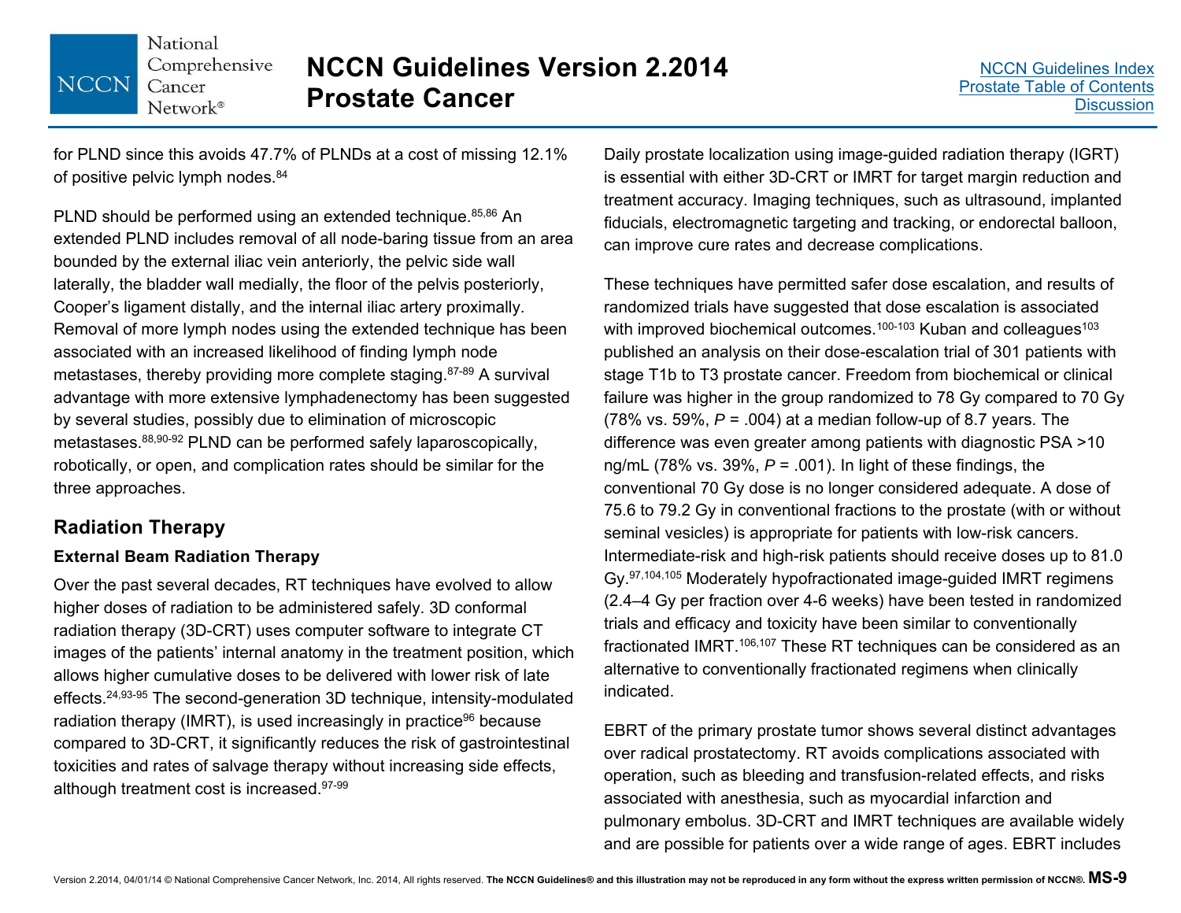for PLND since this avoids 47.7% of PLNDs at a cost of missing 12.1% of positive pelvic lymph nodes.[84]

PLND should be performed using an extended technique.[85,86] An extended PLND includes removal of all node-baring tissue from an area bounded by the external iliac vein anteriorly, the pelvic side wall laterally, the bladder wall medially, the floor of the pelvis posteriorly, Cooper's ligament distally, and the internal iliac artery proximally. Removal of more lymph nodes using the extended technique has been associated with an increased likelihood of finding lymph node metastases, thereby providing more complete staging.[87-89] A survival advantage with more extensive lymphadenectomy has been suggested by several studies, possibly due to elimination of microscopic metastases.[88,90-92] PLND can be performed safely laparoscopically, robotically, or open, and complication rates should be similar for the three approaches.

## Radiation Therapy

### External Beam Radiation Therapy

Over the past several decades, RT techniques have evolved to allow higher doses of radiation to be administered safely. 3D conformal radiation therapy (3D-CRT) uses computer software to integrate CT images of the patients' internal anatomy in the treatment position, which allows higher cumulative doses to be delivered with lower risk of late effects.[24,93-95] The second-generation 3D technique, intensity-modulated radiation therapy (IMRT), is used increasingly in practice[96] because compared to 3D-CRT, it significantly reduces the risk of gastrointestinal toxicities and rates of salvage therapy without increasing side effects, although treatment cost is increased.[97-99]

Daily prostate localization using image-guided radiation therapy (IGRT) is essential with either 3D-CRT or IMRT for target margin reduction and treatment accuracy. Imaging techniques, such as ultrasound, implanted fiducials, electromagnetic targeting and tracking, or endorectal balloon, can improve cure rates and decrease complications.

These techniques have permitted safer dose escalation, and results of randomized trials have suggested that dose escalation is associated with improved biochemical outcomes.[100-103] Kuban and colleagues[103] published an analysis on their dose-escalation trial of 301 patients with stage T1b to T3 prostate cancer. Freedom from biochemical or clinical failure was higher in the group randomized to 78 Gy compared to 70 Gy (78% vs. 59%, *P* = .004) at a median follow-up of 8.7 years. The difference was even greater among patients with diagnostic PSA >10 ng/mL (78% vs. 39%, *P* = .001). In light of these findings, the conventional 70 Gy dose is no longer considered adequate. A dose of 75.6 to 79.2 Gy in conventional fractions to the prostate (with or without seminal vesicles) is appropriate for patients with low-risk cancers. Intermediate-risk and high-risk patients should receive doses up to 81.0 Gy.[97,104,105] Moderately hypofractionated image-guided IMRT regimens (2.4–4 Gy per fraction over 4-6 weeks) have been tested in randomized trials and efficacy and toxicity have been similar to conventionally fractionated IMRT.[106,107] These RT techniques can be considered as an alternative to conventionally fractionated regimens when clinically indicated.

EBRT of the primary prostate tumor shows several distinct advantages over radical prostatectomy. RT avoids complications associated with operation, such as bleeding and transfusion-related effects, and risks associated with anesthesia, such as myocardial infarction and pulmonary embolus. 3D-CRT and IMRT techniques are available widely and are possible for patients over a wide range of ages. EBRT includes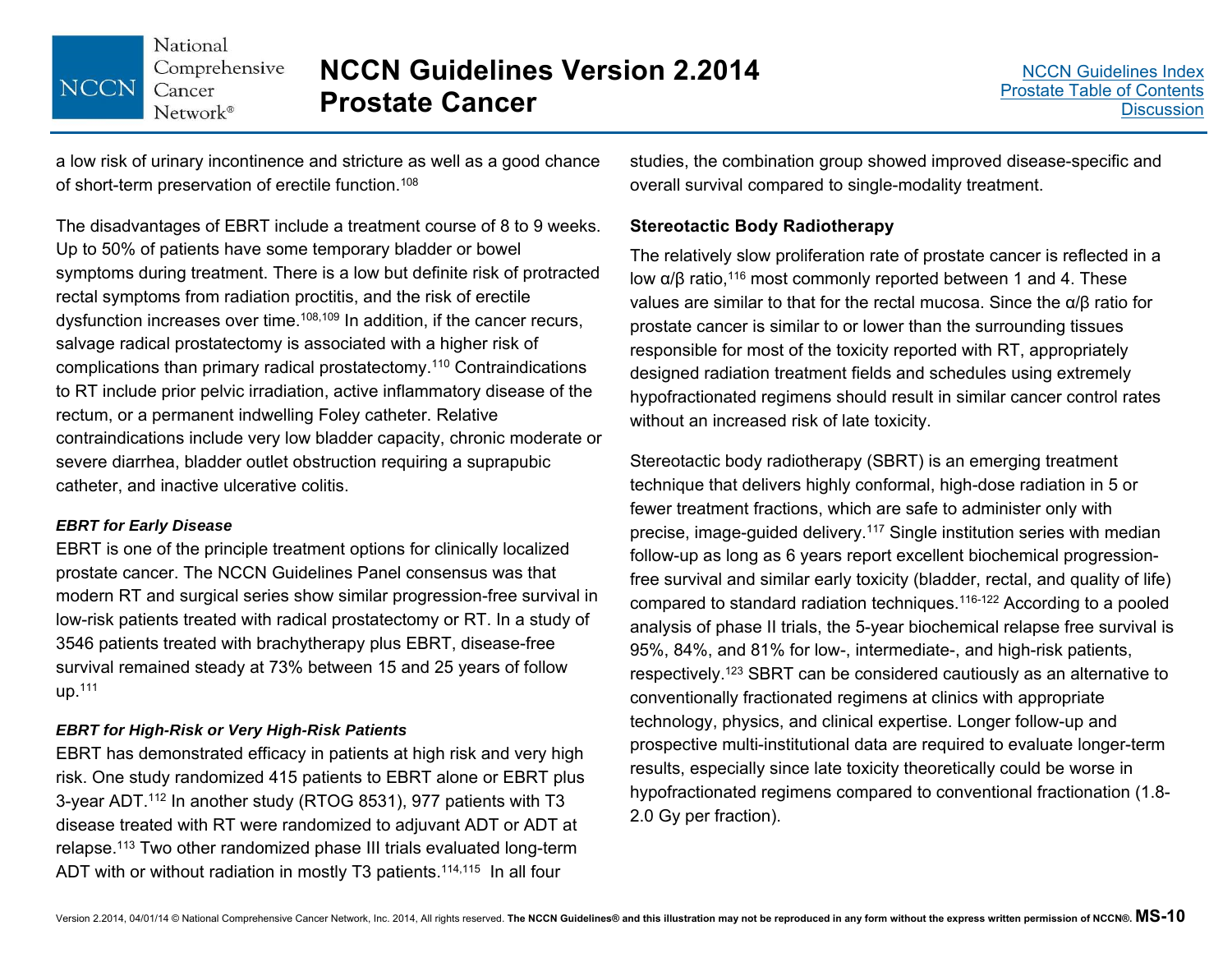a low risk of urinary incontinence and stricture as well as a good chance of short-term preservation of erectile function.[108]

The disadvantages of EBRT include a treatment course of 8 to 9 weeks. Up to 50% of patients have some temporary bladder or bowel symptoms during treatment. There is a low but definite risk of protracted rectal symptoms from radiation proctitis, and the risk of erectile dysfunction increases over time.[108,109] In addition, if the cancer recurs, salvage radical prostatectomy is associated with a higher risk of complications than primary radical prostatectomy.[110] Contraindications to RT include prior pelvic irradiation, active inflammatory disease of the rectum, or a permanent indwelling Foley catheter. Relative contraindications include very low bladder capacity, chronic moderate or severe diarrhea, bladder outlet obstruction requiring a suprapubic catheter, and inactive ulcerative colitis.

#### *EBRT for Early Disease*

EBRT is one of the principle treatment options for clinically localized prostate cancer. The NCCN Guidelines Panel consensus was that modern RT and surgical series show similar progression-free survival in low-risk patients treated with radical prostatectomy or RT. In a study of 3546 patients treated with brachytherapy plus EBRT, disease-free survival remained steady at 73% between 15 and 25 years of follow up.[111]

#### *EBRT for High-Risk or Very High-Risk Patients*

EBRT has demonstrated efficacy in patients at high risk and very high risk. One study randomized 415 patients to EBRT alone or EBRT plus 3-year ADT.[112] In another study (RTOG 8531), 977 patients with T3 disease treated with RT were randomized to adjuvant ADT or ADT at relapse.[113] Two other randomized phase III trials evaluated long-term ADT with or without radiation in mostly T3 patients.[114,115] In all four studies, the combination group showed improved disease-specific and overall survival compared to single-modality treatment.

### Stereotactic Body Radiotherapy

The relatively slow proliferation rate of prostate cancer is reflected in a low α/β ratio,[116] most commonly reported between 1 and 4. These values are similar to that for the rectal mucosa. Since the α/β ratio for prostate cancer is similar to or lower than the surrounding tissues responsible for most of the toxicity reported with RT, appropriately designed radiation treatment fields and schedules using extremely hypofractionated regimens should result in similar cancer control rates without an increased risk of late toxicity.

Stereotactic body radiotherapy (SBRT) is an emerging treatment technique that delivers highly conformal, high-dose radiation in 5 or fewer treatment fractions, which are safe to administer only with precise, image-guided delivery.[117] Single institution series with median follow-up as long as 6 years report excellent biochemical progression-free survival and similar early toxicity (bladder, rectal, and quality of life) compared to standard radiation techniques.[116-122] According to a pooled analysis of phase II trials, the 5-year biochemical relapse free survival is 95%, 84%, and 81% for low-, intermediate-, and high-risk patients, respectively.[123] SBRT can be considered cautiously as an alternative to conventionally fractionated regimens at clinics with appropriate technology, physics, and clinical expertise. Longer follow-up and prospective multi-institutional data are required to evaluate longer-term results, especially since late toxicity theoretically could be worse in hypofractionated regimens compared to conventional fractionation (1.8-2.0 Gy per fraction).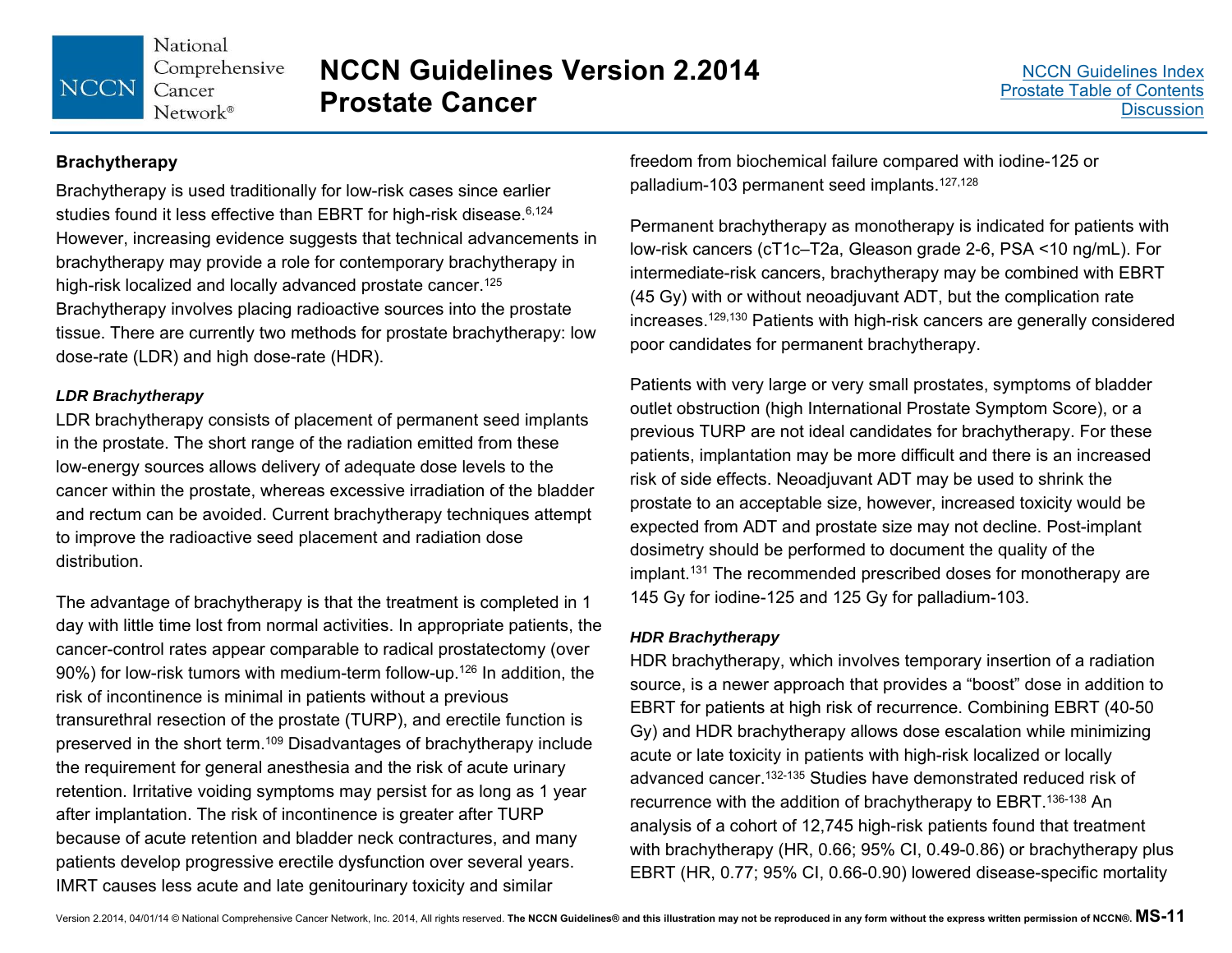## Brachytherapy

Brachytherapy is used traditionally for low-risk cases since earlier studies found it less effective than EBRT for high-risk disease.[6,124] However, increasing evidence suggests that technical advancements in brachytherapy may provide a role for contemporary brachytherapy in high-risk localized and locally advanced prostate cancer.[125] Brachytherapy involves placing radioactive sources into the prostate tissue. There are currently two methods for prostate brachytherapy: low dose-rate (LDR) and high dose-rate (HDR).

### *LDR Brachytherapy*

LDR brachytherapy consists of placement of permanent seed implants in the prostate. The short range of the radiation emitted from these low-energy sources allows delivery of adequate dose levels to the cancer within the prostate, whereas excessive irradiation of the bladder and rectum can be avoided. Current brachytherapy techniques attempt to improve the radioactive seed placement and radiation dose distribution.

The advantage of brachytherapy is that the treatment is completed in 1 day with little time lost from normal activities. In appropriate patients, the cancer-control rates appear comparable to radical prostatectomy (over 90%) for low-risk tumors with medium-term follow-up.[126] In addition, the risk of incontinence is minimal in patients without a previous transurethral resection of the prostate (TURP), and erectile function is preserved in the short term.[109] Disadvantages of brachytherapy include the requirement for general anesthesia and the risk of acute urinary retention. Irritative voiding symptoms may persist for as long as 1 year after implantation. The risk of incontinence is greater after TURP because of acute retention and bladder neck contractures, and many patients develop progressive erectile dysfunction over several years. IMRT causes less acute and late genitourinary toxicity and similar freedom from biochemical failure compared with iodine-125 or palladium-103 permanent seed implants.[127,128]

Permanent brachytherapy as monotherapy is indicated for patients with low-risk cancers (cT1c–T2a, Gleason grade 2-6, PSA <10 ng/mL). For intermediate-risk cancers, brachytherapy may be combined with EBRT (45 Gy) with or without neoadjuvant ADT, but the complication rate increases.[129,130] Patients with high-risk cancers are generally considered poor candidates for permanent brachytherapy.

Patients with very large or very small prostates, symptoms of bladder outlet obstruction (high International Prostate Symptom Score), or a previous TURP are not ideal candidates for brachytherapy. For these patients, implantation may be more difficult and there is an increased risk of side effects. Neoadjuvant ADT may be used to shrink the prostate to an acceptable size, however, increased toxicity would be expected from ADT and prostate size may not decline. Post-implant dosimetry should be performed to document the quality of the implant.[131] The recommended prescribed doses for monotherapy are 145 Gy for iodine-125 and 125 Gy for palladium-103.

### *HDR Brachytherapy*

HDR brachytherapy, which involves temporary insertion of a radiation source, is a newer approach that provides a "boost" dose in addition to EBRT for patients at high risk of recurrence. Combining EBRT (40-50 Gy) and HDR brachytherapy allows dose escalation while minimizing acute or late toxicity in patients with high-risk localized or locally advanced cancer.[132-135] Studies have demonstrated reduced risk of recurrence with the addition of brachytherapy to EBRT.[136-138] An analysis of a cohort of 12,745 high-risk patients found that treatment with brachytherapy (HR, 0.66; 95% CI, 0.49-0.86) or brachytherapy plus EBRT (HR, 0.77; 95% CI, 0.66-0.90) lowered disease-specific mortality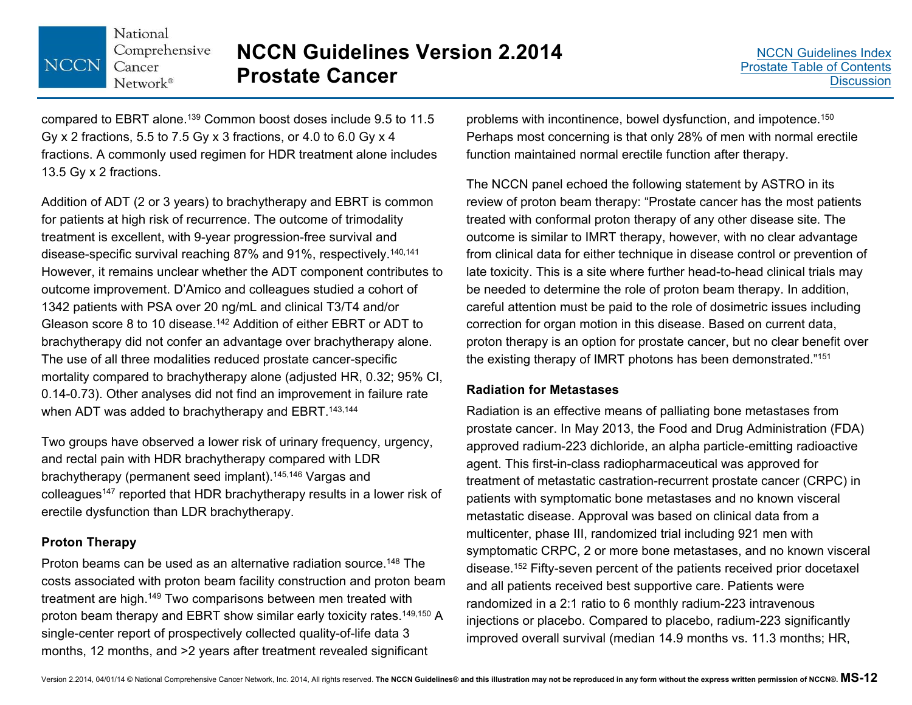compared to EBRT alone.[139] Common boost doses include 9.5 to 11.5 Gy x 2 fractions, 5.5 to 7.5 Gy x 3 fractions, or 4.0 to 6.0 Gy x 4 fractions. A commonly used regimen for HDR treatment alone includes 13.5 Gy x 2 fractions.

Addition of ADT (2 or 3 years) to brachytherapy and EBRT is common for patients at high risk of recurrence. The outcome of trimodality treatment is excellent, with 9-year progression-free survival and disease-specific survival reaching 87% and 91%, respectively.[140,141] However, it remains unclear whether the ADT component contributes to outcome improvement. D'Amico and colleagues studied a cohort of 1342 patients with PSA over 20 ng/mL and clinical T3/T4 and/or Gleason score 8 to 10 disease.[142] Addition of either EBRT or ADT to brachytherapy did not confer an advantage over brachytherapy alone. The use of all three modalities reduced prostate cancer-specific mortality compared to brachytherapy alone (adjusted HR, 0.32; 95% CI, 0.14-0.73). Other analyses did not find an improvement in failure rate when ADT was added to brachytherapy and EBRT.[143,144]

Two groups have observed a lower risk of urinary frequency, urgency, and rectal pain with HDR brachytherapy compared with LDR brachytherapy (permanent seed implant).[145,146] Vargas and colleagues[147] reported that HDR brachytherapy results in a lower risk of erectile dysfunction than LDR brachytherapy.

### Proton Therapy

Proton beams can be used as an alternative radiation source.[148] The costs associated with proton beam facility construction and proton beam treatment are high.[149] Two comparisons between men treated with proton beam therapy and EBRT show similar early toxicity rates.[149,150] A single-center report of prospectively collected quality-of-life data 3 months, 12 months, and >2 years after treatment revealed significant problems with incontinence, bowel dysfunction, and impotence.[150] Perhaps most concerning is that only 28% of men with normal erectile function maintained normal erectile function after therapy.

The NCCN panel echoed the following statement by ASTRO in its review of proton beam therapy: "Prostate cancer has the most patients treated with conformal proton therapy of any other disease site. The outcome is similar to IMRT therapy, however, with no clear advantage from clinical data for either technique in disease control or prevention of late toxicity. This is a site where further head-to-head clinical trials may be needed to determine the role of proton beam therapy. In addition, careful attention must be paid to the role of dosimetric issues including correction for organ motion in this disease. Based on current data, proton therapy is an option for prostate cancer, but no clear benefit over the existing therapy of IMRT photons has been demonstrated."[151]

### Radiation for Metastases

Radiation is an effective means of palliating bone metastases from prostate cancer. In May 2013, the Food and Drug Administration (FDA) approved radium-223 dichloride, an alpha particle-emitting radioactive agent. This first-in-class radiopharmaceutical was approved for treatment of metastatic castration-recurrent prostate cancer (CRPC) in patients with symptomatic bone metastases and no known visceral metastatic disease. Approval was based on clinical data from a multicenter, phase III, randomized trial including 921 men with symptomatic CRPC, 2 or more bone metastases, and no known visceral disease.[152] Fifty-seven percent of the patients received prior docetaxel and all patients received best supportive care. Patients were randomized in a 2:1 ratio to 6 monthly radium-223 intravenous injections or placebo. Compared to placebo, radium-223 significantly improved overall survival (median 14.9 months vs. 11.3 months; HR,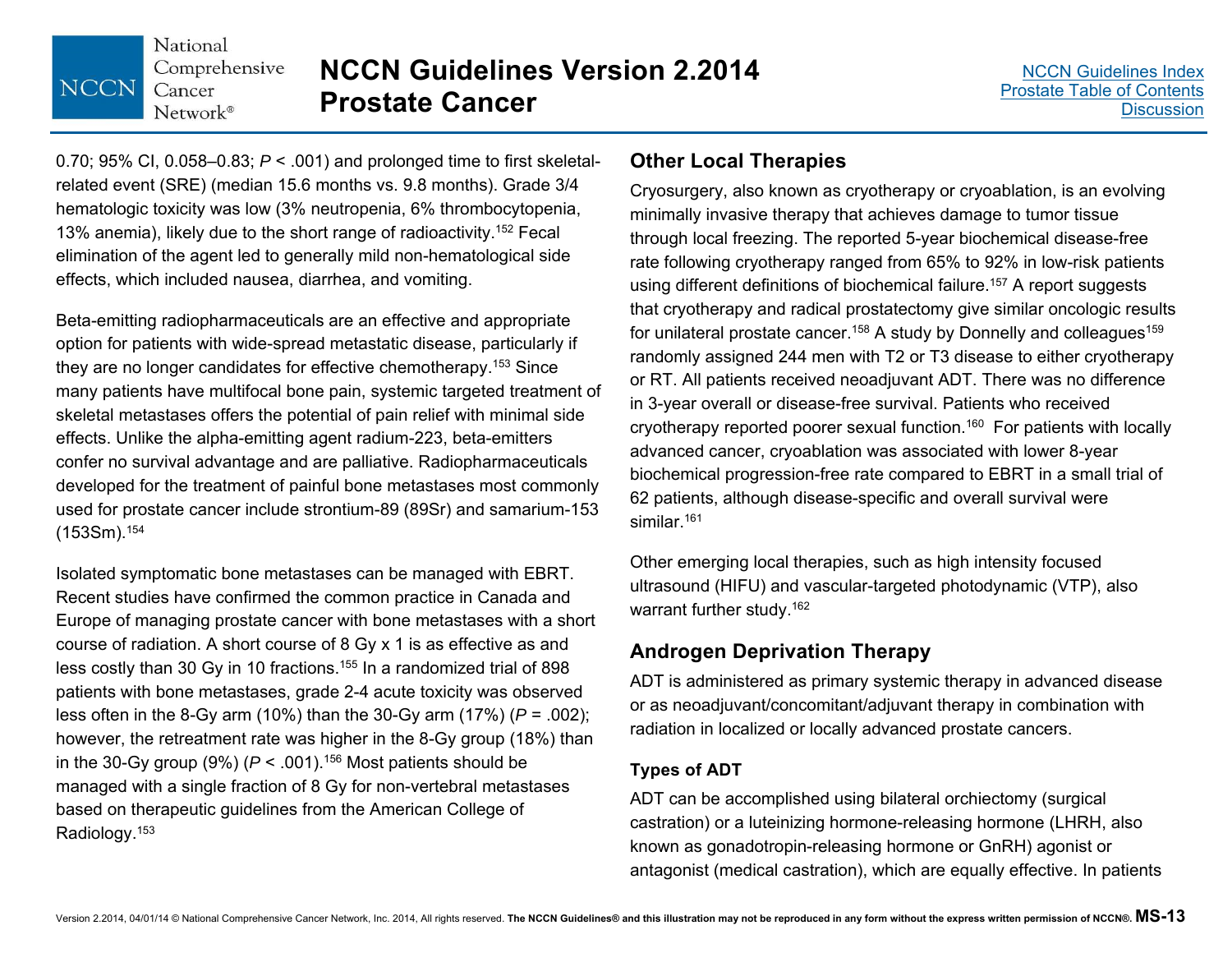0.70; 95% CI, 0.058–0.83; $P < .001$) and prolonged time to first skeletal-related event (SRE) (median 15.6 months vs. 9.8 months). Grade 3/4 hematologic toxicity was low (3% neutropenia, 6% thrombocytopenia, 13% anemia), likely due to the short range of radioactivity.[152] Fecal elimination of the agent led to generally mild non-hematological side effects, which included nausea, diarrhea, and vomiting.

Beta-emitting radiopharmaceuticals are an effective and appropriate option for patients with wide-spread metastatic disease, particularly if they are no longer candidates for effective chemotherapy.[153] Since many patients have multifocal bone pain, systemic targeted treatment of skeletal metastases offers the potential of pain relief with minimal side effects. Unlike the alpha-emitting agent radium-223, beta-emitters confer no survival advantage and are palliative. Radiopharmaceuticals developed for the treatment of painful bone metastases most commonly used for prostate cancer include strontium-89 (89Sr) and samarium-153 (153Sm).[154]

Isolated symptomatic bone metastases can be managed with EBRT. Recent studies have confirmed the common practice in Canada and Europe of managing prostate cancer with bone metastases with a short course of radiation. A short course of 8 Gy x 1 is as effective as and less costly than 30 Gy in 10 fractions.[155] In a randomized trial of 898 patients with bone metastases, grade 2-4 acute toxicity was observed less often in the 8-Gy arm (10%) than the 30-Gy arm (17%) ($P = .002$); however, the retreatment rate was higher in the 8-Gy group (18%) than in the 30-Gy group (9%) ($P < .001$).[156] Most patients should be managed with a single fraction of 8 Gy for non-vertebral metastases based on therapeutic guidelines from the American College of Radiology.[153]

## Other Local Therapies

Cryosurgery, also known as cryotherapy or cryoablation, is an evolving minimally invasive therapy that achieves damage to tumor tissue through local freezing. The reported 5-year biochemical disease-free rate following cryotherapy ranged from 65% to 92% in low-risk patients using different definitions of biochemical failure.[157] A report suggests that cryotherapy and radical prostatectomy give similar oncologic results for unilateral prostate cancer.[158] A study by Donnelly and colleagues[159] randomly assigned 244 men with T2 or T3 disease to either cryotherapy or RT. All patients received neoadjuvant ADT. There was no difference in 3-year overall or disease-free survival. Patients who received cryotherapy reported poorer sexual function.[160] For patients with locally advanced cancer, cryoablation was associated with lower 8-year biochemical progression-free rate compared to EBRT in a small trial of 62 patients, although disease-specific and overall survival were similar.[161]

Other emerging local therapies, such as high intensity focused ultrasound (HIFU) and vascular-targeted photodynamic (VTP), also warrant further study.[162]

## Androgen Deprivation Therapy

ADT is administered as primary systemic therapy in advanced disease or as neoadjuvant/concomitant/adjuvant therapy in combination with radiation in localized or locally advanced prostate cancers.

### Types of ADT

ADT can be accomplished using bilateral orchiectomy (surgical castration) or a luteinizing hormone-releasing hormone (LHRH, also known as gonadotropin-releasing hormone or GnRH) agonist or antagonist (medical castration), which are equally effective. In patients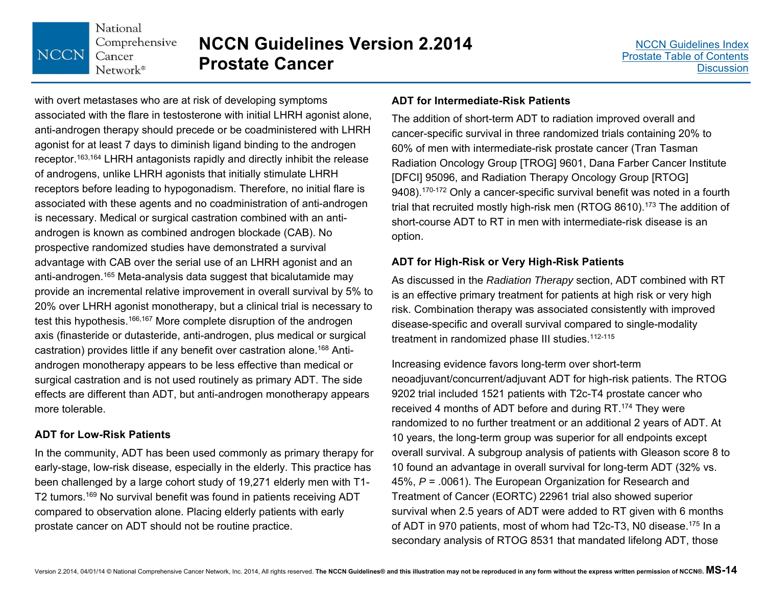with overt metastases who are at risk of developing symptoms associated with the flare in testosterone with initial LHRH agonist alone, anti-androgen therapy should precede or be coadministered with LHRH agonist for at least 7 days to diminish ligand binding to the androgen receptor.[163,164] LHRH antagonists rapidly and directly inhibit the release of androgens, unlike LHRH agonists that initially stimulate LHRH receptors before leading to hypogonadism. Therefore, no initial flare is associated with these agents and no coadministration of anti-androgen is necessary. Medical or surgical castration combined with an anti-androgen is known as combined androgen blockade (CAB). No prospective randomized studies have demonstrated a survival advantage with CAB over the serial use of an LHRH agonist and an anti-androgen.[165] Meta-analysis data suggest that bicalutamide may provide an incremental relative improvement in overall survival by 5% to 20% over LHRH agonist monotherapy, but a clinical trial is necessary to test this hypothesis.[166,167] More complete disruption of the androgen axis (finasteride or dutasteride, anti-androgen, plus medical or surgical castration) provides little if any benefit over castration alone.[168] Anti-androgen monotherapy appears to be less effective than medical or surgical castration and is not used routinely as primary ADT. The side effects are different than ADT, but anti-androgen monotherapy appears more tolerable.

### ADT for Low-Risk Patients

In the community, ADT has been used commonly as primary therapy for early-stage, low-risk disease, especially in the elderly. This practice has been challenged by a large cohort study of 19,271 elderly men with T1-T2 tumors.[169] No survival benefit was found in patients receiving ADT compared to observation alone. Placing elderly patients with early prostate cancer on ADT should not be routine practice.

### ADT for Intermediate-Risk Patients

The addition of short-term ADT to radiation improved overall and cancer-specific survival in three randomized trials containing 20% to 60% of men with intermediate-risk prostate cancer (Tran Tasman Radiation Oncology Group [TROG] 9601, Dana Farber Cancer Institute [DFCI] 95096, and Radiation Therapy Oncology Group [RTOG] 9408).[170-172] Only a cancer-specific survival benefit was noted in a fourth trial that recruited mostly high-risk men (RTOG 8610).[173] The addition of short-course ADT to RT in men with intermediate-risk disease is an option.

### ADT for High-Risk or Very High-Risk Patients

As discussed in the *Radiation Therapy* section, ADT combined with RT is an effective primary treatment for patients at high risk or very high risk. Combination therapy was associated consistently with improved disease-specific and overall survival compared to single-modality treatment in randomized phase III studies.[112-115]

Increasing evidence favors long-term over short-term neoadjuvant/concurrent/adjuvant ADT for high-risk patients. The RTOG 9202 trial included 1521 patients with T2c-T4 prostate cancer who received 4 months of ADT before and during RT.[174] They were randomized to no further treatment or an additional 2 years of ADT. At 10 years, the long-term group was superior for all endpoints except overall survival. A subgroup analysis of patients with Gleason score 8 to 10 found an advantage in overall survival for long-term ADT (32% vs. 45%, $P$ = .0061). The European Organization for Research and Treatment of Cancer (EORTC) 22961 trial also showed superior survival when 2.5 years of ADT were added to RT given with 6 months of ADT in 970 patients, most of whom had T2c-T3, N0 disease.[175] In a secondary analysis of RTOG 8531 that mandated lifelong ADT, those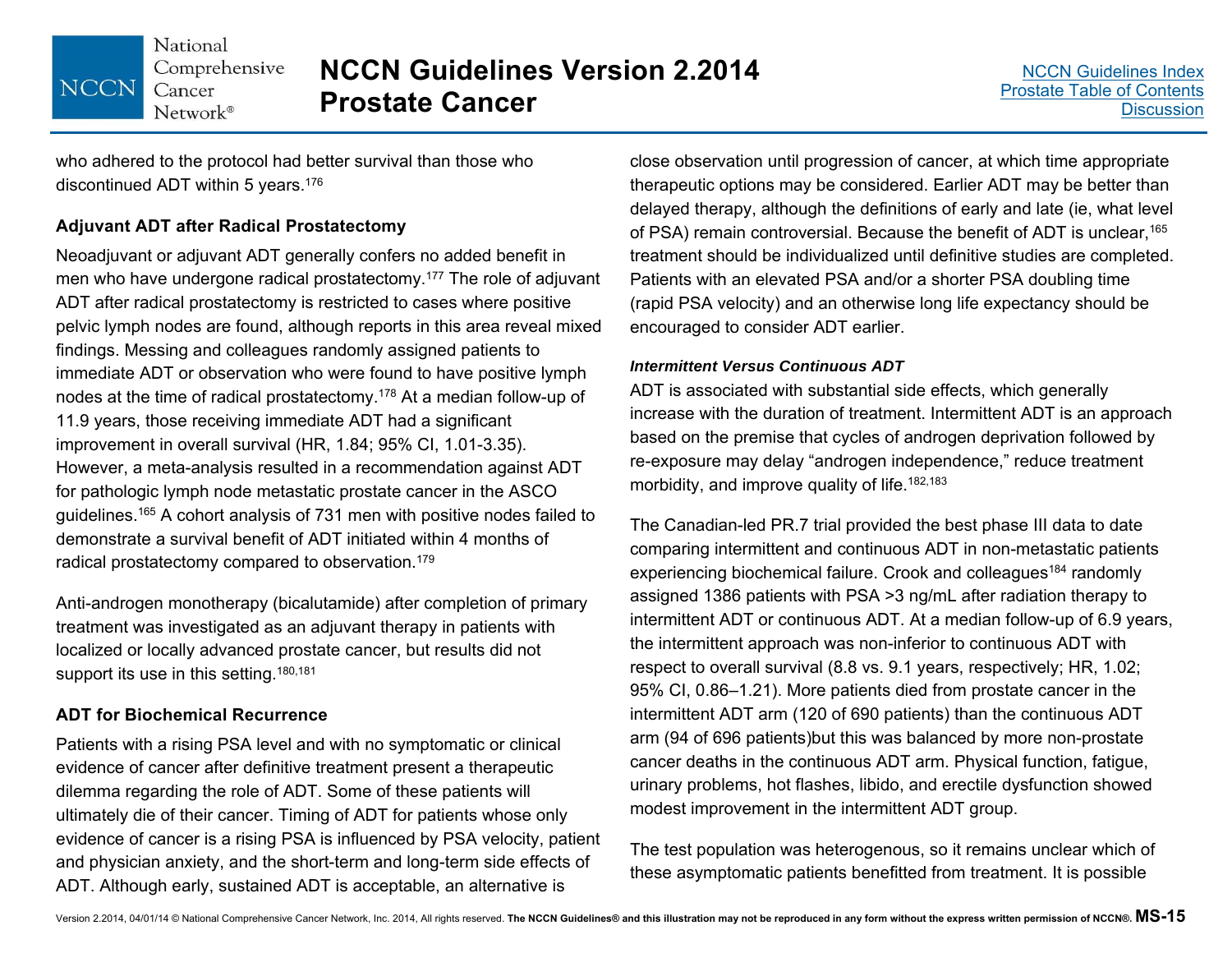who adhered to the protocol had better survival than those who discontinued ADT within 5 years.[176]

### Adjuvant ADT after Radical Prostatectomy

Neoadjuvant or adjuvant ADT generally confers no added benefit in men who have undergone radical prostatectomy.[177] The role of adjuvant ADT after radical prostatectomy is restricted to cases where positive pelvic lymph nodes are found, although reports in this area reveal mixed findings. Messing and colleagues randomly assigned patients to immediate ADT or observation who were found to have positive lymph nodes at the time of radical prostatectomy.[178] At a median follow-up of 11.9 years, those receiving immediate ADT had a significant improvement in overall survival (HR, 1.84; 95% CI, 1.01-3.35). However, a meta-analysis resulted in a recommendation against ADT for pathologic lymph node metastatic prostate cancer in the ASCO guidelines.[165] A cohort analysis of 731 men with positive nodes failed to demonstrate a survival benefit of ADT initiated within 4 months of radical prostatectomy compared to observation.[179]

Anti-androgen monotherapy (bicalutamide) after completion of primary treatment was investigated as an adjuvant therapy in patients with localized or locally advanced prostate cancer, but results did not support its use in this setting.[180,181]

### ADT for Biochemical Recurrence

Patients with a rising PSA level and with no symptomatic or clinical evidence of cancer after definitive treatment present a therapeutic dilemma regarding the role of ADT. Some of these patients will ultimately die of their cancer. Timing of ADT for patients whose only evidence of cancer is a rising PSA is influenced by PSA velocity, patient and physician anxiety, and the short-term and long-term side effects of ADT. Although early, sustained ADT is acceptable, an alternative is close observation until progression of cancer, at which time appropriate therapeutic options may be considered. Earlier ADT may be better than delayed therapy, although the definitions of early and late (ie, what level of PSA) remain controversial. Because the benefit of ADT is unclear,[165] treatment should be individualized until definitive studies are completed. Patients with an elevated PSA and/or a shorter PSA doubling time (rapid PSA velocity) and an otherwise long life expectancy should be encouraged to consider ADT earlier.

#### *Intermittent Versus Continuous ADT*

ADT is associated with substantial side effects, which generally increase with the duration of treatment. Intermittent ADT is an approach based on the premise that cycles of androgen deprivation followed by re-exposure may delay “androgen independence,” reduce treatment morbidity, and improve quality of life.[182,183]

The Canadian-led PR.7 trial provided the best phase III data to date comparing intermittent and continuous ADT in non-metastatic patients experiencing biochemical failure. Crook and colleagues[184] randomly assigned 1386 patients with PSA >3 ng/mL after radiation therapy to intermittent ADT or continuous ADT. At a median follow-up of 6.9 years, the intermittent approach was non-inferior to continuous ADT with respect to overall survival (8.8 vs. 9.1 years, respectively; HR, 1.02; 95% CI, 0.86–1.21). More patients died from prostate cancer in the intermittent ADT arm (120 of 690 patients) than the continuous ADT arm (94 of 696 patients)but this was balanced by more non-prostate cancer deaths in the continuous ADT arm. Physical function, fatigue, urinary problems, hot flashes, libido, and erectile dysfunction showed modest improvement in the intermittent ADT group.

The test population was heterogenous, so it remains unclear which of these asymptomatic patients benefitted from treatment. It is possible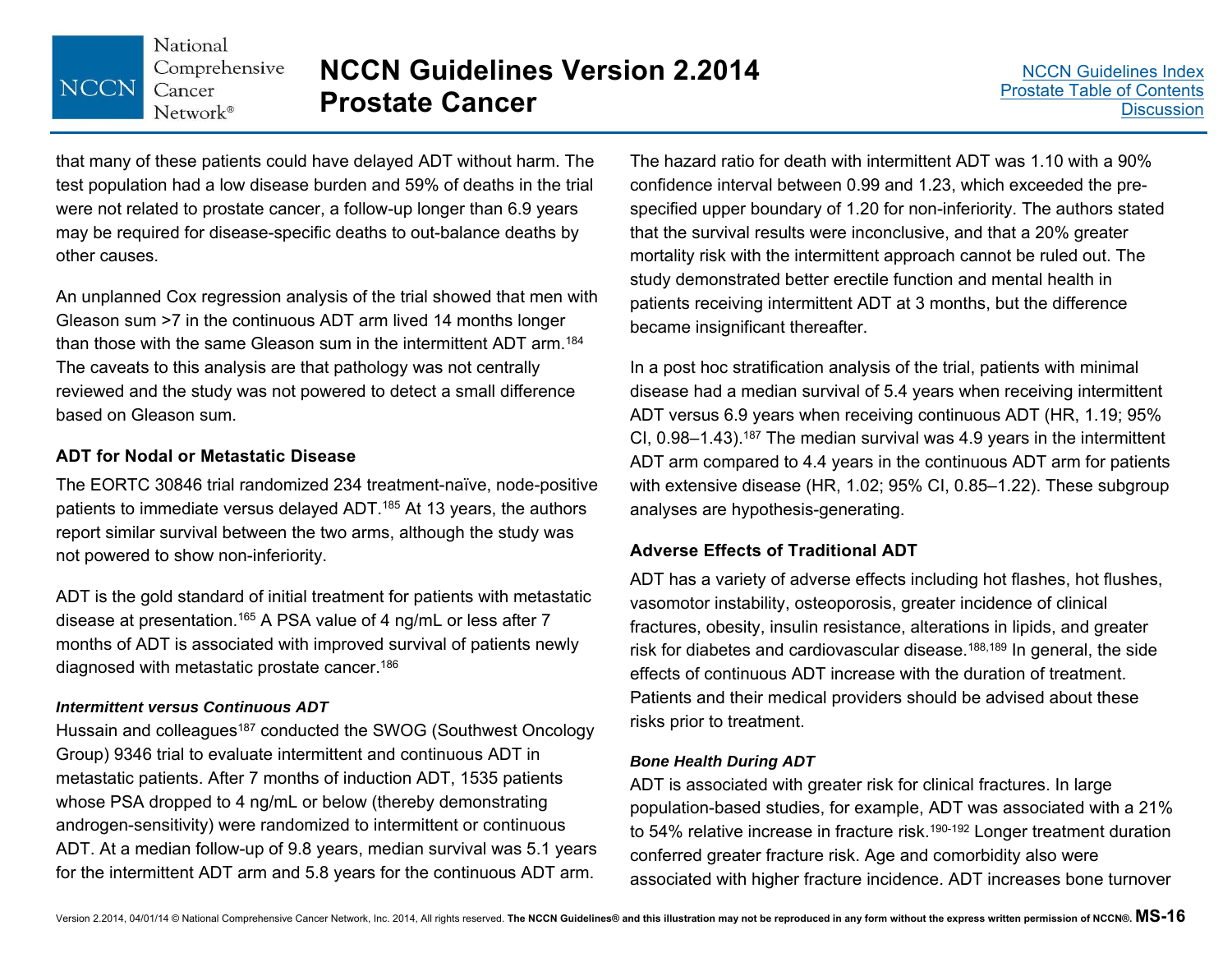that many of these patients could have delayed ADT without harm. The test population had a low disease burden and 59% of deaths in the trial were not related to prostate cancer, a follow-up longer than 6.9 years may be required for disease-specific deaths to out-balance deaths by other causes.

An unplanned Cox regression analysis of the trial showed that men with Gleason sum >7 in the continuous ADT arm lived 14 months longer than those with the same Gleason sum in the intermittent ADT arm.[184] The caveats to this analysis are that pathology was not centrally reviewed and the study was not powered to detect a small difference based on Gleason sum.

### ADT for Nodal or Metastatic Disease

The EORTC 30846 trial randomized 234 treatment-naïve, node-positive patients to immediate versus delayed ADT.[185] At 13 years, the authors report similar survival between the two arms, although the study was not powered to show non-inferiority.

ADT is the gold standard of initial treatment for patients with metastatic disease at presentation.[165] A PSA value of 4 ng/mL or less after 7 months of ADT is associated with improved survival of patients newly diagnosed with metastatic prostate cancer.[186]

#### *Intermittent versus Continuous ADT*

Hussain and colleagues[187] conducted the SWOG (Southwest Oncology Group) 9346 trial to evaluate intermittent and continuous ADT in metastatic patients. After 7 months of induction ADT, 1535 patients whose PSA dropped to 4 ng/mL or below (thereby demonstrating androgen-sensitivity) were randomized to intermittent or continuous ADT. At a median follow-up of 9.8 years, median survival was 5.1 years for the intermittent ADT arm and 5.8 years for the continuous ADT arm. The hazard ratio for death with intermittent ADT was 1.10 with a 90% confidence interval between 0.99 and 1.23, which exceeded the pre-specified upper boundary of 1.20 for non-inferiority. The authors stated that the survival results were inconclusive, and that a 20% greater mortality risk with the intermittent approach cannot be ruled out. The study demonstrated better erectile function and mental health in patients receiving intermittent ADT at 3 months, but the difference became insignificant thereafter.

In a post hoc stratification analysis of the trial, patients with minimal disease had a median survival of 5.4 years when receiving intermittent ADT versus 6.9 years when receiving continuous ADT (HR, 1.19; 95% CI, 0.98–1.43).[187] The median survival was 4.9 years in the intermittent ADT arm compared to 4.4 years in the continuous ADT arm for patients with extensive disease (HR, 1.02; 95% CI, 0.85–1.22). These subgroup analyses are hypothesis-generating.

### Adverse Effects of Traditional ADT

ADT has a variety of adverse effects including hot flashes, hot flushes, vasomotor instability, osteoporosis, greater incidence of clinical fractures, obesity, insulin resistance, alterations in lipids, and greater risk for diabetes and cardiovascular disease.[188,189] In general, the side effects of continuous ADT increase with the duration of treatment. Patients and their medical providers should be advised about these risks prior to treatment.

#### *Bone Health During ADT*

ADT is associated with greater risk for clinical fractures. In large population-based studies, for example, ADT was associated with a 21% to 54% relative increase in fracture risk.[190-192] Longer treatment duration conferred greater fracture risk. Age and comorbidity also were associated with higher fracture incidence. ADT increases bone turnover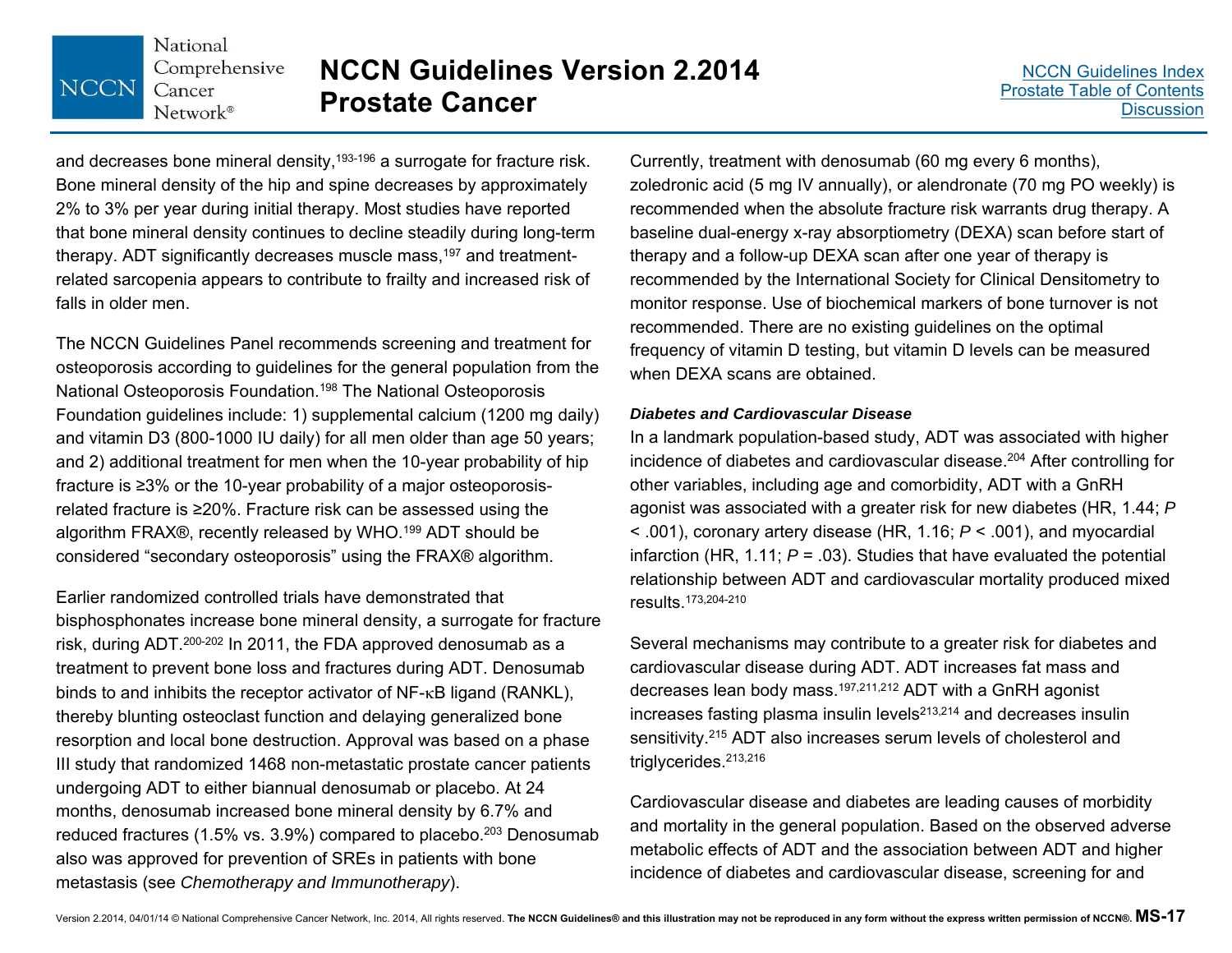and decreases bone mineral density,[193-196] a surrogate for fracture risk. Bone mineral density of the hip and spine decreases by approximately 2% to 3% per year during initial therapy. Most studies have reported that bone mineral density continues to decline steadily during long-term therapy. ADT significantly decreases muscle mass,[197] and treatment-related sarcopenia appears to contribute to frailty and increased risk of falls in older men.

The NCCN Guidelines Panel recommends screening and treatment for osteoporosis according to guidelines for the general population from the National Osteoporosis Foundation.[198] The National Osteoporosis Foundation guidelines include: 1) supplemental calcium (1200 mg daily) and vitamin D3 (800-1000 IU daily) for all men older than age 50 years; and 2) additional treatment for men when the 10-year probability of hip fracture is ≥3% or the 10-year probability of a major osteoporosis-related fracture is ≥20%. Fracture risk can be assessed using the algorithm FRAX®, recently released by WHO.[199] ADT should be considered "secondary osteoporosis" using the FRAX® algorithm.

Earlier randomized controlled trials have demonstrated that bisphosphonates increase bone mineral density, a surrogate for fracture risk, during ADT.[200-202] In 2011, the FDA approved denosumab as a treatment to prevent bone loss and fractures during ADT. Denosumab binds to and inhibits the receptor activator of NF-κB ligand (RANKL), thereby blunting osteoclast function and delaying generalized bone resorption and local bone destruction. Approval was based on a phase III study that randomized 1468 non-metastatic prostate cancer patients undergoing ADT to either biannual denosumab or placebo. At 24 months, denosumab increased bone mineral density by 6.7% and reduced fractures (1.5% vs. 3.9%) compared to placebo.[203] Denosumab also was approved for prevention of SREs in patients with bone metastasis (see *Chemotherapy and Immunotherapy*).

Currently, treatment with denosumab (60 mg every 6 months), zoledronic acid (5 mg IV annually), or alendronate (70 mg PO weekly) is recommended when the absolute fracture risk warrants drug therapy. A baseline dual-energy x-ray absorptiometry (DEXA) scan before start of therapy and a follow-up DEXA scan after one year of therapy is recommended by the International Society for Clinical Densitometry to monitor response. Use of biochemical markers of bone turnover is not recommended. There are no existing guidelines on the optimal frequency of vitamin D testing, but vitamin D levels can be measured when DEXA scans are obtained.

***Diabetes and Cardiovascular Disease***

In a landmark population-based study, ADT was associated with higher incidence of diabetes and cardiovascular disease.[204] After controlling for other variables, including age and comorbidity, ADT with a GnRH agonist was associated with a greater risk for new diabetes (HR, 1.44; $P < .001$), coronary artery disease (HR, 1.16; $P < .001$), and myocardial infarction (HR, 1.11; $P = .03$). Studies that have evaluated the potential relationship between ADT and cardiovascular mortality produced mixed results.[173,204-210]

Several mechanisms may contribute to a greater risk for diabetes and cardiovascular disease during ADT. ADT increases fat mass and decreases lean body mass.[197,211,212] ADT with a GnRH agonist increases fasting plasma insulin levels[213,214] and decreases insulin sensitivity.[215] ADT also increases serum levels of cholesterol and triglycerides.[213,216]

Cardiovascular disease and diabetes are leading causes of morbidity and mortality in the general population. Based on the observed adverse metabolic effects of ADT and the association between ADT and higher incidence of diabetes and cardiovascular disease, screening for and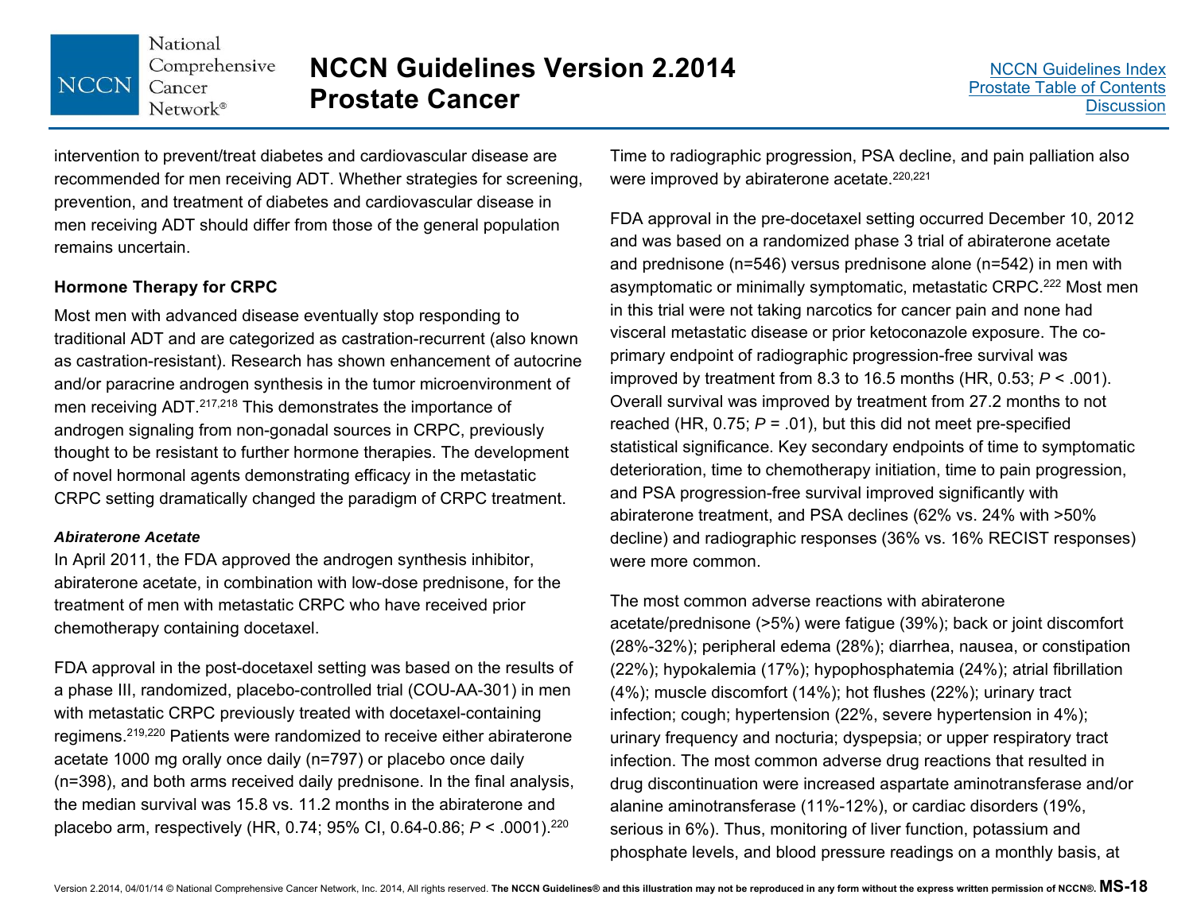intervention to prevent/treat diabetes and cardiovascular disease are recommended for men receiving ADT. Whether strategies for screening, prevention, and treatment of diabetes and cardiovascular disease in men receiving ADT should differ from those of the general population remains uncertain.

### Hormone Therapy for CRPC

Most men with advanced disease eventually stop responding to traditional ADT and are categorized as castration-recurrent (also known as castration-resistant). Research has shown enhancement of autocrine and/or paracrine androgen synthesis in the tumor microenvironment of men receiving ADT.[217,218] This demonstrates the importance of androgen signaling from non-gonadal sources in CRPC, previously thought to be resistant to further hormone therapies. The development of novel hormonal agents demonstrating efficacy in the metastatic CRPC setting dramatically changed the paradigm of CRPC treatment.

#### *Abiraterone Acetate*

In April 2011, the FDA approved the androgen synthesis inhibitor, abiraterone acetate, in combination with low-dose prednisone, for the treatment of men with metastatic CRPC who have received prior chemotherapy containing docetaxel.

FDA approval in the post-docetaxel setting was based on the results of a phase III, randomized, placebo-controlled trial (COU-AA-301) in men with metastatic CRPC previously treated with docetaxel-containing regimens.[219,220] Patients were randomized to receive either abiraterone acetate 1000 mg orally once daily (n=797) or placebo once daily (n=398), and both arms received daily prednisone. In the final analysis, the median survival was 15.8 vs. 11.2 months in the abiraterone and placebo arm, respectively (HR, 0.74; 95% CI, 0.64-0.86; *P* < .0001).[220] Time to radiographic progression, PSA decline, and pain palliation also were improved by abiraterone acetate.[220,221]

FDA approval in the pre-docetaxel setting occurred December 10, 2012 and was based on a randomized phase 3 trial of abiraterone acetate and prednisone (n=546) versus prednisone alone (n=542) in men with asymptomatic or minimally symptomatic, metastatic CRPC.[222] Most men in this trial were not taking narcotics for cancer pain and none had visceral metastatic disease or prior ketoconazole exposure. The co-primary endpoint of radiographic progression-free survival was improved by treatment from 8.3 to 16.5 months (HR, 0.53; *P* < .001). Overall survival was improved by treatment from 27.2 months to not reached (HR, 0.75; *P* = .01), but this did not meet pre-specified statistical significance. Key secondary endpoints of time to symptomatic deterioration, time to chemotherapy initiation, time to pain progression, and PSA progression-free survival improved significantly with abiraterone treatment, and PSA declines (62% vs. 24% with >50% decline) and radiographic responses (36% vs. 16% RECIST responses) were more common.

The most common adverse reactions with abiraterone acetate/prednisone (>5%) were fatigue (39%); back or joint discomfort (28%-32%); peripheral edema (28%); diarrhea, nausea, or constipation (22%); hypokalemia (17%); hypophosphatemia (24%); atrial fibrillation (4%); muscle discomfort (14%); hot flushes (22%); urinary tract infection; cough; hypertension (22%, severe hypertension in 4%); urinary frequency and nocturia; dyspepsia; or upper respiratory tract infection. The most common adverse drug reactions that resulted in drug discontinuation were increased aspartate aminotransferase and/or alanine aminotransferase (11%-12%), or cardiac disorders (19%, serious in 6%). Thus, monitoring of liver function, potassium and phosphate levels, and blood pressure readings on a monthly basis, at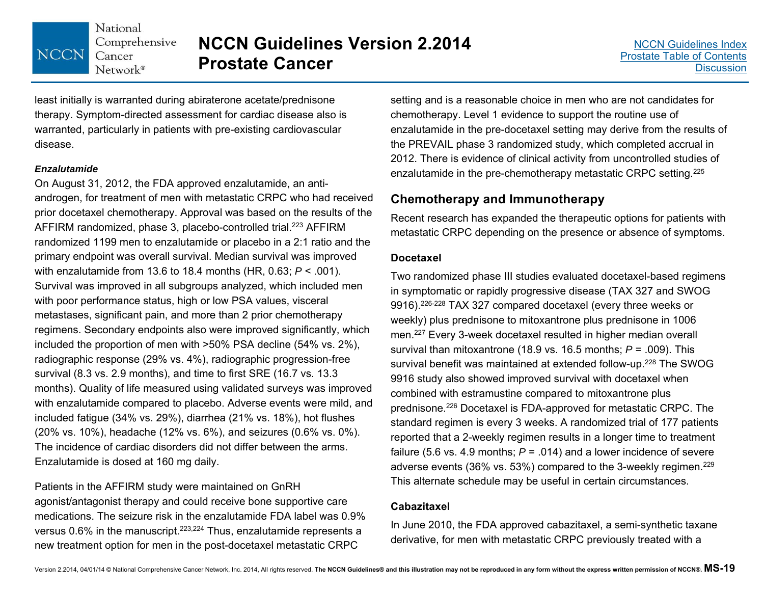least initially is warranted during abiraterone acetate/prednisone therapy. Symptom-directed assessment for cardiac disease also is warranted, particularly in patients with pre-existing cardiovascular disease.

***Enzalutamide***

On August 31, 2012, the FDA approved enzalutamide, an anti-androgen, for treatment of men with metastatic CRPC who had received prior docetaxel chemotherapy. Approval was based on the results of the AFFIRM randomized, phase 3, placebo-controlled trial.[223] AFFIRM randomized 1199 men to enzalutamide or placebo in a 2:1 ratio and the primary endpoint was overall survival. Median survival was improved with enzalutamide from 13.6 to 18.4 months (HR, 0.63; *P* < .001). Survival was improved in all subgroups analyzed, which included men with poor performance status, high or low PSA values, visceral metastases, significant pain, and more than 2 prior chemotherapy regimens. Secondary endpoints also were improved significantly, which included the proportion of men with >50% PSA decline (54% vs. 2%), radiographic response (29% vs. 4%), radiographic progression-free survival (8.3 vs. 2.9 months), and time to first SRE (16.7 vs. 13.3 months). Quality of life measured using validated surveys was improved with enzalutamide compared to placebo. Adverse events were mild, and included fatigue (34% vs. 29%), diarrhea (21% vs. 18%), hot flushes (20% vs. 10%), headache (12% vs. 6%), and seizures (0.6% vs. 0%). The incidence of cardiac disorders did not differ between the arms. Enzalutamide is dosed at 160 mg daily.

Patients in the AFFIRM study were maintained on GnRH agonist/antagonist therapy and could receive bone supportive care medications. The seizure risk in the enzalutamide FDA label was 0.9% versus 0.6% in the manuscript.[223,224] Thus, enzalutamide represents a new treatment option for men in the post-docetaxel metastatic CRPC setting and is a reasonable choice in men who are not candidates for chemotherapy. Level 1 evidence to support the routine use of enzalutamide in the pre-docetaxel setting may derive from the results of the PREVAIL phase 3 randomized study, which completed accrual in 2012. There is evidence of clinical activity from uncontrolled studies of enzalutamide in the pre-chemotherapy metastatic CRPC setting.[225]

## Chemotherapy and Immunotherapy

Recent research has expanded the therapeutic options for patients with metastatic CRPC depending on the presence or absence of symptoms.

### Docetaxel

Two randomized phase III studies evaluated docetaxel-based regimens in symptomatic or rapidly progressive disease (TAX 327 and SWOG 9916).[226-228] TAX 327 compared docetaxel (every three weeks or weekly) plus prednisone to mitoxantrone plus prednisone in 1006 men.[227] Every 3-week docetaxel resulted in higher median overall survival than mitoxantrone (18.9 vs. 16.5 months; *P* = .009). This survival benefit was maintained at extended follow-up.[228] The SWOG 9916 study also showed improved survival with docetaxel when combined with estramustine compared to mitoxantrone plus prednisone.[226] Docetaxel is FDA-approved for metastatic CRPC. The standard regimen is every 3 weeks. A randomized trial of 177 patients reported that a 2-weekly regimen results in a longer time to treatment failure (5.6 vs. 4.9 months; *P* = .014) and a lower incidence of severe adverse events (36% vs. 53%) compared to the 3-weekly regimen.[229] This alternate schedule may be useful in certain circumstances.

### Cabazitaxel

In June 2010, the FDA approved cabazitaxel, a semi-synthetic taxane derivative, for men with metastatic CRPC previously treated with a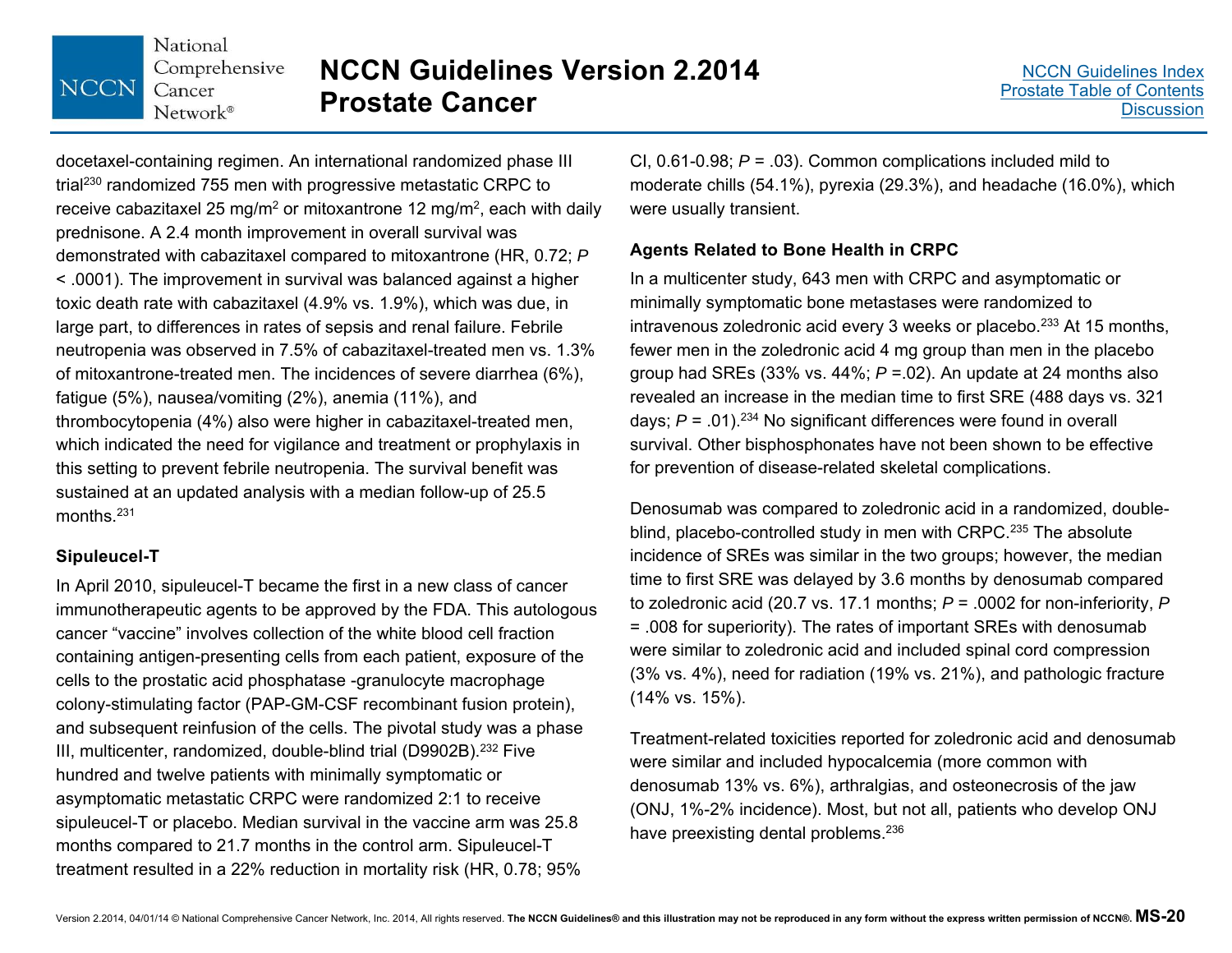docetaxel-containing regimen. An international randomized phase III trial[230] randomized 755 men with progressive metastatic CRPC to receive cabazitaxel 25 mg/m$^2$ or mitoxantrone 12 mg/m$^2$, each with daily prednisone. A 2.4 month improvement in overall survival was demonstrated with cabazitaxel compared to mitoxantrone (HR, 0.72; *P* < .0001). The improvement in survival was balanced against a higher toxic death rate with cabazitaxel (4.9% vs. 1.9%), which was due, in large part, to differences in rates of sepsis and renal failure. Febrile neutropenia was observed in 7.5% of cabazitaxel-treated men vs. 1.3% of mitoxantrone-treated men. The incidences of severe diarrhea (6%), fatigue (5%), nausea/vomiting (2%), anemia (11%), and thrombocytopenia (4%) also were higher in cabazitaxel-treated men, which indicated the need for vigilance and treatment or prophylaxis in this setting to prevent febrile neutropenia. The survival benefit was sustained at an updated analysis with a median follow-up of 25.5 months.[231]

### Sipuleucel-T

In April 2010, sipuleucel-T became the first in a new class of cancer immunotherapeutic agents to be approved by the FDA. This autologous cancer "vaccine" involves collection of the white blood cell fraction containing antigen-presenting cells from each patient, exposure of the cells to the prostatic acid phosphatase -granulocyte macrophage colony-stimulating factor (PAP-GM-CSF recombinant fusion protein), and subsequent reinfusion of the cells. The pivotal study was a phase III, multicenter, randomized, double-blind trial (D9902B).[232] Five hundred and twelve patients with minimally symptomatic or asymptomatic metastatic CRPC were randomized 2:1 to receive sipuleucel-T or placebo. Median survival in the vaccine arm was 25.8 months compared to 21.7 months in the control arm. Sipuleucel-T treatment resulted in a 22% reduction in mortality risk (HR, 0.78; 95% CI, 0.61-0.98; *P* = .03). Common complications included mild to moderate chills (54.1%), pyrexia (29.3%), and headache (16.0%), which were usually transient.

### Agents Related to Bone Health in CRPC

In a multicenter study, 643 men with CRPC and asymptomatic or minimally symptomatic bone metastases were randomized to intravenous zoledronic acid every 3 weeks or placebo.[233] At 15 months, fewer men in the zoledronic acid 4 mg group than men in the placebo group had SREs (33% vs. 44%; *P* =.02). An update at 24 months also revealed an increase in the median time to first SRE (488 days vs. 321 days; *P* = .01).[234] No significant differences were found in overall survival. Other bisphosphonates have not been shown to be effective for prevention of disease-related skeletal complications.

Denosumab was compared to zoledronic acid in a randomized, double-blind, placebo-controlled study in men with CRPC.[235] The absolute incidence of SREs was similar in the two groups; however, the median time to first SRE was delayed by 3.6 months by denosumab compared to zoledronic acid (20.7 vs. 17.1 months; *P* = .0002 for non-inferiority, *P* = .008 for superiority). The rates of important SREs with denosumab were similar to zoledronic acid and included spinal cord compression (3% vs. 4%), need for radiation (19% vs. 21%), and pathologic fracture (14% vs. 15%).

Treatment-related toxicities reported for zoledronic acid and denosumab were similar and included hypocalcemia (more common with denosumab 13% vs. 6%), arthralgias, and osteonecrosis of the jaw (ONJ, 1%-2% incidence). Most, but not all, patients who develop ONJ have preexisting dental problems.[236]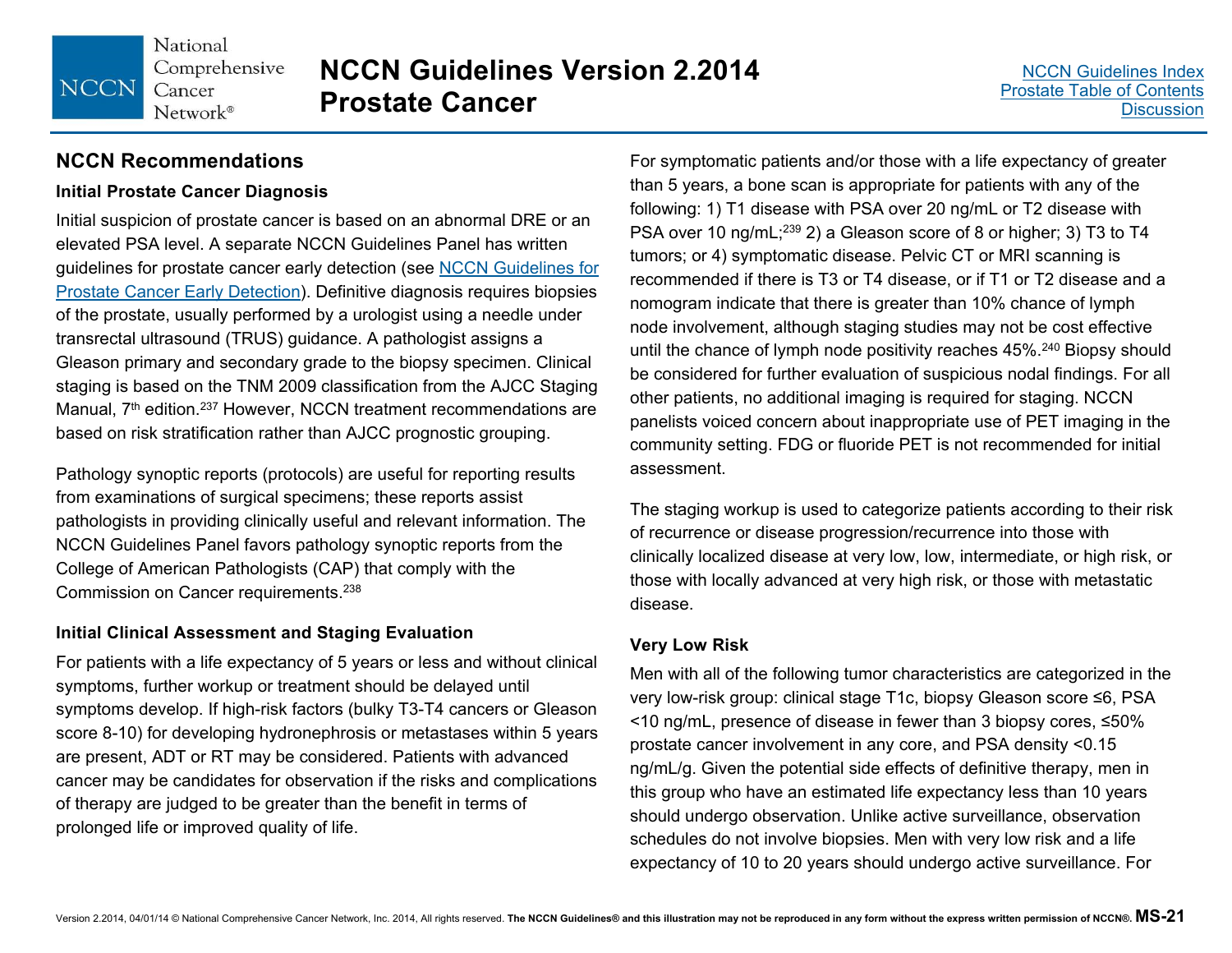## NCCN Recommendations

### Initial Prostate Cancer Diagnosis

Initial suspicion of prostate cancer is based on an abnormal DRE or an elevated PSA level. A separate NCCN Guidelines Panel has written guidelines for prostate cancer early detection (see NCCN Guidelines for Prostate Cancer Early Detection). Definitive diagnosis requires biopsies of the prostate, usually performed by a urologist using a needle under transrectal ultrasound (TRUS) guidance. A pathologist assigns a Gleason primary and secondary grade to the biopsy specimen. Clinical staging is based on the TNM 2009 classification from the AJCC Staging Manual, 7th edition.[237] However, NCCN treatment recommendations are based on risk stratification rather than AJCC prognostic grouping.

Pathology synoptic reports (protocols) are useful for reporting results from examinations of surgical specimens; these reports assist pathologists in providing clinically useful and relevant information. The NCCN Guidelines Panel favors pathology synoptic reports from the College of American Pathologists (CAP) that comply with the Commission on Cancer requirements.[238]

### Initial Clinical Assessment and Staging Evaluation

For patients with a life expectancy of 5 years or less and without clinical symptoms, further workup or treatment should be delayed until symptoms develop. If high-risk factors (bulky T3-T4 cancers or Gleason score 8-10) for developing hydronephrosis or metastases within 5 years are present, ADT or RT may be considered. Patients with advanced cancer may be candidates for observation if the risks and complications of therapy are judged to be greater than the benefit in terms of prolonged life or improved quality of life.

For symptomatic patients and/or those with a life expectancy of greater than 5 years, a bone scan is appropriate for patients with any of the following: 1) T1 disease with PSA over 20 ng/mL or T2 disease with PSA over 10 ng/mL;[239] 2) a Gleason score of 8 or higher; 3) T3 to T4 tumors; or 4) symptomatic disease. Pelvic CT or MRI scanning is recommended if there is T3 or T4 disease, or if T1 or T2 disease and a nomogram indicate that there is greater than 10% chance of lymph node involvement, although staging studies may not be cost effective until the chance of lymph node positivity reaches 45%.[240] Biopsy should be considered for further evaluation of suspicious nodal findings. For all other patients, no additional imaging is required for staging. NCCN panelists voiced concern about inappropriate use of PET imaging in the community setting. FDG or fluoride PET is not recommended for initial assessment.

The staging workup is used to categorize patients according to their risk of recurrence or disease progression/recurrence into those with clinically localized disease at very low, low, intermediate, or high risk, or those with locally advanced at very high risk, or those with metastatic disease.

### Very Low Risk

Men with all of the following tumor characteristics are categorized in the very low-risk group: clinical stage T1c, biopsy Gleason score ≤6, PSA <10 ng/mL, presence of disease in fewer than 3 biopsy cores, ≤50% prostate cancer involvement in any core, and PSA density <0.15 ng/mL/g. Given the potential side effects of definitive therapy, men in this group who have an estimated life expectancy less than 10 years should undergo observation. Unlike active surveillance, observation schedules do not involve biopsies. Men with very low risk and a life expectancy of 10 to 20 years should undergo active surveillance. For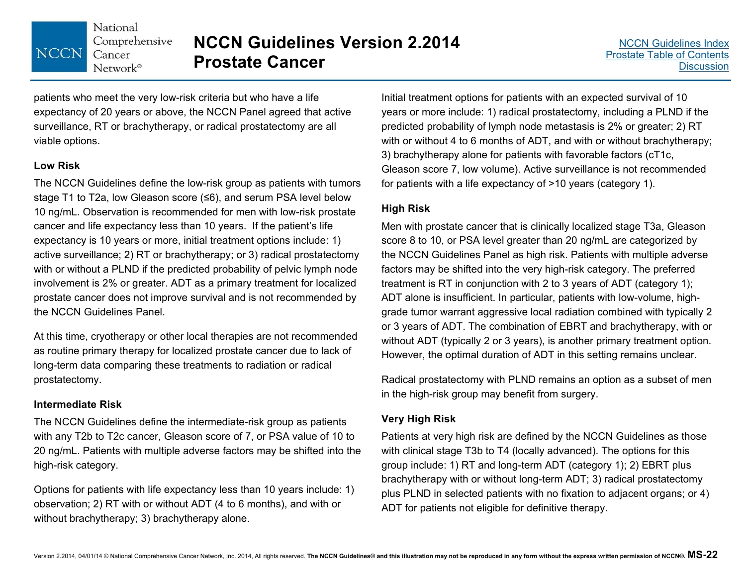patients who meet the very low-risk criteria but who have a life expectancy of 20 years or above, the NCCN Panel agreed that active surveillance, RT or brachytherapy, or radical prostatectomy are all viable options.

### Low Risk

The NCCN Guidelines define the low-risk group as patients with tumors stage T1 to T2a, low Gleason score (≤6), and serum PSA level below 10 ng/mL. Observation is recommended for men with low-risk prostate cancer and life expectancy less than 10 years. If the patient's life expectancy is 10 years or more, initial treatment options include: 1) active surveillance; 2) RT or brachytherapy; or 3) radical prostatectomy with or without a PLND if the predicted probability of pelvic lymph node involvement is 2% or greater. ADT as a primary treatment for localized prostate cancer does not improve survival and is not recommended by the NCCN Guidelines Panel.

At this time, cryotherapy or other local therapies are not recommended as routine primary therapy for localized prostate cancer due to lack of long-term data comparing these treatments to radiation or radical prostatectomy.

### Intermediate Risk

The NCCN Guidelines define the intermediate-risk group as patients with any T2b to T2c cancer, Gleason score of 7, or PSA value of 10 to 20 ng/mL. Patients with multiple adverse factors may be shifted into the high-risk category.

Options for patients with life expectancy less than 10 years include: 1) observation; 2) RT with or without ADT (4 to 6 months), and with or without brachytherapy; 3) brachytherapy alone.

Initial treatment options for patients with an expected survival of 10 years or more include: 1) radical prostatectomy, including a PLND if the predicted probability of lymph node metastasis is 2% or greater; 2) RT with or without 4 to 6 months of ADT, and with or without brachytherapy; 3) brachytherapy alone for patients with favorable factors (cT1c, Gleason score 7, low volume). Active surveillance is not recommended for patients with a life expectancy of >10 years (category 1).

### High Risk

Men with prostate cancer that is clinically localized stage T3a, Gleason score 8 to 10, or PSA level greater than 20 ng/mL are categorized by the NCCN Guidelines Panel as high risk. Patients with multiple adverse factors may be shifted into the very high-risk category. The preferred treatment is RT in conjunction with 2 to 3 years of ADT (category 1); ADT alone is insufficient. In particular, patients with low-volume, high-grade tumor warrant aggressive local radiation combined with typically 2 or 3 years of ADT. The combination of EBRT and brachytherapy, with or without ADT (typically 2 or 3 years), is another primary treatment option. However, the optimal duration of ADT in this setting remains unclear.

Radical prostatectomy with PLND remains an option as a subset of men in the high-risk group may benefit from surgery.

### Very High Risk

Patients at very high risk are defined by the NCCN Guidelines as those with clinical stage T3b to T4 (locally advanced). The options for this group include: 1) RT and long-term ADT (category 1); 2) EBRT plus brachytherapy with or without long-term ADT; 3) radical prostatectomy plus PLND in selected patients with no fixation to adjacent organs; or 4) ADT for patients not eligible for definitive therapy.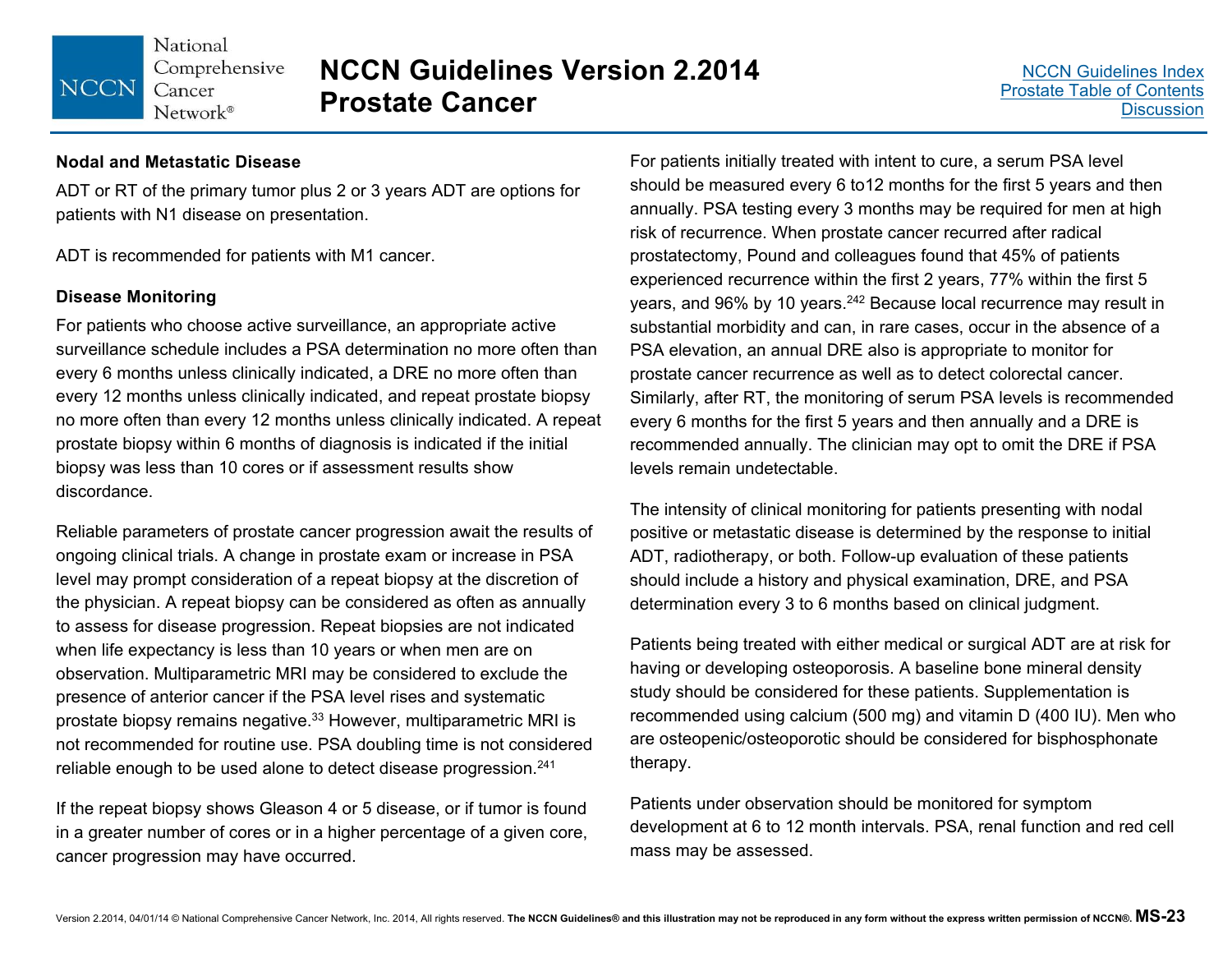### Nodal and Metastatic Disease

ADT or RT of the primary tumor plus 2 or 3 years ADT are options for patients with N1 disease on presentation.

ADT is recommended for patients with M1 cancer.

### Disease Monitoring

For patients who choose active surveillance, an appropriate active surveillance schedule includes a PSA determination no more often than every 6 months unless clinically indicated, a DRE no more often than every 12 months unless clinically indicated, and repeat prostate biopsy no more often than every 12 months unless clinically indicated. A repeat prostate biopsy within 6 months of diagnosis is indicated if the initial biopsy was less than 10 cores or if assessment results show discordance.

Reliable parameters of prostate cancer progression await the results of ongoing clinical trials. A change in prostate exam or increase in PSA level may prompt consideration of a repeat biopsy at the discretion of the physician. A repeat biopsy can be considered as often as annually to assess for disease progression. Repeat biopsies are not indicated when life expectancy is less than 10 years or when men are on observation. Multiparametric MRI may be considered to exclude the presence of anterior cancer if the PSA level rises and systematic prostate biopsy remains negative.[33] However, multiparametric MRI is not recommended for routine use. PSA doubling time is not considered reliable enough to be used alone to detect disease progression.[241]

If the repeat biopsy shows Gleason 4 or 5 disease, or if tumor is found in a greater number of cores or in a higher percentage of a given core, cancer progression may have occurred.

For patients initially treated with intent to cure, a serum PSA level should be measured every 6 to12 months for the first 5 years and then annually. PSA testing every 3 months may be required for men at high risk of recurrence. When prostate cancer recurred after radical prostatectomy, Pound and colleagues found that 45% of patients experienced recurrence within the first 2 years, 77% within the first 5 years, and 96% by 10 years.[242] Because local recurrence may result in substantial morbidity and can, in rare cases, occur in the absence of a PSA elevation, an annual DRE also is appropriate to monitor for prostate cancer recurrence as well as to detect colorectal cancer. Similarly, after RT, the monitoring of serum PSA levels is recommended every 6 months for the first 5 years and then annually and a DRE is recommended annually. The clinician may opt to omit the DRE if PSA levels remain undetectable.

The intensity of clinical monitoring for patients presenting with nodal positive or metastatic disease is determined by the response to initial ADT, radiotherapy, or both. Follow-up evaluation of these patients should include a history and physical examination, DRE, and PSA determination every 3 to 6 months based on clinical judgment.

Patients being treated with either medical or surgical ADT are at risk for having or developing osteoporosis. A baseline bone mineral density study should be considered for these patients. Supplementation is recommended using calcium (500 mg) and vitamin D (400 IU). Men who are osteopenic/osteoporotic should be considered for bisphosphonate therapy.

Patients under observation should be monitored for symptom development at 6 to 12 month intervals. PSA, renal function and red cell mass may be assessed.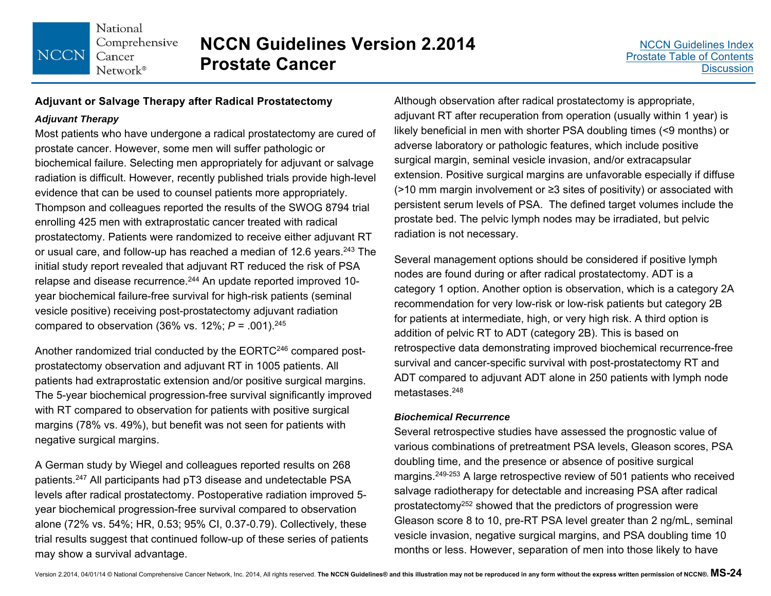## Adjuvant or Salvage Therapy after Radical Prostatectomy

### *Adjuvant Therapy*

Most patients who have undergone a radical prostatectomy are cured of prostate cancer. However, some men will suffer pathologic or biochemical failure. Selecting men appropriately for adjuvant or salvage radiation is difficult. However, recently published trials provide high-level evidence that can be used to counsel patients more appropriately. Thompson and colleagues reported the results of the SWOG 8794 trial enrolling 425 men with extraprostatic cancer treated with radical prostatectomy. Patients were randomized to receive either adjuvant RT or usual care, and follow-up has reached a median of 12.6 years.[243] The initial study report revealed that adjuvant RT reduced the risk of PSA relapse and disease recurrence.[244] An update reported improved 10-year biochemical failure-free survival for high-risk patients (seminal vesicle positive) receiving post-prostatectomy adjuvant radiation compared to observation (36% vs. 12%; *P* = .001).[245]

Another randomized trial conducted by the EORTC[246] compared post-prostatectomy observation and adjuvant RT in 1005 patients. All patients had extraprostatic extension and/or positive surgical margins. The 5-year biochemical progression-free survival significantly improved with RT compared to observation for patients with positive surgical margins (78% vs. 49%), but benefit was not seen for patients with negative surgical margins.

A German study by Wiegel and colleagues reported results on 268 patients.[247] All participants had pT3 disease and undetectable PSA levels after radical prostatectomy. Postoperative radiation improved 5-year biochemical progression-free survival compared to observation alone (72% vs. 54%; HR, 0.53; 95% CI, 0.37-0.79). Collectively, these trial results suggest that continued follow-up of these series of patients may show a survival advantage.

Although observation after radical prostatectomy is appropriate, adjuvant RT after recuperation from operation (usually within 1 year) is likely beneficial in men with shorter PSA doubling times (<9 months) or adverse laboratory or pathologic features, which include positive surgical margin, seminal vesicle invasion, and/or extracapsular extension. Positive surgical margins are unfavorable especially if diffuse (>10 mm margin involvement or ≥3 sites of positivity) or associated with persistent serum levels of PSA. The defined target volumes include the prostate bed. The pelvic lymph nodes may be irradiated, but pelvic radiation is not necessary.

Several management options should be considered if positive lymph nodes are found during or after radical prostatectomy. ADT is a category 1 option. Another option is observation, which is a category 2A recommendation for very low-risk or low-risk patients but category 2B for patients at intermediate, high, or very high risk. A third option is addition of pelvic RT to ADT (category 2B). This is based on retrospective data demonstrating improved biochemical recurrence-free survival and cancer-specific survival with post-prostatectomy RT and ADT compared to adjuvant ADT alone in 250 patients with lymph node metastases.[248]

### *Biochemical Recurrence*

Several retrospective studies have assessed the prognostic value of various combinations of pretreatment PSA levels, Gleason scores, PSA doubling time, and the presence or absence of positive surgical margins.[249-253] A large retrospective review of 501 patients who received salvage radiotherapy for detectable and increasing PSA after radical prostatectomy[252] showed that the predictors of progression were Gleason score 8 to 10, pre-RT PSA level greater than 2 ng/mL, seminal vesicle invasion, negative surgical margins, and PSA doubling time 10 months or less. However, separation of men into those likely to have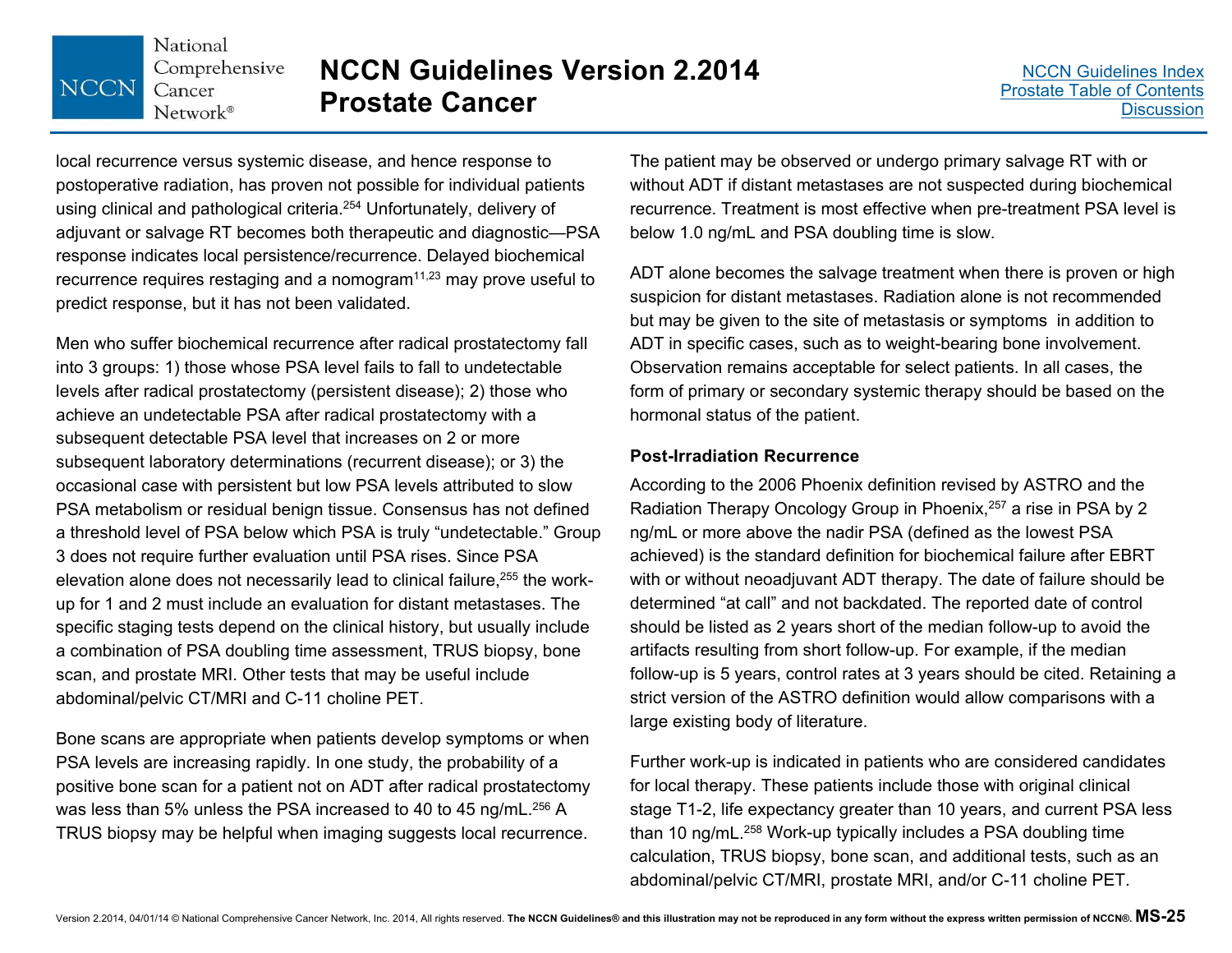local recurrence versus systemic disease, and hence response to postoperative radiation, has proven not possible for individual patients using clinical and pathological criteria.[254] Unfortunately, delivery of adjuvant or salvage RT becomes both therapeutic and diagnostic—PSA response indicates local persistence/recurrence. Delayed biochemical recurrence requires restaging and a nomogram[11,23] may prove useful to predict response, but it has not been validated.

Men who suffer biochemical recurrence after radical prostatectomy fall into 3 groups: 1) those whose PSA level fails to fall to undetectable levels after radical prostatectomy (persistent disease); 2) those who achieve an undetectable PSA after radical prostatectomy with a subsequent detectable PSA level that increases on 2 or more subsequent laboratory determinations (recurrent disease); or 3) the occasional case with persistent but low PSA levels attributed to slow PSA metabolism or residual benign tissue. Consensus has not defined a threshold level of PSA below which PSA is truly "undetectable." Group 3 does not require further evaluation until PSA rises. Since PSA elevation alone does not necessarily lead to clinical failure,[255] the work-up for 1 and 2 must include an evaluation for distant metastases. The specific staging tests depend on the clinical history, but usually include a combination of PSA doubling time assessment, TRUS biopsy, bone scan, and prostate MRI. Other tests that may be useful include abdominal/pelvic CT/MRI and C-11 choline PET.

Bone scans are appropriate when patients develop symptoms or when PSA levels are increasing rapidly. In one study, the probability of a positive bone scan for a patient not on ADT after radical prostatectomy was less than 5% unless the PSA increased to 40 to 45 ng/mL.[256] A TRUS biopsy may be helpful when imaging suggests local recurrence.

The patient may be observed or undergo primary salvage RT with or without ADT if distant metastases are not suspected during biochemical recurrence. Treatment is most effective when pre-treatment PSA level is below 1.0 ng/mL and PSA doubling time is slow.

ADT alone becomes the salvage treatment when there is proven or high suspicion for distant metastases. Radiation alone is not recommended but may be given to the site of metastasis or symptoms in addition to ADT in specific cases, such as to weight-bearing bone involvement. Observation remains acceptable for select patients. In all cases, the form of primary or secondary systemic therapy should be based on the hormonal status of the patient.

### Post-Irradiation Recurrence

According to the 2006 Phoenix definition revised by ASTRO and the Radiation Therapy Oncology Group in Phoenix,[257] a rise in PSA by 2 ng/mL or more above the nadir PSA (defined as the lowest PSA achieved) is the standard definition for biochemical failure after EBRT with or without neoadjuvant ADT therapy. The date of failure should be determined "at call" and not backdated. The reported date of control should be listed as 2 years short of the median follow-up to avoid the artifacts resulting from short follow-up. For example, if the median follow-up is 5 years, control rates at 3 years should be cited. Retaining a strict version of the ASTRO definition would allow comparisons with a large existing body of literature.

Further work-up is indicated in patients who are considered candidates for local therapy. These patients include those with original clinical stage T1-2, life expectancy greater than 10 years, and current PSA less than 10 ng/mL.[258] Work-up typically includes a PSA doubling time calculation, TRUS biopsy, bone scan, and additional tests, such as an abdominal/pelvic CT/MRI, prostate MRI, and/or C-11 choline PET.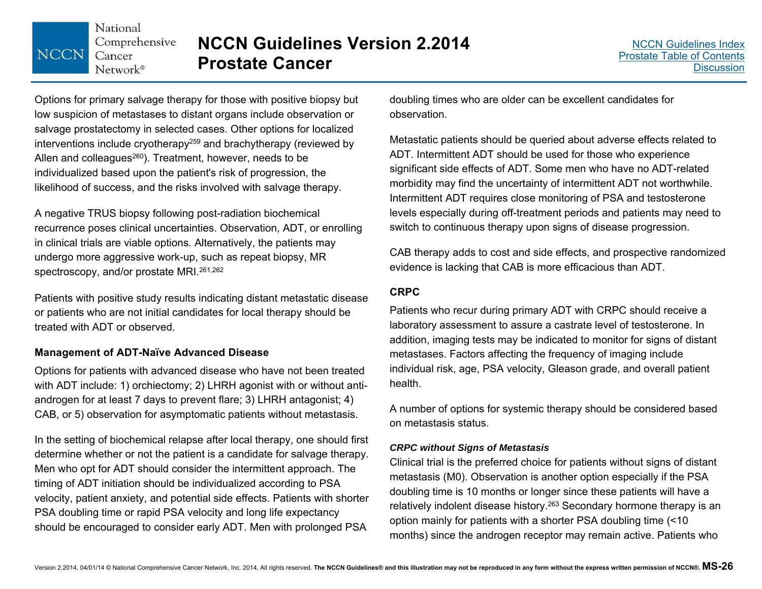Options for primary salvage therapy for those with positive biopsy but low suspicion of metastases to distant organs include observation or salvage prostatectomy in selected cases. Other options for localized interventions include cryotherapy[259] and brachytherapy (reviewed by Allen and colleagues[260]). Treatment, however, needs to be individualized based upon the patient's risk of progression, the likelihood of success, and the risks involved with salvage therapy.

A negative TRUS biopsy following post-radiation biochemical recurrence poses clinical uncertainties. Observation, ADT, or enrolling in clinical trials are viable options. Alternatively, the patients may undergo more aggressive work-up, such as repeat biopsy, MR spectroscopy, and/or prostate MRI.[261,262]

Patients with positive study results indicating distant metastatic disease or patients who are not initial candidates for local therapy should be treated with ADT or observed.

### Management of ADT-Naïve Advanced Disease

Options for patients with advanced disease who have not been treated with ADT include: 1) orchiectomy; 2) LHRH agonist with or without anti-androgen for at least 7 days to prevent flare; 3) LHRH antagonist; 4) CAB, or 5) observation for asymptomatic patients without metastasis.

In the setting of biochemical relapse after local therapy, one should first determine whether or not the patient is a candidate for salvage therapy. Men who opt for ADT should consider the intermittent approach. The timing of ADT initiation should be individualized according to PSA velocity, patient anxiety, and potential side effects. Patients with shorter PSA doubling time or rapid PSA velocity and long life expectancy should be encouraged to consider early ADT. Men with prolonged PSA doubling times who are older can be excellent candidates for observation.

Metastatic patients should be queried about adverse effects related to ADT. Intermittent ADT should be used for those who experience significant side effects of ADT. Some men who have no ADT-related morbidity may find the uncertainty of intermittent ADT not worthwhile. Intermittent ADT requires close monitoring of PSA and testosterone levels especially during off-treatment periods and patients may need to switch to continuous therapy upon signs of disease progression.

CAB therapy adds to cost and side effects, and prospective randomized evidence is lacking that CAB is more efficacious than ADT.

### CRPC

Patients who recur during primary ADT with CRPC should receive a laboratory assessment to assure a castrate level of testosterone. In addition, imaging tests may be indicated to monitor for signs of distant metastases. Factors affecting the frequency of imaging include individual risk, age, PSA velocity, Gleason grade, and overall patient health.

A number of options for systemic therapy should be considered based on metastasis status.

#### *CRPC without Signs of Metastasis*

Clinical trial is the preferred choice for patients without signs of distant metastasis (M0). Observation is another option especially if the PSA doubling time is 10 months or longer since these patients will have a relatively indolent disease history.[263] Secondary hormone therapy is an option mainly for patients with a shorter PSA doubling time (<10 months) since the androgen receptor may remain active. Patients who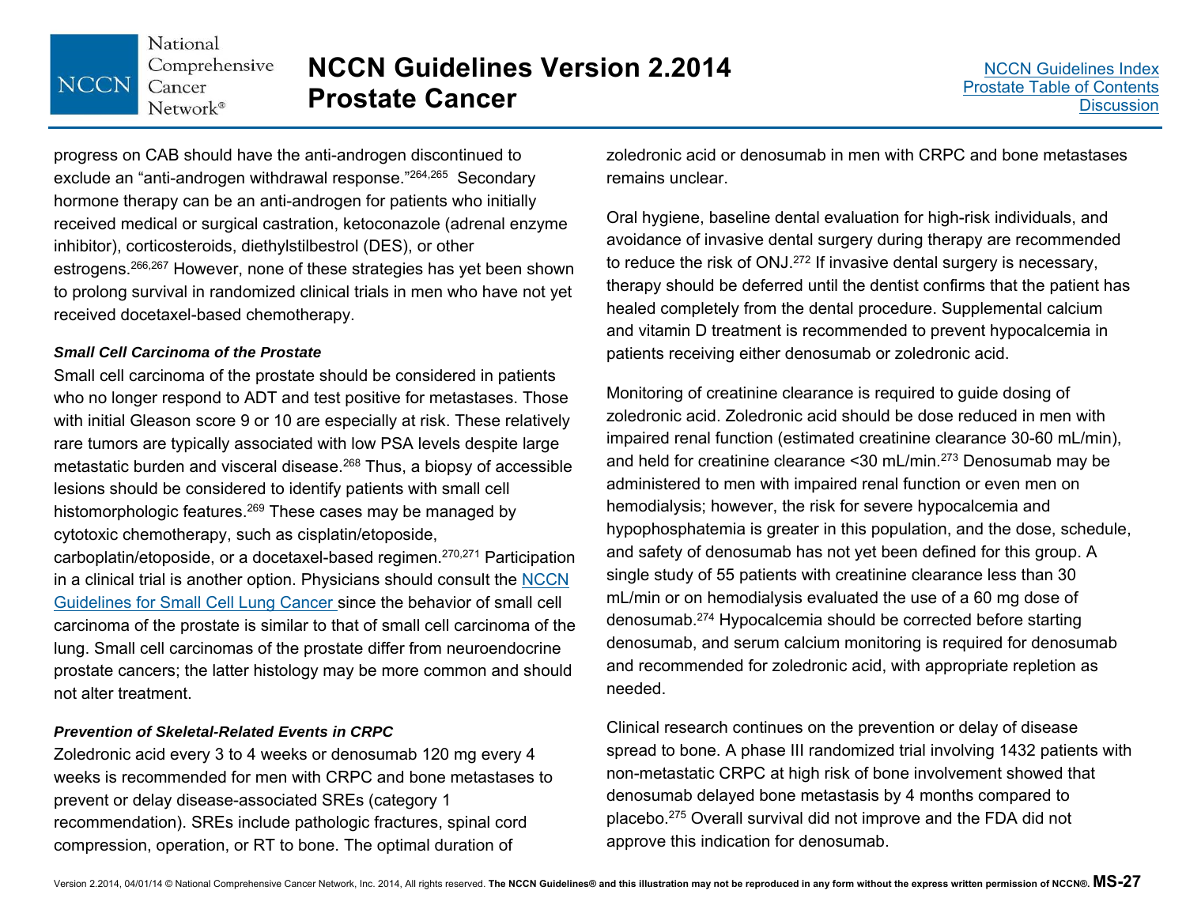progress on CAB should have the anti-androgen discontinued to exclude an "anti-androgen withdrawal response."[264,265] Secondary hormone therapy can be an anti-androgen for patients who initially received medical or surgical castration, ketoconazole (adrenal enzyme inhibitor), corticosteroids, diethylstilbestrol (DES), or other estrogens.[266,267] However, none of these strategies has yet been shown to prolong survival in randomized clinical trials in men who have not yet received docetaxel-based chemotherapy.

***Small Cell Carcinoma of the Prostate***

Small cell carcinoma of the prostate should be considered in patients who no longer respond to ADT and test positive for metastases. Those with initial Gleason score 9 or 10 are especially at risk. These relatively rare tumors are typically associated with low PSA levels despite large metastatic burden and visceral disease.[268] Thus, a biopsy of accessible lesions should be considered to identify patients with small cell histomorphologic features.[269] These cases may be managed by cytotoxic chemotherapy, such as cisplatin/etoposide, carboplatin/etoposide, or a docetaxel-based regimen.[270,271] Participation in a clinical trial is another option. Physicians should consult the NCCN Guidelines for Small Cell Lung Cancer since the behavior of small cell carcinoma of the prostate is similar to that of small cell carcinoma of the lung. Small cell carcinomas of the prostate differ from neuroendocrine prostate cancers; the latter histology may be more common and should not alter treatment.

***Prevention of Skeletal-Related Events in CRPC***

Zoledronic acid every 3 to 4 weeks or denosumab 120 mg every 4 weeks is recommended for men with CRPC and bone metastases to prevent or delay disease-associated SREs (category 1 recommendation). SREs include pathologic fractures, spinal cord compression, operation, or RT to bone. The optimal duration of zoledronic acid or denosumab in men with CRPC and bone metastases remains unclear.

Oral hygiene, baseline dental evaluation for high-risk individuals, and avoidance of invasive dental surgery during therapy are recommended to reduce the risk of ONJ.[272] If invasive dental surgery is necessary, therapy should be deferred until the dentist confirms that the patient has healed completely from the dental procedure. Supplemental calcium and vitamin D treatment is recommended to prevent hypocalcemia in patients receiving either denosumab or zoledronic acid.

Monitoring of creatinine clearance is required to guide dosing of zoledronic acid. Zoledronic acid should be dose reduced in men with impaired renal function (estimated creatinine clearance 30-60 mL/min), and held for creatinine clearance <30 mL/min.[273] Denosumab may be administered to men with impaired renal function or even men on hemodialysis; however, the risk for severe hypocalcemia and hypophosphatemia is greater in this population, and the dose, schedule, and safety of denosumab has not yet been defined for this group. A single study of 55 patients with creatinine clearance less than 30 mL/min or on hemodialysis evaluated the use of a 60 mg dose of denosumab.[274] Hypocalcemia should be corrected before starting denosumab, and serum calcium monitoring is required for denosumab and recommended for zoledronic acid, with appropriate repletion as needed.

Clinical research continues on the prevention or delay of disease spread to bone. A phase III randomized trial involving 1432 patients with non-metastatic CRPC at high risk of bone involvement showed that denosumab delayed bone metastasis by 4 months compared to placebo.[275] Overall survival did not improve and the FDA did not approve this indication for denosumab.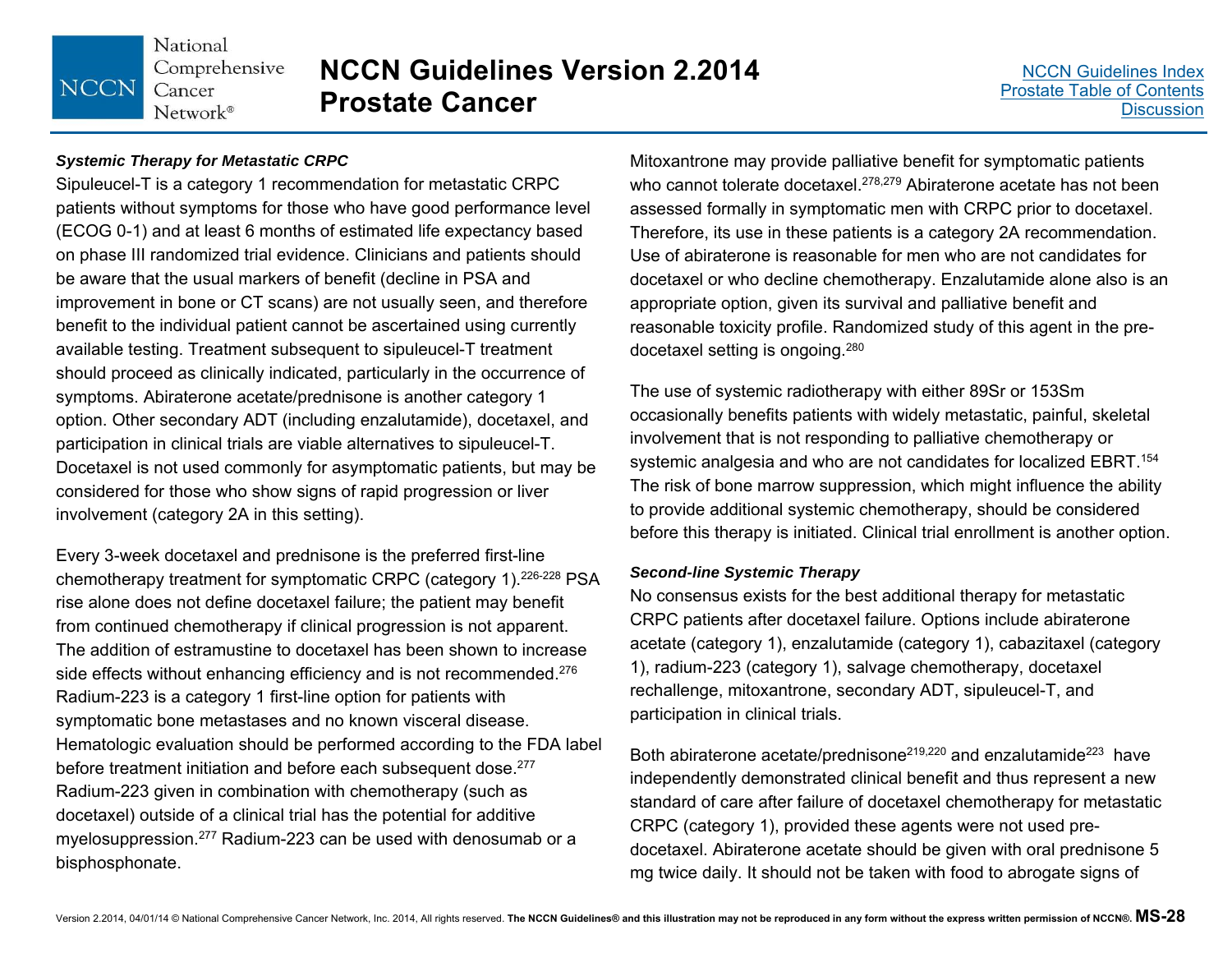### *Systemic Therapy for Metastatic CRPC*

Sipuleucel-T is a category 1 recommendation for metastatic CRPC patients without symptoms for those who have good performance level (ECOG 0-1) and at least 6 months of estimated life expectancy based on phase III randomized trial evidence. Clinicians and patients should be aware that the usual markers of benefit (decline in PSA and improvement in bone or CT scans) are not usually seen, and therefore benefit to the individual patient cannot be ascertained using currently available testing. Treatment subsequent to sipuleucel-T treatment should proceed as clinically indicated, particularly in the occurrence of symptoms. Abiraterone acetate/prednisone is another category 1 option. Other secondary ADT (including enzalutamide), docetaxel, and participation in clinical trials are viable alternatives to sipuleucel-T. Docetaxel is not used commonly for asymptomatic patients, but may be considered for those who show signs of rapid progression or liver involvement (category 2A in this setting).

Every 3-week docetaxel and prednisone is the preferred first-line chemotherapy treatment for symptomatic CRPC (category 1).[226-228] PSA rise alone does not define docetaxel failure; the patient may benefit from continued chemotherapy if clinical progression is not apparent. The addition of estramustine to docetaxel has been shown to increase side effects without enhancing efficiency and is not recommended.[276] Radium-223 is a category 1 first-line option for patients with symptomatic bone metastases and no known visceral disease. Hematologic evaluation should be performed according to the FDA label before treatment initiation and before each subsequent dose.[277] Radium-223 given in combination with chemotherapy (such as docetaxel) outside of a clinical trial has the potential for additive myelosuppression.[277] Radium-223 can be used with denosumab or a bisphosphonate.

Mitoxantrone may provide palliative benefit for symptomatic patients who cannot tolerate docetaxel.[278,279] Abiraterone acetate has not been assessed formally in symptomatic men with CRPC prior to docetaxel. Therefore, its use in these patients is a category 2A recommendation. Use of abiraterone is reasonable for men who are not candidates for docetaxel or who decline chemotherapy. Enzalutamide alone also is an appropriate option, given its survival and palliative benefit and reasonable toxicity profile. Randomized study of this agent in the pre-docetaxel setting is ongoing.[280]

The use of systemic radiotherapy with either 89Sr or 153Sm occasionally benefits patients with widely metastatic, painful, skeletal involvement that is not responding to palliative chemotherapy or systemic analgesia and who are not candidates for localized EBRT.[154] The risk of bone marrow suppression, which might influence the ability to provide additional systemic chemotherapy, should be considered before this therapy is initiated. Clinical trial enrollment is another option.

### *Second-line Systemic Therapy*

No consensus exists for the best additional therapy for metastatic CRPC patients after docetaxel failure. Options include abiraterone acetate (category 1), enzalutamide (category 1), cabazitaxel (category 1), radium-223 (category 1), salvage chemotherapy, docetaxel rechallenge, mitoxantrone, secondary ADT, sipuleucel-T, and participation in clinical trials.

Both abiraterone acetate/prednisone[219,220] and enzalutamide[223] have independently demonstrated clinical benefit and thus represent a new standard of care after failure of docetaxel chemotherapy for metastatic CRPC (category 1), provided these agents were not used pre-docetaxel. Abiraterone acetate should be given with oral prednisone 5 mg twice daily. It should not be taken with food to abrogate signs of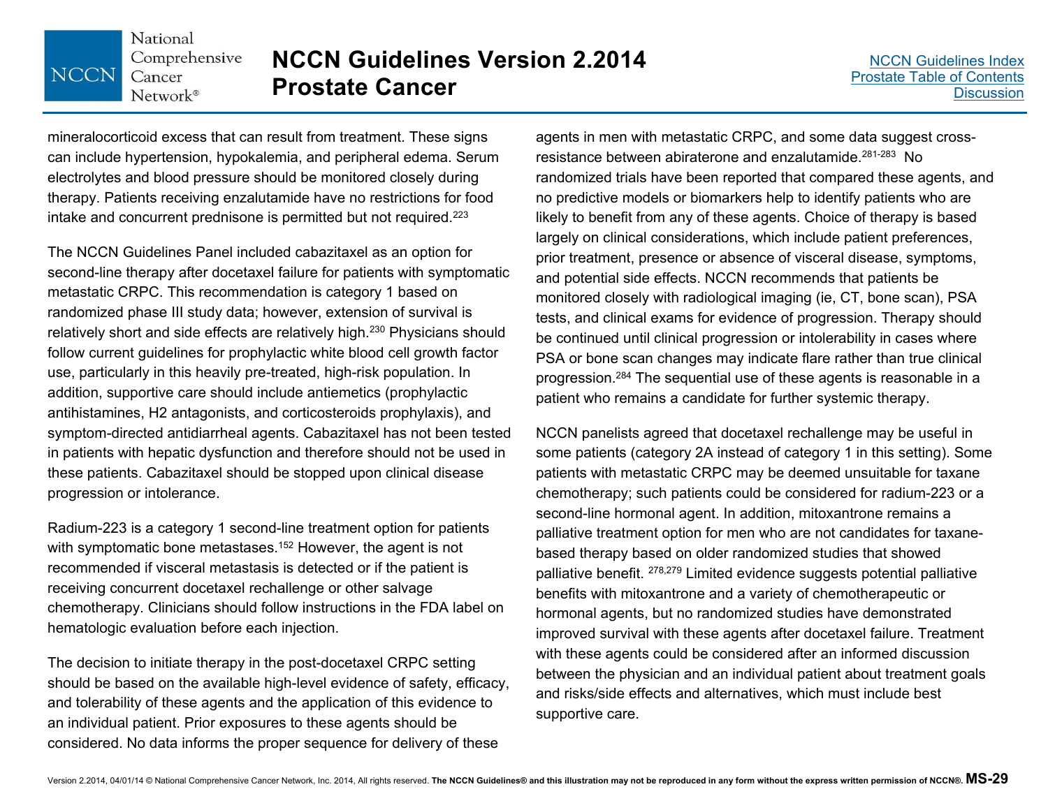mineralocorticoid excess that can result from treatment. These signs can include hypertension, hypokalemia, and peripheral edema. Serum electrolytes and blood pressure should be monitored closely during therapy. Patients receiving enzalutamide have no restrictions for food intake and concurrent prednisone is permitted but not required.[223]

The NCCN Guidelines Panel included cabazitaxel as an option for second-line therapy after docetaxel failure for patients with symptomatic metastatic CRPC. This recommendation is category 1 based on randomized phase III study data; however, extension of survival is relatively short and side effects are relatively high.[230] Physicians should follow current guidelines for prophylactic white blood cell growth factor use, particularly in this heavily pre-treated, high-risk population. In addition, supportive care should include antiemetics (prophylactic antihistamines, H2 antagonists, and corticosteroids prophylaxis), and symptom-directed antidiarrheal agents. Cabazitaxel has not been tested in patients with hepatic dysfunction and therefore should not be used in these patients. Cabazitaxel should be stopped upon clinical disease progression or intolerance.

Radium-223 is a category 1 second-line treatment option for patients with symptomatic bone metastases.[152] However, the agent is not recommended if visceral metastasis is detected or if the patient is receiving concurrent docetaxel rechallenge or other salvage chemotherapy. Clinicians should follow instructions in the FDA label on hematologic evaluation before each injection.

The decision to initiate therapy in the post-docetaxel CRPC setting should be based on the available high-level evidence of safety, efficacy, and tolerability of these agents and the application of this evidence to an individual patient. Prior exposures to these agents should be considered. No data informs the proper sequence for delivery of these agents in men with metastatic CRPC, and some data suggest cross-resistance between abiraterone and enzalutamide.[281-283] No randomized trials have been reported that compared these agents, and no predictive models or biomarkers help to identify patients who are likely to benefit from any of these agents. Choice of therapy is based largely on clinical considerations, which include patient preferences, prior treatment, presence or absence of visceral disease, symptoms, and potential side effects. NCCN recommends that patients be monitored closely with radiological imaging (ie, CT, bone scan), PSA tests, and clinical exams for evidence of progression. Therapy should be continued until clinical progression or intolerability in cases where PSA or bone scan changes may indicate flare rather than true clinical progression.[284] The sequential use of these agents is reasonable in a patient who remains a candidate for further systemic therapy.

NCCN panelists agreed that docetaxel rechallenge may be useful in some patients (category 2A instead of category 1 in this setting). Some patients with metastatic CRPC may be deemed unsuitable for taxane chemotherapy; such patients could be considered for radium-223 or a second-line hormonal agent. In addition, mitoxantrone remains a palliative treatment option for men who are not candidates for taxane-based therapy based on older randomized studies that showed palliative benefit.[278,279] Limited evidence suggests potential palliative benefits with mitoxantrone and a variety of chemotherapeutic or hormonal agents, but no randomized studies have demonstrated improved survival with these agents after docetaxel failure. Treatment with these agents could be considered after an informed discussion between the physician and an individual patient about treatment goals and risks/side effects and alternatives, which must include best supportive care.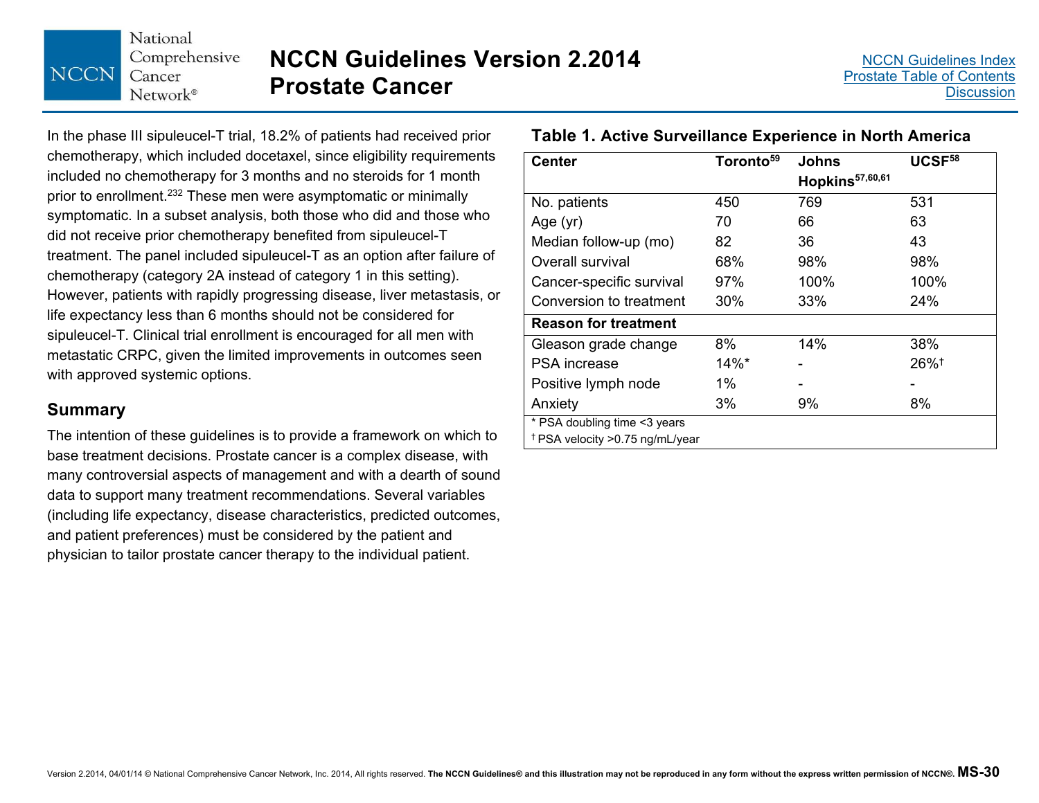In the phase III sipuleucel-T trial, 18.2% of patients had received prior chemotherapy, which included docetaxel, since eligibility requirements included no chemotherapy for 3 months and no steroids for 1 month prior to enrollment.[232] These men were asymptomatic or minimally symptomatic. In a subset analysis, both those who did and those who did not receive prior chemotherapy benefited from sipuleucel-T treatment. The panel included sipuleucel-T as an option after failure of chemotherapy (category 2A instead of category 1 in this setting). However, patients with rapidly progressing disease, liver metastasis, or life expectancy less than 6 months should not be considered for sipuleucel-T. Clinical trial enrollment is encouraged for all men with metastatic CRPC, given the limited improvements in outcomes seen with approved systemic options.

## Summary

The intention of these guidelines is to provide a framework on which to base treatment decisions. Prostate cancer is a complex disease, with many controversial aspects of management and with a dearth of sound data to support many treatment recommendations. Several variables (including life expectancy, disease characteristics, predicted outcomes, and patient preferences) must be considered by the patient and physician to tailor prostate cancer therapy to the individual patient.

**Table 1. Active Surveillance Experience in North America**

| Center | Toronto[59] | Johns Hopkins[57,60,61] | UCSF[58] |
|---|---|---|---|
| No. patients | 450 | 769 | 531 |
| Age (yr) | 70 | 66 | 63 |
| Median follow-up (mo) | 82 | 36 | 43 |
| Overall survival | 68% | 98% | 98% |
| Cancer-specific survival | 97% | 100% | 100% |
| Conversion to treatment | 30% | 33% | 24% |
| **Reason for treatment** | | | |
| Gleason grade change | 8% | 14% | 38% |
| PSA increase | 14%* | - | 26%† |
| Positive lymph node | 1% | - | - |
| Anxiety | 3% | 9% | 8% |

\* PSA doubling time <3 years
† PSA velocity >0.75 ng/mL/year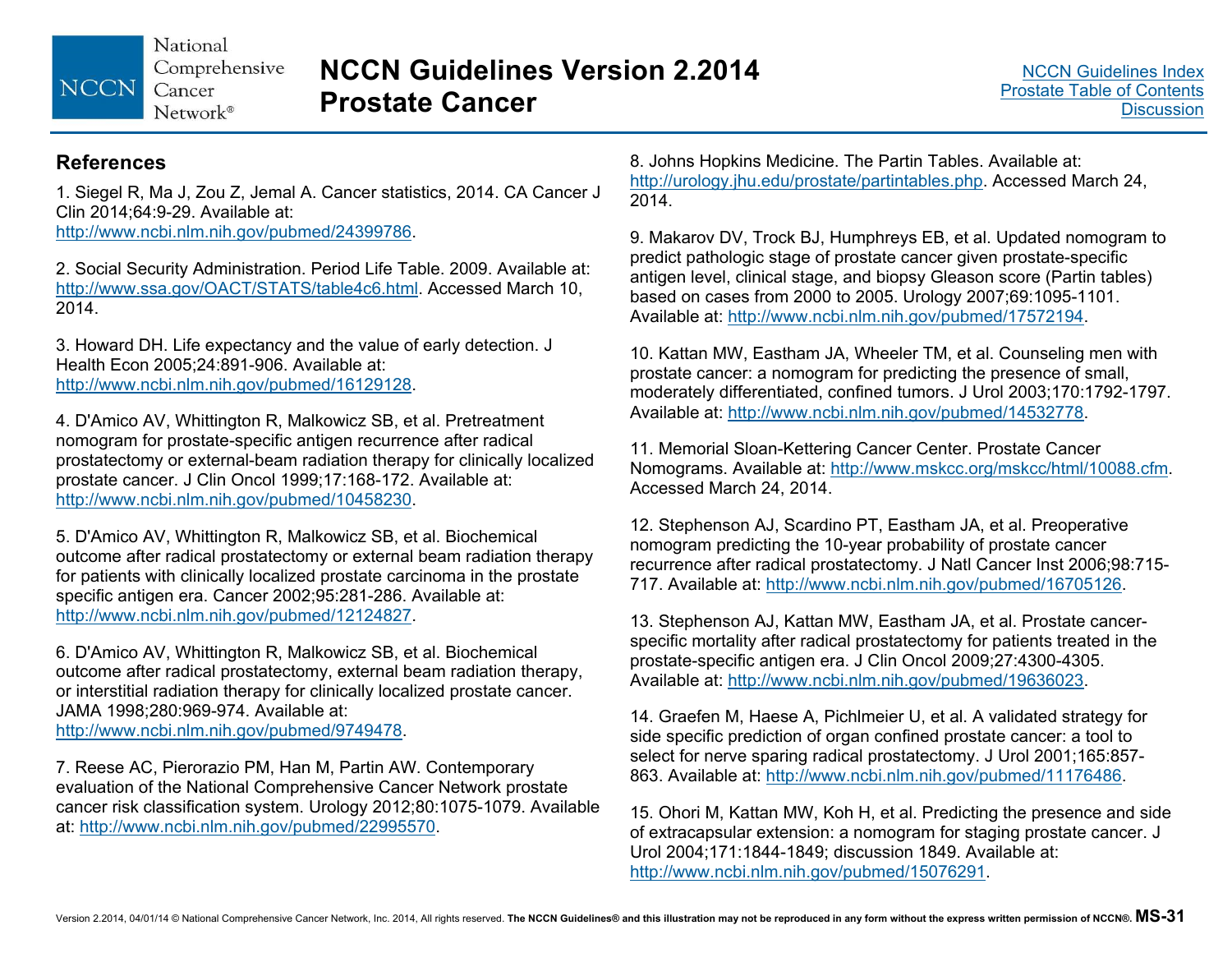## References

1. Siegel R, Ma J, Zou Z, Jemal A. Cancer statistics, 2014. CA Cancer J Clin 2014;64:9-29. Available at: http://www.ncbi.nlm.nih.gov/pubmed/24399786.

2. Social Security Administration. Period Life Table. 2009. Available at: http://www.ssa.gov/OACT/STATS/table4c6.html. Accessed March 10, 2014.

3. Howard DH. Life expectancy and the value of early detection. J Health Econ 2005;24:891-906. Available at: http://www.ncbi.nlm.nih.gov/pubmed/16129128.

4. D'Amico AV, Whittington R, Malkowicz SB, et al. Pretreatment nomogram for prostate-specific antigen recurrence after radical prostatectomy or external-beam radiation therapy for clinically localized prostate cancer. J Clin Oncol 1999;17:168-172. Available at: http://www.ncbi.nlm.nih.gov/pubmed/10458230.

5. D'Amico AV, Whittington R, Malkowicz SB, et al. Biochemical outcome after radical prostatectomy or external beam radiation therapy for patients with clinically localized prostate carcinoma in the prostate specific antigen era. Cancer 2002;95:281-286. Available at: http://www.ncbi.nlm.nih.gov/pubmed/12124827.

6. D'Amico AV, Whittington R, Malkowicz SB, et al. Biochemical outcome after radical prostatectomy, external beam radiation therapy, or interstitial radiation therapy for clinically localized prostate cancer. JAMA 1998;280:969-974. Available at: http://www.ncbi.nlm.nih.gov/pubmed/9749478.

7. Reese AC, Pierorazio PM, Han M, Partin AW. Contemporary evaluation of the National Comprehensive Cancer Network prostate cancer risk classification system. Urology 2012;80:1075-1079. Available at: http://www.ncbi.nlm.nih.gov/pubmed/22995570.

8. Johns Hopkins Medicine. The Partin Tables. Available at: http://urology.jhu.edu/prostate/partintables.php. Accessed March 24, 2014.

9. Makarov DV, Trock BJ, Humphreys EB, et al. Updated nomogram to predict pathologic stage of prostate cancer given prostate-specific antigen level, clinical stage, and biopsy Gleason score (Partin tables) based on cases from 2000 to 2005. Urology 2007;69:1095-1101. Available at: http://www.ncbi.nlm.nih.gov/pubmed/17572194.

10. Kattan MW, Eastham JA, Wheeler TM, et al. Counseling men with prostate cancer: a nomogram for predicting the presence of small, moderately differentiated, confined tumors. J Urol 2003;170:1792-1797. Available at: http://www.ncbi.nlm.nih.gov/pubmed/14532778.

11. Memorial Sloan-Kettering Cancer Center. Prostate Cancer Nomograms. Available at: http://www.mskcc.org/mskcc/html/10088.cfm. Accessed March 24, 2014.

12. Stephenson AJ, Scardino PT, Eastham JA, et al. Preoperative nomogram predicting the 10-year probability of prostate cancer recurrence after radical prostatectomy. J Natl Cancer Inst 2006;98:715-717. Available at: http://www.ncbi.nlm.nih.gov/pubmed/16705126.

13. Stephenson AJ, Kattan MW, Eastham JA, et al. Prostate cancer-specific mortality after radical prostatectomy for patients treated in the prostate-specific antigen era. J Clin Oncol 2009;27:4300-4305. Available at: http://www.ncbi.nlm.nih.gov/pubmed/19636023.

14. Graefen M, Haese A, Pichlmeier U, et al. A validated strategy for side specific prediction of organ confined prostate cancer: a tool to select for nerve sparing radical prostatectomy. J Urol 2001;165:857-863. Available at: http://www.ncbi.nlm.nih.gov/pubmed/11176486.

15. Ohori M, Kattan MW, Koh H, et al. Predicting the presence and side of extracapsular extension: a nomogram for staging prostate cancer. J Urol 2004;171:1844-1849; discussion 1849. Available at: http://www.ncbi.nlm.nih.gov/pubmed/15076291.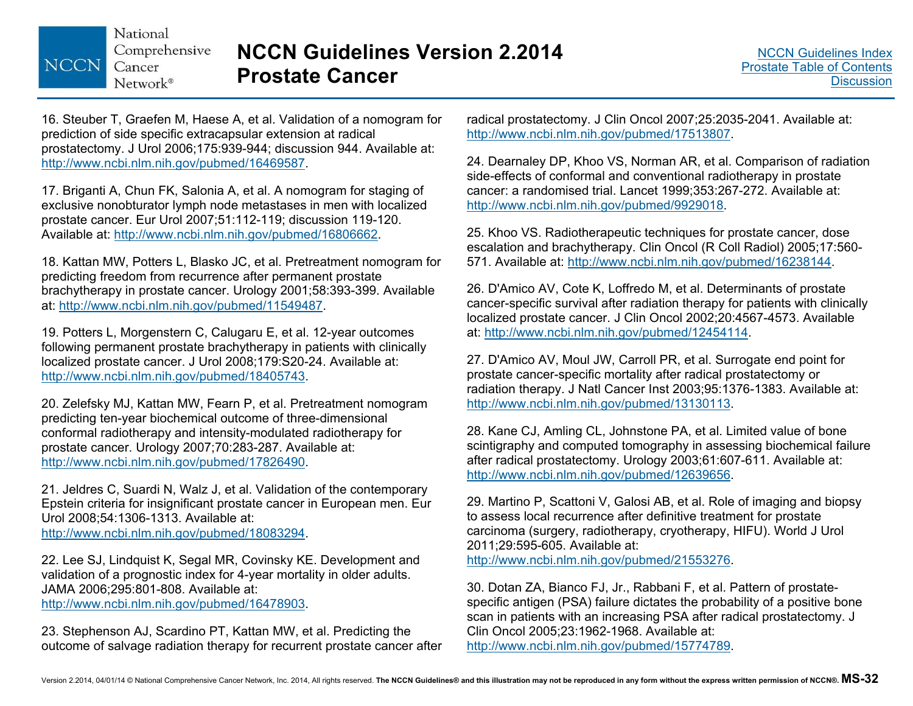16. Steuber T, Graefen M, Haese A, et al. Validation of a nomogram for prediction of side specific extracapsular extension at radical prostatectomy. J Urol 2006;175:939-944; discussion 944. Available at: http://www.ncbi.nlm.nih.gov/pubmed/16469587.

17. Briganti A, Chun FK, Salonia A, et al. A nomogram for staging of exclusive nonobturator lymph node metastases in men with localized prostate cancer. Eur Urol 2007;51:112-119; discussion 119-120. Available at: http://www.ncbi.nlm.nih.gov/pubmed/16806662.

18. Kattan MW, Potters L, Blasko JC, et al. Pretreatment nomogram for predicting freedom from recurrence after permanent prostate brachytherapy in prostate cancer. Urology 2001;58:393-399. Available at: http://www.ncbi.nlm.nih.gov/pubmed/11549487.

19. Potters L, Morgenstern C, Calugaru E, et al. 12-year outcomes following permanent prostate brachytherapy in patients with clinically localized prostate cancer. J Urol 2008;179:S20-24. Available at: http://www.ncbi.nlm.nih.gov/pubmed/18405743.

20. Zelefsky MJ, Kattan MW, Fearn P, et al. Pretreatment nomogram predicting ten-year biochemical outcome of three-dimensional conformal radiotherapy and intensity-modulated radiotherapy for prostate cancer. Urology 2007;70:283-287. Available at: http://www.ncbi.nlm.nih.gov/pubmed/17826490.

21. Jeldres C, Suardi N, Walz J, et al. Validation of the contemporary Epstein criteria for insignificant prostate cancer in European men. Eur Urol 2008;54:1306-1313. Available at: http://www.ncbi.nlm.nih.gov/pubmed/18083294.

22. Lee SJ, Lindquist K, Segal MR, Covinsky KE. Development and validation of a prognostic index for 4-year mortality in older adults. JAMA 2006;295:801-808. Available at: http://www.ncbi.nlm.nih.gov/pubmed/16478903.

23. Stephenson AJ, Scardino PT, Kattan MW, et al. Predicting the outcome of salvage radiation therapy for recurrent prostate cancer after radical prostatectomy. J Clin Oncol 2007;25:2035-2041. Available at: http://www.ncbi.nlm.nih.gov/pubmed/17513807.

24. Dearnaley DP, Khoo VS, Norman AR, et al. Comparison of radiation side-effects of conformal and conventional radiotherapy in prostate cancer: a randomised trial. Lancet 1999;353:267-272. Available at: http://www.ncbi.nlm.nih.gov/pubmed/9929018.

25. Khoo VS. Radiotherapeutic techniques for prostate cancer, dose escalation and brachytherapy. Clin Oncol (R Coll Radiol) 2005;17:560-571. Available at: http://www.ncbi.nlm.nih.gov/pubmed/16238144.

26. D'Amico AV, Cote K, Loffredo M, et al. Determinants of prostate cancer-specific survival after radiation therapy for patients with clinically localized prostate cancer. J Clin Oncol 2002;20:4567-4573. Available at: http://www.ncbi.nlm.nih.gov/pubmed/12454114.

27. D'Amico AV, Moul JW, Carroll PR, et al. Surrogate end point for prostate cancer-specific mortality after radical prostatectomy or radiation therapy. J Natl Cancer Inst 2003;95:1376-1383. Available at: http://www.ncbi.nlm.nih.gov/pubmed/13130113.

28. Kane CJ, Amling CL, Johnstone PA, et al. Limited value of bone scintigraphy and computed tomography in assessing biochemical failure after radical prostatectomy. Urology 2003;61:607-611. Available at: http://www.ncbi.nlm.nih.gov/pubmed/12639656.

29. Martino P, Scattoni V, Galosi AB, et al. Role of imaging and biopsy to assess local recurrence after definitive treatment for prostate carcinoma (surgery, radiotherapy, cryotherapy, HIFU). World J Urol 2011;29:595-605. Available at: http://www.ncbi.nlm.nih.gov/pubmed/21553276.

30. Dotan ZA, Bianco FJ, Jr., Rabbani F, et al. Pattern of prostate-specific antigen (PSA) failure dictates the probability of a positive bone scan in patients with an increasing PSA after radical prostatectomy. J Clin Oncol 2005;23:1962-1968. Available at: http://www.ncbi.nlm.nih.gov/pubmed/15774789.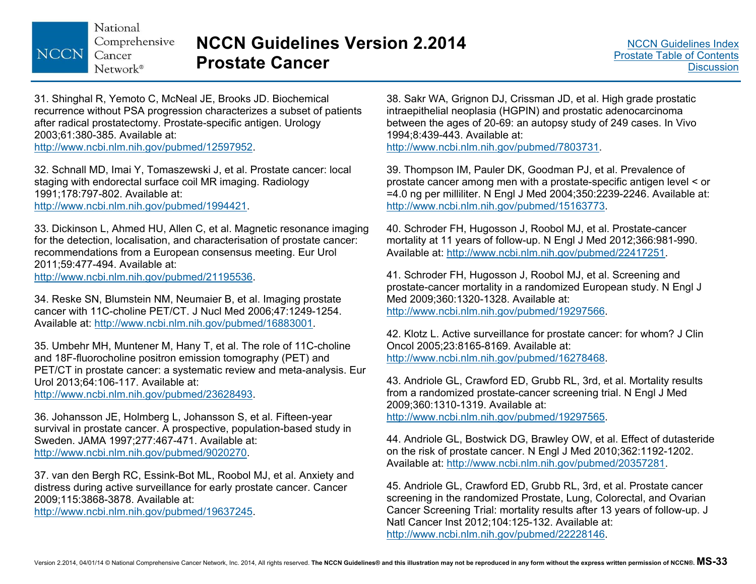31. Shinghal R, Yemoto C, McNeal JE, Brooks JD. Biochemical recurrence without PSA progression characterizes a subset of patients after radical prostatectomy. Prostate-specific antigen. Urology 2003;61:380-385. Available at: http://www.ncbi.nlm.nih.gov/pubmed/12597952.

32. Schnall MD, Imai Y, Tomaszewski J, et al. Prostate cancer: local staging with endorectal surface coil MR imaging. Radiology 1991;178:797-802. Available at: http://www.ncbi.nlm.nih.gov/pubmed/1994421.

33. Dickinson L, Ahmed HU, Allen C, et al. Magnetic resonance imaging for the detection, localisation, and characterisation of prostate cancer: recommendations from a European consensus meeting. Eur Urol 2011;59:477-494. Available at: http://www.ncbi.nlm.nih.gov/pubmed/21195536.

34. Reske SN, Blumstein NM, Neumaier B, et al. Imaging prostate cancer with 11C-choline PET/CT. J Nucl Med 2006;47:1249-1254. Available at: http://www.ncbi.nlm.nih.gov/pubmed/16883001.

35. Umbehr MH, Muntener M, Hany T, et al. The role of 11C-choline and 18F-fluorocholine positron emission tomography (PET) and PET/CT in prostate cancer: a systematic review and meta-analysis. Eur Urol 2013;64:106-117. Available at: http://www.ncbi.nlm.nih.gov/pubmed/23628493.

36. Johansson JE, Holmberg L, Johansson S, et al. Fifteen-year survival in prostate cancer. A prospective, population-based study in Sweden. JAMA 1997;277:467-471. Available at: http://www.ncbi.nlm.nih.gov/pubmed/9020270.

37. van den Bergh RC, Essink-Bot ML, Roobol MJ, et al. Anxiety and distress during active surveillance for early prostate cancer. Cancer 2009;115:3868-3878. Available at: http://www.ncbi.nlm.nih.gov/pubmed/19637245.

38. Sakr WA, Grignon DJ, Crissman JD, et al. High grade prostatic intraepithelial neoplasia (HGPIN) and prostatic adenocarcinoma between the ages of 20-69: an autopsy study of 249 cases. In Vivo 1994;8:439-443. Available at: http://www.ncbi.nlm.nih.gov/pubmed/7803731.

39. Thompson IM, Pauler DK, Goodman PJ, et al. Prevalence of prostate cancer among men with a prostate-specific antigen level < or =4.0 ng per milliliter. N Engl J Med 2004;350:2239-2246. Available at: http://www.ncbi.nlm.nih.gov/pubmed/15163773.

40. Schroder FH, Hugosson J, Roobol MJ, et al. Prostate-cancer mortality at 11 years of follow-up. N Engl J Med 2012;366:981-990. Available at: http://www.ncbi.nlm.nih.gov/pubmed/22417251.

41. Schroder FH, Hugosson J, Roobol MJ, et al. Screening and prostate-cancer mortality in a randomized European study. N Engl J Med 2009;360:1320-1328. Available at: http://www.ncbi.nlm.nih.gov/pubmed/19297566.

42. Klotz L. Active surveillance for prostate cancer: for whom? J Clin Oncol 2005;23:8165-8169. Available at: http://www.ncbi.nlm.nih.gov/pubmed/16278468.

43. Andriole GL, Crawford ED, Grubb RL, 3rd, et al. Mortality results from a randomized prostate-cancer screening trial. N Engl J Med 2009;360:1310-1319. Available at: http://www.ncbi.nlm.nih.gov/pubmed/19297565.

44. Andriole GL, Bostwick DG, Brawley OW, et al. Effect of dutasteride on the risk of prostate cancer. N Engl J Med 2010;362:1192-1202. Available at: http://www.ncbi.nlm.nih.gov/pubmed/20357281.

45. Andriole GL, Crawford ED, Grubb RL, 3rd, et al. Prostate cancer screening in the randomized Prostate, Lung, Colorectal, and Ovarian Cancer Screening Trial: mortality results after 13 years of follow-up. J Natl Cancer Inst 2012;104:125-132. Available at: http://www.ncbi.nlm.nih.gov/pubmed/22228146.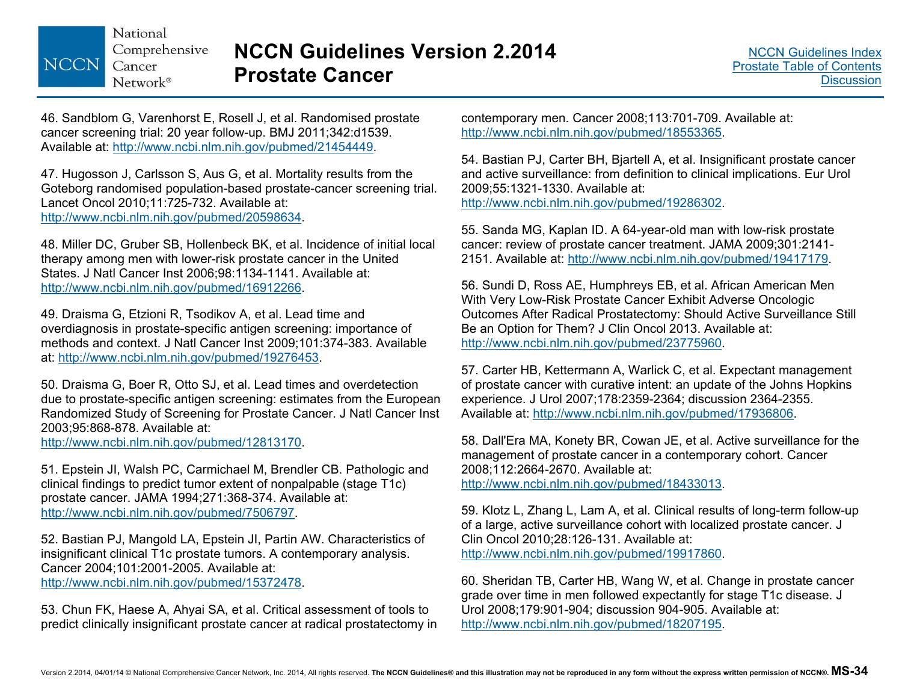46. Sandblom G, Varenhorst E, Rosell J, et al. Randomised prostate cancer screening trial: 20 year follow-up. BMJ 2011;342:d1539. Available at: http://www.ncbi.nlm.nih.gov/pubmed/21454449.

47. Hugosson J, Carlsson S, Aus G, et al. Mortality results from the Goteborg randomised population-based prostate-cancer screening trial. Lancet Oncol 2010;11:725-732. Available at: http://www.ncbi.nlm.nih.gov/pubmed/20598634.

48. Miller DC, Gruber SB, Hollenbeck BK, et al. Incidence of initial local therapy among men with lower-risk prostate cancer in the United States. J Natl Cancer Inst 2006;98:1134-1141. Available at: http://www.ncbi.nlm.nih.gov/pubmed/16912266.

49. Draisma G, Etzioni R, Tsodikov A, et al. Lead time and overdiagnosis in prostate-specific antigen screening: importance of methods and context. J Natl Cancer Inst 2009;101:374-383. Available at: http://www.ncbi.nlm.nih.gov/pubmed/19276453.

50. Draisma G, Boer R, Otto SJ, et al. Lead times and overdetection due to prostate-specific antigen screening: estimates from the European Randomized Study of Screening for Prostate Cancer. J Natl Cancer Inst 2003;95:868-878. Available at: http://www.ncbi.nlm.nih.gov/pubmed/12813170.

51. Epstein JI, Walsh PC, Carmichael M, Brendler CB. Pathologic and clinical findings to predict tumor extent of nonpalpable (stage T1c) prostate cancer. JAMA 1994;271:368-374. Available at: http://www.ncbi.nlm.nih.gov/pubmed/7506797.

52. Bastian PJ, Mangold LA, Epstein JI, Partin AW. Characteristics of insignificant clinical T1c prostate tumors. A contemporary analysis. Cancer 2004;101:2001-2005. Available at: http://www.ncbi.nlm.nih.gov/pubmed/15372478.

53. Chun FK, Haese A, Ahyai SA, et al. Critical assessment of tools to predict clinically insignificant prostate cancer at radical prostatectomy in contemporary men. Cancer 2008;113:701-709. Available at: http://www.ncbi.nlm.nih.gov/pubmed/18553365.

54. Bastian PJ, Carter BH, Bjartell A, et al. Insignificant prostate cancer and active surveillance: from definition to clinical implications. Eur Urol 2009;55:1321-1330. Available at: http://www.ncbi.nlm.nih.gov/pubmed/19286302.

55. Sanda MG, Kaplan ID. A 64-year-old man with low-risk prostate cancer: review of prostate cancer treatment. JAMA 2009;301:2141-2151. Available at: http://www.ncbi.nlm.nih.gov/pubmed/19417179.

56. Sundi D, Ross AE, Humphreys EB, et al. African American Men With Very Low-Risk Prostate Cancer Exhibit Adverse Oncologic Outcomes After Radical Prostatectomy: Should Active Surveillance Still Be an Option for Them? J Clin Oncol 2013. Available at: http://www.ncbi.nlm.nih.gov/pubmed/23775960.

57. Carter HB, Kettermann A, Warlick C, et al. Expectant management of prostate cancer with curative intent: an update of the Johns Hopkins experience. J Urol 2007;178:2359-2364; discussion 2364-2355. Available at: http://www.ncbi.nlm.nih.gov/pubmed/17936806.

58. Dall'Era MA, Konety BR, Cowan JE, et al. Active surveillance for the management of prostate cancer in a contemporary cohort. Cancer 2008;112:2664-2670. Available at: http://www.ncbi.nlm.nih.gov/pubmed/18433013.

59. Klotz L, Zhang L, Lam A, et al. Clinical results of long-term follow-up of a large, active surveillance cohort with localized prostate cancer. J Clin Oncol 2010;28:126-131. Available at: http://www.ncbi.nlm.nih.gov/pubmed/19917860.

60. Sheridan TB, Carter HB, Wang W, et al. Change in prostate cancer grade over time in men followed expectantly for stage T1c disease. J Urol 2008;179:901-904; discussion 904-905. Available at: http://www.ncbi.nlm.nih.gov/pubmed/18207195.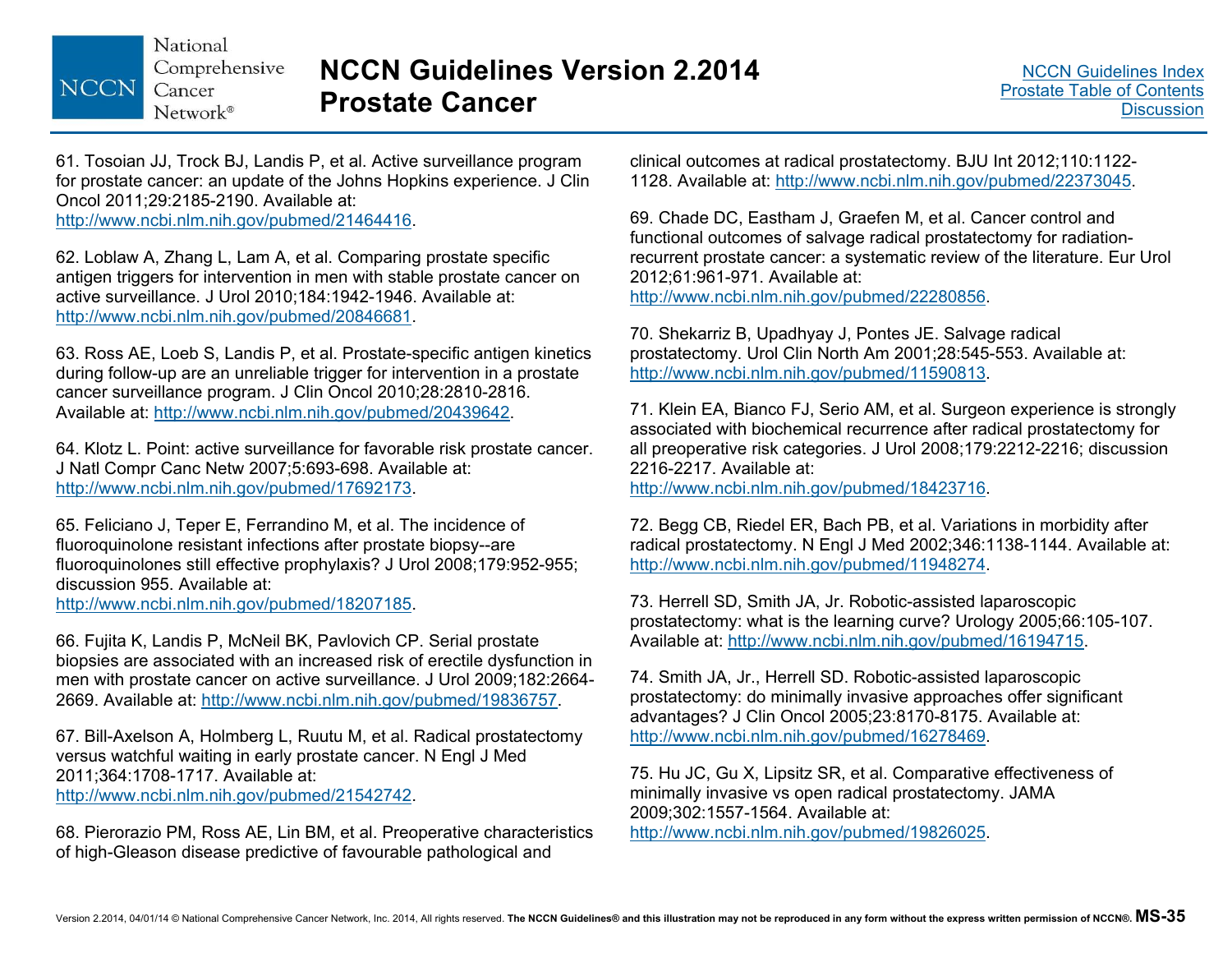61. Tosoian JJ, Trock BJ, Landis P, et al. Active surveillance program for prostate cancer: an update of the Johns Hopkins experience. J Clin Oncol 2011;29:2185-2190. Available at: http://www.ncbi.nlm.nih.gov/pubmed/21464416.

62. Loblaw A, Zhang L, Lam A, et al. Comparing prostate specific antigen triggers for intervention in men with stable prostate cancer on active surveillance. J Urol 2010;184:1942-1946. Available at: http://www.ncbi.nlm.nih.gov/pubmed/20846681.

63. Ross AE, Loeb S, Landis P, et al. Prostate-specific antigen kinetics during follow-up are an unreliable trigger for intervention in a prostate cancer surveillance program. J Clin Oncol 2010;28:2810-2816. Available at: http://www.ncbi.nlm.nih.gov/pubmed/20439642.

64. Klotz L. Point: active surveillance for favorable risk prostate cancer. J Natl Compr Canc Netw 2007;5:693-698. Available at: http://www.ncbi.nlm.nih.gov/pubmed/17692173.

65. Feliciano J, Teper E, Ferrandino M, et al. The incidence of fluoroquinolone resistant infections after prostate biopsy--are fluoroquinolones still effective prophylaxis? J Urol 2008;179:952-955; discussion 955. Available at: http://www.ncbi.nlm.nih.gov/pubmed/18207185.

66. Fujita K, Landis P, McNeil BK, Pavlovich CP. Serial prostate biopsies are associated with an increased risk of erectile dysfunction in men with prostate cancer on active surveillance. J Urol 2009;182:2664-2669. Available at: http://www.ncbi.nlm.nih.gov/pubmed/19836757.

67. Bill-Axelson A, Holmberg L, Ruutu M, et al. Radical prostatectomy versus watchful waiting in early prostate cancer. N Engl J Med 2011;364:1708-1717. Available at: http://www.ncbi.nlm.nih.gov/pubmed/21542742.

68. Pierorazio PM, Ross AE, Lin BM, et al. Preoperative characteristics of high-Gleason disease predictive of favourable pathological and clinical outcomes at radical prostatectomy. BJU Int 2012;110:1122-1128. Available at: http://www.ncbi.nlm.nih.gov/pubmed/22373045.

69. Chade DC, Eastham J, Graefen M, et al. Cancer control and functional outcomes of salvage radical prostatectomy for radiation-recurrent prostate cancer: a systematic review of the literature. Eur Urol 2012;61:961-971. Available at: http://www.ncbi.nlm.nih.gov/pubmed/22280856.

70. Shekarriz B, Upadhyay J, Pontes JE. Salvage radical prostatectomy. Urol Clin North Am 2001;28:545-553. Available at: http://www.ncbi.nlm.nih.gov/pubmed/11590813.

71. Klein EA, Bianco FJ, Serio AM, et al. Surgeon experience is strongly associated with biochemical recurrence after radical prostatectomy for all preoperative risk categories. J Urol 2008;179:2212-2216; discussion 2216-2217. Available at: http://www.ncbi.nlm.nih.gov/pubmed/18423716.

72. Begg CB, Riedel ER, Bach PB, et al. Variations in morbidity after radical prostatectomy. N Engl J Med 2002;346:1138-1144. Available at: http://www.ncbi.nlm.nih.gov/pubmed/11948274.

73. Herrell SD, Smith JA, Jr. Robotic-assisted laparoscopic prostatectomy: what is the learning curve? Urology 2005;66:105-107. Available at: http://www.ncbi.nlm.nih.gov/pubmed/16194715.

74. Smith JA, Jr., Herrell SD. Robotic-assisted laparoscopic prostatectomy: do minimally invasive approaches offer significant advantages? J Clin Oncol 2005;23:8170-8175. Available at: http://www.ncbi.nlm.nih.gov/pubmed/16278469.

75. Hu JC, Gu X, Lipsitz SR, et al. Comparative effectiveness of minimally invasive vs open radical prostatectomy. JAMA 2009;302:1557-1564. Available at: http://www.ncbi.nlm.nih.gov/pubmed/19826025.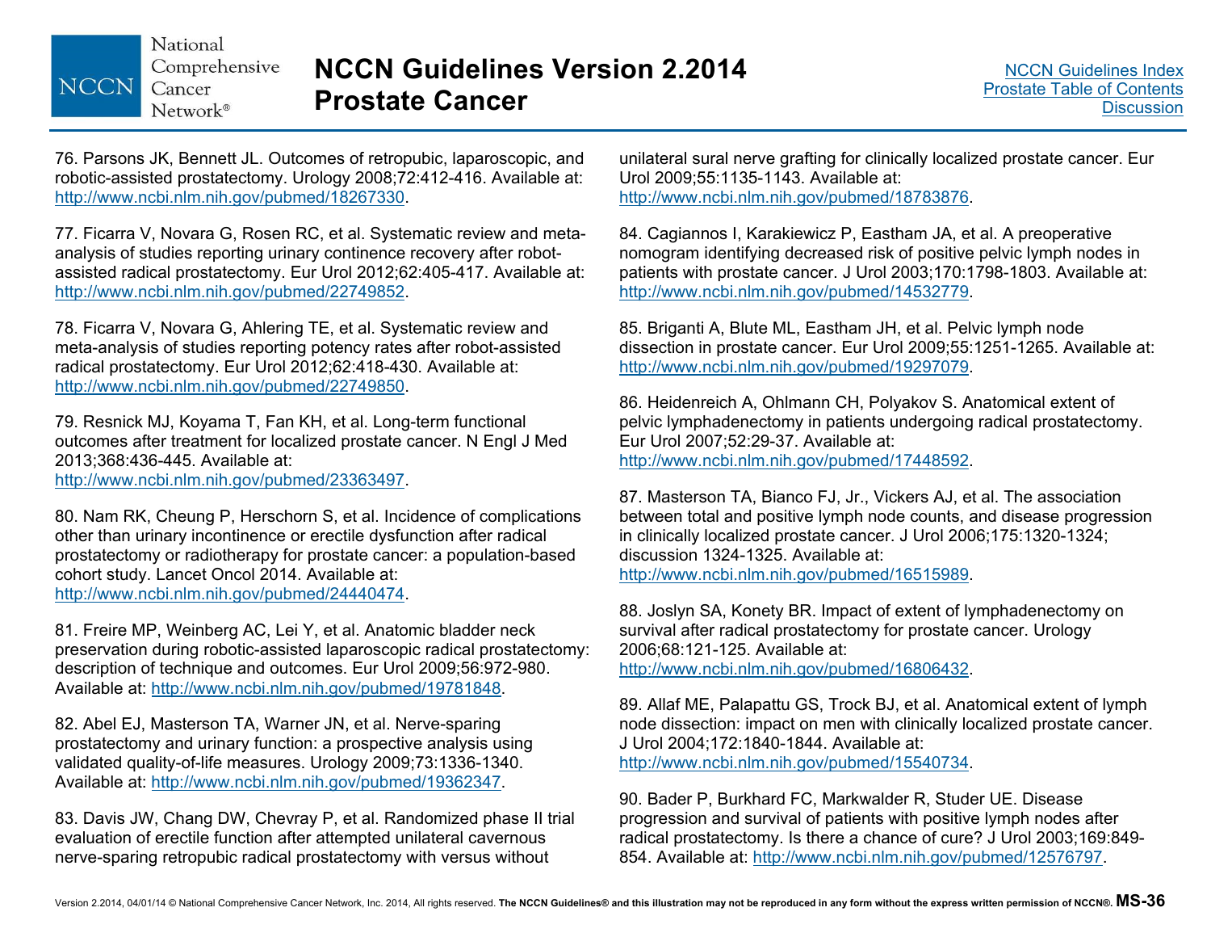76. Parsons JK, Bennett JL. Outcomes of retropubic, laparoscopic, and robotic-assisted prostatectomy. Urology 2008;72:412-416. Available at: http://www.ncbi.nlm.nih.gov/pubmed/18267330.

77. Ficarra V, Novara G, Rosen RC, et al. Systematic review and meta-analysis of studies reporting urinary continence recovery after robot-assisted radical prostatectomy. Eur Urol 2012;62:405-417. Available at: http://www.ncbi.nlm.nih.gov/pubmed/22749852.

78. Ficarra V, Novara G, Ahlering TE, et al. Systematic review and meta-analysis of studies reporting potency rates after robot-assisted radical prostatectomy. Eur Urol 2012;62:418-430. Available at: http://www.ncbi.nlm.nih.gov/pubmed/22749850.

79. Resnick MJ, Koyama T, Fan KH, et al. Long-term functional outcomes after treatment for localized prostate cancer. N Engl J Med 2013;368:436-445. Available at: http://www.ncbi.nlm.nih.gov/pubmed/23363497.

80. Nam RK, Cheung P, Herschorn S, et al. Incidence of complications other than urinary incontinence or erectile dysfunction after radical prostatectomy or radiotherapy for prostate cancer: a population-based cohort study. Lancet Oncol 2014. Available at: http://www.ncbi.nlm.nih.gov/pubmed/24440474.

81. Freire MP, Weinberg AC, Lei Y, et al. Anatomic bladder neck preservation during robotic-assisted laparoscopic radical prostatectomy: description of technique and outcomes. Eur Urol 2009;56:972-980. Available at: http://www.ncbi.nlm.nih.gov/pubmed/19781848.

82. Abel EJ, Masterson TA, Warner JN, et al. Nerve-sparing prostatectomy and urinary function: a prospective analysis using validated quality-of-life measures. Urology 2009;73:1336-1340. Available at: http://www.ncbi.nlm.nih.gov/pubmed/19362347.

83. Davis JW, Chang DW, Chevray P, et al. Randomized phase II trial evaluation of erectile function after attempted unilateral cavernous nerve-sparing retropubic radical prostatectomy with versus without unilateral sural nerve grafting for clinically localized prostate cancer. Eur Urol 2009;55:1135-1143. Available at: http://www.ncbi.nlm.nih.gov/pubmed/18783876.

84. Cagiannos I, Karakiewicz P, Eastham JA, et al. A preoperative nomogram identifying decreased risk of positive pelvic lymph nodes in patients with prostate cancer. J Urol 2003;170:1798-1803. Available at: http://www.ncbi.nlm.nih.gov/pubmed/14532779.

85. Briganti A, Blute ML, Eastham JH, et al. Pelvic lymph node dissection in prostate cancer. Eur Urol 2009;55:1251-1265. Available at: http://www.ncbi.nlm.nih.gov/pubmed/19297079.

86. Heidenreich A, Ohlmann CH, Polyakov S. Anatomical extent of pelvic lymphadenectomy in patients undergoing radical prostatectomy. Eur Urol 2007;52:29-37. Available at: http://www.ncbi.nlm.nih.gov/pubmed/17448592.

87. Masterson TA, Bianco FJ, Jr., Vickers AJ, et al. The association between total and positive lymph node counts, and disease progression in clinically localized prostate cancer. J Urol 2006;175:1320-1324; discussion 1324-1325. Available at: http://www.ncbi.nlm.nih.gov/pubmed/16515989.

88. Joslyn SA, Konety BR. Impact of extent of lymphadenectomy on survival after radical prostatectomy for prostate cancer. Urology 2006;68:121-125. Available at: http://www.ncbi.nlm.nih.gov/pubmed/16806432.

89. Allaf ME, Palapattu GS, Trock BJ, et al. Anatomical extent of lymph node dissection: impact on men with clinically localized prostate cancer. J Urol 2004;172:1840-1844. Available at: http://www.ncbi.nlm.nih.gov/pubmed/15540734.

90. Bader P, Burkhard FC, Markwalder R, Studer UE. Disease progression and survival of patients with positive lymph nodes after radical prostatectomy. Is there a chance of cure? J Urol 2003;169:849-854. Available at: http://www.ncbi.nlm.nih.gov/pubmed/12576797.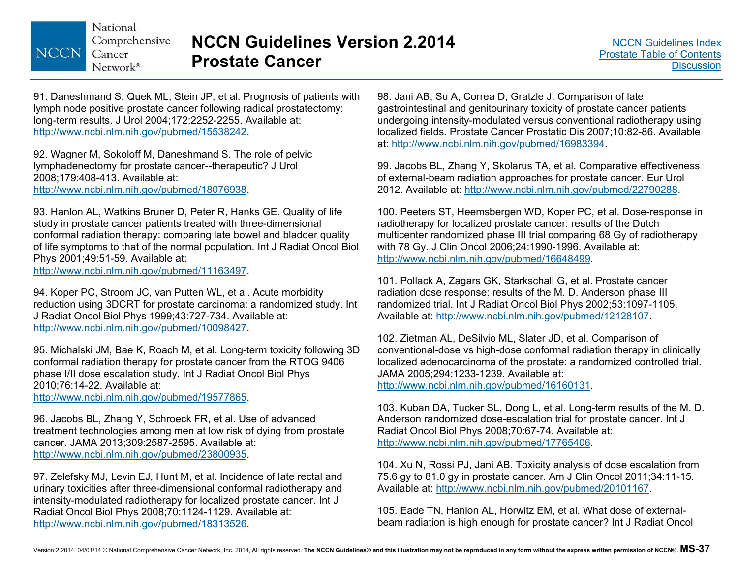91. Daneshmand S, Quek ML, Stein JP, et al. Prognosis of patients with lymph node positive prostate cancer following radical prostatectomy: long-term results. J Urol 2004;172:2252-2255. Available at: http://www.ncbi.nlm.nih.gov/pubmed/15538242.

92. Wagner M, Sokoloff M, Daneshmand S. The role of pelvic lymphadenectomy for prostate cancer--therapeutic? J Urol 2008;179:408-413. Available at: http://www.ncbi.nlm.nih.gov/pubmed/18076938.

93. Hanlon AL, Watkins Bruner D, Peter R, Hanks GE. Quality of life study in prostate cancer patients treated with three-dimensional conformal radiation therapy: comparing late bowel and bladder quality of life symptoms to that of the normal population. Int J Radiat Oncol Biol Phys 2001;49:51-59. Available at: http://www.ncbi.nlm.nih.gov/pubmed/11163497.

94. Koper PC, Stroom JC, van Putten WL, et al. Acute morbidity reduction using 3DCRT for prostate carcinoma: a randomized study. Int J Radiat Oncol Biol Phys 1999;43:727-734. Available at: http://www.ncbi.nlm.nih.gov/pubmed/10098427.

95. Michalski JM, Bae K, Roach M, et al. Long-term toxicity following 3D conformal radiation therapy for prostate cancer from the RTOG 9406 phase I/II dose escalation study. Int J Radiat Oncol Biol Phys 2010;76:14-22. Available at: http://www.ncbi.nlm.nih.gov/pubmed/19577865.

96. Jacobs BL, Zhang Y, Schroeck FR, et al. Use of advanced treatment technologies among men at low risk of dying from prostate cancer. JAMA 2013;309:2587-2595. Available at: http://www.ncbi.nlm.nih.gov/pubmed/23800935.

97. Zelefsky MJ, Levin EJ, Hunt M, et al. Incidence of late rectal and urinary toxicities after three-dimensional conformal radiotherapy and intensity-modulated radiotherapy for localized prostate cancer. Int J Radiat Oncol Biol Phys 2008;70:1124-1129. Available at: http://www.ncbi.nlm.nih.gov/pubmed/18313526.

98. Jani AB, Su A, Correa D, Gratzle J. Comparison of late gastrointestinal and genitourinary toxicity of prostate cancer patients undergoing intensity-modulated versus conventional radiotherapy using localized fields. Prostate Cancer Prostatic Dis 2007;10:82-86. Available at: http://www.ncbi.nlm.nih.gov/pubmed/16983394.

99. Jacobs BL, Zhang Y, Skolarus TA, et al. Comparative effectiveness of external-beam radiation approaches for prostate cancer. Eur Urol 2012. Available at: http://www.ncbi.nlm.nih.gov/pubmed/22790288.

100. Peeters ST, Heemsbergen WD, Koper PC, et al. Dose-response in radiotherapy for localized prostate cancer: results of the Dutch multicenter randomized phase III trial comparing 68 Gy of radiotherapy with 78 Gy. J Clin Oncol 2006;24:1990-1996. Available at: http://www.ncbi.nlm.nih.gov/pubmed/16648499.

101. Pollack A, Zagars GK, Starkschall G, et al. Prostate cancer radiation dose response: results of the M. D. Anderson phase III randomized trial. Int J Radiat Oncol Biol Phys 2002;53:1097-1105. Available at: http://www.ncbi.nlm.nih.gov/pubmed/12128107.

102. Zietman AL, DeSilvio ML, Slater JD, et al. Comparison of conventional-dose vs high-dose conformal radiation therapy in clinically localized adenocarcinoma of the prostate: a randomized controlled trial. JAMA 2005;294:1233-1239. Available at: http://www.ncbi.nlm.nih.gov/pubmed/16160131.

103. Kuban DA, Tucker SL, Dong L, et al. Long-term results of the M. D. Anderson randomized dose-escalation trial for prostate cancer. Int J Radiat Oncol Biol Phys 2008;70:67-74. Available at: http://www.ncbi.nlm.nih.gov/pubmed/17765406.

104. Xu N, Rossi PJ, Jani AB. Toxicity analysis of dose escalation from 75.6 gy to 81.0 gy in prostate cancer. Am J Clin Oncol 2011;34:11-15. Available at: http://www.ncbi.nlm.nih.gov/pubmed/20101167.

105. Eade TN, Hanlon AL, Horwitz EM, et al. What dose of external-beam radiation is high enough for prostate cancer? Int J Radiat Oncol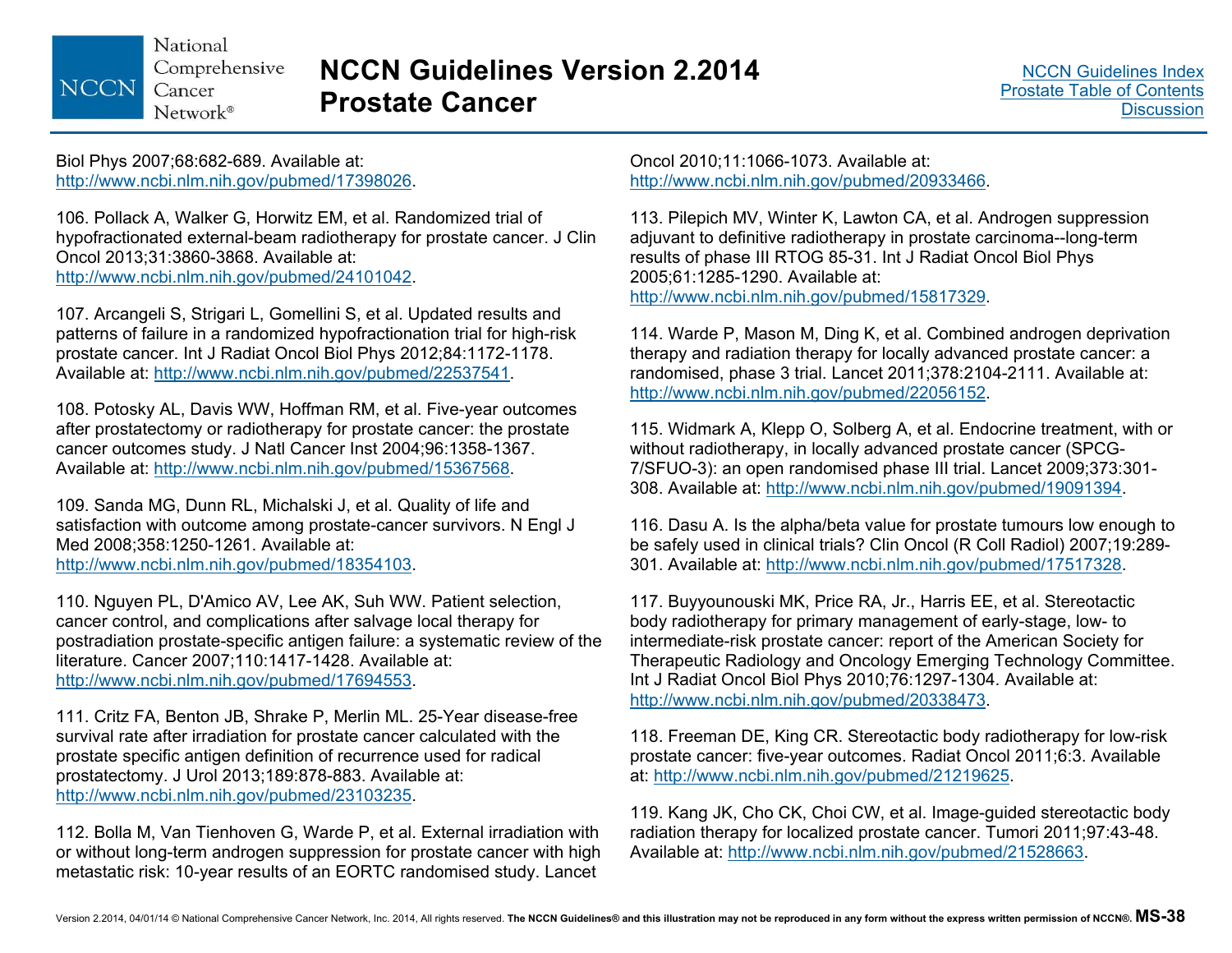Biol Phys 2007;68:682-689. Available at: http://www.ncbi.nlm.nih.gov/pubmed/17398026.

106. Pollack A, Walker G, Horwitz EM, et al. Randomized trial of hypofractionated external-beam radiotherapy for prostate cancer. J Clin Oncol 2013;31:3860-3868. Available at: http://www.ncbi.nlm.nih.gov/pubmed/24101042.

107. Arcangeli S, Strigari L, Gomellini S, et al. Updated results and patterns of failure in a randomized hypofractionation trial for high-risk prostate cancer. Int J Radiat Oncol Biol Phys 2012;84:1172-1178. Available at: http://www.ncbi.nlm.nih.gov/pubmed/22537541.

108. Potosky AL, Davis WW, Hoffman RM, et al. Five-year outcomes after prostatectomy or radiotherapy for prostate cancer: the prostate cancer outcomes study. J Natl Cancer Inst 2004;96:1358-1367. Available at: http://www.ncbi.nlm.nih.gov/pubmed/15367568.

109. Sanda MG, Dunn RL, Michalski J, et al. Quality of life and satisfaction with outcome among prostate-cancer survivors. N Engl J Med 2008;358:1250-1261. Available at: http://www.ncbi.nlm.nih.gov/pubmed/18354103.

110. Nguyen PL, D'Amico AV, Lee AK, Suh WW. Patient selection, cancer control, and complications after salvage local therapy for postradiation prostate-specific antigen failure: a systematic review of the literature. Cancer 2007;110:1417-1428. Available at: http://www.ncbi.nlm.nih.gov/pubmed/17694553.

111. Critz FA, Benton JB, Shrake P, Merlin ML. 25-Year disease-free survival rate after irradiation for prostate cancer calculated with the prostate specific antigen definition of recurrence used for radical prostatectomy. J Urol 2013;189:878-883. Available at: http://www.ncbi.nlm.nih.gov/pubmed/23103235.

112. Bolla M, Van Tienhoven G, Warde P, et al. External irradiation with or without long-term androgen suppression for prostate cancer with high metastatic risk: 10-year results of an EORTC randomised study. Lancet Oncol 2010;11:1066-1073. Available at: http://www.ncbi.nlm.nih.gov/pubmed/20933466.

113. Pilepich MV, Winter K, Lawton CA, et al. Androgen suppression adjuvant to definitive radiotherapy in prostate carcinoma--long-term results of phase III RTOG 85-31. Int J Radiat Oncol Biol Phys 2005;61:1285-1290. Available at: http://www.ncbi.nlm.nih.gov/pubmed/15817329.

114. Warde P, Mason M, Ding K, et al. Combined androgen deprivation therapy and radiation therapy for locally advanced prostate cancer: a randomised, phase 3 trial. Lancet 2011;378:2104-2111. Available at: http://www.ncbi.nlm.nih.gov/pubmed/22056152.

115. Widmark A, Klepp O, Solberg A, et al. Endocrine treatment, with or without radiotherapy, in locally advanced prostate cancer (SPCG-7/SFUO-3): an open randomised phase III trial. Lancet 2009;373:301-308. Available at: http://www.ncbi.nlm.nih.gov/pubmed/19091394.

116. Dasu A. Is the alpha/beta value for prostate tumours low enough to be safely used in clinical trials? Clin Oncol (R Coll Radiol) 2007;19:289-301. Available at: http://www.ncbi.nlm.nih.gov/pubmed/17517328.

117. Buyyounouski MK, Price RA, Jr., Harris EE, et al. Stereotactic body radiotherapy for primary management of early-stage, low- to intermediate-risk prostate cancer: report of the American Society for Therapeutic Radiology and Oncology Emerging Technology Committee. Int J Radiat Oncol Biol Phys 2010;76:1297-1304. Available at: http://www.ncbi.nlm.nih.gov/pubmed/20338473.

118. Freeman DE, King CR. Stereotactic body radiotherapy for low-risk prostate cancer: five-year outcomes. Radiat Oncol 2011;6:3. Available at: http://www.ncbi.nlm.nih.gov/pubmed/21219625.

119. Kang JK, Cho CK, Choi CW, et al. Image-guided stereotactic body radiation therapy for localized prostate cancer. Tumori 2011;97:43-48. Available at: http://www.ncbi.nlm.nih.gov/pubmed/21528663.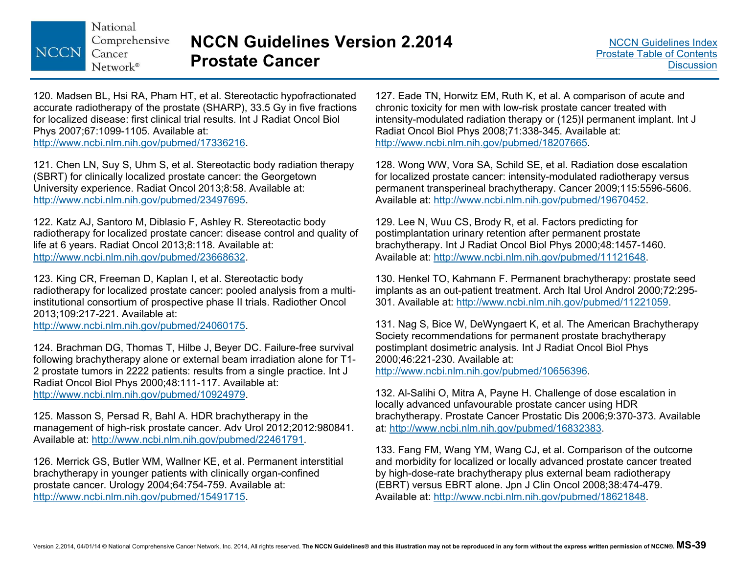120. Madsen BL, Hsi RA, Pham HT, et al. Stereotactic hypofractionated accurate radiotherapy of the prostate (SHARP), 33.5 Gy in five fractions for localized disease: first clinical trial results. Int J Radiat Oncol Biol Phys 2007;67:1099-1105. Available at: http://www.ncbi.nlm.nih.gov/pubmed/17336216.

121. Chen LN, Suy S, Uhm S, et al. Stereotactic body radiation therapy (SBRT) for clinically localized prostate cancer: the Georgetown University experience. Radiat Oncol 2013;8:58. Available at: http://www.ncbi.nlm.nih.gov/pubmed/23497695.

122. Katz AJ, Santoro M, Diblasio F, Ashley R. Stereotactic body radiotherapy for localized prostate cancer: disease control and quality of life at 6 years. Radiat Oncol 2013;8:118. Available at: http://www.ncbi.nlm.nih.gov/pubmed/23668632.

123. King CR, Freeman D, Kaplan I, et al. Stereotactic body radiotherapy for localized prostate cancer: pooled analysis from a multi-institutional consortium of prospective phase II trials. Radiother Oncol 2013;109:217-221. Available at: http://www.ncbi.nlm.nih.gov/pubmed/24060175.

124. Brachman DG, Thomas T, Hilbe J, Beyer DC. Failure-free survival following brachytherapy alone or external beam irradiation alone for T1-2 prostate tumors in 2222 patients: results from a single practice. Int J Radiat Oncol Biol Phys 2000;48:111-117. Available at: http://www.ncbi.nlm.nih.gov/pubmed/10924979.

125. Masson S, Persad R, Bahl A. HDR brachytherapy in the management of high-risk prostate cancer. Adv Urol 2012;2012:980841. Available at: http://www.ncbi.nlm.nih.gov/pubmed/22461791.

126. Merrick GS, Butler WM, Wallner KE, et al. Permanent interstitial brachytherapy in younger patients with clinically organ-confined prostate cancer. Urology 2004;64:754-759. Available at: http://www.ncbi.nlm.nih.gov/pubmed/15491715.

127. Eade TN, Horwitz EM, Ruth K, et al. A comparison of acute and chronic toxicity for men with low-risk prostate cancer treated with intensity-modulated radiation therapy or (125)I permanent implant. Int J Radiat Oncol Biol Phys 2008;71:338-345. Available at: http://www.ncbi.nlm.nih.gov/pubmed/18207665.

128. Wong WW, Vora SA, Schild SE, et al. Radiation dose escalation for localized prostate cancer: intensity-modulated radiotherapy versus permanent transperineal brachytherapy. Cancer 2009;115:5596-5606. Available at: http://www.ncbi.nlm.nih.gov/pubmed/19670452.

129. Lee N, Wuu CS, Brody R, et al. Factors predicting for postimplantation urinary retention after permanent prostate brachytherapy. Int J Radiat Oncol Biol Phys 2000;48:1457-1460. Available at: http://www.ncbi.nlm.nih.gov/pubmed/11121648.

130. Henkel TO, Kahmann F. Permanent brachytherapy: prostate seed implants as an out-patient treatment. Arch Ital Urol Androl 2000;72:295-301. Available at: http://www.ncbi.nlm.nih.gov/pubmed/11221059.

131. Nag S, Bice W, DeWyngaert K, et al. The American Brachytherapy Society recommendations for permanent prostate brachytherapy postimplant dosimetric analysis. Int J Radiat Oncol Biol Phys 2000;46:221-230. Available at: http://www.ncbi.nlm.nih.gov/pubmed/10656396.

132. Al-Salihi O, Mitra A, Payne H. Challenge of dose escalation in locally advanced unfavourable prostate cancer using HDR brachytherapy. Prostate Cancer Prostatic Dis 2006;9:370-373. Available at: http://www.ncbi.nlm.nih.gov/pubmed/16832383.

133. Fang FM, Wang YM, Wang CJ, et al. Comparison of the outcome and morbidity for localized or locally advanced prostate cancer treated by high-dose-rate brachytherapy plus external beam radiotherapy (EBRT) versus EBRT alone. Jpn J Clin Oncol 2008;38:474-479. Available at: http://www.ncbi.nlm.nih.gov/pubmed/18621848.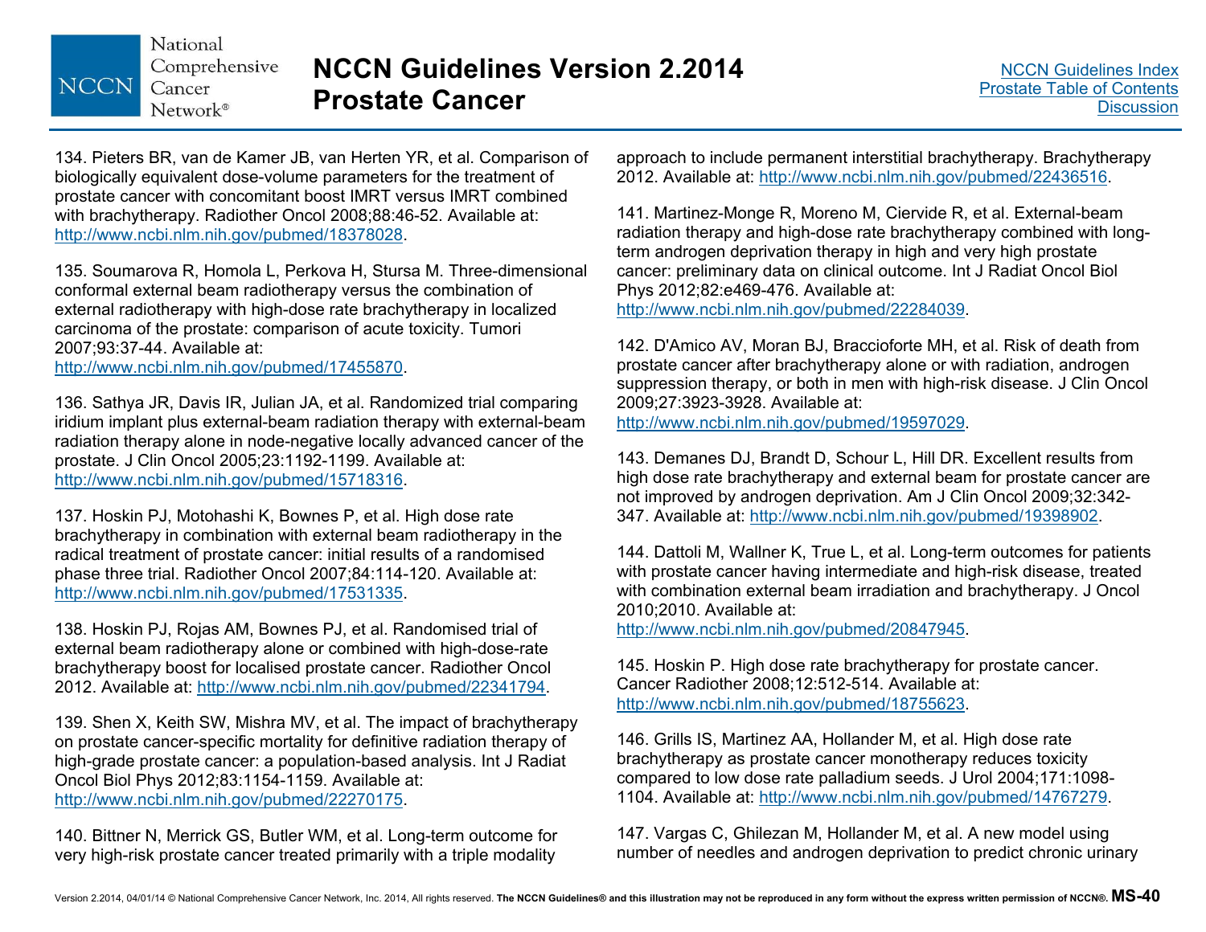134. Pieters BR, van de Kamer JB, van Herten YR, et al. Comparison of biologically equivalent dose-volume parameters for the treatment of prostate cancer with concomitant boost IMRT versus IMRT combined with brachytherapy. Radiother Oncol 2008;88:46-52. Available at: http://www.ncbi.nlm.nih.gov/pubmed/18378028.

135. Soumarova R, Homola L, Perkova H, Stursa M. Three-dimensional conformal external beam radiotherapy versus the combination of external radiotherapy with high-dose rate brachytherapy in localized carcinoma of the prostate: comparison of acute toxicity. Tumori 2007;93:37-44. Available at: http://www.ncbi.nlm.nih.gov/pubmed/17455870.

136. Sathya JR, Davis IR, Julian JA, et al. Randomized trial comparing iridium implant plus external-beam radiation therapy with external-beam radiation therapy alone in node-negative locally advanced cancer of the prostate. J Clin Oncol 2005;23:1192-1199. Available at: http://www.ncbi.nlm.nih.gov/pubmed/15718316.

137. Hoskin PJ, Motohashi K, Bownes P, et al. High dose rate brachytherapy in combination with external beam radiotherapy in the radical treatment of prostate cancer: initial results of a randomised phase three trial. Radiother Oncol 2007;84:114-120. Available at: http://www.ncbi.nlm.nih.gov/pubmed/17531335.

138. Hoskin PJ, Rojas AM, Bownes PJ, et al. Randomised trial of external beam radiotherapy alone or combined with high-dose-rate brachytherapy boost for localised prostate cancer. Radiother Oncol 2012. Available at: http://www.ncbi.nlm.nih.gov/pubmed/22341794.

139. Shen X, Keith SW, Mishra MV, et al. The impact of brachytherapy on prostate cancer-specific mortality for definitive radiation therapy of high-grade prostate cancer: a population-based analysis. Int J Radiat Oncol Biol Phys 2012;83:1154-1159. Available at: http://www.ncbi.nlm.nih.gov/pubmed/22270175.

140. Bittner N, Merrick GS, Butler WM, et al. Long-term outcome for very high-risk prostate cancer treated primarily with a triple modality approach to include permanent interstitial brachytherapy. Brachytherapy 2012. Available at: http://www.ncbi.nlm.nih.gov/pubmed/22436516.

141. Martinez-Monge R, Moreno M, Ciervide R, et al. External-beam radiation therapy and high-dose rate brachytherapy combined with long-term androgen deprivation therapy in high and very high prostate cancer: preliminary data on clinical outcome. Int J Radiat Oncol Biol Phys 2012;82:e469-476. Available at: http://www.ncbi.nlm.nih.gov/pubmed/22284039.

142. D'Amico AV, Moran BJ, Braccioforte MH, et al. Risk of death from prostate cancer after brachytherapy alone or with radiation, androgen suppression therapy, or both in men with high-risk disease. J Clin Oncol 2009;27:3923-3928. Available at: http://www.ncbi.nlm.nih.gov/pubmed/19597029.

143. Demanes DJ, Brandt D, Schour L, Hill DR. Excellent results from high dose rate brachytherapy and external beam for prostate cancer are not improved by androgen deprivation. Am J Clin Oncol 2009;32:342-347. Available at: http://www.ncbi.nlm.nih.gov/pubmed/19398902.

144. Dattoli M, Wallner K, True L, et al. Long-term outcomes for patients with prostate cancer having intermediate and high-risk disease, treated with combination external beam irradiation and brachytherapy. J Oncol 2010;2010. Available at: http://www.ncbi.nlm.nih.gov/pubmed/20847945.

145. Hoskin P. High dose rate brachytherapy for prostate cancer. Cancer Radiother 2008;12:512-514. Available at: http://www.ncbi.nlm.nih.gov/pubmed/18755623.

146. Grills IS, Martinez AA, Hollander M, et al. High dose rate brachytherapy as prostate cancer monotherapy reduces toxicity compared to low dose rate palladium seeds. J Urol 2004;171:1098-1104. Available at: http://www.ncbi.nlm.nih.gov/pubmed/14767279.

147. Vargas C, Ghilezan M, Hollander M, et al. A new model using number of needles and androgen deprivation to predict chronic urinary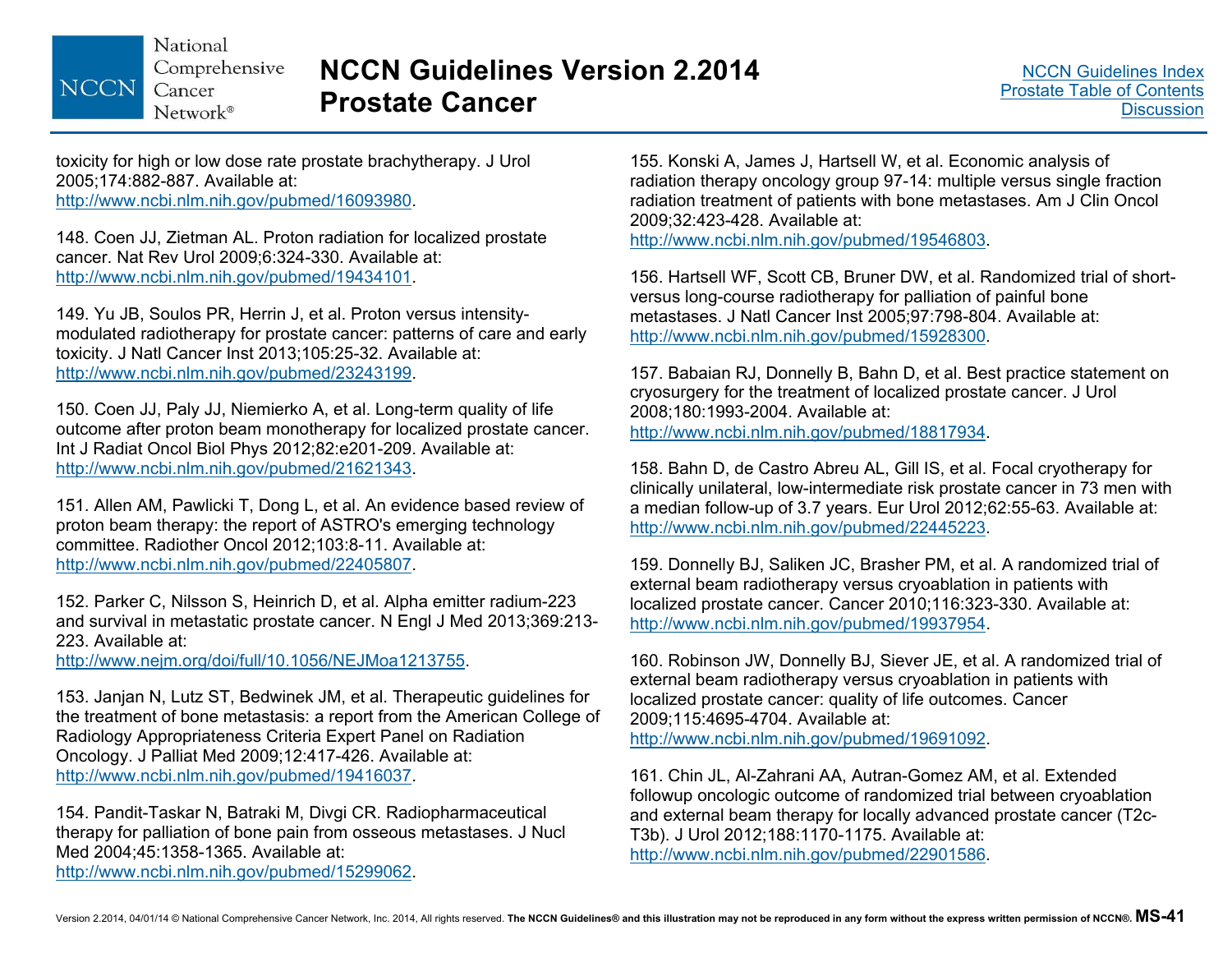toxicity for high or low dose rate prostate brachytherapy. J Urol 2005;174:882-887. Available at: http://www.ncbi.nlm.nih.gov/pubmed/16093980.

148. Coen JJ, Zietman AL. Proton radiation for localized prostate cancer. Nat Rev Urol 2009;6:324-330. Available at: http://www.ncbi.nlm.nih.gov/pubmed/19434101.

149. Yu JB, Soulos PR, Herrin J, et al. Proton versus intensity-modulated radiotherapy for prostate cancer: patterns of care and early toxicity. J Natl Cancer Inst 2013;105:25-32. Available at: http://www.ncbi.nlm.nih.gov/pubmed/23243199.

150. Coen JJ, Paly JJ, Niemierko A, et al. Long-term quality of life outcome after proton beam monotherapy for localized prostate cancer. Int J Radiat Oncol Biol Phys 2012;82:e201-209. Available at: http://www.ncbi.nlm.nih.gov/pubmed/21621343.

151. Allen AM, Pawlicki T, Dong L, et al. An evidence based review of proton beam therapy: the report of ASTRO's emerging technology committee. Radiother Oncol 2012;103:8-11. Available at: http://www.ncbi.nlm.nih.gov/pubmed/22405807.

152. Parker C, Nilsson S, Heinrich D, et al. Alpha emitter radium-223 and survival in metastatic prostate cancer. N Engl J Med 2013;369:213-223. Available at: http://www.nejm.org/doi/full/10.1056/NEJMoa1213755.

153. Janjan N, Lutz ST, Bedwinek JM, et al. Therapeutic guidelines for the treatment of bone metastasis: a report from the American College of Radiology Appropriateness Criteria Expert Panel on Radiation Oncology. J Palliat Med 2009;12:417-426. Available at: http://www.ncbi.nlm.nih.gov/pubmed/19416037.

154. Pandit-Taskar N, Batraki M, Divgi CR. Radiopharmaceutical therapy for palliation of bone pain from osseous metastases. J Nucl Med 2004;45:1358-1365. Available at: http://www.ncbi.nlm.nih.gov/pubmed/15299062.

155. Konski A, James J, Hartsell W, et al. Economic analysis of radiation therapy oncology group 97-14: multiple versus single fraction radiation treatment of patients with bone metastases. Am J Clin Oncol 2009;32:423-428. Available at: http://www.ncbi.nlm.nih.gov/pubmed/19546803.

156. Hartsell WF, Scott CB, Bruner DW, et al. Randomized trial of short-versus long-course radiotherapy for palliation of painful bone metastases. J Natl Cancer Inst 2005;97:798-804. Available at: http://www.ncbi.nlm.nih.gov/pubmed/15928300.

157. Babaian RJ, Donnelly B, Bahn D, et al. Best practice statement on cryosurgery for the treatment of localized prostate cancer. J Urol 2008;180:1993-2004. Available at: http://www.ncbi.nlm.nih.gov/pubmed/18817934.

158. Bahn D, de Castro Abreu AL, Gill IS, et al. Focal cryotherapy for clinically unilateral, low-intermediate risk prostate cancer in 73 men with a median follow-up of 3.7 years. Eur Urol 2012;62:55-63. Available at: http://www.ncbi.nlm.nih.gov/pubmed/22445223.

159. Donnelly BJ, Saliken JC, Brasher PM, et al. A randomized trial of external beam radiotherapy versus cryoablation in patients with localized prostate cancer. Cancer 2010;116:323-330. Available at: http://www.ncbi.nlm.nih.gov/pubmed/19937954.

160. Robinson JW, Donnelly BJ, Siever JE, et al. A randomized trial of external beam radiotherapy versus cryoablation in patients with localized prostate cancer: quality of life outcomes. Cancer 2009;115:4695-4704. Available at: http://www.ncbi.nlm.nih.gov/pubmed/19691092.

161. Chin JL, Al-Zahrani AA, Autran-Gomez AM, et al. Extended followup oncologic outcome of randomized trial between cryoablation and external beam therapy for locally advanced prostate cancer (T2c-T3b). J Urol 2012;188:1170-1175. Available at: http://www.ncbi.nlm.nih.gov/pubmed/22901586.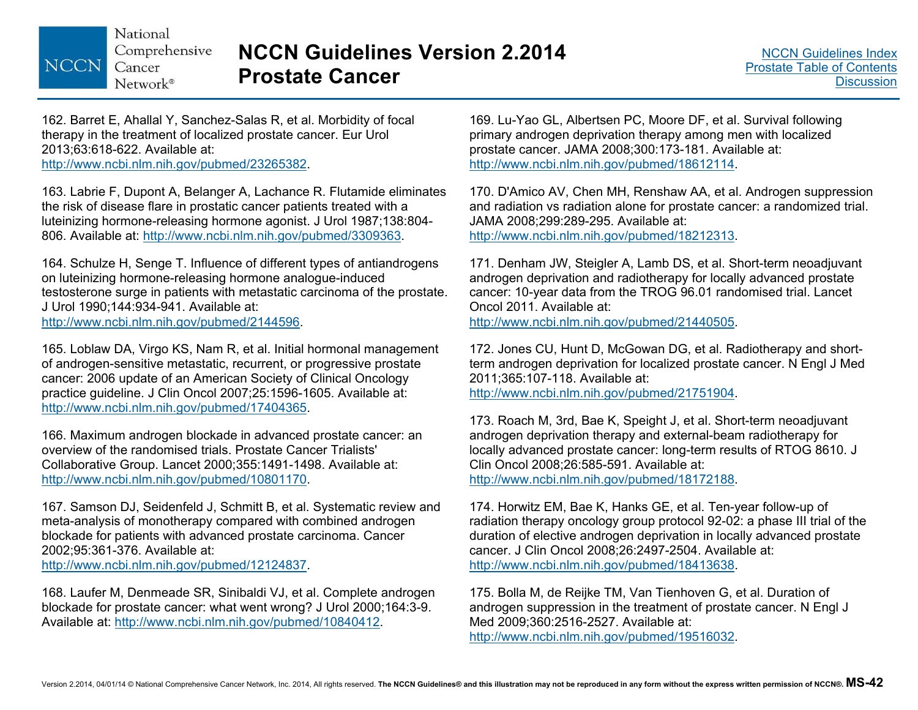162. Barret E, Ahallal Y, Sanchez-Salas R, et al. Morbidity of focal therapy in the treatment of localized prostate cancer. Eur Urol 2013;63:618-622. Available at: http://www.ncbi.nlm.nih.gov/pubmed/23265382.

163. Labrie F, Dupont A, Belanger A, Lachance R. Flutamide eliminates the risk of disease flare in prostatic cancer patients treated with a luteinizing hormone-releasing hormone agonist. J Urol 1987;138:804-806. Available at: http://www.ncbi.nlm.nih.gov/pubmed/3309363.

164. Schulze H, Senge T. Influence of different types of antiandrogens on luteinizing hormone-releasing hormone analogue-induced testosterone surge in patients with metastatic carcinoma of the prostate. J Urol 1990;144:934-941. Available at: http://www.ncbi.nlm.nih.gov/pubmed/2144596.

165. Loblaw DA, Virgo KS, Nam R, et al. Initial hormonal management of androgen-sensitive metastatic, recurrent, or progressive prostate cancer: 2006 update of an American Society of Clinical Oncology practice guideline. J Clin Oncol 2007;25:1596-1605. Available at: http://www.ncbi.nlm.nih.gov/pubmed/17404365.

166. Maximum androgen blockade in advanced prostate cancer: an overview of the randomised trials. Prostate Cancer Trialists' Collaborative Group. Lancet 2000;355:1491-1498. Available at: http://www.ncbi.nlm.nih.gov/pubmed/10801170.

167. Samson DJ, Seidenfeld J, Schmitt B, et al. Systematic review and meta-analysis of monotherapy compared with combined androgen blockade for patients with advanced prostate carcinoma. Cancer 2002;95:361-376. Available at: http://www.ncbi.nlm.nih.gov/pubmed/12124837.

168. Laufer M, Denmeade SR, Sinibaldi VJ, et al. Complete androgen blockade for prostate cancer: what went wrong? J Urol 2000;164:3-9. Available at: http://www.ncbi.nlm.nih.gov/pubmed/10840412.

169. Lu-Yao GL, Albertsen PC, Moore DF, et al. Survival following primary androgen deprivation therapy among men with localized prostate cancer. JAMA 2008;300:173-181. Available at: http://www.ncbi.nlm.nih.gov/pubmed/18612114.

170. D'Amico AV, Chen MH, Renshaw AA, et al. Androgen suppression and radiation vs radiation alone for prostate cancer: a randomized trial. JAMA 2008;299:289-295. Available at: http://www.ncbi.nlm.nih.gov/pubmed/18212313.

171. Denham JW, Steigler A, Lamb DS, et al. Short-term neoadjuvant androgen deprivation and radiotherapy for locally advanced prostate cancer: 10-year data from the TROG 96.01 randomised trial. Lancet Oncol 2011. Available at: http://www.ncbi.nlm.nih.gov/pubmed/21440505.

172. Jones CU, Hunt D, McGowan DG, et al. Radiotherapy and short-term androgen deprivation for localized prostate cancer. N Engl J Med 2011;365:107-118. Available at: http://www.ncbi.nlm.nih.gov/pubmed/21751904.

173. Roach M, 3rd, Bae K, Speight J, et al. Short-term neoadjuvant androgen deprivation therapy and external-beam radiotherapy for locally advanced prostate cancer: long-term results of RTOG 8610. J Clin Oncol 2008;26:585-591. Available at: http://www.ncbi.nlm.nih.gov/pubmed/18172188.

174. Horwitz EM, Bae K, Hanks GE, et al. Ten-year follow-up of radiation therapy oncology group protocol 92-02: a phase III trial of the duration of elective androgen deprivation in locally advanced prostate cancer. J Clin Oncol 2008;26:2497-2504. Available at: http://www.ncbi.nlm.nih.gov/pubmed/18413638.

175. Bolla M, de Reijke TM, Van Tienhoven G, et al. Duration of androgen suppression in the treatment of prostate cancer. N Engl J Med 2009;360:2516-2527. Available at: http://www.ncbi.nlm.nih.gov/pubmed/19516032.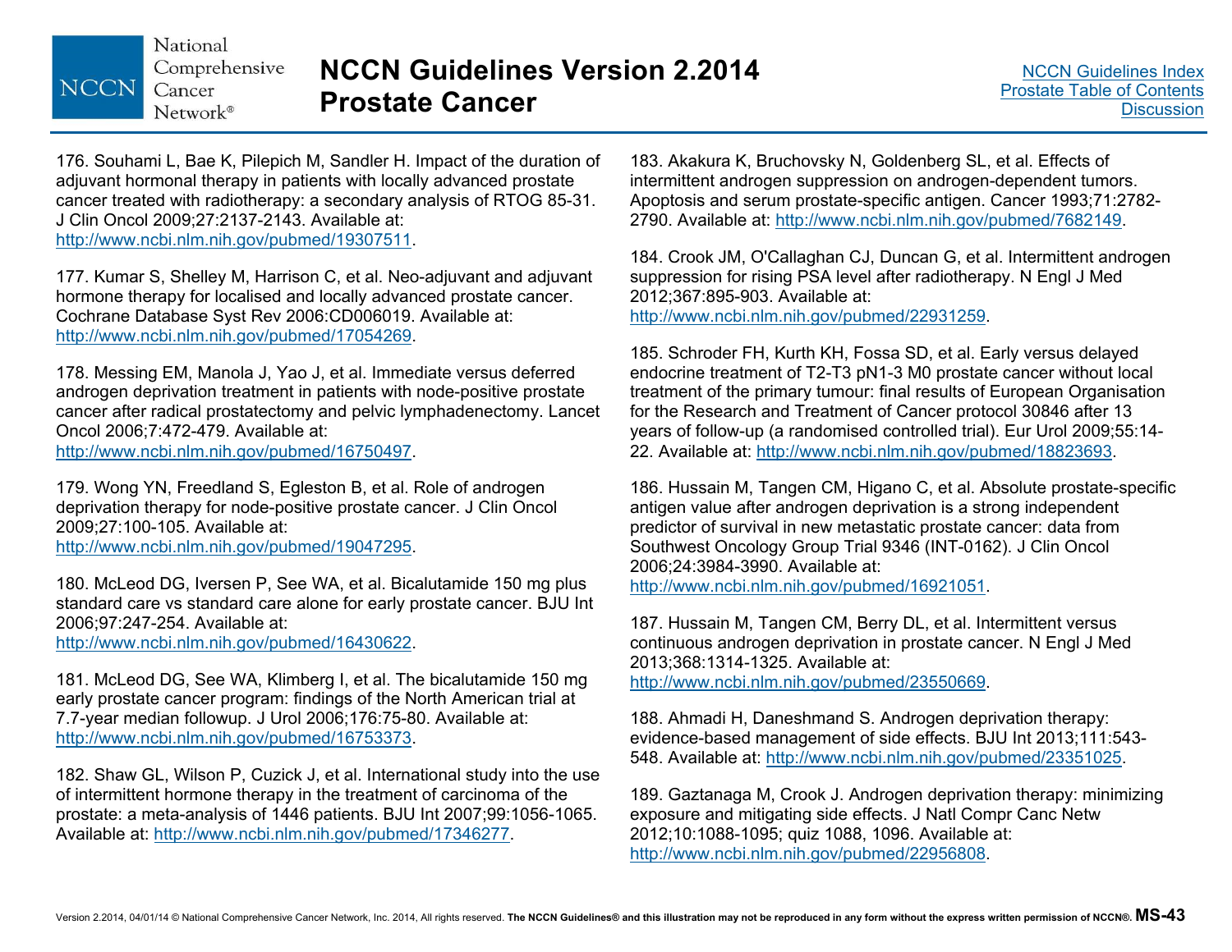176. Souhami L, Bae K, Pilepich M, Sandler H. Impact of the duration of adjuvant hormonal therapy in patients with locally advanced prostate cancer treated with radiotherapy: a secondary analysis of RTOG 85-31. J Clin Oncol 2009;27:2137-2143. Available at: http://www.ncbi.nlm.nih.gov/pubmed/19307511.

177. Kumar S, Shelley M, Harrison C, et al. Neo-adjuvant and adjuvant hormone therapy for localised and locally advanced prostate cancer. Cochrane Database Syst Rev 2006:CD006019. Available at: http://www.ncbi.nlm.nih.gov/pubmed/17054269.

178. Messing EM, Manola J, Yao J, et al. Immediate versus deferred androgen deprivation treatment in patients with node-positive prostate cancer after radical prostatectomy and pelvic lymphadenectomy. Lancet Oncol 2006;7:472-479. Available at: http://www.ncbi.nlm.nih.gov/pubmed/16750497.

179. Wong YN, Freedland S, Egleston B, et al. Role of androgen deprivation therapy for node-positive prostate cancer. J Clin Oncol 2009;27:100-105. Available at: http://www.ncbi.nlm.nih.gov/pubmed/19047295.

180. McLeod DG, Iversen P, See WA, et al. Bicalutamide 150 mg plus standard care vs standard care alone for early prostate cancer. BJU Int 2006;97:247-254. Available at: http://www.ncbi.nlm.nih.gov/pubmed/16430622.

181. McLeod DG, See WA, Klimberg I, et al. The bicalutamide 150 mg early prostate cancer program: findings of the North American trial at 7.7-year median followup. J Urol 2006;176:75-80. Available at: http://www.ncbi.nlm.nih.gov/pubmed/16753373.

182. Shaw GL, Wilson P, Cuzick J, et al. International study into the use of intermittent hormone therapy in the treatment of carcinoma of the prostate: a meta-analysis of 1446 patients. BJU Int 2007;99:1056-1065. Available at: http://www.ncbi.nlm.nih.gov/pubmed/17346277.

183. Akakura K, Bruchovsky N, Goldenberg SL, et al. Effects of intermittent androgen suppression on androgen-dependent tumors. Apoptosis and serum prostate-specific antigen. Cancer 1993;71:2782-2790. Available at: http://www.ncbi.nlm.nih.gov/pubmed/7682149.

184. Crook JM, O'Callaghan CJ, Duncan G, et al. Intermittent androgen suppression for rising PSA level after radiotherapy. N Engl J Med 2012;367:895-903. Available at: http://www.ncbi.nlm.nih.gov/pubmed/22931259.

185. Schroder FH, Kurth KH, Fossa SD, et al. Early versus delayed endocrine treatment of T2-T3 pN1-3 M0 prostate cancer without local treatment of the primary tumour: final results of European Organisation for the Research and Treatment of Cancer protocol 30846 after 13 years of follow-up (a randomised controlled trial). Eur Urol 2009;55:14-22. Available at: http://www.ncbi.nlm.nih.gov/pubmed/18823693.

186. Hussain M, Tangen CM, Higano C, et al. Absolute prostate-specific antigen value after androgen deprivation is a strong independent predictor of survival in new metastatic prostate cancer: data from Southwest Oncology Group Trial 9346 (INT-0162). J Clin Oncol 2006;24:3984-3990. Available at: http://www.ncbi.nlm.nih.gov/pubmed/16921051.

187. Hussain M, Tangen CM, Berry DL, et al. Intermittent versus continuous androgen deprivation in prostate cancer. N Engl J Med 2013;368:1314-1325. Available at: http://www.ncbi.nlm.nih.gov/pubmed/23550669.

188. Ahmadi H, Daneshmand S. Androgen deprivation therapy: evidence-based management of side effects. BJU Int 2013;111:543-548. Available at: http://www.ncbi.nlm.nih.gov/pubmed/23351025.

189. Gaztanaga M, Crook J. Androgen deprivation therapy: minimizing exposure and mitigating side effects. J Natl Compr Canc Netw 2012;10:1088-1095; quiz 1088, 1096. Available at: http://www.ncbi.nlm.nih.gov/pubmed/22956808.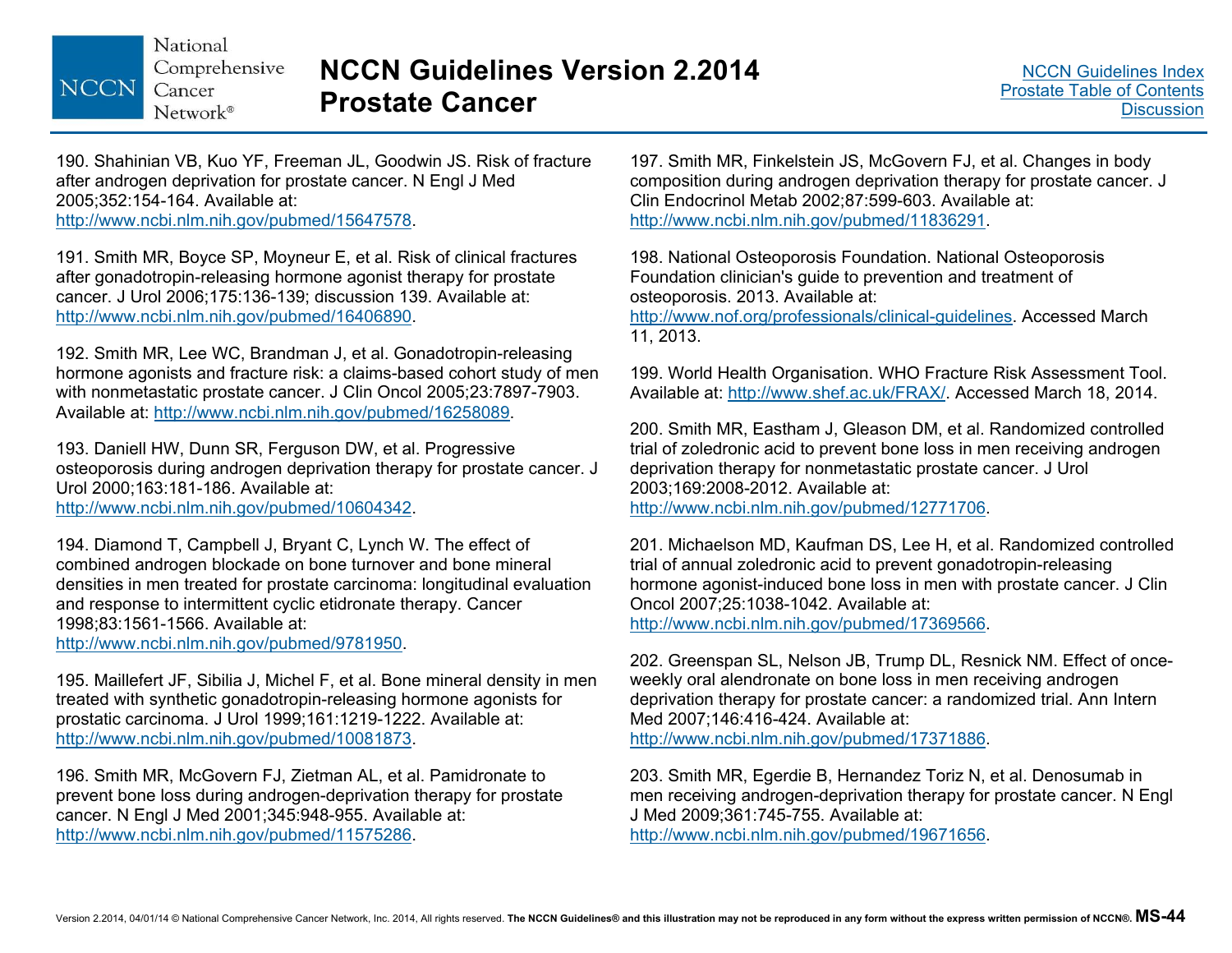190. Shahinian VB, Kuo YF, Freeman JL, Goodwin JS. Risk of fracture after androgen deprivation for prostate cancer. N Engl J Med 2005;352:154-164. Available at: http://www.ncbi.nlm.nih.gov/pubmed/15647578.

191. Smith MR, Boyce SP, Moyneur E, et al. Risk of clinical fractures after gonadotropin-releasing hormone agonist therapy for prostate cancer. J Urol 2006;175:136-139; discussion 139. Available at: http://www.ncbi.nlm.nih.gov/pubmed/16406890.

192. Smith MR, Lee WC, Brandman J, et al. Gonadotropin-releasing hormone agonists and fracture risk: a claims-based cohort study of men with nonmetastatic prostate cancer. J Clin Oncol 2005;23:7897-7903. Available at: http://www.ncbi.nlm.nih.gov/pubmed/16258089.

193. Daniell HW, Dunn SR, Ferguson DW, et al. Progressive osteoporosis during androgen deprivation therapy for prostate cancer. J Urol 2000;163:181-186. Available at: http://www.ncbi.nlm.nih.gov/pubmed/10604342.

194. Diamond T, Campbell J, Bryant C, Lynch W. The effect of combined androgen blockade on bone turnover and bone mineral densities in men treated for prostate carcinoma: longitudinal evaluation and response to intermittent cyclic etidronate therapy. Cancer 1998;83:1561-1566. Available at: http://www.ncbi.nlm.nih.gov/pubmed/9781950.

195. Maillefert JF, Sibilia J, Michel F, et al. Bone mineral density in men treated with synthetic gonadotropin-releasing hormone agonists for prostatic carcinoma. J Urol 1999;161:1219-1222. Available at: http://www.ncbi.nlm.nih.gov/pubmed/10081873.

196. Smith MR, McGovern FJ, Zietman AL, et al. Pamidronate to prevent bone loss during androgen-deprivation therapy for prostate cancer. N Engl J Med 2001;345:948-955. Available at: http://www.ncbi.nlm.nih.gov/pubmed/11575286.

197. Smith MR, Finkelstein JS, McGovern FJ, et al. Changes in body composition during androgen deprivation therapy for prostate cancer. J Clin Endocrinol Metab 2002;87:599-603. Available at: http://www.ncbi.nlm.nih.gov/pubmed/11836291.

198. National Osteoporosis Foundation. National Osteoporosis Foundation clinician's guide to prevention and treatment of osteoporosis. 2013. Available at: http://www.nof.org/professionals/clinical-guidelines. Accessed March 11, 2013.

199. World Health Organisation. WHO Fracture Risk Assessment Tool. Available at: http://www.shef.ac.uk/FRAX/. Accessed March 18, 2014.

200. Smith MR, Eastham J, Gleason DM, et al. Randomized controlled trial of zoledronic acid to prevent bone loss in men receiving androgen deprivation therapy for nonmetastatic prostate cancer. J Urol 2003;169:2008-2012. Available at: http://www.ncbi.nlm.nih.gov/pubmed/12771706.

201. Michaelson MD, Kaufman DS, Lee H, et al. Randomized controlled trial of annual zoledronic acid to prevent gonadotropin-releasing hormone agonist-induced bone loss in men with prostate cancer. J Clin Oncol 2007;25:1038-1042. Available at: http://www.ncbi.nlm.nih.gov/pubmed/17369566.

202. Greenspan SL, Nelson JB, Trump DL, Resnick NM. Effect of once-weekly oral alendronate on bone loss in men receiving androgen deprivation therapy for prostate cancer: a randomized trial. Ann Intern Med 2007;146:416-424. Available at: http://www.ncbi.nlm.nih.gov/pubmed/17371886.

203. Smith MR, Egerdie B, Hernandez Toriz N, et al. Denosumab in men receiving androgen-deprivation therapy for prostate cancer. N Engl J Med 2009;361:745-755. Available at: http://www.ncbi.nlm.nih.gov/pubmed/19671656.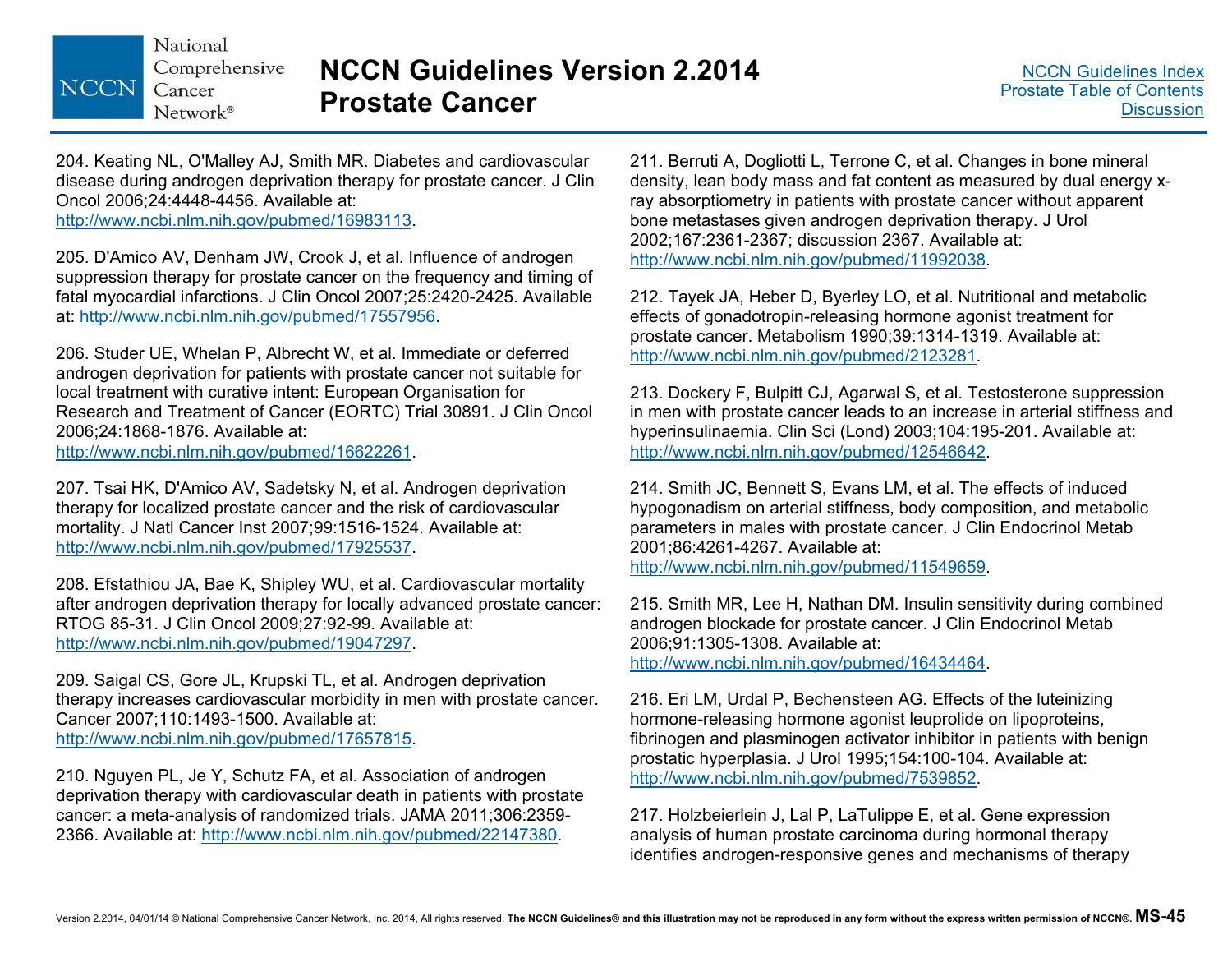204. Keating NL, O'Malley AJ, Smith MR. Diabetes and cardiovascular disease during androgen deprivation therapy for prostate cancer. J Clin Oncol 2006;24:4448-4456. Available at: http://www.ncbi.nlm.nih.gov/pubmed/16983113.

205. D'Amico AV, Denham JW, Crook J, et al. Influence of androgen suppression therapy for prostate cancer on the frequency and timing of fatal myocardial infarctions. J Clin Oncol 2007;25:2420-2425. Available at: http://www.ncbi.nlm.nih.gov/pubmed/17557956.

206. Studer UE, Whelan P, Albrecht W, et al. Immediate or deferred androgen deprivation for patients with prostate cancer not suitable for local treatment with curative intent: European Organisation for Research and Treatment of Cancer (EORTC) Trial 30891. J Clin Oncol 2006;24:1868-1876. Available at: http://www.ncbi.nlm.nih.gov/pubmed/16622261.

207. Tsai HK, D'Amico AV, Sadetsky N, et al. Androgen deprivation therapy for localized prostate cancer and the risk of cardiovascular mortality. J Natl Cancer Inst 2007;99:1516-1524. Available at: http://www.ncbi.nlm.nih.gov/pubmed/17925537.

208. Efstathiou JA, Bae K, Shipley WU, et al. Cardiovascular mortality after androgen deprivation therapy for locally advanced prostate cancer: RTOG 85-31. J Clin Oncol 2009;27:92-99. Available at: http://www.ncbi.nlm.nih.gov/pubmed/19047297.

209. Saigal CS, Gore JL, Krupski TL, et al. Androgen deprivation therapy increases cardiovascular morbidity in men with prostate cancer. Cancer 2007;110:1493-1500. Available at: http://www.ncbi.nlm.nih.gov/pubmed/17657815.

210. Nguyen PL, Je Y, Schutz FA, et al. Association of androgen deprivation therapy with cardiovascular death in patients with prostate cancer: a meta-analysis of randomized trials. JAMA 2011;306:2359-2366. Available at: http://www.ncbi.nlm.nih.gov/pubmed/22147380.

211. Berruti A, Dogliotti L, Terrone C, et al. Changes in bone mineral density, lean body mass and fat content as measured by dual energy x-ray absorptiometry in patients with prostate cancer without apparent bone metastases given androgen deprivation therapy. J Urol 2002;167:2361-2367; discussion 2367. Available at: http://www.ncbi.nlm.nih.gov/pubmed/11992038.

212. Tayek JA, Heber D, Byerley LO, et al. Nutritional and metabolic effects of gonadotropin-releasing hormone agonist treatment for prostate cancer. Metabolism 1990;39:1314-1319. Available at: http://www.ncbi.nlm.nih.gov/pubmed/2123281.

213. Dockery F, Bulpitt CJ, Agarwal S, et al. Testosterone suppression in men with prostate cancer leads to an increase in arterial stiffness and hyperinsulinaemia. Clin Sci (Lond) 2003;104:195-201. Available at: http://www.ncbi.nlm.nih.gov/pubmed/12546642.

214. Smith JC, Bennett S, Evans LM, et al. The effects of induced hypogonadism on arterial stiffness, body composition, and metabolic parameters in males with prostate cancer. J Clin Endocrinol Metab 2001;86:4261-4267. Available at: http://www.ncbi.nlm.nih.gov/pubmed/11549659.

215. Smith MR, Lee H, Nathan DM. Insulin sensitivity during combined androgen blockade for prostate cancer. J Clin Endocrinol Metab 2006;91:1305-1308. Available at: http://www.ncbi.nlm.nih.gov/pubmed/16434464.

216. Eri LM, Urdal P, Bechensteen AG. Effects of the luteinizing hormone-releasing hormone agonist leuprolide on lipoproteins, fibrinogen and plasminogen activator inhibitor in patients with benign prostatic hyperplasia. J Urol 1995;154:100-104. Available at: http://www.ncbi.nlm.nih.gov/pubmed/7539852.

217. Holzbeierlein J, Lal P, LaTulippe E, et al. Gene expression analysis of human prostate carcinoma during hormonal therapy identifies androgen-responsive genes and mechanisms of therapy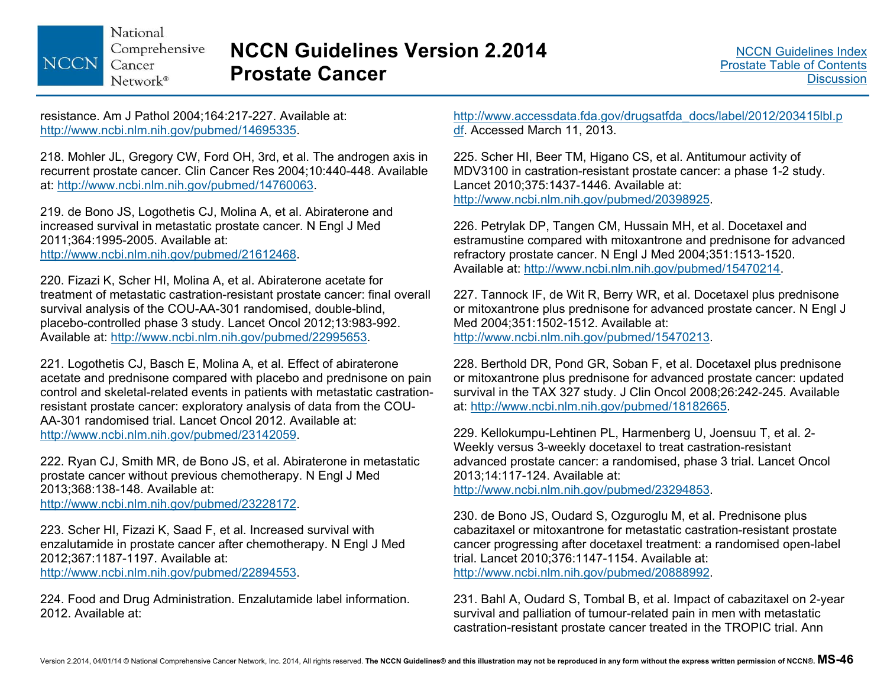resistance. Am J Pathol 2004;164:217-227. Available at: http://www.ncbi.nlm.nih.gov/pubmed/14695335.

218. Mohler JL, Gregory CW, Ford OH, 3rd, et al. The androgen axis in recurrent prostate cancer. Clin Cancer Res 2004;10:440-448. Available at: http://www.ncbi.nlm.nih.gov/pubmed/14760063.

219. de Bono JS, Logothetis CJ, Molina A, et al. Abiraterone and increased survival in metastatic prostate cancer. N Engl J Med 2011;364:1995-2005. Available at: http://www.ncbi.nlm.nih.gov/pubmed/21612468.

220. Fizazi K, Scher HI, Molina A, et al. Abiraterone acetate for treatment of metastatic castration-resistant prostate cancer: final overall survival analysis of the COU-AA-301 randomised, double-blind, placebo-controlled phase 3 study. Lancet Oncol 2012;13:983-992. Available at: http://www.ncbi.nlm.nih.gov/pubmed/22995653.

221. Logothetis CJ, Basch E, Molina A, et al. Effect of abiraterone acetate and prednisone compared with placebo and prednisone on pain control and skeletal-related events in patients with metastatic castration-resistant prostate cancer: exploratory analysis of data from the COU-AA-301 randomised trial. Lancet Oncol 2012. Available at: http://www.ncbi.nlm.nih.gov/pubmed/23142059.

222. Ryan CJ, Smith MR, de Bono JS, et al. Abiraterone in metastatic prostate cancer without previous chemotherapy. N Engl J Med 2013;368:138-148. Available at: http://www.ncbi.nlm.nih.gov/pubmed/23228172.

223. Scher HI, Fizazi K, Saad F, et al. Increased survival with enzalutamide in prostate cancer after chemotherapy. N Engl J Med 2012;367:1187-1197. Available at: http://www.ncbi.nlm.nih.gov/pubmed/22894553.

224. Food and Drug Administration. Enzalutamide label information. 2012. Available at: http://www.accessdata.fda.gov/drugsatfda_docs/label/2012/203415lbl.pdf. Accessed March 11, 2013.

225. Scher HI, Beer TM, Higano CS, et al. Antitumour activity of MDV3100 in castration-resistant prostate cancer: a phase 1-2 study. Lancet 2010;375:1437-1446. Available at: http://www.ncbi.nlm.nih.gov/pubmed/20398925.

226. Petrylak DP, Tangen CM, Hussain MH, et al. Docetaxel and estramustine compared with mitoxantrone and prednisone for advanced refractory prostate cancer. N Engl J Med 2004;351:1513-1520. Available at: http://www.ncbi.nlm.nih.gov/pubmed/15470214.

227. Tannock IF, de Wit R, Berry WR, et al. Docetaxel plus prednisone or mitoxantrone plus prednisone for advanced prostate cancer. N Engl J Med 2004;351:1502-1512. Available at: http://www.ncbi.nlm.nih.gov/pubmed/15470213.

228. Berthold DR, Pond GR, Soban F, et al. Docetaxel plus prednisone or mitoxantrone plus prednisone for advanced prostate cancer: updated survival in the TAX 327 study. J Clin Oncol 2008;26:242-245. Available at: http://www.ncbi.nlm.nih.gov/pubmed/18182665.

229. Kellokumpu-Lehtinen PL, Harmenberg U, Joensuu T, et al. 2-Weekly versus 3-weekly docetaxel to treat castration-resistant advanced prostate cancer: a randomised, phase 3 trial. Lancet Oncol 2013;14:117-124. Available at: http://www.ncbi.nlm.nih.gov/pubmed/23294853.

230. de Bono JS, Oudard S, Ozguroglu M, et al. Prednisone plus cabazitaxel or mitoxantrone for metastatic castration-resistant prostate cancer progressing after docetaxel treatment: a randomised open-label trial. Lancet 2010;376:1147-1154. Available at: http://www.ncbi.nlm.nih.gov/pubmed/20888992.

231. Bahl A, Oudard S, Tombal B, et al. Impact of cabazitaxel on 2-year survival and palliation of tumour-related pain in men with metastatic castration-resistant prostate cancer treated in the TROPIC trial. Ann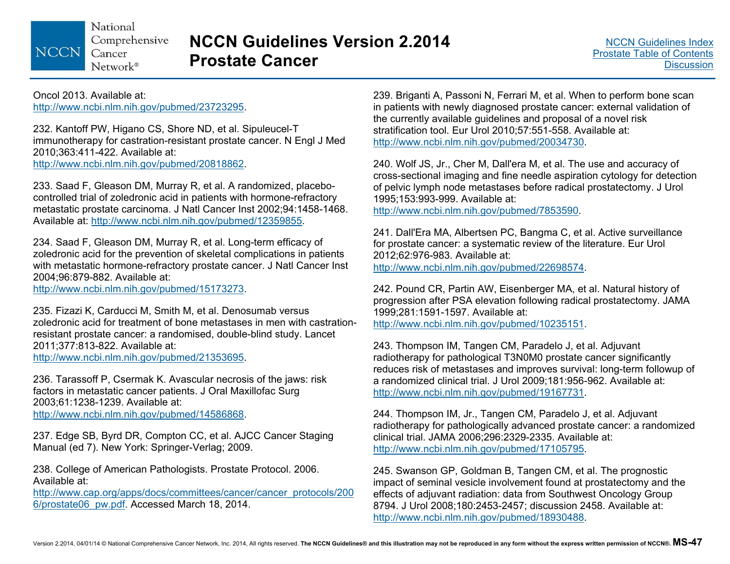Oncol 2013. Available at: http://www.ncbi.nlm.nih.gov/pubmed/23723295.

232. Kantoff PW, Higano CS, Shore ND, et al. Sipuleucel-T immunotherapy for castration-resistant prostate cancer. N Engl J Med 2010;363:411-422. Available at: http://www.ncbi.nlm.nih.gov/pubmed/20818862.

233. Saad F, Gleason DM, Murray R, et al. A randomized, placebo-controlled trial of zoledronic acid in patients with hormone-refractory metastatic prostate carcinoma. J Natl Cancer Inst 2002;94:1458-1468. Available at: http://www.ncbi.nlm.nih.gov/pubmed/12359855.

234. Saad F, Gleason DM, Murray R, et al. Long-term efficacy of zoledronic acid for the prevention of skeletal complications in patients with metastatic hormone-refractory prostate cancer. J Natl Cancer Inst 2004;96:879-882. Available at: http://www.ncbi.nlm.nih.gov/pubmed/15173273.

235. Fizazi K, Carducci M, Smith M, et al. Denosumab versus zoledronic acid for treatment of bone metastases in men with castration-resistant prostate cancer: a randomised, double-blind study. Lancet 2011;377:813-822. Available at: http://www.ncbi.nlm.nih.gov/pubmed/21353695.

236. Tarassoff P, Csermak K. Avascular necrosis of the jaws: risk factors in metastatic cancer patients. J Oral Maxillofac Surg 2003;61:1238-1239. Available at: http://www.ncbi.nlm.nih.gov/pubmed/14586868.

237. Edge SB, Byrd DR, Compton CC, et al. AJCC Cancer Staging Manual (ed 7). New York: Springer-Verlag; 2009.

238. College of American Pathologists. Prostate Protocol. 2006. Available at: http://www.cap.org/apps/docs/committees/cancer/cancer_protocols/2006/prostate06_pw.pdf. Accessed March 18, 2014.

239. Briganti A, Passoni N, Ferrari M, et al. When to perform bone scan in patients with newly diagnosed prostate cancer: external validation of the currently available guidelines and proposal of a novel risk stratification tool. Eur Urol 2010;57:551-558. Available at: http://www.ncbi.nlm.nih.gov/pubmed/20034730.

240. Wolf JS, Jr., Cher M, Dall'era M, et al. The use and accuracy of cross-sectional imaging and fine needle aspiration cytology for detection of pelvic lymph node metastases before radical prostatectomy. J Urol 1995;153:993-999. Available at: http://www.ncbi.nlm.nih.gov/pubmed/7853590.

241. Dall'Era MA, Albertsen PC, Bangma C, et al. Active surveillance for prostate cancer: a systematic review of the literature. Eur Urol 2012;62:976-983. Available at: http://www.ncbi.nlm.nih.gov/pubmed/22698574.

242. Pound CR, Partin AW, Eisenberger MA, et al. Natural history of progression after PSA elevation following radical prostatectomy. JAMA 1999;281:1591-1597. Available at: http://www.ncbi.nlm.nih.gov/pubmed/10235151.

243. Thompson IM, Tangen CM, Paradelo J, et al. Adjuvant radiotherapy for pathological T3N0M0 prostate cancer significantly reduces risk of metastases and improves survival: long-term followup of a randomized clinical trial. J Urol 2009;181:956-962. Available at: http://www.ncbi.nlm.nih.gov/pubmed/19167731.

244. Thompson IM, Jr., Tangen CM, Paradelo J, et al. Adjuvant radiotherapy for pathologically advanced prostate cancer: a randomized clinical trial. JAMA 2006;296:2329-2335. Available at: http://www.ncbi.nlm.nih.gov/pubmed/17105795.

245. Swanson GP, Goldman B, Tangen CM, et al. The prognostic impact of seminal vesicle involvement found at prostatectomy and the effects of adjuvant radiation: data from Southwest Oncology Group 8794. J Urol 2008;180:2453-2457; discussion 2458. Available at: http://www.ncbi.nlm.nih.gov/pubmed/18930488.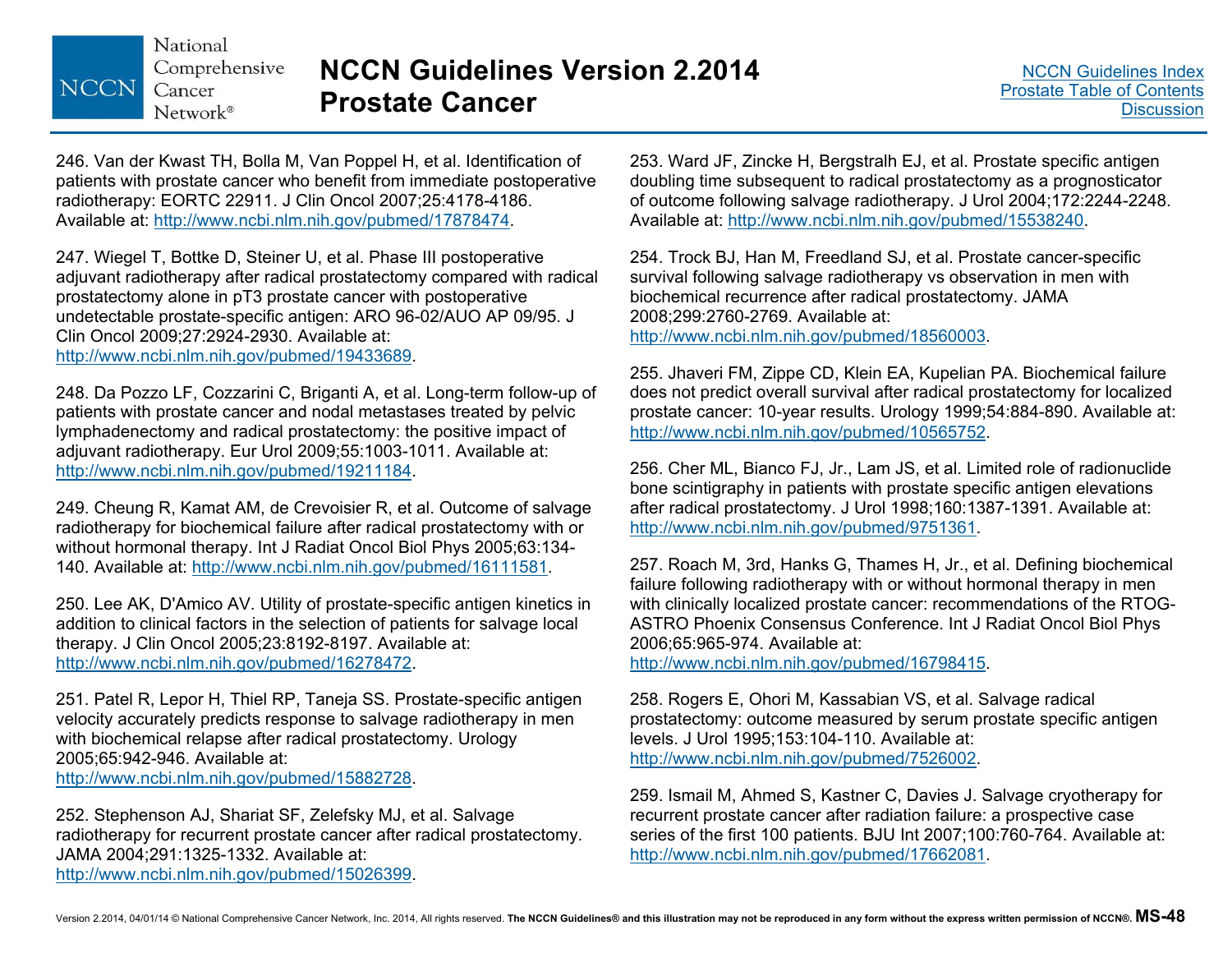246. Van der Kwast TH, Bolla M, Van Poppel H, et al. Identification of patients with prostate cancer who benefit from immediate postoperative radiotherapy: EORTC 22911. J Clin Oncol 2007;25:4178-4186. Available at: http://www.ncbi.nlm.nih.gov/pubmed/17878474.

247. Wiegel T, Bottke D, Steiner U, et al. Phase III postoperative adjuvant radiotherapy after radical prostatectomy compared with radical prostatectomy alone in pT3 prostate cancer with postoperative undetectable prostate-specific antigen: ARO 96-02/AUO AP 09/95. J Clin Oncol 2009;27:2924-2930. Available at: http://www.ncbi.nlm.nih.gov/pubmed/19433689.

248. Da Pozzo LF, Cozzarini C, Briganti A, et al. Long-term follow-up of patients with prostate cancer and nodal metastases treated by pelvic lymphadenectomy and radical prostatectomy: the positive impact of adjuvant radiotherapy. Eur Urol 2009;55:1003-1011. Available at: http://www.ncbi.nlm.nih.gov/pubmed/19211184.

249. Cheung R, Kamat AM, de Crevoisier R, et al. Outcome of salvage radiotherapy for biochemical failure after radical prostatectomy with or without hormonal therapy. Int J Radiat Oncol Biol Phys 2005;63:134-140. Available at: http://www.ncbi.nlm.nih.gov/pubmed/16111581.

250. Lee AK, D'Amico AV. Utility of prostate-specific antigen kinetics in addition to clinical factors in the selection of patients for salvage local therapy. J Clin Oncol 2005;23:8192-8197. Available at: http://www.ncbi.nlm.nih.gov/pubmed/16278472.

251. Patel R, Lepor H, Thiel RP, Taneja SS. Prostate-specific antigen velocity accurately predicts response to salvage radiotherapy in men with biochemical relapse after radical prostatectomy. Urology 2005;65:942-946. Available at: http://www.ncbi.nlm.nih.gov/pubmed/15882728.

252. Stephenson AJ, Shariat SF, Zelefsky MJ, et al. Salvage radiotherapy for recurrent prostate cancer after radical prostatectomy. JAMA 2004;291:1325-1332. Available at: http://www.ncbi.nlm.nih.gov/pubmed/15026399.

253. Ward JF, Zincke H, Bergstralh EJ, et al. Prostate specific antigen doubling time subsequent to radical prostatectomy as a prognosticator of outcome following salvage radiotherapy. J Urol 2004;172:2244-2248. Available at: http://www.ncbi.nlm.nih.gov/pubmed/15538240.

254. Trock BJ, Han M, Freedland SJ, et al. Prostate cancer-specific survival following salvage radiotherapy vs observation in men with biochemical recurrence after radical prostatectomy. JAMA 2008;299:2760-2769. Available at: http://www.ncbi.nlm.nih.gov/pubmed/18560003.

255. Jhaveri FM, Zippe CD, Klein EA, Kupelian PA. Biochemical failure does not predict overall survival after radical prostatectomy for localized prostate cancer: 10-year results. Urology 1999;54:884-890. Available at: http://www.ncbi.nlm.nih.gov/pubmed/10565752.

256. Cher ML, Bianco FJ, Jr., Lam JS, et al. Limited role of radionuclide bone scintigraphy in patients with prostate specific antigen elevations after radical prostatectomy. J Urol 1998;160:1387-1391. Available at: http://www.ncbi.nlm.nih.gov/pubmed/9751361.

257. Roach M, 3rd, Hanks G, Thames H, Jr., et al. Defining biochemical failure following radiotherapy with or without hormonal therapy in men with clinically localized prostate cancer: recommendations of the RTOG-ASTRO Phoenix Consensus Conference. Int J Radiat Oncol Biol Phys 2006;65:965-974. Available at: http://www.ncbi.nlm.nih.gov/pubmed/16798415.

258. Rogers E, Ohori M, Kassabian VS, et al. Salvage radical prostatectomy: outcome measured by serum prostate specific antigen levels. J Urol 1995;153:104-110. Available at: http://www.ncbi.nlm.nih.gov/pubmed/7526002.

259. Ismail M, Ahmed S, Kastner C, Davies J. Salvage cryotherapy for recurrent prostate cancer after radiation failure: a prospective case series of the first 100 patients. BJU Int 2007;100:760-764. Available at: http://www.ncbi.nlm.nih.gov/pubmed/17662081.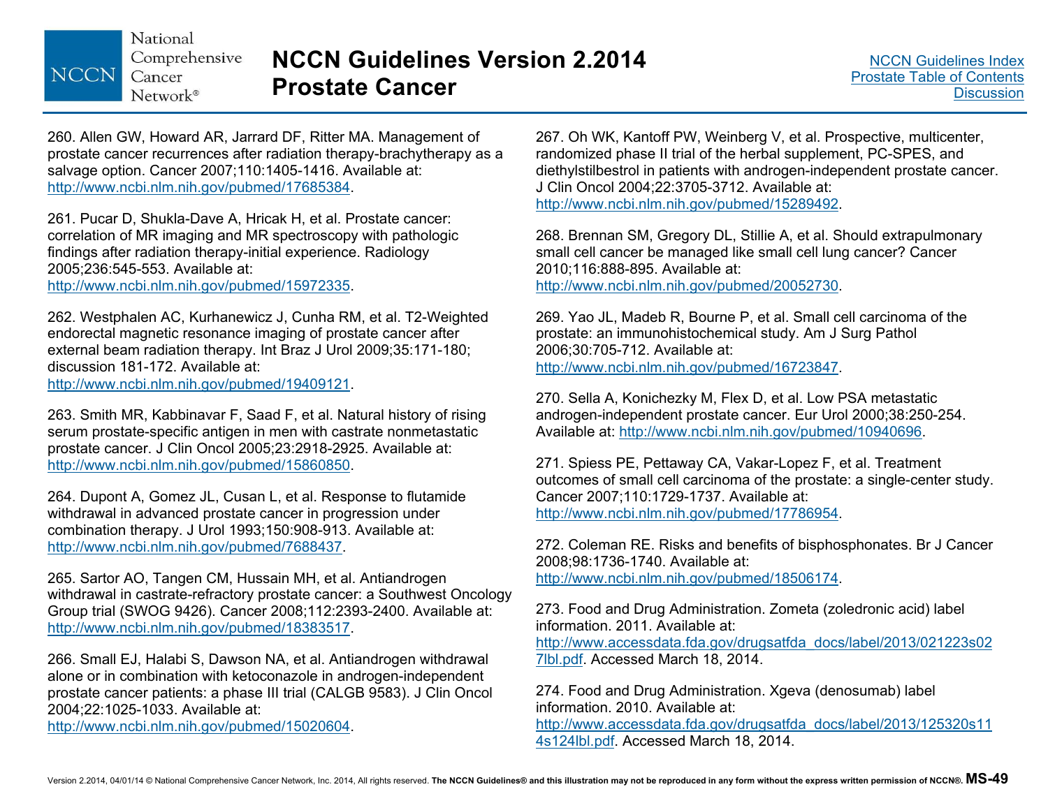260. Allen GW, Howard AR, Jarrard DF, Ritter MA. Management of prostate cancer recurrences after radiation therapy-brachytherapy as a salvage option. Cancer 2007;110:1405-1416. Available at: http://www.ncbi.nlm.nih.gov/pubmed/17685384.

261. Pucar D, Shukla-Dave A, Hricak H, et al. Prostate cancer: correlation of MR imaging and MR spectroscopy with pathologic findings after radiation therapy-initial experience. Radiology 2005;236:545-553. Available at: http://www.ncbi.nlm.nih.gov/pubmed/15972335.

262. Westphalen AC, Kurhanewicz J, Cunha RM, et al. T2-Weighted endorectal magnetic resonance imaging of prostate cancer after external beam radiation therapy. Int Braz J Urol 2009;35:171-180; discussion 181-172. Available at: http://www.ncbi.nlm.nih.gov/pubmed/19409121.

263. Smith MR, Kabbinavar F, Saad F, et al. Natural history of rising serum prostate-specific antigen in men with castrate nonmetastatic prostate cancer. J Clin Oncol 2005;23:2918-2925. Available at: http://www.ncbi.nlm.nih.gov/pubmed/15860850.

264. Dupont A, Gomez JL, Cusan L, et al. Response to flutamide withdrawal in advanced prostate cancer in progression under combination therapy. J Urol 1993;150:908-913. Available at: http://www.ncbi.nlm.nih.gov/pubmed/7688437.

265. Sartor AO, Tangen CM, Hussain MH, et al. Antiandrogen withdrawal in castrate-refractory prostate cancer: a Southwest Oncology Group trial (SWOG 9426). Cancer 2008;112:2393-2400. Available at: http://www.ncbi.nlm.nih.gov/pubmed/18383517.

266. Small EJ, Halabi S, Dawson NA, et al. Antiandrogen withdrawal alone or in combination with ketoconazole in androgen-independent prostate cancer patients: a phase III trial (CALGB 9583). J Clin Oncol 2004;22:1025-1033. Available at: http://www.ncbi.nlm.nih.gov/pubmed/15020604.

267. Oh WK, Kantoff PW, Weinberg V, et al. Prospective, multicenter, randomized phase II trial of the herbal supplement, PC-SPES, and diethylstilbestrol in patients with androgen-independent prostate cancer. J Clin Oncol 2004;22:3705-3712. Available at: http://www.ncbi.nlm.nih.gov/pubmed/15289492.

268. Brennan SM, Gregory DL, Stillie A, et al. Should extrapulmonary small cell cancer be managed like small cell lung cancer? Cancer 2010;116:888-895. Available at: http://www.ncbi.nlm.nih.gov/pubmed/20052730.

269. Yao JL, Madeb R, Bourne P, et al. Small cell carcinoma of the prostate: an immunohistochemical study. Am J Surg Pathol 2006;30:705-712. Available at: http://www.ncbi.nlm.nih.gov/pubmed/16723847.

270. Sella A, Konichezky M, Flex D, et al. Low PSA metastatic androgen-independent prostate cancer. Eur Urol 2000;38:250-254. Available at: http://www.ncbi.nlm.nih.gov/pubmed/10940696.

271. Spiess PE, Pettaway CA, Vakar-Lopez F, et al. Treatment outcomes of small cell carcinoma of the prostate: a single-center study. Cancer 2007;110:1729-1737. Available at: http://www.ncbi.nlm.nih.gov/pubmed/17786954.

272. Coleman RE. Risks and benefits of bisphosphonates. Br J Cancer 2008;98:1736-1740. Available at: http://www.ncbi.nlm.nih.gov/pubmed/18506174.

273. Food and Drug Administration. Zometa (zoledronic acid) label information. 2011. Available at: http://www.accessdata.fda.gov/drugsatfda_docs/label/2013/021223s027lbl.pdf. Accessed March 18, 2014.

274. Food and Drug Administration. Xgeva (denosumab) label information. 2010. Available at: http://www.accessdata.fda.gov/drugsatfda_docs/label/2013/125320s114s124lbl.pdf. Accessed March 18, 2014.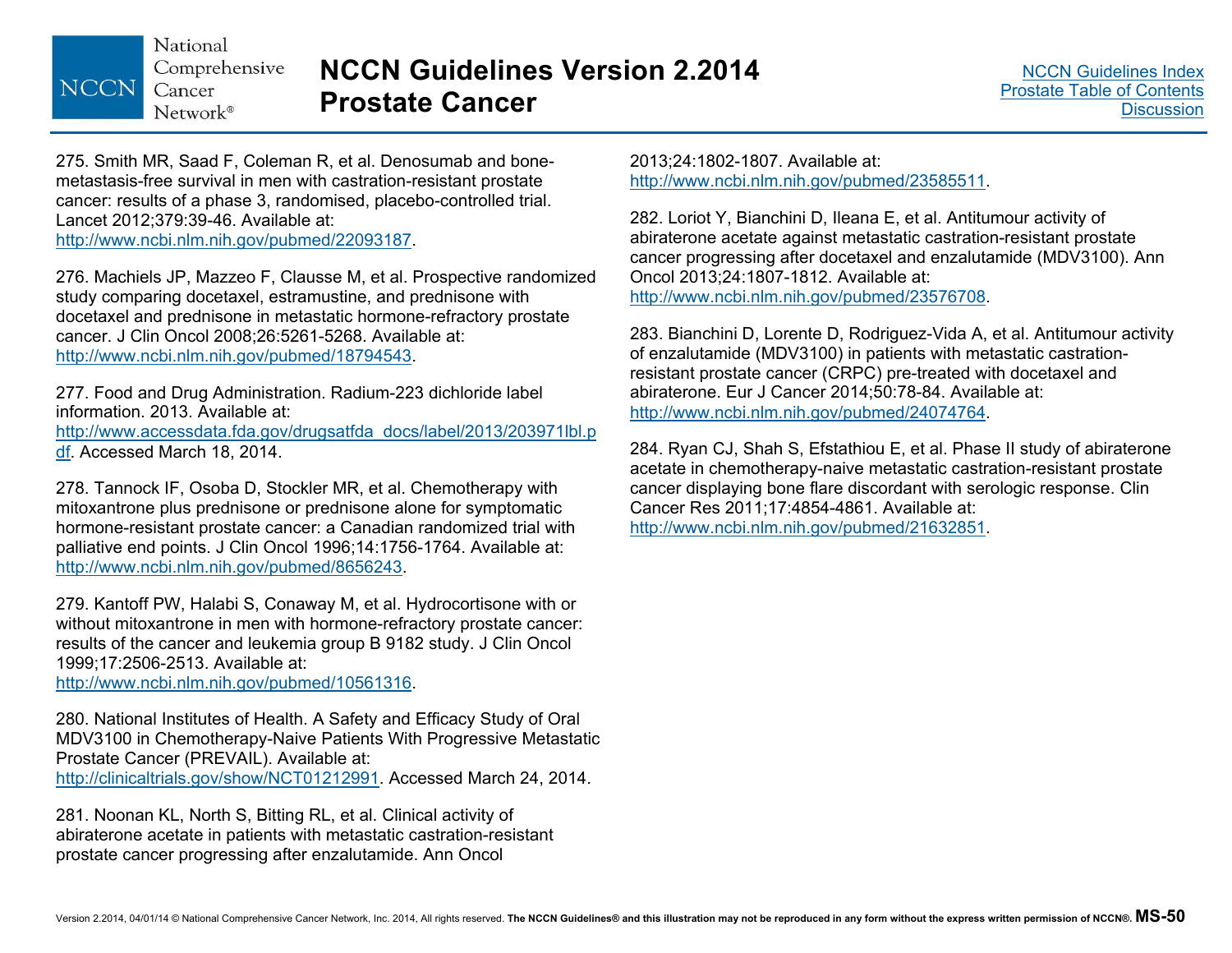275. Smith MR, Saad F, Coleman R, et al. Denosumab and bone-metastasis-free survival in men with castration-resistant prostate cancer: results of a phase 3, randomised, placebo-controlled trial. Lancet 2012;379:39-46. Available at: http://www.ncbi.nlm.nih.gov/pubmed/22093187.

276. Machiels JP, Mazzeo F, Clausse M, et al. Prospective randomized study comparing docetaxel, estramustine, and prednisone with docetaxel and prednisone in metastatic hormone-refractory prostate cancer. J Clin Oncol 2008;26:5261-5268. Available at: http://www.ncbi.nlm.nih.gov/pubmed/18794543.

277. Food and Drug Administration. Radium-223 dichloride label information. 2013. Available at: http://www.accessdata.fda.gov/drugsatfda_docs/label/2013/203971lbl.pdf. Accessed March 18, 2014.

278. Tannock IF, Osoba D, Stockler MR, et al. Chemotherapy with mitoxantrone plus prednisone or prednisone alone for symptomatic hormone-resistant prostate cancer: a Canadian randomized trial with palliative end points. J Clin Oncol 1996;14:1756-1764. Available at: http://www.ncbi.nlm.nih.gov/pubmed/8656243.

279. Kantoff PW, Halabi S, Conaway M, et al. Hydrocortisone with or without mitoxantrone in men with hormone-refractory prostate cancer: results of the cancer and leukemia group B 9182 study. J Clin Oncol 1999;17:2506-2513. Available at: http://www.ncbi.nlm.nih.gov/pubmed/10561316.

280. National Institutes of Health. A Safety and Efficacy Study of Oral MDV3100 in Chemotherapy-Naive Patients With Progressive Metastatic Prostate Cancer (PREVAIL). Available at: http://clinicaltrials.gov/show/NCT01212991. Accessed March 24, 2014.

281. Noonan KL, North S, Bitting RL, et al. Clinical activity of abiraterone acetate in patients with metastatic castration-resistant prostate cancer progressing after enzalutamide. Ann Oncol 2013;24:1802-1807. Available at: http://www.ncbi.nlm.nih.gov/pubmed/23585511.

282. Loriot Y, Bianchini D, Ileana E, et al. Antitumour activity of abiraterone acetate against metastatic castration-resistant prostate cancer progressing after docetaxel and enzalutamide (MDV3100). Ann Oncol 2013;24:1807-1812. Available at: http://www.ncbi.nlm.nih.gov/pubmed/23576708.

283. Bianchini D, Lorente D, Rodriguez-Vida A, et al. Antitumour activity of enzalutamide (MDV3100) in patients with metastatic castration-resistant prostate cancer (CRPC) pre-treated with docetaxel and abiraterone. Eur J Cancer 2014;50:78-84. Available at: http://www.ncbi.nlm.nih.gov/pubmed/24074764.

284. Ryan CJ, Shah S, Efstathiou E, et al. Phase II study of abiraterone acetate in chemotherapy-naive metastatic castration-resistant prostate cancer displaying bone flare discordant with serologic response. Clin Cancer Res 2011;17:4854-4861. Available at: http://www.ncbi.nlm.nih.gov/pubmed/21632851.